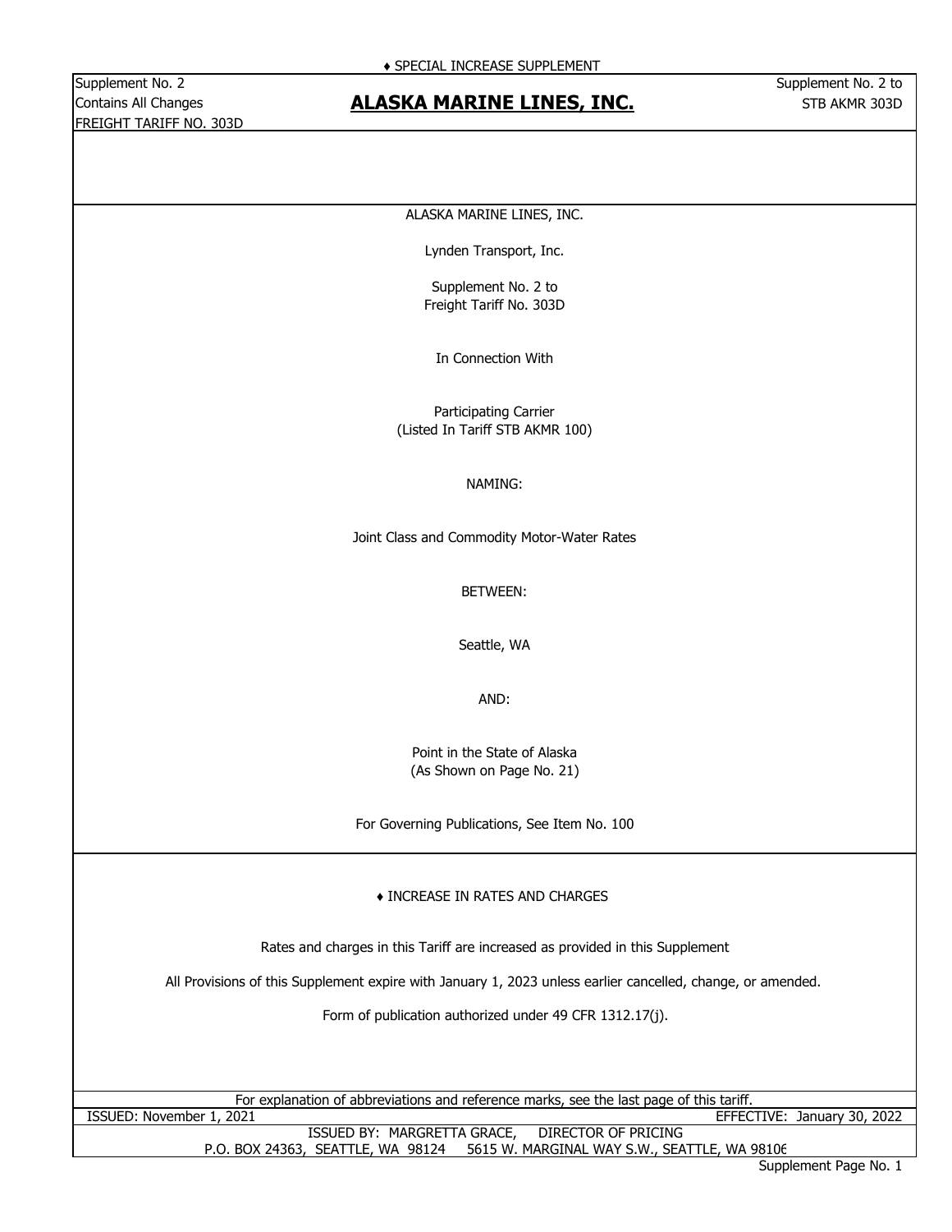♦ SPECIAL INCREASE SUPPLEMENT

Supplement No. 2
Contains All Changes
FREIGHT TARIFF NO. 303D

# ALASKA MARINE LINES, INC.

Supplement No. 2 to
STB AKMR 303D

ALASKA MARINE LINES, INC.

Lynden Transport, Inc.

Supplement No. 2 to
Freight Tariff No. 303D

In Connection With

Participating Carrier
(Listed In Tariff STB AKMR 100)

NAMING:

Joint Class and Commodity Motor-Water Rates

BETWEEN:

Seattle, WA

AND:

Point in the State of Alaska
(As Shown on Page No. 21)

For Governing Publications, See Item No. 100

♦ INCREASE IN RATES AND CHARGES

Rates and charges in this Tariff are increased as provided in this Supplement

All Provisions of this Supplement expire with January 1, 2023 unless earlier cancelled, change, or amended.

Form of publication authorized under 49 CFR 1312.17(j).

For explanation of abbreviations and reference marks, see the last page of this tariff.

ISSUED: November 1, 2021 EFFECTIVE: January 30, 2022

ISSUED BY: MARGRETTA GRACE, DIRECTOR OF PRICING
P.O. BOX 24363, SEATTLE, WA 98124 5615 W. MARGINAL WAY S.W., SEATTLE, WA 98106

Supplement Page No. 1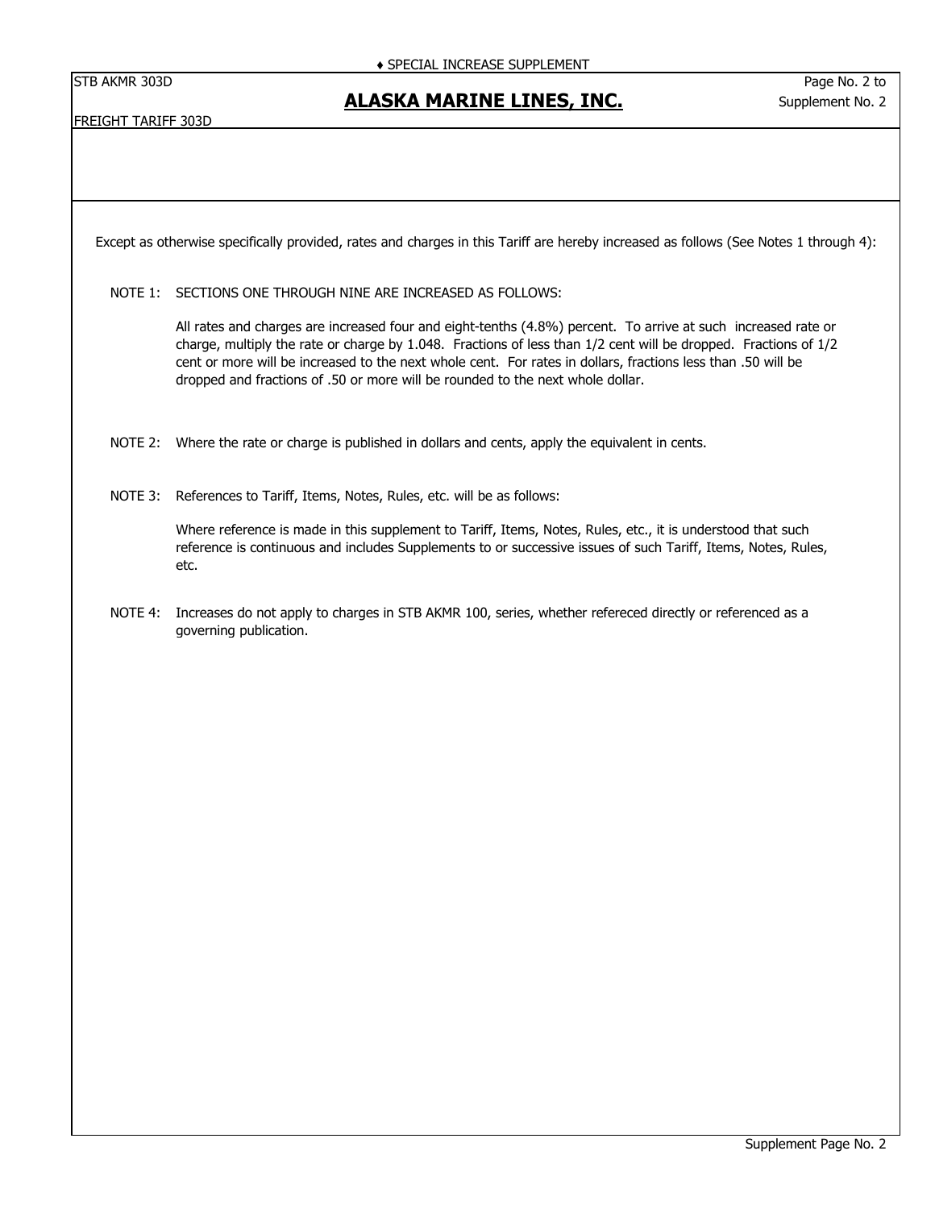♦ SPECIAL INCREASE SUPPLEMENT

STB AKMR 303D

# ALASKA MARINE LINES, INC.

FREIGHT TARIFF 303D

Except as otherwise specifically provided, rates and charges in this Tariff are hereby increased as follows (See Notes 1 through 4):

NOTE 1: SECTIONS ONE THROUGH NINE ARE INCREASED AS FOLLOWS:

All rates and charges are increased four and eight-tenths (4.8%) percent. To arrive at such increased rate or charge, multiply the rate or charge by 1.048. Fractions of less than 1/2 cent will be dropped. Fractions of 1/2 cent or more will be increased to the next whole cent. For rates in dollars, fractions less than .50 will be dropped and fractions of .50 or more will be rounded to the next whole dollar.

NOTE 2: Where the rate or charge is published in dollars and cents, apply the equivalent in cents.

NOTE 3: References to Tariff, Items, Notes, Rules, etc. will be as follows:

Where reference is made in this supplement to Tariff, Items, Notes, Rules, etc., it is understood that such reference is continuous and includes Supplements to or successive issues of such Tariff, Items, Notes, Rules, etc.

NOTE 4: Increases do not apply to charges in STB AKMR 100, series, whether refereced directly or referenced as a governing publication.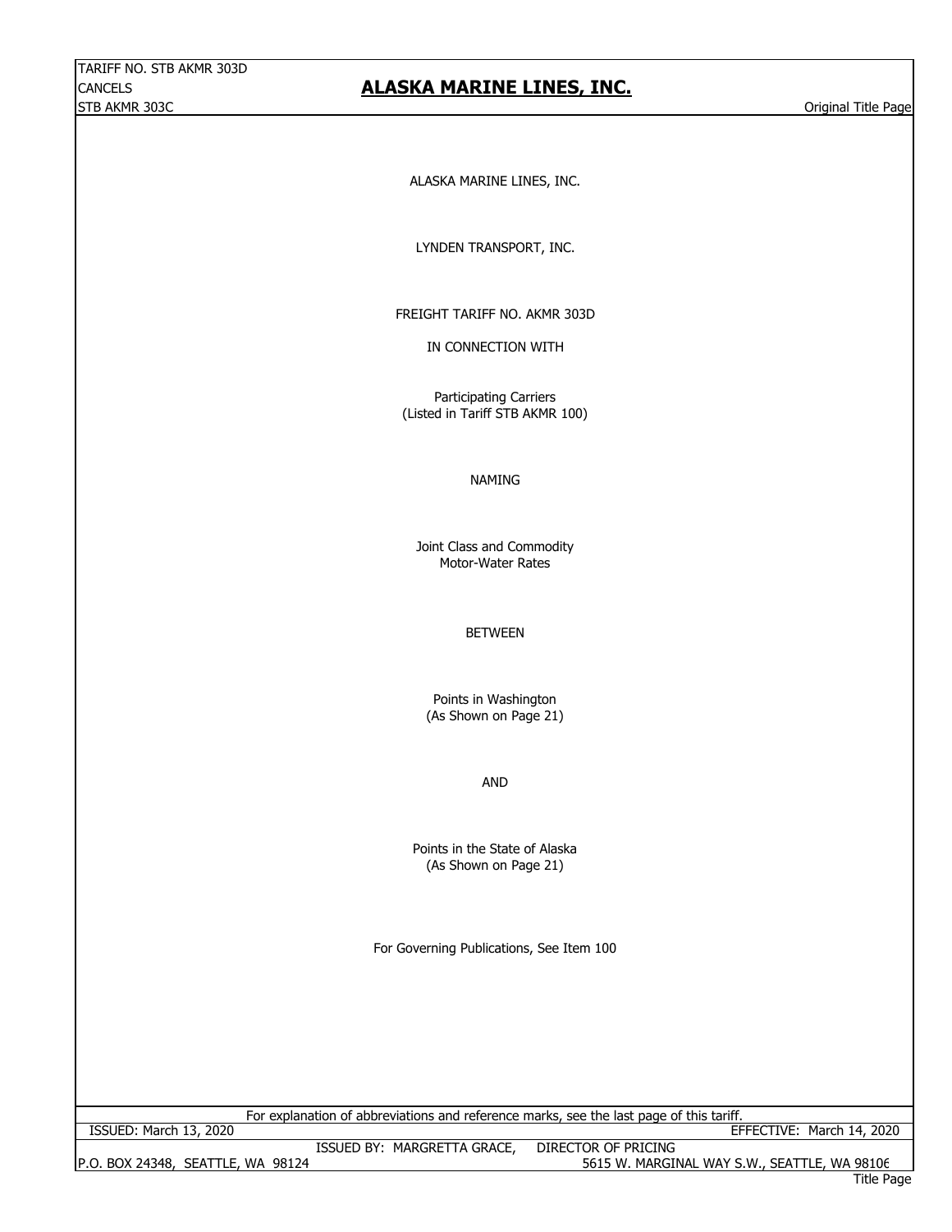TARIFF NO. STB AKMR 303D
CANCELS
STB AKMR 303C

# ALASKA MARINE LINES, INC.

Original Title Page

ALASKA MARINE LINES, INC.

LYNDEN TRANSPORT, INC.

FREIGHT TARIFF NO. AKMR 303D

IN CONNECTION WITH

Participating Carriers
(Listed in Tariff STB AKMR 100)

NAMING

Joint Class and Commodity
Motor-Water Rates

BETWEEN

Points in Washington
(As Shown on Page 21)

AND

Points in the State of Alaska
(As Shown on Page 21)

For Governing Publications, See Item 100

For explanation of abbreviations and reference marks, see the last page of this tariff.

ISSUED: March 13, 2020

EFFECTIVE: March 14, 2020

ISSUED BY: MARGRETTA GRACE, DIRECTOR OF PRICING

P.O. BOX 24348, SEATTLE, WA 98124

5615 W. MARGINAL WAY S.W., SEATTLE, WA 98106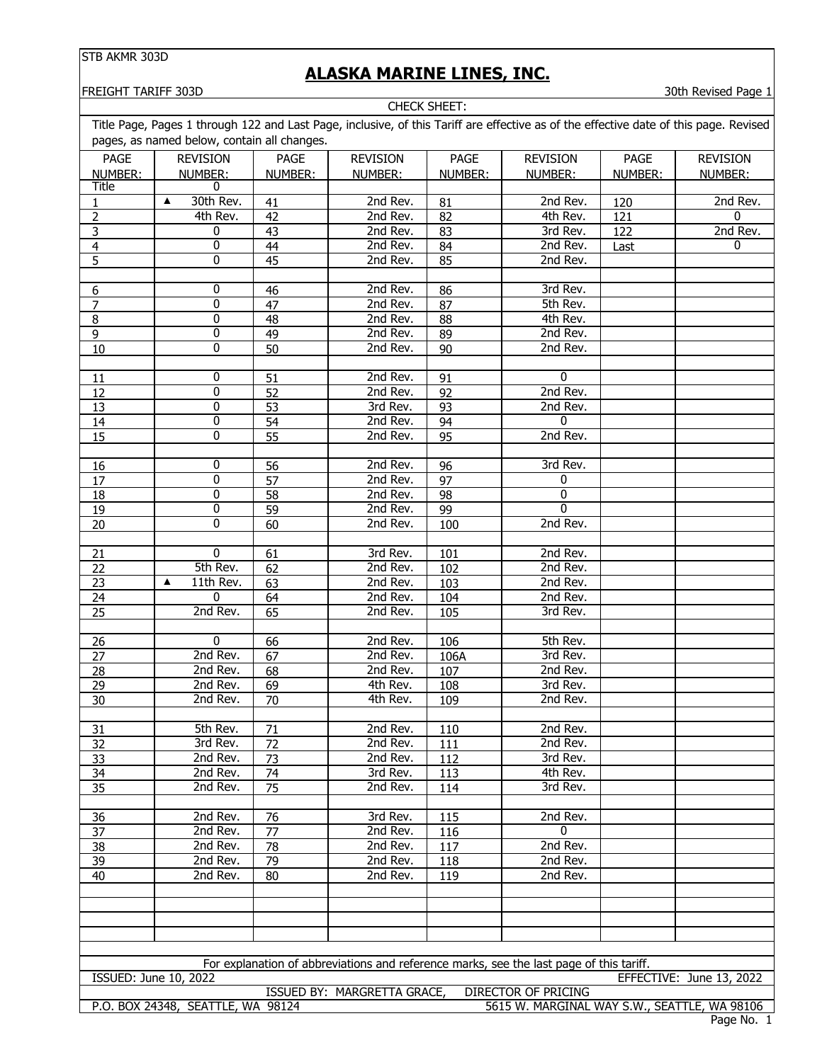STB AKMR 303D

# ALASKA MARINE LINES, INC.

FREIGHT TARIFF 303D — 30th Revised Page 1

CHECK SHEET:

Title Page, Pages 1 through 122 and Last Page, inclusive, of this Tariff are effective as of the effective date of this page. Revised pages, as named below, contain all changes.

| PAGE NUMBER: | REVISION NUMBER: | PAGE NUMBER: | REVISION NUMBER: | PAGE NUMBER: | REVISION NUMBER: | PAGE NUMBER: | REVISION NUMBER: |
|---|---|---|---|---|---|---|---|
| Title | 0 | | | | | | |
| 1 | ▲ 30th Rev. | 41 | 2nd Rev. | 81 | 2nd Rev. | 120 | 2nd Rev. |
| 2 | 4th Rev. | 42 | 2nd Rev. | 82 | 4th Rev. | 121 | 0 |
| 3 | 0 | 43 | 2nd Rev. | 83 | 3rd Rev. | 122 | 2nd Rev. |
| 4 | 0 | 44 | 2nd Rev. | 84 | 2nd Rev. | Last | 0 |
| 5 | 0 | 45 | 2nd Rev. | 85 | 2nd Rev. | | |
| 6 | 0 | 46 | 2nd Rev. | 86 | 3rd Rev. | | |
| 7 | 0 | 47 | 2nd Rev. | 87 | 5th Rev. | | |
| 8 | 0 | 48 | 2nd Rev. | 88 | 4th Rev. | | |
| 9 | 0 | 49 | 2nd Rev. | 89 | 2nd Rev. | | |
| 10 | 0 | 50 | 2nd Rev. | 90 | 2nd Rev. | | |
| 11 | 0 | 51 | 2nd Rev. | 91 | 0 | | |
| 12 | 0 | 52 | 2nd Rev. | 92 | 2nd Rev. | | |
| 13 | 0 | 53 | 3rd Rev. | 93 | 2nd Rev. | | |
| 14 | 0 | 54 | 2nd Rev. | 94 | 0 | | |
| 15 | 0 | 55 | 2nd Rev. | 95 | 2nd Rev. | | |
| 16 | 0 | 56 | 2nd Rev. | 96 | 3rd Rev. | | |
| 17 | 0 | 57 | 2nd Rev. | 97 | 0 | | |
| 18 | 0 | 58 | 2nd Rev. | 98 | 0 | | |
| 19 | 0 | 59 | 2nd Rev. | 99 | 0 | | |
| 20 | 0 | 60 | 2nd Rev. | 100 | 2nd Rev. | | |
| 21 | 0 | 61 | 3rd Rev. | 101 | 2nd Rev. | | |
| 22 | 5th Rev. | 62 | 2nd Rev. | 102 | 2nd Rev. | | |
| 23 | ▲ 11th Rev. | 63 | 2nd Rev. | 103 | 2nd Rev. | | |
| 24 | 0 | 64 | 2nd Rev. | 104 | 2nd Rev. | | |
| 25 | 2nd Rev. | 65 | 2nd Rev. | 105 | 3rd Rev. | | |
| 26 | 0 | 66 | 2nd Rev. | 106 | 5th Rev. | | |
| 27 | 2nd Rev. | 67 | 2nd Rev. | 106A | 3rd Rev. | | |
| 28 | 2nd Rev. | 68 | 2nd Rev. | 107 | 2nd Rev. | | |
| 29 | 2nd Rev. | 69 | 4th Rev. | 108 | 3rd Rev. | | |
| 30 | 2nd Rev. | 70 | 4th Rev. | 109 | 2nd Rev. | | |
| 31 | 5th Rev. | 71 | 2nd Rev. | 110 | 2nd Rev. | | |
| 32 | 3rd Rev. | 72 | 2nd Rev. | 111 | 2nd Rev. | | |
| 33 | 2nd Rev. | 73 | 2nd Rev. | 112 | 3rd Rev. | | |
| 34 | 2nd Rev. | 74 | 3rd Rev. | 113 | 4th Rev. | | |
| 35 | 2nd Rev. | 75 | 2nd Rev. | 114 | 3rd Rev. | | |
| 36 | 2nd Rev. | 76 | 3rd Rev. | 115 | 2nd Rev. | | |
| 37 | 2nd Rev. | 77 | 2nd Rev. | 116 | 0 | | |
| 38 | 2nd Rev. | 78 | 2nd Rev. | 117 | 2nd Rev. | | |
| 39 | 2nd Rev. | 79 | 2nd Rev. | 118 | 2nd Rev. | | |
| 40 | 2nd Rev. | 80 | 2nd Rev. | 119 | 2nd Rev. | | |

For explanation of abbreviations and reference marks, see the last page of this tariff.

ISSUED: June 10, 2022 — EFFECTIVE: June 13, 2022

ISSUED BY: MARGRETTA GRACE, DIRECTOR OF PRICING

P.O. BOX 24348, SEATTLE, WA 98124 — 5615 W. MARGINAL WAY S.W., SEATTLE, WA 98106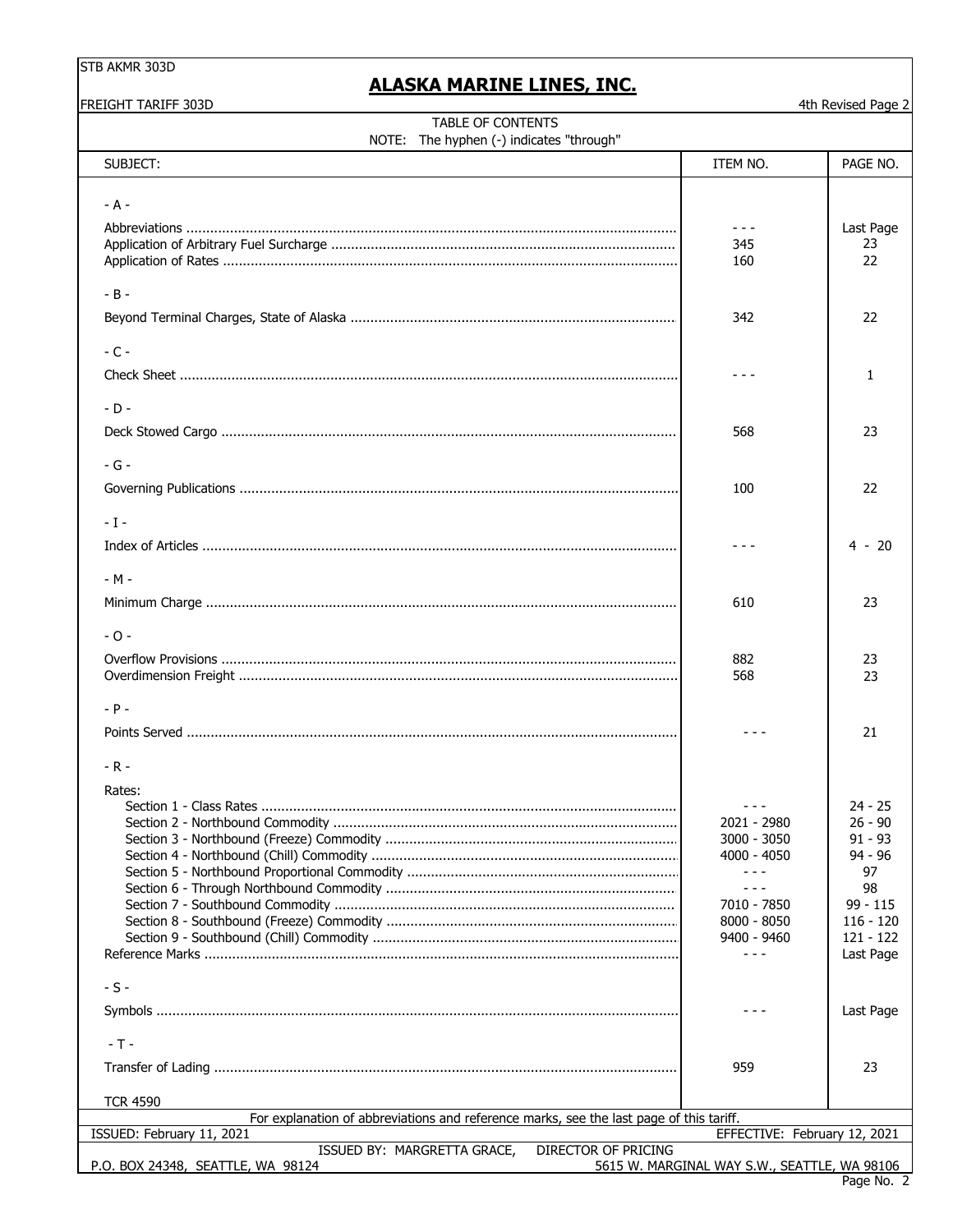STB AKMR 303D

# ALASKA MARINE LINES, INC.

FREIGHT TARIFF 303D — 4th Revised Page 2

## TABLE OF CONTENTS

NOTE: The hyphen (-) indicates "through"

| SUBJECT: | ITEM NO. | PAGE NO. |
|---|---|---|
| **- A -** | | |
| Abbreviations | - - - | Last Page |
| Application of Arbitrary Fuel Surcharge | 345 | 23 |
| Application of Rates | 160 | 22 |
| **- B -** | | |
| Beyond Terminal Charges, State of Alaska | 342 | 22 |
| **- C -** | | |
| Check Sheet | - - - | 1 |
| **- D -** | | |
| Deck Stowed Cargo | 568 | 23 |
| **- G -** | | |
| Governing Publications | 100 | 22 |
| **- I -** | | |
| Index of Articles | - - - | 4 - 20 |
| **- M -** | | |
| Minimum Charge | 610 | 23 |
| **- O -** | | |
| Overflow Provisions | 882 | 23 |
| Overdimension Freight | 568 | 23 |
| **- P -** | | |
| Points Served | - - - | 21 |
| **- R -** | | |
| Rates: | | |
| Section 1 - Class Rates | - - - | 24 - 25 |
| Section 2 - Northbound Commodity | 2021 - 2980 | 26 - 90 |
| Section 3 - Northbound (Freeze) Commodity | 3000 - 3050 | 91 - 93 |
| Section 4 - Northbound (Chill) Commodity | 4000 - 4050 | 94 - 96 |
| Section 5 - Northbound Proportional Commodity | - - - | 97 |
| Section 6 - Through Northbound Commodity | - - - | 98 |
| Section 7 - Southbound Commodity | 7010 - 7850 | 99 - 115 |
| Section 8 - Southbound (Freeze) Commodity | 8000 - 8050 | 116 - 120 |
| Section 9 - Southbound (Chill) Commodity | 9400 - 9460 | 121 - 122 |
| Reference Marks | - - - | Last Page |
| **- S -** | | |
| Symbols | - - - | Last Page |
| **- T -** | | |
| Transfer of Lading | 959 | 23 |

TCR 4590

For explanation of abbreviations and reference marks, see the last page of this tariff.

ISSUED: February 11, 2021 — EFFECTIVE: February 12, 2021

ISSUED BY: MARGRETTA GRACE, DIRECTOR OF PRICING

P.O. BOX 24348, SEATTLE, WA 98124 — 5615 W. MARGINAL WAY S.W., SEATTLE, WA 98106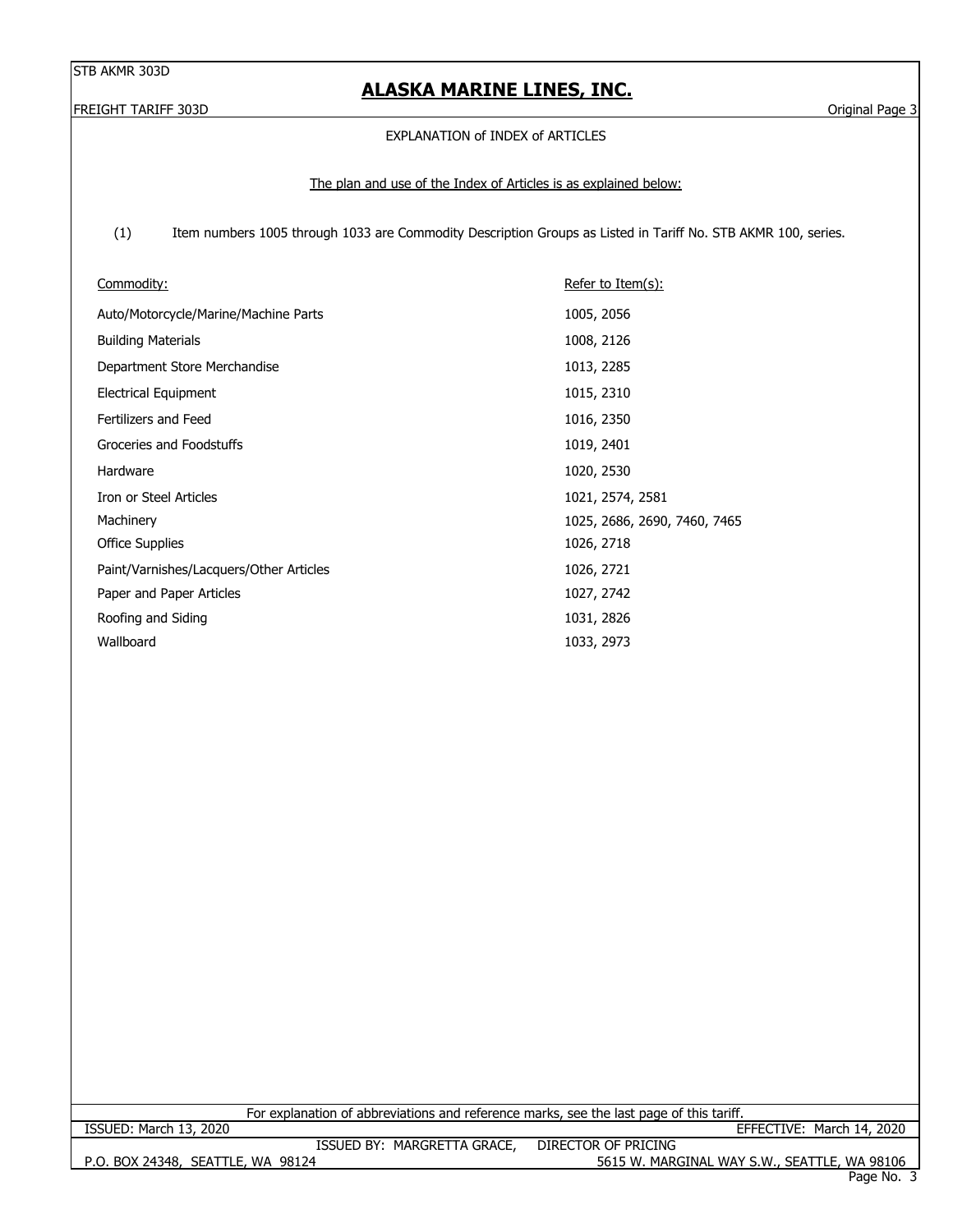# EXPLANATION of INDEX of ARTICLES

The plan and use of the Index of Articles is as explained below:

(1) Item numbers 1005 through 1033 are Commodity Description Groups as Listed in Tariff No. STB AKMR 100, series.

| Commodity: | Refer to Item(s): |
|---|---|
| Auto/Motorcycle/Marine/Machine Parts | 1005, 2056 |
| Building Materials | 1008, 2126 |
| Department Store Merchandise | 1013, 2285 |
| Electrical Equipment | 1015, 2310 |
| Fertilizers and Feed | 1016, 2350 |
| Groceries and Foodstuffs | 1019, 2401 |
| Hardware | 1020, 2530 |
| Iron or Steel Articles | 1021, 2574, 2581 |
| Machinery | 1025, 2686, 2690, 7460, 7465 |
| Office Supplies | 1026, 2718 |
| Paint/Varnishes/Lacquers/Other Articles | 1026, 2721 |
| Paper and Paper Articles | 1027, 2742 |
| Roofing and Siding | 1031, 2826 |
| Wallboard | 1033, 2973 |

For explanation of abbreviations and reference marks, see the last page of this tariff.

ISSUED: March 13, 2020 EFFECTIVE: March 14, 2020

ISSUED BY: MARGRETTA GRACE, DIRECTOR OF PRICING

P.O. BOX 24348, SEATTLE, WA 98124 5615 W. MARGINAL WAY S.W., SEATTLE, WA 98106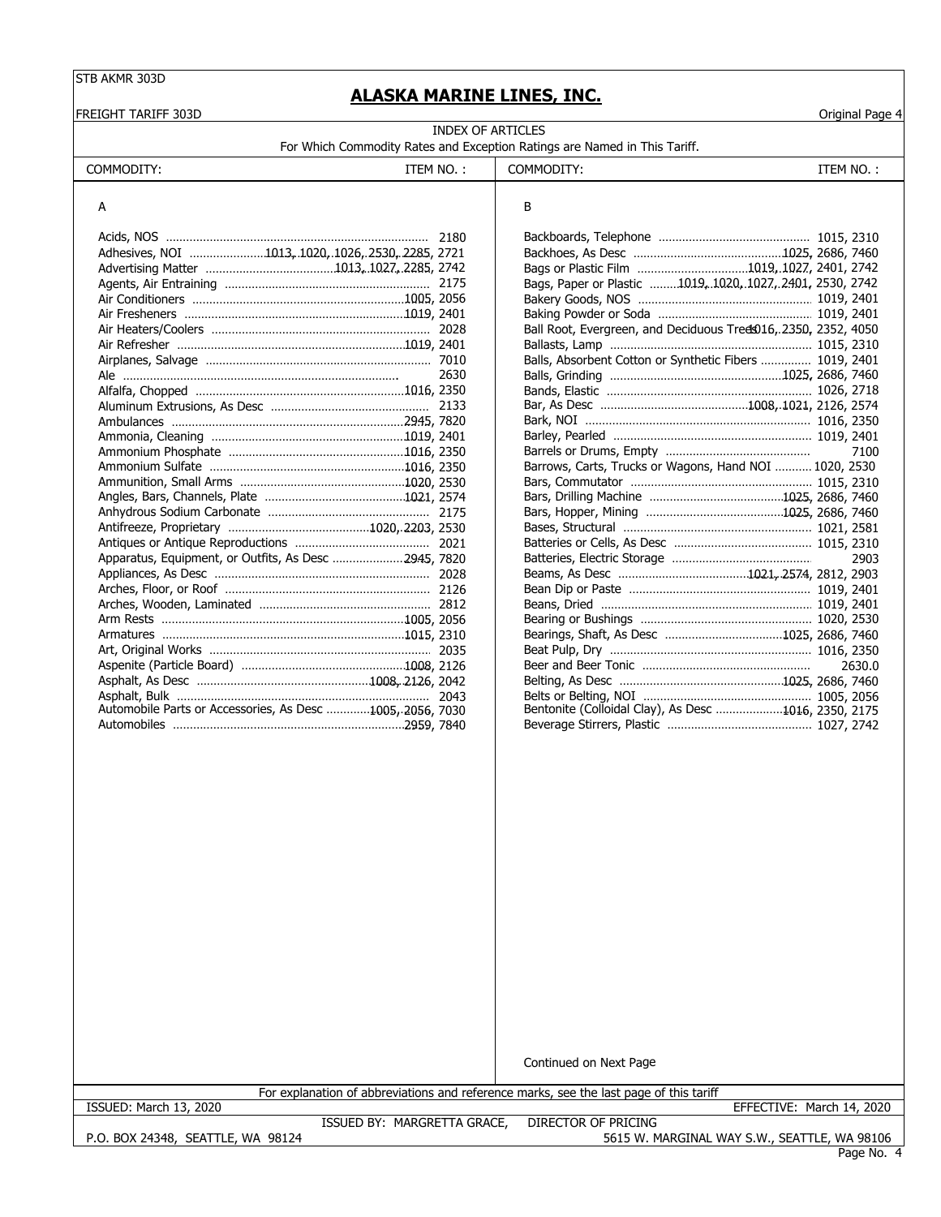STB AKMR 303D

# ALASKA MARINE LINES, INC.

FREIGHT TARIFF 303D — Original Page 4

INDEX OF ARTICLES
For Which Commodity Rates and Exception Ratings are Named in This Tariff.

| COMMODITY: | ITEM NO. : |
|---|---|
| **A** | |
| Acids, NOS | 2180 |
| Adhesives, NOI | 1013, 1020, 1026, 2530, 2285, 2721 |
| Advertising Matter | 1013, 1027, 2285, 2742 |
| Agents, Air Entraining | 2175 |
| Air Conditioners | 1005, 2056 |
| Air Fresheners | 1019, 2401 |
| Air Heaters/Coolers | 2028 |
| Air Refresher | 1019, 2401 |
| Airplanes, Salvage | 7010 |
| Ale | 2630 |
| Alfalfa, Chopped | 1016, 2350 |
| Aluminum Extrusions, As Desc | 2133 |
| Ambulances | 2945, 7820 |
| Ammonia, Cleaning | 1019, 2401 |
| Ammonium Phosphate | 1016, 2350 |
| Ammonium Sulfate | 1016, 2350 |
| Ammunition, Small Arms | 1020, 2530 |
| Angles, Bars, Channels, Plate | 1021, 2574 |
| Anhydrous Sodium Carbonate | 2175 |
| Antifreeze, Proprietary | 1020, 2203, 2530 |
| Antiques or Antique Reproductions | 2021 |
| Apparatus, Equipment, or Outfits, As Desc | 2945, 7820 |
| Appliances, As Desc | 2028 |
| Arches, Floor, or Roof | 2126 |
| Arches, Wooden, Laminated | 2812 |
| Arm Rests | 1005, 2056 |
| Armatures | 1015, 2310 |
| Art, Original Works | 2035 |
| Aspenite (Particle Board) | 1008, 2126 |
| Asphalt, As Desc | 1008, 2126, 2042 |
| Asphalt, Bulk | 2043 |
| Automobile Parts or Accessories, As Desc | 1005, 2056, 7030 |
| Automobiles | 2959, 7840 |
| **B** | |
| Backboards, Telephone | 1015, 2310 |
| Backhoes, As Desc | 1025, 2686, 7460 |
| Bags or Plastic Film | 1019, 1027, 2401, 2742 |
| Bags, Paper or Plastic | 1019, 1020, 1027, 2401, 2530, 2742 |
| Bakery Goods, NOS | 1019, 2401 |
| Baking Powder or Soda | 1019, 2401 |
| Ball Root, Evergreen, and Deciduous Trees | 1016, 2350, 2352, 4050 |
| Ballasts, Lamp | 1015, 2310 |
| Balls, Absorbent Cotton or Synthetic Fibers | 1019, 2401 |
| Balls, Grinding | 1025, 2686, 7460 |
| Bands, Elastic | 1026, 2718 |
| Bar, As Desc | 1008, 1021, 2126, 2574 |
| Bark, NOI | 1016, 2350 |
| Barley, Pearled | 1019, 2401 |
| Barrels or Drums, Empty | 7100 |
| Barrows, Carts, Trucks or Wagons, Hand NOI | 1020, 2530 |
| Bars, Commutator | 1015, 2310 |
| Bars, Drilling Machine | 1025, 2686, 7460 |
| Bars, Hopper, Mining | 1025, 2686, 7460 |
| Bases, Structural | 1021, 2581 |
| Batteries or Cells, As Desc | 1015, 2310 |
| Batteries, Electric Storage | 2903 |
| Beams, As Desc | 1021, 2574, 2812, 2903 |
| Bean Dip or Paste | 1019, 2401 |
| Beans, Dried | 1019, 2401 |
| Bearing or Bushings | 1020, 2530 |
| Bearings, Shaft, As Desc | 1025, 2686, 7460 |
| Beat Pulp, Dry | 1016, 2350 |
| Beer and Beer Tonic | 2630.0 |
| Belting, As Desc | 1025, 2686, 7460 |
| Belts or Belting, NOI | 1005, 2056 |
| Bentonite (Colloidal Clay), As Desc | 1016, 2350, 2175 |
| Beverage Stirrers, Plastic | 1027, 2742 |

Continued on Next Page

For explanation of abbreviations and reference marks, see the last page of this tariff

ISSUED: March 13, 2020 — EFFECTIVE: March 14, 2020

ISSUED BY: MARGRETTA GRACE, DIRECTOR OF PRICING

P.O. BOX 24348, SEATTLE, WA 98124 — 5615 W. MARGINAL WAY S.W., SEATTLE, WA 98106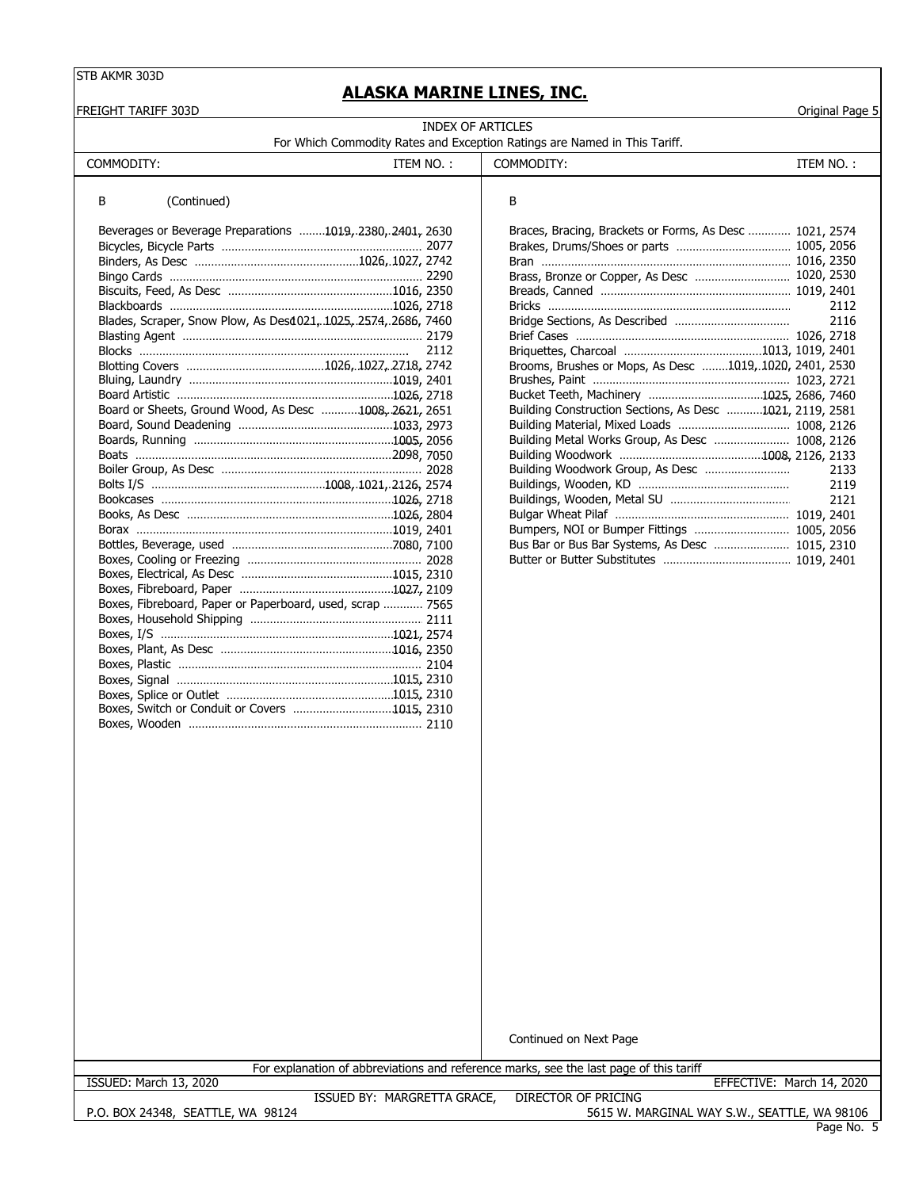STB AKMR 303D

# ALASKA MARINE LINES, INC.

FREIGHT TARIFF 303D — Original Page 5

## INDEX OF ARTICLES

For Which Commodity Rates and Exception Ratings are Named in This Tariff.

| COMMODITY: | ITEM NO. : |
|---|---|
| **B (Continued)** | |
| Beverages or Beverage Preparations | 1019, 2380, 2401, 2630 |
| Bicycles, Bicycle Parts | 2077 |
| Binders, As Desc | 1026, 1027, 2742 |
| Bingo Cards | 2290 |
| Biscuits, Feed, As Desc | 1016, 2350 |
| Blackboards | 1026, 2718 |
| Blades, Scraper, Snow Plow, As Desc | 1021, 1025, 2574, 2686, 7460 |
| Blasting Agent | 2179 |
| Blocks | 2112 |
| Blotting Covers | 1026, 1027, 2718, 2742 |
| Bluing, Laundry | 1019, 2401 |
| Board Artistic | 1026, 2718 |
| Board or Sheets, Ground Wood, As Desc | 1008, 2621, 2651 |
| Board, Sound Deadening | 1033, 2973 |
| Boards, Running | 1005, 2056 |
| Boats | 2098, 7050 |
| Boiler Group, As Desc | 2028 |
| Bolts I/S | 1008, 1021, 2126, 2574 |
| Bookcases | 1026, 2718 |
| Books, As Desc | 1026, 2804 |
| Borax | 1019, 2401 |
| Bottles, Beverage, used | 7080, 7100 |
| Boxes, Cooling or Freezing | 2028 |
| Boxes, Electrical, As Desc | 1015, 2310 |
| Boxes, Fibreboard, Paper | 1027, 2109 |
| Boxes, Fibreboard, Paper or Paperboard, used, scrap | 7565 |
| Boxes, Household Shipping | 2111 |
| Boxes, I/S | 1021, 2574 |
| Boxes, Plant, As Desc | 1016, 2350 |
| Boxes, Plastic | 2104 |
| Boxes, Signal | 1015, 2310 |
| Boxes, Splice or Outlet | 1015, 2310 |
| Boxes, Switch or Conduit or Covers | 1015, 2310 |
| Boxes, Wooden | 2110 |
| **B** | |
| Braces, Bracing, Brackets or Forms, As Desc | 1021, 2574 |
| Brakes, Drums/Shoes or parts | 1005, 2056 |
| Bran | 1016, 2350 |
| Brass, Bronze or Copper, As Desc | 1020, 2530 |
| Breads, Canned | 1019, 2401 |
| Bricks | 2112 |
| Bridge Sections, As Described | 2116 |
| Brief Cases | 1026, 2718 |
| Briquettes, Charcoal | 1013, 1019, 2401 |
| Brooms, Brushes or Mops, As Desc | 1019, 1020, 2401, 2530 |
| Brushes, Paint | 1023, 2721 |
| Bucket Teeth, Machinery | 1025, 2686, 7460 |
| Building Construction Sections, As Desc | 1021, 2119, 2581 |
| Building Material, Mixed Loads | 1008, 2126 |
| Building Metal Works Group, As Desc | 1008, 2126 |
| Building Woodwork | 1008, 2126, 2133 |
| Building Woodwork Group, As Desc | 2133 |
| Buildings, Wooden, KD | 2119 |
| Buildings, Wooden, Metal SU | 2121 |
| Bulgar Wheat Pilaf | 1019, 2401 |
| Bumpers, NOI or Bumper Fittings | 1005, 2056 |
| Bus Bar or Bus Bar Systems, As Desc | 1015, 2310 |
| Butter or Butter Substitutes | 1019, 2401 |

Continued on Next Page

For explanation of abbreviations and reference marks, see the last page of this tariff

ISSUED: March 13, 2020 — EFFECTIVE: March 14, 2020

ISSUED BY: MARGRETTA GRACE, DIRECTOR OF PRICING

P.O. BOX 24348, SEATTLE, WA 98124 — 5615 W. MARGINAL WAY S.W., SEATTLE, WA 98106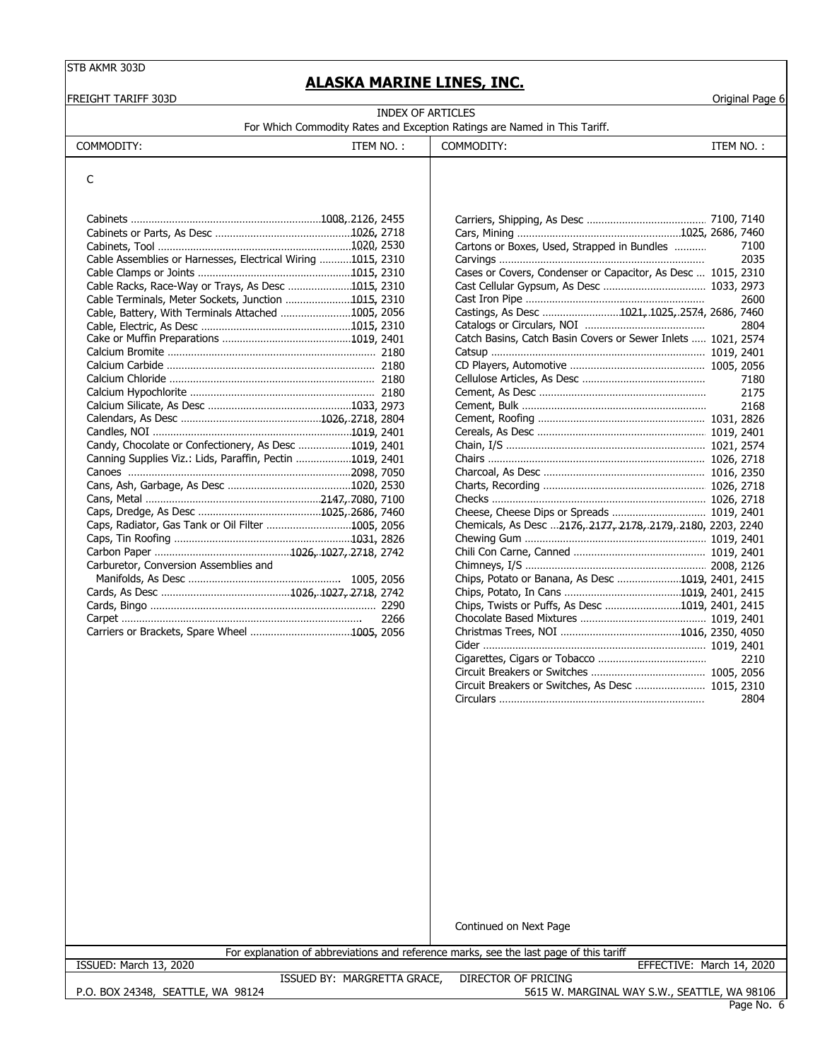# ALASKA MARINE LINES, INC.

FREIGHT TARIFF 303D

Original Page 6

INDEX OF ARTICLES

For Which Commodity Rates and Exception Ratings are Named in This Tariff.

C

| COMMODITY: | ITEM NO.: |
|---|---|
| Cabinets | 1008, 2126, 2455 |
| Cabinets or Parts, As Desc | 1026, 2718 |
| Cabinets, Tool | 1020, 2530 |
| Cable Assemblies or Harnesses, Electrical Wiring | 1015, 2310 |
| Cable Clamps or Joints | 1015, 2310 |
| Cable Racks, Race-Way or Trays, As Desc | 1015, 2310 |
| Cable Terminals, Meter Sockets, Junction | 1015, 2310 |
| Cable, Battery, With Terminals Attached | 1005, 2056 |
| Cable, Electric, As Desc | 1015, 2310 |
| Cake or Muffin Preparations | 1019, 2401 |
| Calcium Bromite | 2180 |
| Calcium Carbide | 2180 |
| Calcium Chloride | 2180 |
| Calcium Hypochlorite | 2180 |
| Calcium Silicate, As Desc | 1033, 2973 |
| Calendars, As Desc | 1026, 2718, 2804 |
| Candles, NOI | 1019, 2401 |
| Candy, Chocolate or Confectionery, As Desc | 1019, 2401 |
| Canning Supplies Viz.: Lids, Paraffin, Pectin | 1019, 2401 |
| Canoes | 2098, 7050 |
| Cans, Ash, Garbage, As Desc | 1020, 2530 |
| Cans, Metal | 2147, 7080, 7100 |
| Caps, Dredge, As Desc | 1025, 2686, 7460 |
| Caps, Radiator, Gas Tank or Oil Filter | 1005, 2056 |
| Caps, Tin Roofing | 1031, 2826 |
| Carbon Paper | 1026, 1027, 2718, 2742 |
| Carburetor, Conversion Assemblies and Manifolds, As Desc | 1005, 2056 |
| Cards, As Desc | 1026, 1027, 2718, 2742 |
| Cards, Bingo | 2290 |
| Carpet | 2266 |
| Carriers or Brackets, Spare Wheel | 1005, 2056 |
| Carriers, Shipping, As Desc | 7100, 7140 |
| Cars, Mining | 1025, 2686, 7460 |
| Cartons or Boxes, Used, Strapped in Bundles | 7100 |
| Carvings | 2035 |
| Cases or Covers, Condenser or Capacitor, As Desc | 1015, 2310 |
| Cast Cellular Gypsum, As Desc | 1033, 2973 |
| Cast Iron Pipe | 2600 |
| Castings, As Desc | 1021, 1025, 2574, 2686, 7460 |
| Catalogs or Circulars, NOI | 2804 |
| Catch Basins, Catch Basin Covers or Sewer Inlets | 1021, 2574 |
| Catsup | 1019, 2401 |
| CD Players, Automotive | 1005, 2056 |
| Cellulose Articles, As Desc | 7180 |
| Cement, As Desc | 2175 |
| Cement, Bulk | 2168 |
| Cement, Roofing | 1031, 2826 |
| Cereals, As Desc | 1019, 2401 |
| Chain, I/S | 1021, 2574 |
| Chairs | 1026, 2718 |
| Charcoal, As Desc | 1016, 2350 |
| Charts, Recording | 1026, 2718 |
| Checks | 1026, 2718 |
| Cheese, Cheese Dips or Spreads | 1019, 2401 |
| Chemicals, As Desc | 2176, 2177, 2178, 2179, 2180, 2203, 2240 |
| Chewing Gum | 1019, 2401 |
| Chili Con Carne, Canned | 1019, 2401 |
| Chimneys, I/S | 2008, 2126 |
| Chips, Potato or Banana, As Desc | 1019, 2401, 2415 |
| Chips, Potato, In Cans | 1019, 2401, 2415 |
| Chips, Twists or Puffs, As Desc | 1019, 2401, 2415 |
| Chocolate Based Mixtures | 1019, 2401 |
| Christmas Trees, NOI | 1016, 2350, 4050 |
| Cider | 1019, 2401 |
| Cigarettes, Cigars or Tobacco | 2210 |
| Circuit Breakers or Switches | 1005, 2056 |
| Circuit Breakers or Switches, As Desc | 1015, 2310 |
| Circulars | 2804 |

Continued on Next Page

For explanation of abbreviations and reference marks, see the last page of this tariff

ISSUED: March 13, 2020 — EFFECTIVE: March 14, 2020

ISSUED BY: MARGRETTA GRACE, DIRECTOR OF PRICING

P.O. BOX 24348, SEATTLE, WA 98124 — 5615 W. MARGINAL WAY S.W., SEATTLE, WA 98106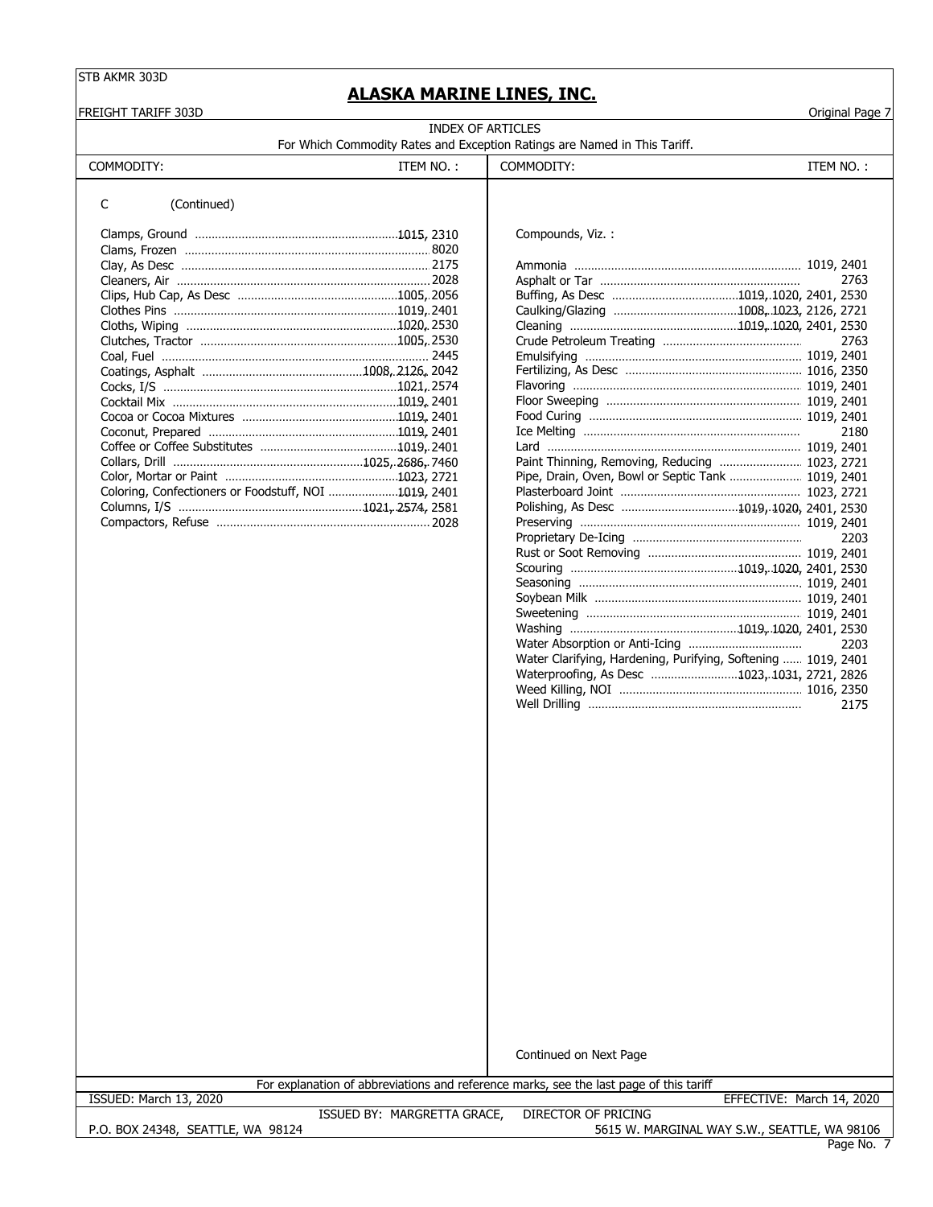## ALASKA MARINE LINES, INC.

FREIGHT TARIFF 303D

Original Page 7

INDEX OF ARTICLES

For Which Commodity Rates and Exception Ratings are Named in This Tariff.

| COMMODITY: | ITEM NO. : |
|---|---|
| **C (Continued)** | |
| Clamps, Ground | 1015, 2310 |
| Clams, Frozen | 8020 |
| Clay, As Desc | 2175 |
| Cleaners, Air | 2028 |
| Clips, Hub Cap, As Desc | 1005, 2056 |
| Clothes Pins | 1019, 2401 |
| Cloths, Wiping | 1020, 2530 |
| Clutches, Tractor | 1005, 2530 |
| Coal, Fuel | 2445 |
| Coatings, Asphalt | 1008, 2126, 2042 |
| Cocks, I/S | 1021, 2574 |
| Cocktail Mix | 1019, 2401 |
| Cocoa or Cocoa Mixtures | 1019, 2401 |
| Coconut, Prepared | 1019, 2401 |
| Coffee or Coffee Substitutes | 1019, 2401 |
| Collars, Drill | 1025, 2686, 7460 |
| Color, Mortar or Paint | 1023, 2721 |
| Coloring, Confectioners or Foodstuff, NOI | 1019, 2401 |
| Columns, I/S | 1021, 2574, 2581 |
| Compactors, Refuse | 2028 |
| **Compounds, Viz. :** | |
| Ammonia | 1019, 2401 |
| Asphalt or Tar | 2763 |
| Buffing, As Desc | 1019, 1020, 2401, 2530 |
| Caulking/Glazing | 1008, 1023, 2126, 2721 |
| Cleaning | 1019, 1020, 2401, 2530 |
| Crude Petroleum Treating | 2763 |
| Emulsifying | 1019, 2401 |
| Fertilizing, As Desc | 1016, 2350 |
| Flavoring | 1019, 2401 |
| Floor Sweeping | 1019, 2401 |
| Food Curing | 1019, 2401 |
| Ice Melting | 2180 |
| Lard | 1019, 2401 |
| Paint Thinning, Removing, Reducing | 1023, 2721 |
| Pipe, Drain, Oven, Bowl or Septic Tank | 1019, 2401 |
| Plasterboard Joint | 1023, 2721 |
| Polishing, As Desc | 1019, 1020, 2401, 2530 |
| Preserving | 1019, 2401 |
| Proprietary De-Icing | 2203 |
| Rust or Soot Removing | 1019, 2401 |
| Scouring | 1019, 1020, 2401, 2530 |
| Seasoning | 1019, 2401 |
| Soybean Milk | 1019, 2401 |
| Sweetening | 1019, 2401 |
| Washing | 1019, 1020, 2401, 2530 |
| Water Absorption or Anti-Icing | 2203 |
| Water Clarifying, Hardening, Purifying, Softening | 1019, 2401 |
| Waterproofing, As Desc | 1023, 1031, 2721, 2826 |
| Weed Killing, NOI | 1016, 2350 |
| Well Drilling | 2175 |

Continued on Next Page

For explanation of abbreviations and reference marks, see the last page of this tariff

ISSUED: March 13, 2020 — EFFECTIVE: March 14, 2020

ISSUED BY: MARGRETTA GRACE, DIRECTOR OF PRICING

P.O. BOX 24348, SEATTLE, WA 98124 — 5615 W. MARGINAL WAY S.W., SEATTLE, WA 98106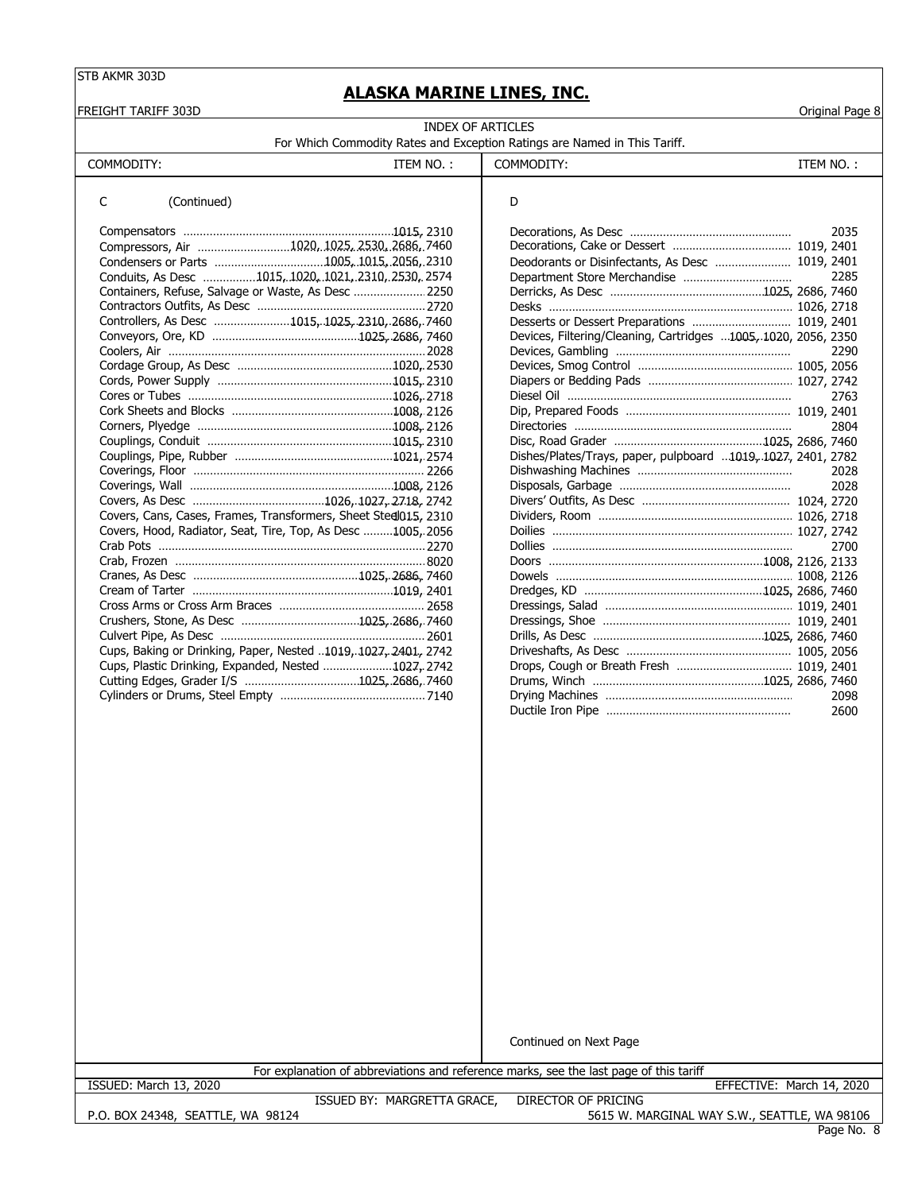STB AKMR 303D

# ALASKA MARINE LINES, INC.

FREIGHT TARIFF 303D

Original Page 8

## INDEX OF ARTICLES

For Which Commodity Rates and Exception Ratings are Named in This Tariff.

| COMMODITY: | ITEM NO. : |
|---|---|
| **C (Continued)** | |
| Compensators | 1015, 2310 |
| Compressors, Air | 1020, 1025, 2530, 2686, 7460 |
| Condensers or Parts | 1005, 1015, 2056, 2310 |
| Conduits, As Desc | 1015, 1020, 1021, 2310, 2530, 2574 |
| Containers, Refuse, Salvage or Waste, As Desc | 2250 |
| Contractors Outfits, As Desc | 2720 |
| Controllers, As Desc | 1015, 1025, 2310, 2686, 7460 |
| Conveyors, Ore, KD | 1025, 2686, 7460 |
| Coolers, Air | 2028 |
| Cordage Group, As Desc | 1020, 2530 |
| Cords, Power Supply | 1015, 2310 |
| Cores or Tubes | 1026, 2718 |
| Cork Sheets and Blocks | 1008, 2126 |
| Corners, Plyedge | 1008, 2126 |
| Couplings, Conduit | 1015, 2310 |
| Couplings, Pipe, Rubber | 1021, 2574 |
| Coverings, Floor | 2266 |
| Coverings, Wall | 1008, 2126 |
| Covers, As Desc | 1026, 1027, 2718, 2742 |
| Covers, Cans, Cases, Frames, Transformers, Sheet Steel | 1015, 2310 |
| Covers, Hood, Radiator, Seat, Tire, Top, As Desc | 1005, 2056 |
| Crab Pots | 2270 |
| Crab, Frozen | 8020 |
| Cranes, As Desc | 1025, 2686, 7460 |
| Cream of Tarter | 1019, 2401 |
| Cross Arms or Cross Arm Braces | 2658 |
| Crushers, Stone, As Desc | 1025, 2686, 7460 |
| Culvert Pipe, As Desc | 2601 |
| Cups, Baking or Drinking, Paper, Nested | 1019, 1027, 2401, 2742 |
| Cups, Plastic Drinking, Expanded, Nested | 1027, 2742 |
| Cutting Edges, Grader I/S | 1025, 2686, 7460 |
| Cylinders or Drums, Steel Empty | 7140 |
| **D** | |
| Decorations, As Desc | 2035 |
| Decorations, Cake or Dessert | 1019, 2401 |
| Deodorants or Disinfectants, As Desc | 1019, 2401 |
| Department Store Merchandise | 2285 |
| Derricks, As Desc | 1025, 2686, 7460 |
| Desks | 1026, 2718 |
| Desserts or Dessert Preparations | 1019, 2401 |
| Devices, Filtering/Cleaning, Cartridges | 1005, 1020, 2056, 2350 |
| Devices, Gambling | 2290 |
| Devices, Smog Control | 1005, 2056 |
| Diapers or Bedding Pads | 1027, 2742 |
| Diesel Oil | 2763 |
| Dip, Prepared Foods | 1019, 2401 |
| Directories | 2804 |
| Disc, Road Grader | 1025, 2686, 7460 |
| Dishes/Plates/Trays, paper, pulpboard | 1019, 1027, 2401, 2782 |
| Dishwashing Machines | 2028 |
| Disposals, Garbage | 2028 |
| Divers' Outfits, As Desc | 1024, 2720 |
| Dividers, Room | 1026, 2718 |
| Doilies | 1027, 2742 |
| Dollies | 2700 |
| Doors | 1008, 2126, 2133 |
| Dowels | 1008, 2126 |
| Dredges, KD | 1025, 2686, 7460 |
| Dressings, Salad | 1019, 2401 |
| Dressings, Shoe | 1019, 2401 |
| Drills, As Desc | 1025, 2686, 7460 |
| Driveshafts, As Desc | 1005, 2056 |
| Drops, Cough or Breath Fresh | 1019, 2401 |
| Drums, Winch | 1025, 2686, 7460 |
| Drying Machines | 2098 |
| Ductile Iron Pipe | 2600 |

Continued on Next Page

For explanation of abbreviations and reference marks, see the last page of this tariff

ISSUED: March 13, 2020 — EFFECTIVE: March 14, 2020

ISSUED BY: MARGRETTA GRACE, DIRECTOR OF PRICING

P.O. BOX 24348, SEATTLE, WA 98124 — 5615 W. MARGINAL WAY S.W., SEATTLE, WA 98106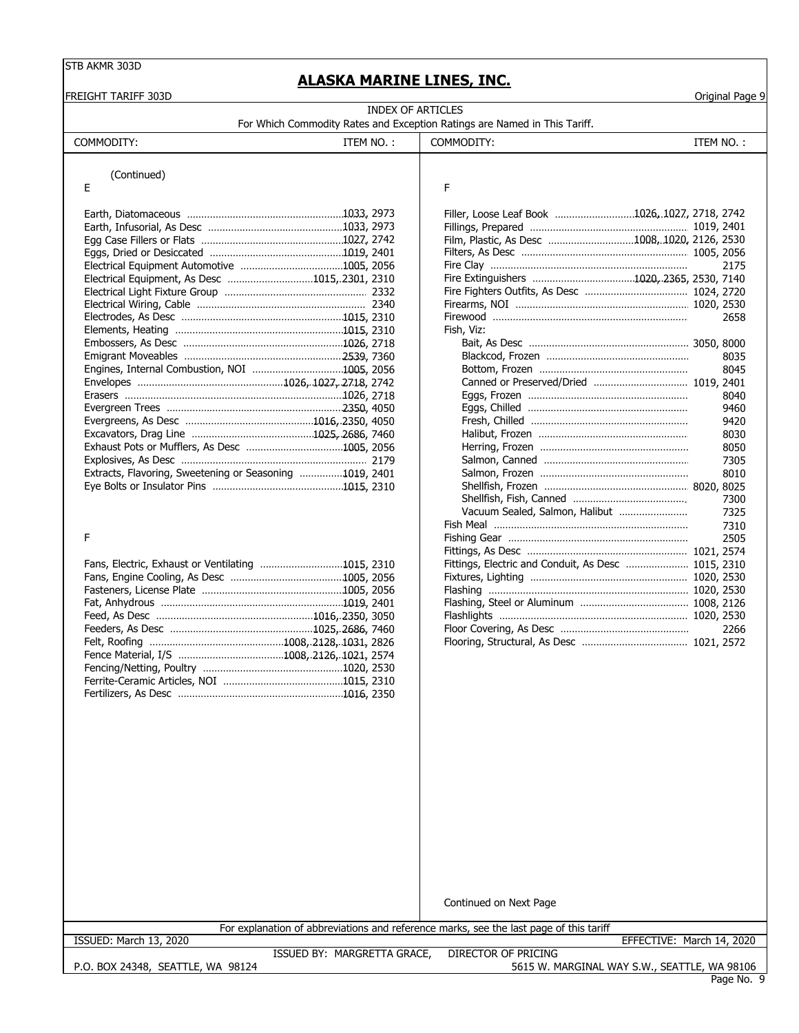STB AKMR 303D

# ALASKA MARINE LINES, INC.

FREIGHT TARIFF 303D

Original Page 9

## INDEX OF ARTICLES

For Which Commodity Rates and Exception Ratings are Named in This Tariff.

| COMMODITY: | ITEM NO. : |
|---|---|
| (Continued) | |
| **E** | |
| Earth, Diatomaceous | 1033, 2973 |
| Earth, Infusorial, As Desc | 1033, 2973 |
| Egg Case Fillers or Flats | 1027, 2742 |
| Eggs, Dried or Desiccated | 1019, 2401 |
| Electrical Equipment Automotive | 1005, 2056 |
| Electrical Equipment, As Desc | 1015, 2301, 2310 |
| Electrical Light Fixture Group | 2332 |
| Electrical Wiring, Cable | 2340 |
| Electrodes, As Desc | 1015, 2310 |
| Elements, Heating | 1015, 2310 |
| Embossers, As Desc | 1026, 2718 |
| Emigrant Moveables | 2539, 7360 |
| Engines, Internal Combustion, NOI | 1005, 2056 |
| Envelopes | 1026, 1027, 2718, 2742 |
| Erasers | 1026, 2718 |
| Evergreen Trees | 2350, 4050 |
| Evergreens, As Desc | 1016, 2350, 4050 |
| Excavators, Drag Line | 1025, 2686, 7460 |
| Exhaust Pots or Mufflers, As Desc | 1005, 2056 |
| Explosives, As Desc | 2179 |
| Extracts, Flavoring, Sweetening or Seasoning | 1019, 2401 |
| Eye Bolts or Insulator Pins | 1015, 2310 |
| **F** | |
| Fans, Electric, Exhaust or Ventilating | 1015, 2310 |
| Fans, Engine Cooling, As Desc | 1005, 2056 |
| Fasteners, License Plate | 1005, 2056 |
| Fat, Anhydrous | 1019, 2401 |
| Feed, As Desc | 1016, 2350, 3050 |
| Feeders, As Desc | 1025, 2686, 7460 |
| Felt, Roofing | 1008, 2128, 1031, 2826 |
| Fence Material, I/S | 1008, 2126, 1021, 2574 |
| Fencing/Netting, Poultry | 1020, 2530 |
| Ferrite-Ceramic Articles, NOI | 1015, 2310 |
| Fertilizers, As Desc | 1016, 2350 |
| Filler, Loose Leaf Book | 1026, 1027, 2718, 2742 |
| Fillings, Prepared | 1019, 2401 |
| Film, Plastic, As Desc | 1008, 1020, 2126, 2530 |
| Filters, As Desc | 1005, 2056 |
| Fire Clay | 2175 |
| Fire Extinguishers | 1020, 2365, 2530, 7140 |
| Fire Fighters Outfits, As Desc | 1024, 2720 |
| Firearms, NOI | 1020, 2530 |
| Firewood | 2658 |
| Fish, Viz: | |
| Bait, As Desc | 3050, 8000 |
| Blackcod, Frozen | 8035 |
| Bottom, Frozen | 8045 |
| Canned or Preserved/Dried | 1019, 2401 |
| Eggs, Frozen | 8040 |
| Eggs, Chilled | 9460 |
| Fresh, Chilled | 9420 |
| Halibut, Frozen | 8030 |
| Herring, Frozen | 8050 |
| Salmon, Canned | 7305 |
| Salmon, Frozen | 8010 |
| Shellfish, Frozen | 8020, 8025 |
| Shellfish, Fish, Canned | 7300 |
| Vacuum Sealed, Salmon, Halibut | 7325 |
| Fish Meal | 7310 |
| Fishing Gear | 2505 |
| Fittings, As Desc | 1021, 2574 |
| Fittings, Electric and Conduit, As Desc | 1015, 2310 |
| Fixtures, Lighting | 1020, 2530 |
| Flashing | 1020, 2530 |
| Flashing, Steel or Aluminum | 1008, 2126 |
| Flashlights | 1020, 2530 |
| Floor Covering, As Desc | 2266 |
| Flooring, Structural, As Desc | 1021, 2572 |

Continued on Next Page

For explanation of abbreviations and reference marks, see the last page of this tariff

ISSUED: March 13, 2020 — EFFECTIVE: March 14, 2020

ISSUED BY: MARGRETTA GRACE, DIRECTOR OF PRICING

P.O. BOX 24348, SEATTLE, WA 98124 — 5615 W. MARGINAL WAY S.W., SEATTLE, WA 98106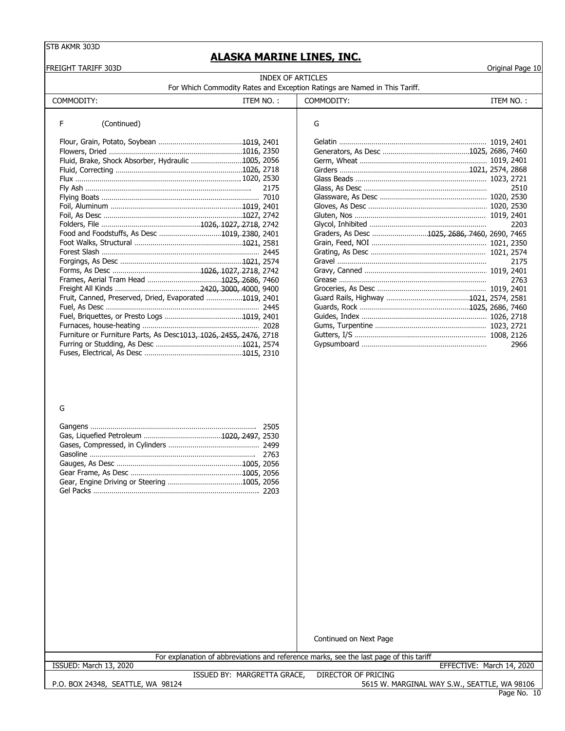# ALASKA MARINE LINES, INC.

FREIGHT TARIFF 303D — Original Page 10

## INDEX OF ARTICLES

For Which Commodity Rates and Exception Ratings are Named in This Tariff.

| COMMODITY: | ITEM NO.: |
|---|---|
| **F (Continued)** | |
| Flour, Grain, Potato, Soybean | 1019, 2401 |
| Flowers, Dried | 1016, 2350 |
| Fluid, Brake, Shock Absorber, Hydraulic | 1005, 2056 |
| Fluid, Correcting | 1026, 2718 |
| Flux | 1020, 2530 |
| Fly Ash | 2175 |
| Flying Boats | 7010 |
| Foil, Aluminum | 1019, 2401 |
| Foil, As Desc | 1027, 2742 |
| Folders, File | 1026, 1027, 2718, 2742 |
| Food and Foodstuffs, As Desc | 1019, 2380, 2401 |
| Foot Walks, Structural | 1021, 2581 |
| Forest Slash | 2445 |
| Forgings, As Desc | 1021, 2574 |
| Forms, As Desc | 1026, 1027, 2718, 2742 |
| Frames, Aerial Tram Head | 1025, 2686, 7460 |
| Freight All Kinds | 2420, 3000, 4000, 9400 |
| Fruit, Canned, Preserved, Dried, Evaporated | 1019, 2401 |
| Fuel, As Desc | 2445 |
| Fuel, Briquettes, or Presto Logs | 1019, 2401 |
| Furnaces, house-heating | 2028 |
| Furniture or Furniture Parts, As Desc | 1013, 1026, 2455, 2476, 2718 |
| Furring or Studding, As Desc | 1021, 2574 |
| Fuses, Electrical, As Desc | 1015, 2310 |
| **G** | |
| Gangens | 2505 |
| Gas, Liquefied Petroleum | 1020, 2497, 2530 |
| Gases, Compressed, in Cylinders | 2499 |
| Gasoline | 2763 |
| Gauges, As Desc | 1005, 2056 |
| Gear Frame, As Desc | 1005, 2056 |
| Gear, Engine Driving or Steering | 1005, 2056 |
| Gel Packs | 2203 |
| Gelatin | 1019, 2401 |
| Generators, As Desc | 1025, 2686, 7460 |
| Germ, Wheat | 1019, 2401 |
| Girders | 1021, 2574, 2868 |
| Glass Beads | 1023, 2721 |
| Glass, As Desc | 2510 |
| Glassware, As Desc | 1020, 2530 |
| Gloves, As Desc | 1020, 2530 |
| Gluten, Nos | 1019, 2401 |
| Glycol, Inhibited | 2203 |
| Graders, As Desc | 1025, 2686, 7460, 2690, 7465 |
| Grain, Feed, NOI | 1021, 2350 |
| Grating, As Desc | 1021, 2574 |
| Gravel | 2175 |
| Gravy, Canned | 1019, 2401 |
| Grease | 2763 |
| Groceries, As Desc | 1019, 2401 |
| Guard Rails, Highway | 1021, 2574, 2581 |
| Guards, Rock | 1025, 2686, 7460 |
| Guides, Index | 1026, 2718 |
| Gums, Turpentine | 1023, 2721 |
| Gutters, I/S | 1008, 2126 |
| Gypsumboard | 2966 |

Continued on Next Page

For explanation of abbreviations and reference marks, see the last page of this tariff

ISSUED: March 13, 2020 — EFFECTIVE: March 14, 2020

ISSUED BY: MARGRETTA GRACE, DIRECTOR OF PRICING

P.O. BOX 24348, SEATTLE, WA 98124 — 5615 W. MARGINAL WAY S.W., SEATTLE, WA 98106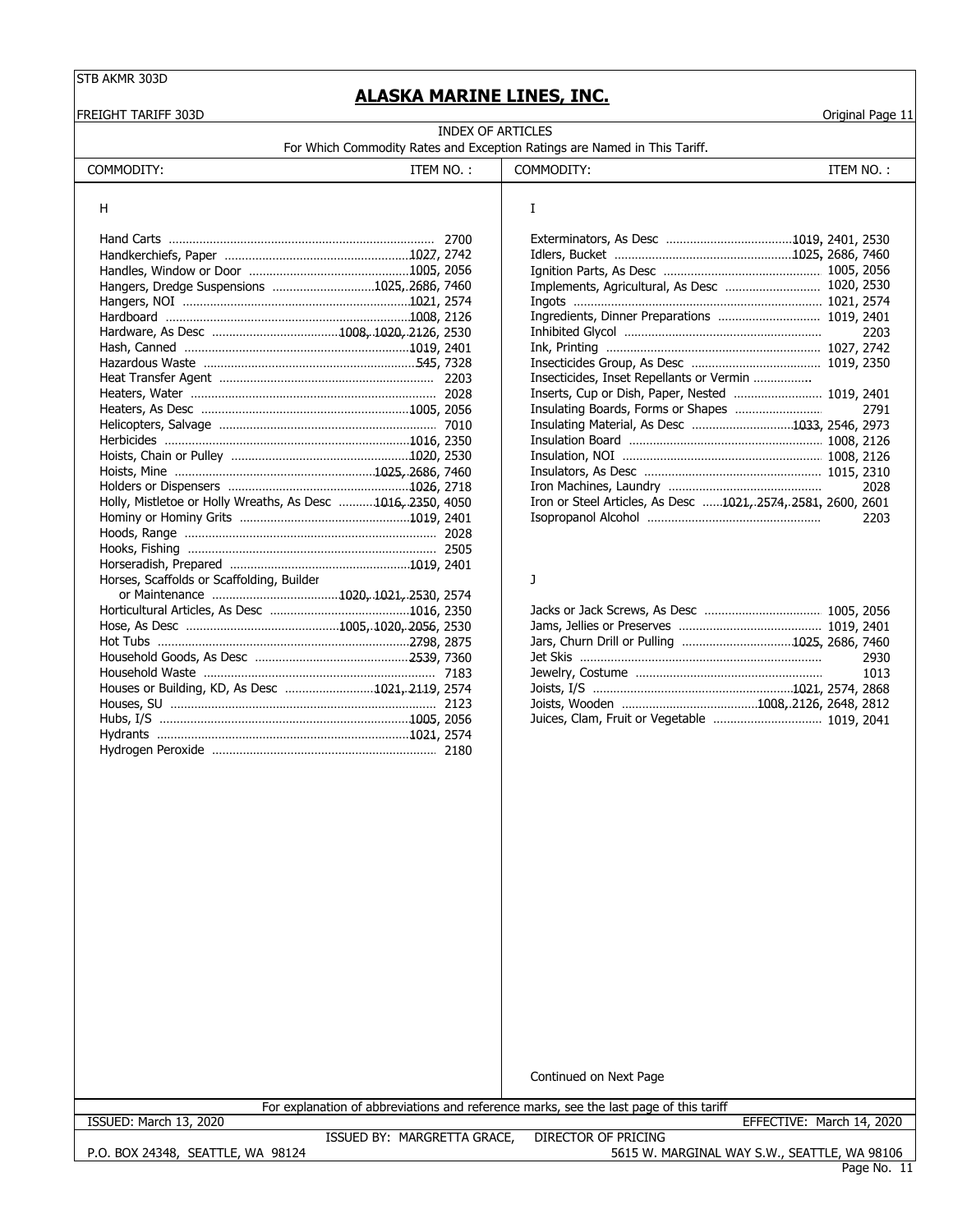STB AKMR 303D

# ALASKA MARINE LINES, INC.

FREIGHT TARIFF 303D

Original Page 11

## INDEX OF ARTICLES

For Which Commodity Rates and Exception Ratings are Named in This Tariff.

| COMMODITY: | ITEM NO. : |
|---|---|
| **H** | |
| Hand Carts | 2700 |
| Handkerchiefs, Paper | 1027, 2742 |
| Handles, Window or Door | 1005, 2056 |
| Hangers, Dredge Suspensions | 1025, 2686, 7460 |
| Hangers, NOI | 1021, 2574 |
| Hardboard | 1008, 2126 |
| Hardware, As Desc | 1008, 1020, 2126, 2530 |
| Hash, Canned | 1019, 2401 |
| Hazardous Waste | 545, 7328 |
| Heat Transfer Agent | 2203 |
| Heaters, Water | 2028 |
| Heaters, As Desc | 1005, 2056 |
| Helicopters, Salvage | 7010 |
| Herbicides | 1016, 2350 |
| Hoists, Chain or Pulley | 1020, 2530 |
| Hoists, Mine | 1025, 2686, 7460 |
| Holders or Dispensers | 1026, 2718 |
| Holly, Mistletoe or Holly Wreaths, As Desc | 1016, 2350, 4050 |
| Hominy or Hominy Grits | 1019, 2401 |
| Hoods, Range | 2028 |
| Hooks, Fishing | 2505 |
| Horseradish, Prepared | 1019, 2401 |
| Horses, Scaffolds or Scaffolding, Builder or Maintenance | 1020, 1021, 2530, 2574 |
| Horticultural Articles, As Desc | 1016, 2350 |
| Hose, As Desc | 1005, 1020, 2056, 2530 |
| Hot Tubs | 2798, 2875 |
| Household Goods, As Desc | 2539, 7360 |
| Household Waste | 7183 |
| Houses or Building, KD, As Desc | 1021, 2119, 2574 |
| Houses, SU | 2123 |
| Hubs, I/S | 1005, 2056 |
| Hydrants | 1021, 2574 |
| Hydrogen Peroxide | 2180 |
| **I** | |
| Exterminators, As Desc | 1019, 2401, 2530 |
| Idlers, Bucket | 1025, 2686, 7460 |
| Ignition Parts, As Desc | 1005, 2056 |
| Implements, Agricultural, As Desc | 1020, 2530 |
| Ingots | 1021, 2574 |
| Ingredients, Dinner Preparations | 1019, 2401 |
| Inhibited Glycol | 2203 |
| Ink, Printing | 1027, 2742 |
| Insecticides Group, As Desc | 1019, 2350 |
| Insecticides, Inset Repellants or Vermin | |
| Inserts, Cup or Dish, Paper, Nested | 1019, 2401 |
| Insulating Boards, Forms or Shapes | 2791 |
| Insulating Material, As Desc | 1033, 2546, 2973 |
| Insulation Board | 1008, 2126 |
| Insulation, NOI | 1008, 2126 |
| Insulators, As Desc | 1015, 2310 |
| Iron Machines, Laundry | 2028 |
| Iron or Steel Articles, As Desc | 1021, 2574, 2581, 2600, 2601 |
| Isopropanol Alcohol | 2203 |
| **J** | |
| Jacks or Jack Screws, As Desc | 1005, 2056 |
| Jams, Jellies or Preserves | 1019, 2401 |
| Jars, Churn Drill or Pulling | 1025, 2686, 7460 |
| Jet Skis | 2930 |
| Jewelry, Costume | 1013 |
| Joists, I/S | 1021, 2574, 2868 |
| Joists, Wooden | 1008, 2126, 2648, 2812 |
| Juices, Clam, Fruit or Vegetable | 1019, 2041 |

Continued on Next Page

For explanation of abbreviations and reference marks, see the last page of this tariff

ISSUED: March 13, 2020

EFFECTIVE: March 14, 2020

ISSUED BY: MARGRETTA GRACE, DIRECTOR OF PRICING

P.O. BOX 24348, SEATTLE, WA 98124

5615 W. MARGINAL WAY S.W., SEATTLE, WA 98106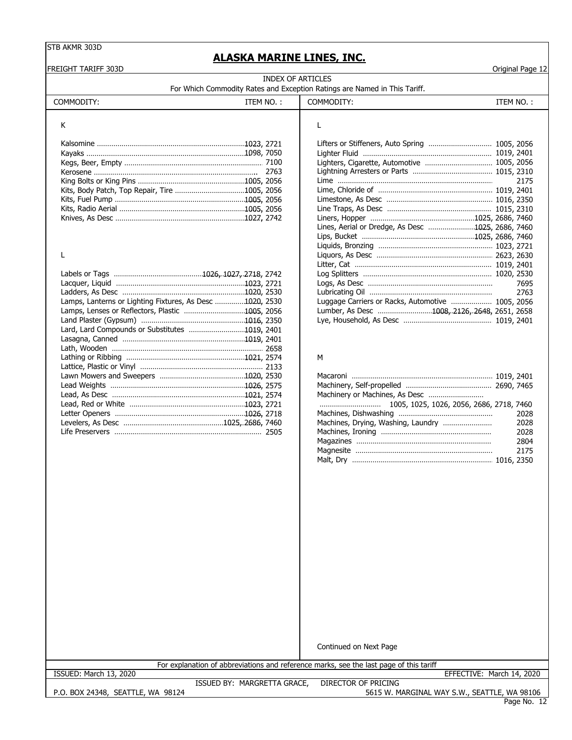# ALASKA MARINE LINES, INC.

FREIGHT TARIFF 303D

Original Page 12

INDEX OF ARTICLES

For Which Commodity Rates and Exception Ratings are Named in This Tariff.

| COMMODITY: | ITEM NO. : |
|---|---|
| **K** | |
| Kalsomine | 1023, 2721 |
| Kayaks | 1098, 7050 |
| Kegs, Beer, Empty | 7100 |
| Kerosene | 2763 |
| King Bolts or King Pins | 1005, 2056 |
| Kits, Body Patch, Top Repair, Tire | 1005, 2056 |
| Kits, Fuel Pump | 1005, 2056 |
| Kits, Radio Aerial | 1005, 2056 |
| Knives, As Desc | 1027, 2742 |
| **L** | |
| Labels or Tags | 1026, 1027, 2718, 2742 |
| Lacquer, Liquid | 1023, 2721 |
| Ladders, As Desc | 1020, 2530 |
| Lamps, Lanterns or Lighting Fixtures, As Desc | 1020, 2530 |
| Lamps, Lenses or Reflectors, Plastic | 1005, 2056 |
| Land Plaster (Gypsum) | 1016, 2350 |
| Lard, Lard Compounds or Substitutes | 1019, 2401 |
| Lasagna, Canned | 1019, 2401 |
| Lath, Wooden | 2658 |
| Lathing or Ribbing | 1021, 2574 |
| Lattice, Plastic or Vinyl | 2133 |
| Lawn Mowers and Sweepers | 1020, 2530 |
| Lead Weights | 1026, 2575 |
| Lead, As Desc | 1021, 2574 |
| Lead, Red or White | 1023, 2721 |
| Letter Openers | 1026, 2718 |
| Levelers, As Desc | 1025, 2686, 7460 |
| Life Preservers | 2505 |
| Lifters or Stiffeners, Auto Spring | 1005, 2056 |
| Lighter Fluid | 1019, 2401 |
| Lighters, Cigarette, Automotive | 1005, 2056 |
| Lightning Arresters or Parts | 1015, 2310 |
| Lime | 2175 |
| Lime, Chloride of | 1019, 2401 |
| Limestone, As Desc | 1016, 2350 |
| Line Traps, As Desc | 1015, 2310 |
| Liners, Hopper | 1025, 2686, 7460 |
| Lines, Aerial or Dredge, As Desc | 1025, 2686, 7460 |
| Lips, Bucket | 1025, 2686, 7460 |
| Liquids, Bronzing | 1023, 2721 |
| Liquors, As Desc | 2623, 2630 |
| Litter, Cat | 1019, 2401 |
| Log Splitters | 1020, 2530 |
| Logs, As Desc | 7695 |
| Lubricating Oil | 2763 |
| Luggage Carriers or Racks, Automotive | 1005, 2056 |
| Lumber, As Desc | 1008, 2126, 2648, 2651, 2658 |
| Lye, Household, As Desc | 1019, 2401 |
| **M** | |
| Macaroni | 1019, 2401 |
| Machinery, Self-propelled | 2690, 7465 |
| Machinery or Machines, As Desc | 1005, 1025, 1026, 2056, 2686, 2718, 7460 |
| Machines, Dishwashing | 2028 |
| Machines, Drying, Washing, Laundry | 2028 |
| Machines, Ironing | 2028 |
| Magazines | 2804 |
| Magnesite | 2175 |
| Malt, Dry | 1016, 2350 |

Continued on Next Page

For explanation of abbreviations and reference marks, see the last page of this tariff

ISSUED: March 13, 2020 — EFFECTIVE: March 14, 2020

ISSUED BY: MARGRETTA GRACE, DIRECTOR OF PRICING

P.O. BOX 24348, SEATTLE, WA 98124 — 5615 W. MARGINAL WAY S.W., SEATTLE, WA 98106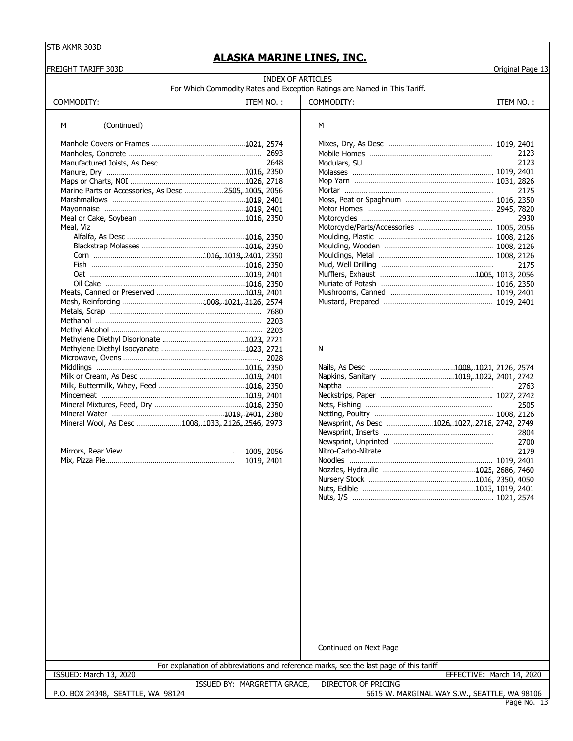## ALASKA MARINE LINES, INC.

FREIGHT TARIFF 303D — Original Page 13

### INDEX OF ARTICLES

For Which Commodity Rates and Exception Ratings are Named in This Tariff.

| COMMODITY: | ITEM NO. : |
|---|---|
| **M (Continued)** | |
| Manhole Covers or Frames | 1021, 2574 |
| Manholes, Concrete | 2693 |
| Manufactured Joists, As Desc | 2648 |
| Manure, Dry | 1016, 2350 |
| Maps or Charts, NOI | 1026, 2718 |
| Marine Parts or Accessories, As Desc | 2505, 1005, 2056 |
| Marshmallows | 1019, 2401 |
| Mayonnaise | 1019, 2401 |
| Meal or Cake, Soybean | 1016, 2350 |
| Meal, Viz | |
| Alfalfa, As Desc | 1016, 2350 |
| Blackstrap Molasses | 1016, 2350 |
| Corn | 1016, 1019, 2401, 2350 |
| Fish | 1016, 2350 |
| Oat | 1019, 2401 |
| Oil Cake | 1016, 2350 |
| Meats, Canned or Preserved | 1019, 2401 |
| Mesh, Reinforcing | 1008, 1021, 2126, 2574 |
| Metals, Scrap | 7680 |
| Methanol | 2203 |
| Methyl Alcohol | 2203 |
| Methylene Diethyl Disorlonate | 1023, 2721 |
| Methylene Diethyl Isocyanate | 1023, 2721 |
| Microwave, Ovens | 2028 |
| Middlings | 1016, 2350 |
| Milk or Cream, As Desc | 1019, 2401 |
| Milk, Buttermilk, Whey, Feed | 1016, 2350 |
| Mincemeat | 1019, 2401 |
| Mineral Mixtures, Feed, Dry | 1016, 2350 |
| Mineral Water | 1019, 2401, 2380 |
| Mineral Wool, As Desc | 1008, 1033, 2126, 2546, 2973 |
| Mirrors, Rear View | 1005, 2056 |
| Mix, Pizza Pie | 1019, 2401 |
| **M** | |
| Mixes, Dry, As Desc | 1019, 2401 |
| Mobile Homes | 2123 |
| Modulars, SU | 2123 |
| Molasses | 1019, 2401 |
| Mop Yarn | 1031, 2826 |
| Mortar | 2175 |
| Moss, Peat or Spaghnum | 1016, 2350 |
| Motor Homes | 2945, 7820 |
| Motorcycles | 2930 |
| Motorcycle/Parts/Accessories | 1005, 2056 |
| Moulding, Plastic | 1008, 2126 |
| Moulding, Wooden | 1008, 2126 |
| Mouldings, Metal | 1008, 2126 |
| Mud, Well Drilling | 2175 |
| Mufflers, Exhaust | 1005, 1013, 2056 |
| Muriate of Potash | 1016, 2350 |
| Mushrooms, Canned | 1019, 2401 |
| Mustard, Prepared | 1019, 2401 |
| **N** | |
| Nails, As Desc | 1008, 1021, 2126, 2574 |
| Napkins, Sanitary | 1019, 1027, 2401, 2742 |
| Naptha | 2763 |
| Neckstrips, Paper | 1027, 2742 |
| Nets, Fishing | 2505 |
| Netting, Poultry | 1008, 2126 |
| Newsprint, As Desc | 1026, 1027, 2718, 2742, 2749 |
| Newsprint, Inserts | 2804 |
| Newsprint, Unprinted | 2700 |
| Nitro-Carbo-Nitrate | 2179 |
| Noodles | 1019, 2401 |
| Nozzles, Hydraulic | 1025, 2686, 7460 |
| Nursery Stock | 1016, 2350, 4050 |
| Nuts, Edible | 1013, 1019, 2401 |
| Nuts, I/S | 1021, 2574 |

Continued on Next Page

For explanation of abbreviations and reference marks, see the last page of this tariff

ISSUED: March 13, 2020 — EFFECTIVE: March 14, 2020

ISSUED BY: MARGRETTA GRACE, DIRECTOR OF PRICING

P.O. BOX 24348, SEATTLE, WA 98124 — 5615 W. MARGINAL WAY S.W., SEATTLE, WA 98106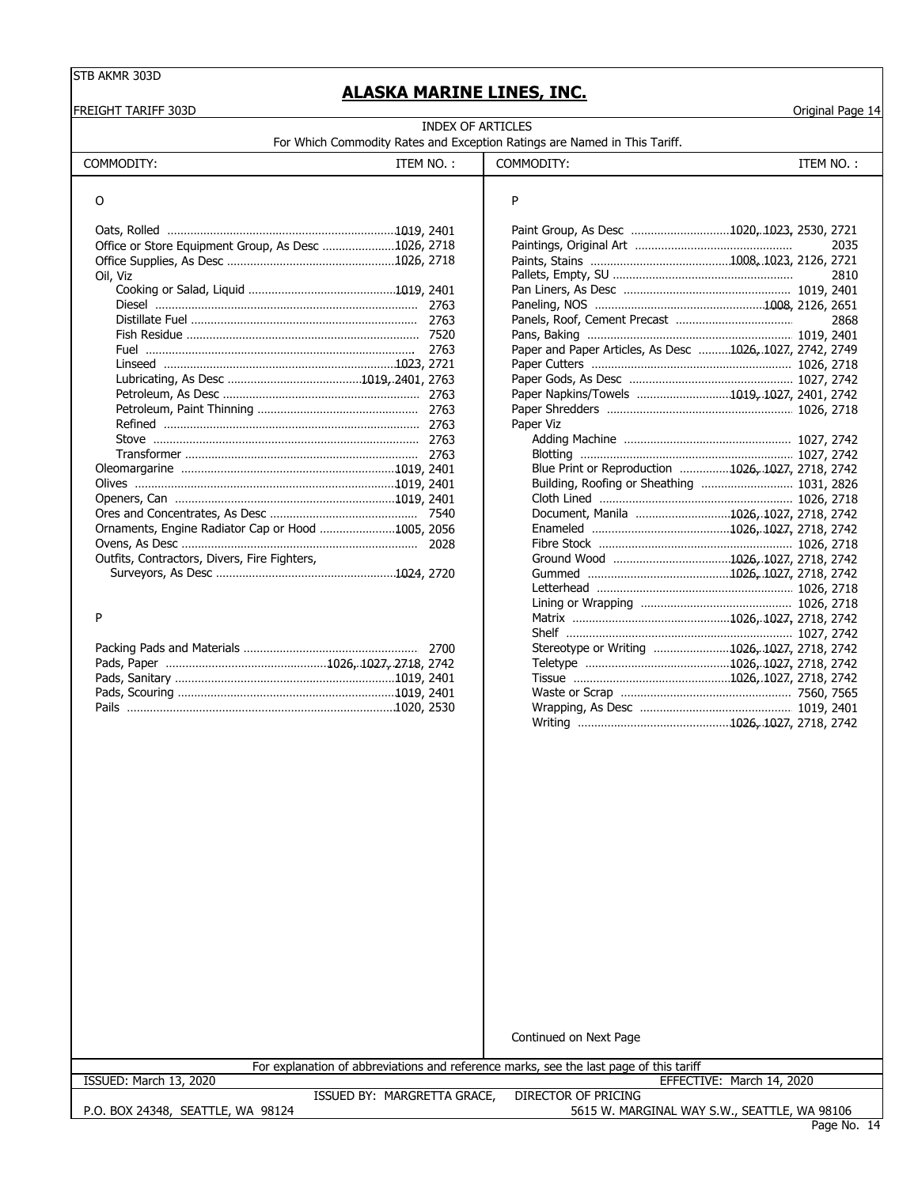# ALASKA MARINE LINES, INC.

FREIGHT TARIFF 303D

Original Page 14

## INDEX OF ARTICLES

For Which Commodity Rates and Exception Ratings are Named in This Tariff.

| COMMODITY: | ITEM NO. : |
|---|---|
| **O** | |
| Oats, Rolled | 1019, 2401 |
| Office or Store Equipment Group, As Desc | 1026, 2718 |
| Office Supplies, As Desc | 1026, 2718 |
| Oil, Viz | |
| Cooking or Salad, Liquid | 1019, 2401 |
| Diesel | 2763 |
| Distillate Fuel | 2763 |
| Fish Residue | 7520 |
| Fuel | 2763 |
| Linseed | 1023, 2721 |
| Lubricating, As Desc | 1019, 2401, 2763 |
| Petroleum, As Desc | 2763 |
| Petroleum, Paint Thinning | 2763 |
| Refined | 2763 |
| Stove | 2763 |
| Transformer | 2763 |
| Oleomargarine | 1019, 2401 |
| Olives | 1019, 2401 |
| Openers, Can | 1019, 2401 |
| Ores and Concentrates, As Desc | 7540 |
| Ornaments, Engine Radiator Cap or Hood | 1005, 2056 |
| Ovens, As Desc | 2028 |
| Outfits, Contractors, Divers, Fire Fighters, Surveyors, As Desc | 1024, 2720 |
| **P** | |
| Packing Pads and Materials | 2700 |
| Pads, Paper | 1026, 1027, 2718, 2742 |
| Pads, Sanitary | 1019, 2401 |
| Pads, Scouring | 1019, 2401 |
| Pails | 1020, 2530 |
| Paint Group, As Desc | 1020, 1023, 2530, 2721 |
| Paintings, Original Art | 2035 |
| Paints, Stains | 1008, 1023, 2126, 2721 |
| Pallets, Empty, SU | 2810 |
| Pan Liners, As Desc | 1019, 2401 |
| Paneling, NOS | 1008, 2126, 2651 |
| Panels, Roof, Cement Precast | 2868 |
| Pans, Baking | 1019, 2401 |
| Paper and Paper Articles, As Desc | 1026, 1027, 2742, 2749 |
| Paper Cutters | 1026, 2718 |
| Paper Gods, As Desc | 1027, 2742 |
| Paper Napkins/Towels | 1019, 1027, 2401, 2742 |
| Paper Shredders | 1026, 2718 |
| Paper Viz | |
| Adding Machine | 1027, 2742 |
| Blotting | 1027, 2742 |
| Blue Print or Reproduction | 1026, 1027, 2718, 2742 |
| Building, Roofing or Sheathing | 1031, 2826 |
| Cloth Lined | 1026, 2718 |
| Document, Manila | 1026, 1027, 2718, 2742 |
| Enameled | 1026, 1027, 2718, 2742 |
| Fibre Stock | 1026, 2718 |
| Ground Wood | 1026, 1027, 2718, 2742 |
| Gummed | 1026, 1027, 2718, 2742 |
| Letterhead | 1026, 2718 |
| Lining or Wrapping | 1026, 2718 |
| Matrix | 1026, 1027, 2718, 2742 |
| Shelf | 1027, 2742 |
| Stereotype or Writing | 1026, 1027, 2718, 2742 |
| Teletype | 1026, 1027, 2718, 2742 |
| Tissue | 1026, 1027, 2718, 2742 |
| Waste or Scrap | 7560, 7565 |
| Wrapping, As Desc | 1019, 2401 |
| Writing | 1026, 1027, 2718, 2742 |

Continued on Next Page

For explanation of abbreviations and reference marks, see the last page of this tariff

ISSUED: March 13, 2020 EFFECTIVE: March 14, 2020

ISSUED BY: MARGRETTA GRACE, DIRECTOR OF PRICING

P.O. BOX 24348, SEATTLE, WA 98124 5615 W. MARGINAL WAY S.W., SEATTLE, WA 98106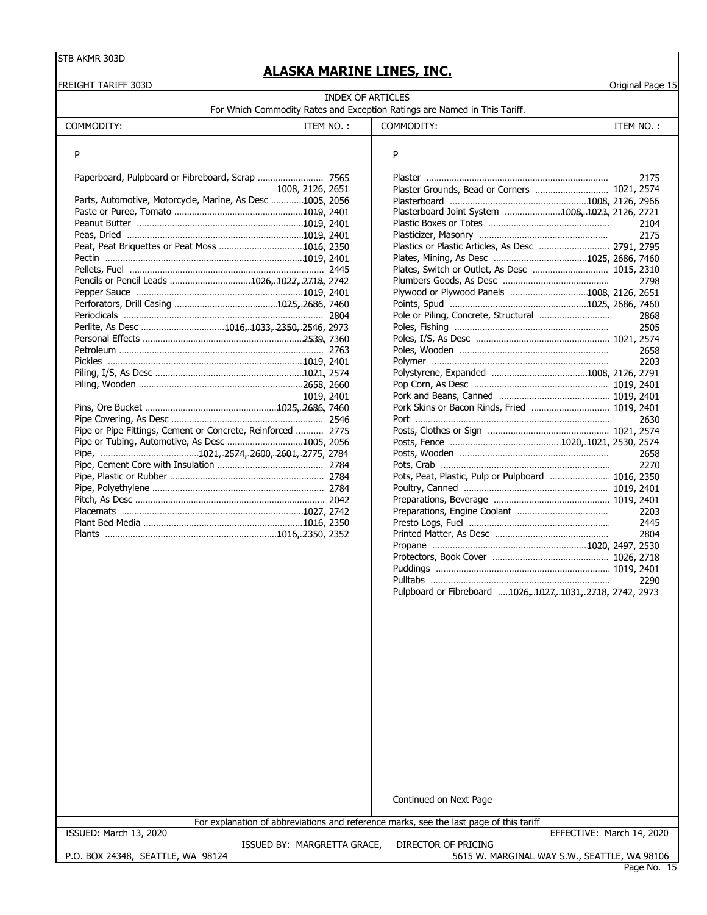STB AKMR 303D

## ALASKA MARINE LINES, INC.

FREIGHT TARIFF 303D — Original Page 15

### INDEX OF ARTICLES

For Which Commodity Rates and Exception Ratings are Named in This Tariff.

| COMMODITY: | ITEM NO. : |
|---|---|
| **P** | |
| Paperboard, Pulpboard or Fibreboard, Scrap | 7565 |
| | 1008, 2126, 2651 |
| Parts, Automotive, Motorcycle, Marine, As Desc | 1005, 2056 |
| Paste or Puree, Tomato | 1019, 2401 |
| Peanut Butter | 1019, 2401 |
| Peas, Dried | 1019, 2401 |
| Peat, Peat Briquettes or Peat Moss | 1016, 2350 |
| Pectin | 1019, 2401 |
| Pellets, Fuel | 2445 |
| Pencils or Pencil Leads | 1026, 1027, 2718, 2742 |
| Pepper Sauce | 1019, 2401 |
| Perforators, Drill Casing | 1025, 2686, 7460 |
| Periodicals | 2804 |
| Perlite, As Desc | 1016, 1033, 2350, 2546, 2973 |
| Personal Effects | 2539, 7360 |
| Petroleum | 2763 |
| Pickles | 1019, 2401 |
| Piling, I/S, As Desc | 1021, 2574 |
| Piling, Wooden | 2658, 2660 |
| | 1019, 2401 |
| Pins, Ore Bucket | 1025, 2686, 7460 |
| Pipe Covering, As Desc | 2546 |
| Pipe or Pipe Fittings, Cement or Concrete, Reinforced | 2775 |
| Pipe or Tubing, Automotive, As Desc | 1005, 2056 |
| Pipe, | 1021, 2574, 2600, 2601, 2775, 2784 |
| Pipe, Cement Core with Insulation | 2784 |
| Pipe, Plastic or Rubber | 2784 |
| Pipe, Polyethylene | 2784 |
| Pitch, As Desc | 2042 |
| Placemats | 1027, 2742 |
| Plant Bed Media | 1016, 2350 |
| Plants | 1016, 2350, 2352 |
| Plaster | 2175 |
| Plaster Grounds, Bead or Corners | 1021, 2574 |
| Plasterboard | 1008, 2126, 2966 |
| Plasterboard Joint System | 1008, 1023, 2126, 2721 |
| Plastic Boxes or Totes | 2104 |
| Plasticizer, Masonry | 2175 |
| Plastics or Plastic Articles, As Desc | 2791, 2795 |
| Plates, Mining, As Desc | 1025, 2686, 7460 |
| Plates, Switch or Outlet, As Desc | 1015, 2310 |
| Plumbers Goods, As Desc | 2798 |
| Plywood or Plywood Panels | 1008, 2126, 2651 |
| Points, Spud | 1025, 2686, 7460 |
| Pole or Piling, Concrete, Structural | 2868 |
| Poles, Fishing | 2505 |
| Poles, I/S, As Desc | 1021, 2574 |
| Poles, Wooden | 2658 |
| Polymer | 2203 |
| Polystyrene, Expanded | 1008, 2126, 2791 |
| Pop Corn, As Desc | 1019, 2401 |
| Pork and Beans, Canned | 1019, 2401 |
| Pork Skins or Bacon Rinds, Fried | 1019, 2401 |
| Port | 2630 |
| Posts, Clothes or Sign | 1021, 2574 |
| Posts, Fence | 1020, 1021, 2530, 2574 |
| Posts, Wooden | 2658 |
| Pots, Crab | 2270 |
| Pots, Peat, Plastic, Pulp or Pulpboard | 1016, 2350 |
| Poultry, Canned | 1019, 2401 |
| Preparations, Beverage | 1019, 2401 |
| Preparations, Engine Coolant | 2203 |
| Presto Logs, Fuel | 2445 |
| Printed Matter, As Desc | 2804 |
| Propane | 1020, 2497, 2530 |
| Protectors, Book Cover | 1026, 2718 |
| Puddings | 1019, 2401 |
| Pulltabs | 2290 |
| Pulpboard or Fibreboard | 1026, 1027, 1031, 2718, 2742, 2973 |

Continued on Next Page

For explanation of abbreviations and reference marks, see the last page of this tariff

ISSUED: March 13, 2020 — EFFECTIVE: March 14, 2020

ISSUED BY: MARGRETTA GRACE, DIRECTOR OF PRICING

P.O. BOX 24348, SEATTLE, WA 98124 — 5615 W. MARGINAL WAY S.W., SEATTLE, WA 98106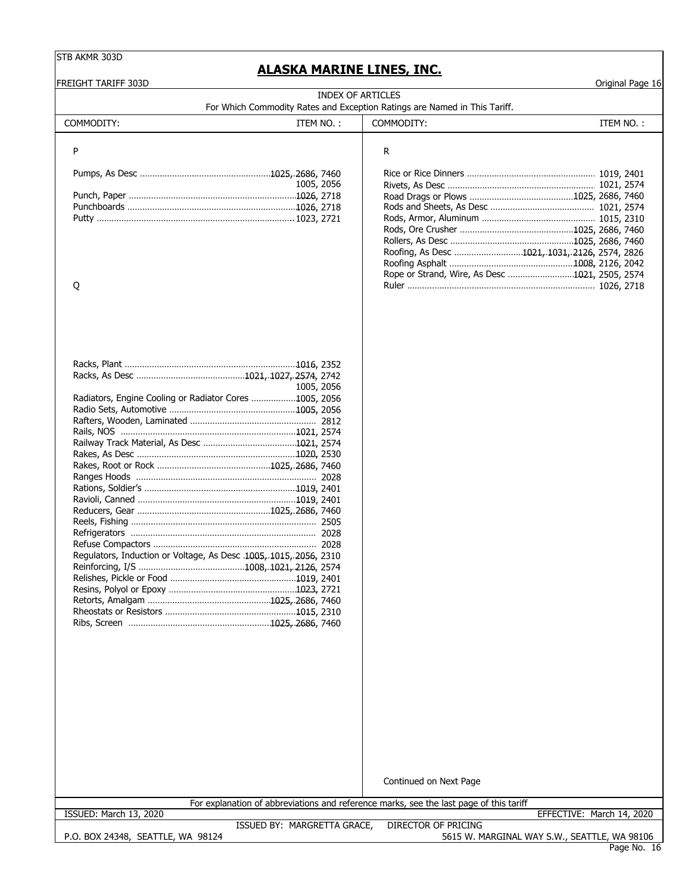# ALASKA MARINE LINES, INC.

FREIGHT TARIFF 303D

Original Page 16

## INDEX OF ARTICLES

For Which Commodity Rates and Exception Ratings are Named in This Tariff.

| COMMODITY: | ITEM NO. : |
|---|---|
| **P** | |
| Pumps, As Desc | 1025, 2686, 7460 |
| | 1005, 2056 |
| Punch, Paper | 1026, 2718 |
| Punchboards | 1026, 2718 |
| Putty | 1023, 2721 |
| **Q** | |
| Racks, Plant | 1016, 2352 |
| Racks, As Desc | 1021, 1027, 2574, 2742 |
| | 1005, 2056 |
| Radiators, Engine Cooling or Radiator Cores | 1005, 2056 |
| Radio Sets, Automotive | 1005, 2056 |
| Rafters, Wooden, Laminated | 2812 |
| Rails, NOS | 1021, 2574 |
| Railway Track Material, As Desc | 1021, 2574 |
| Rakes, As Desc | 1020, 2530 |
| Rakes, Root or Rock | 1025, 2686, 7460 |
| Ranges Hoods | 2028 |
| Rations, Soldier's | 1019, 2401 |
| Ravioli, Canned | 1019, 2401 |
| Reducers, Gear | 1025, 2686, 7460 |
| Reels, Fishing | 2505 |
| Refrigerators | 2028 |
| Refuse Compactors | 2028 |
| Regulators, Induction or Voltage, As Desc | 1005, 1015, 2056, 2310 |
| Reinforcing, I/S | 1008, 1021, 2126, 2574 |
| Relishes, Pickle or Food | 1019, 2401 |
| Resins, Polyol or Epoxy | 1023, 2721 |
| Retorts, Amalgam | 1025, 2686, 7460 |
| Rheostats or Resistors | 1015, 2310 |
| Ribs, Screen | 1025, 2686, 7460 |
| **R** | |
| Rice or Rice Dinners | 1019, 2401 |
| Rivets, As Desc | 1021, 2574 |
| Road Drags or Plows | 1025, 2686, 7460 |
| Rods and Sheets, As Desc | 1021, 2574 |
| Rods, Armor, Aluminum | 1015, 2310 |
| Rods, Ore Crusher | 1025, 2686, 7460 |
| Rollers, As Desc | 1025, 2686, 7460 |
| Roofing, As Desc | 1021, 1031, 2126, 2574, 2826 |
| Roofing Asphalt | 1008, 2126, 2042 |
| Rope or Strand, Wire, As Desc | 1021, 2505, 2574 |
| Ruler | 1026, 2718 |

Continued on Next Page

For explanation of abbreviations and reference marks, see the last page of this tariff

ISSUED: March 13, 2020 — EFFECTIVE: March 14, 2020

ISSUED BY: MARGRETTA GRACE, DIRECTOR OF PRICING

P.O. BOX 24348, SEATTLE, WA 98124 — 5615 W. MARGINAL WAY S.W., SEATTLE, WA 98106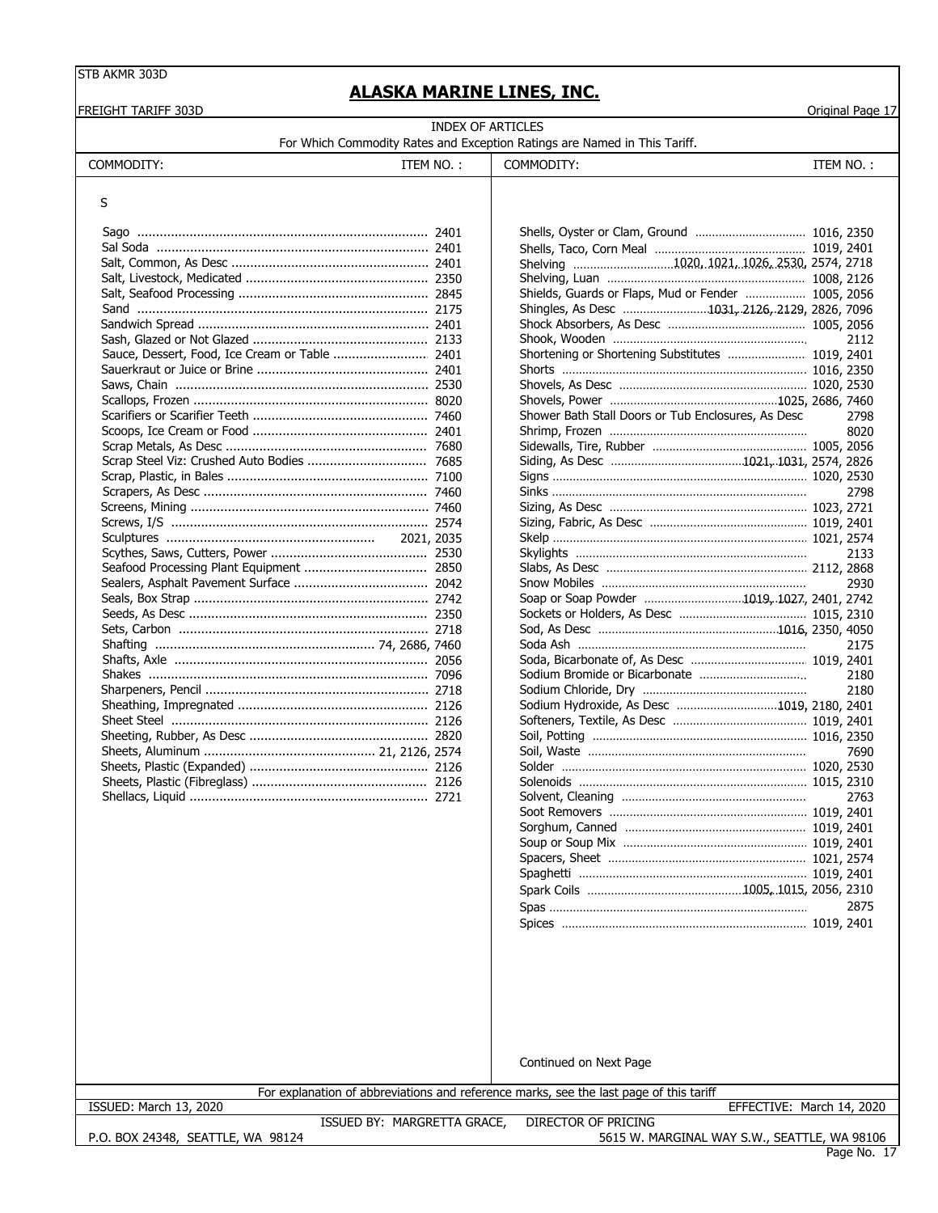# ALASKA MARINE LINES, INC.

FREIGHT TARIFF 303D

Original Page 17

## INDEX OF ARTICLES

For Which Commodity Rates and Exception Ratings are Named in This Tariff.

### S

| COMMODITY: | ITEM NO. : |
|---|---|
| Sago | 2401 |
| Sal Soda | 2401 |
| Salt, Common, As Desc | 2401 |
| Salt, Livestock, Medicated | 2350 |
| Salt, Seafood Processing | 2845 |
| Sand | 2175 |
| Sandwich Spread | 2401 |
| Sash, Glazed or Not Glazed | 2133 |
| Sauce, Dessert, Food, Ice Cream or Table | 2401 |
| Sauerkraut or Juice or Brine | 2401 |
| Saws, Chain | 2530 |
| Scallops, Frozen | 8020 |
| Scarifiers or Scarifier Teeth | 7460 |
| Scoops, Ice Cream or Food | 2401 |
| Scrap Metals, As Desc | 7680 |
| Scrap Steel Viz: Crushed Auto Bodies | 7685 |
| Scrap, Plastic, in Bales | 7100 |
| Scrapers, As Desc | 7460 |
| Screens, Mining | 7460 |
| Screws, I/S | 2574 |
| Sculptures | 2021, 2035 |
| Scythes, Saws, Cutters, Power | 2530 |
| Seafood Processing Plant Equipment | 2850 |
| Sealers, Asphalt Pavement Surface | 2042 |
| Seals, Box Strap | 2742 |
| Seeds, As Desc | 2350 |
| Sets, Carbon | 2718 |
| Shafting | 74, 2686, 7460 |
| Shafts, Axle | 2056 |
| Shakes | 7096 |
| Sharpeners, Pencil | 2718 |
| Sheathing, Impregnated | 2126 |
| Sheet Steel | 2126 |
| Sheeting, Rubber, As Desc | 2820 |
| Sheets, Aluminum | 21, 2126, 2574 |
| Sheets, Plastic (Expanded) | 2126 |
| Sheets, Plastic (Fibreglass) | 2126 |
| Shellacs, Liquid | 2721 |
| Shells, Oyster or Clam, Ground | 1016, 2350 |
| Shells, Taco, Corn Meal | 1019, 2401 |
| Shelving | 1020, 1021, 1026, 2530, 2574, 2718 |
| Shelving, Luan | 1008, 2126 |
| Shields, Guards or Flaps, Mud or Fender | 1005, 2056 |
| Shingles, As Desc | 1031, 2126, 2129, 2826, 7096 |
| Shock Absorbers, As Desc | 1005, 2056 |
| Shook, Wooden | 2112 |
| Shortening or Shortening Substitutes | 1019, 2401 |
| Shorts | 1016, 2350 |
| Shovels, As Desc | 1020, 2530 |
| Shovels, Power | 1025, 2686, 7460 |
| Shower Bath Stall Doors or Tub Enclosures, As Desc | 2798 |
| Shrimp, Frozen | 8020 |
| Sidewalls, Tire, Rubber | 1005, 2056 |
| Siding, As Desc | 1021, 1031, 2574, 2826 |
| Signs | 1020, 2530 |
| Sinks | 2798 |
| Sizing, As Desc | 1023, 2721 |
| Sizing, Fabric, As Desc | 1019, 2401 |
| Skelp | 1021, 2574 |
| Skylights | 2133 |
| Slabs, As Desc | 2112, 2868 |
| Snow Mobiles | 2930 |
| Soap or Soap Powder | 1019, 1027, 2401, 2742 |
| Sockets or Holders, As Desc | 1015, 2310 |
| Sod, As Desc | 1016, 2350, 4050 |
| Soda Ash | 2175 |
| Soda, Bicarbonate of, As Desc | 1019, 2401 |
| Sodium Bromide or Bicarbonate | 2180 |
| Sodium Chloride, Dry | 2180 |
| Sodium Hydroxide, As Desc | 1019, 2180, 2401 |
| Softeners, Textile, As Desc | 1019, 2401 |
| Soil, Potting | 1016, 2350 |
| Soil, Waste | 7690 |
| Solder | 1020, 2530 |
| Solenoids | 1015, 2310 |
| Solvent, Cleaning | 2763 |
| Soot Removers | 1019, 2401 |
| Sorghum, Canned | 1019, 2401 |
| Soup or Soup Mix | 1019, 2401 |
| Spacers, Sheet | 1021, 2574 |
| Spaghetti | 1019, 2401 |
| Spark Coils | 1005, 1015, 2056, 2310 |
| Spas | 2875 |
| Spices | 1019, 2401 |

Continued on Next Page

For explanation of abbreviations and reference marks, see the last page of this tariff

ISSUED: March 13, 2020 — EFFECTIVE: March 14, 2020

ISSUED BY: MARGRETTA GRACE, DIRECTOR OF PRICING

P.O. BOX 24348, SEATTLE, WA 98124 — 5615 W. MARGINAL WAY S.W., SEATTLE, WA 98106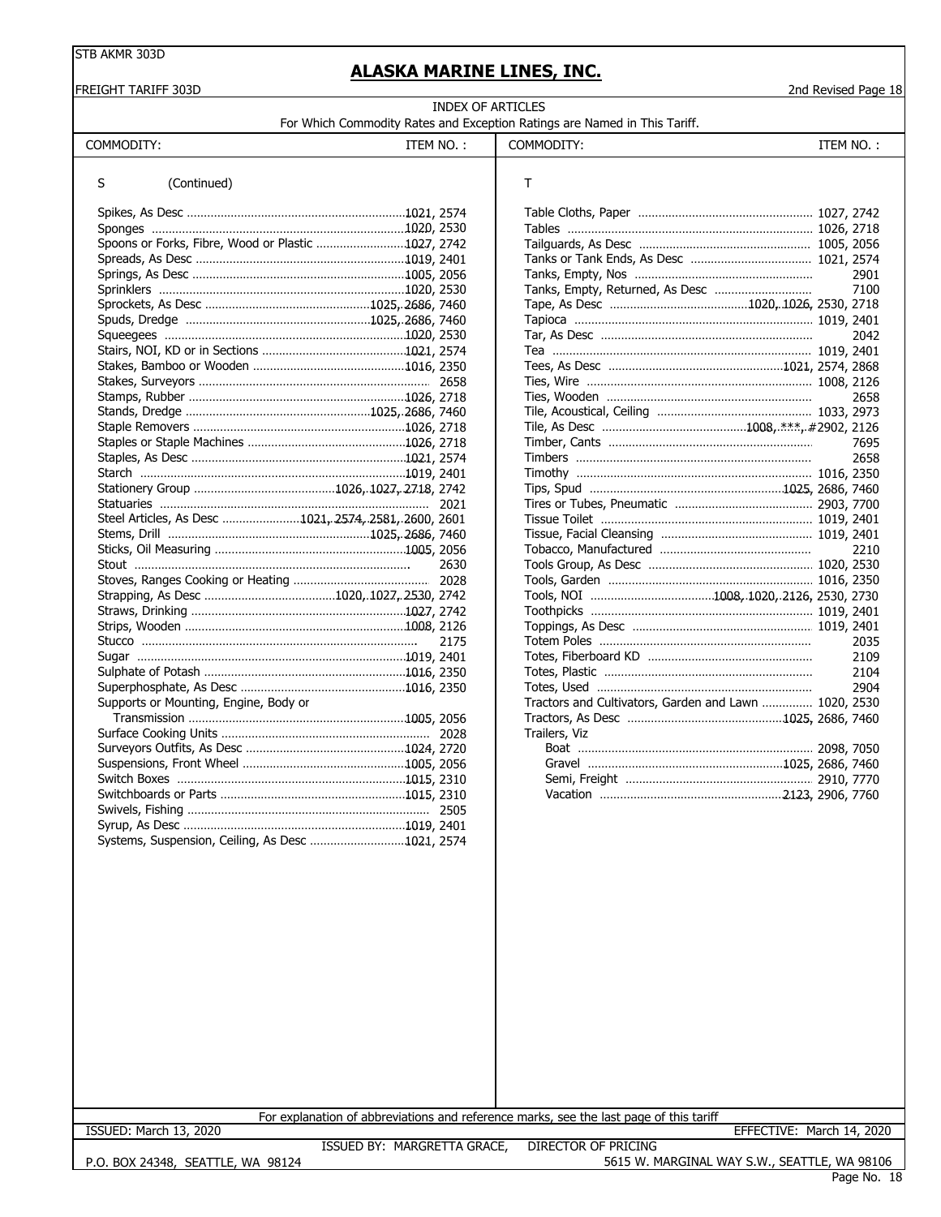# ALASKA MARINE LINES, INC.

FREIGHT TARIFF 303D — 2nd Revised Page 18

## INDEX OF ARTICLES

For Which Commodity Rates and Exception Ratings are Named in This Tariff.

| COMMODITY: | ITEM NO. : |
|---|---|
| **S (Continued)** | |
| Spikes, As Desc | 1021, 2574 |
| Sponges | 1020, 2530 |
| Spoons or Forks, Fibre, Wood or Plastic | 1027, 2742 |
| Spreads, As Desc | 1019, 2401 |
| Springs, As Desc | 1005, 2056 |
| Sprinklers | 1020, 2530 |
| Sprockets, As Desc | 1025, 2686, 7460 |
| Spuds, Dredge | 1025, 2686, 7460 |
| Squeegees | 1020, 2530 |
| Stairs, NOI, KD or in Sections | 1021, 2574 |
| Stakes, Bamboo or Wooden | 1016, 2350 |
| Stakes, Surveyors | 2658 |
| Stamps, Rubber | 1026, 2718 |
| Stands, Dredge | 1025, 2686, 7460 |
| Staple Removers | 1026, 2718 |
| Staples or Staple Machines | 1026, 2718 |
| Staples, As Desc | 1021, 2574 |
| Starch | 1019, 2401 |
| Stationery Group | 1026, 1027, 2718, 2742 |
| Statuaries | 2021 |
| Steel Articles, As Desc | 1021, 2574, 2581, 2600, 2601 |
| Stems, Drill | 1025, 2686, 7460 |
| Sticks, Oil Measuring | 1005, 2056 |
| Stout | 2630 |
| Stoves, Ranges Cooking or Heating | 2028 |
| Strapping, As Desc | 1020, 1027, 2530, 2742 |
| Straws, Drinking | 1027, 2742 |
| Strips, Wooden | 1008, 2126 |
| Stucco | 2175 |
| Sugar | 1019, 2401 |
| Sulphate of Potash | 1016, 2350 |
| Superphosphate, As Desc | 1016, 2350 |
| Supports or Mounting, Engine, Body or Transmission | 1005, 2056 |
| Surface Cooking Units | 2028 |
| Surveyors Outfits, As Desc | 1024, 2720 |
| Suspensions, Front Wheel | 1005, 2056 |
| Switch Boxes | 1015, 2310 |
| Switchboards or Parts | 1015, 2310 |
| Swivels, Fishing | 2505 |
| Syrup, As Desc | 1019, 2401 |
| Systems, Suspension, Ceiling, As Desc | 1021, 2574 |

| COMMODITY: | ITEM NO. : |
|---|---|
| **T** | |
| Table Cloths, Paper | 1027, 2742 |
| Tables | 1026, 2718 |
| Tailguards, As Desc | 1005, 2056 |
| Tanks or Tank Ends, As Desc | 1021, 2574 |
| Tanks, Empty, Nos | 2901 |
| Tanks, Empty, Returned, As Desc | 7100 |
| Tape, As Desc | 1020, 1026, 2530, 2718 |
| Tapioca | 1019, 2401 |
| Tar, As Desc | 2042 |
| Tea | 1019, 2401 |
| Tees, As Desc | 1021, 2574, 2868 |
| Ties, Wire | 1008, 2126 |
| Ties, Wooden | 2658 |
| Tile, Acoustical, Ceiling | 1033, 2973 |
| Tile, As Desc | 1008, ***, #2902, 2126 |
| Timber, Cants | 7695 |
| Timbers | 2658 |
| Timothy | 1016, 2350 |
| Tips, Spud | 1025, 2686, 7460 |
| Tires or Tubes, Pneumatic | 2903, 7700 |
| Tissue Toilet | 1019, 2401 |
| Tissue, Facial Cleansing | 1019, 2401 |
| Tobacco, Manufactured | 2210 |
| Tools Group, As Desc | 1020, 2530 |
| Tools, Garden | 1016, 2350 |
| Tools, NOI | 1008, 1020, 2126, 2530, 2730 |
| Toothpicks | 1019, 2401 |
| Toppings, As Desc | 1019, 2401 |
| Totem Poles | 2035 |
| Totes, Fiberboard KD | 2109 |
| Totes, Plastic | 2104 |
| Totes, Used | 2904 |
| Tractors and Cultivators, Garden and Lawn | 1020, 2530 |
| Tractors, As Desc | 1025, 2686, 7460 |
| Trailers, Viz | |
| Boat | 2098, 7050 |
| Gravel | 1025, 2686, 7460 |
| Semi, Freight | 2910, 7770 |
| Vacation | 2123, 2906, 7760 |

For explanation of abbreviations and reference marks, see the last page of this tariff

ISSUED: March 13, 2020 — EFFECTIVE: March 14, 2020

ISSUED BY: MARGRETTA GRACE, DIRECTOR OF PRICING

P.O. BOX 24348, SEATTLE, WA 98124 — 5615 W. MARGINAL WAY S.W., SEATTLE, WA 98106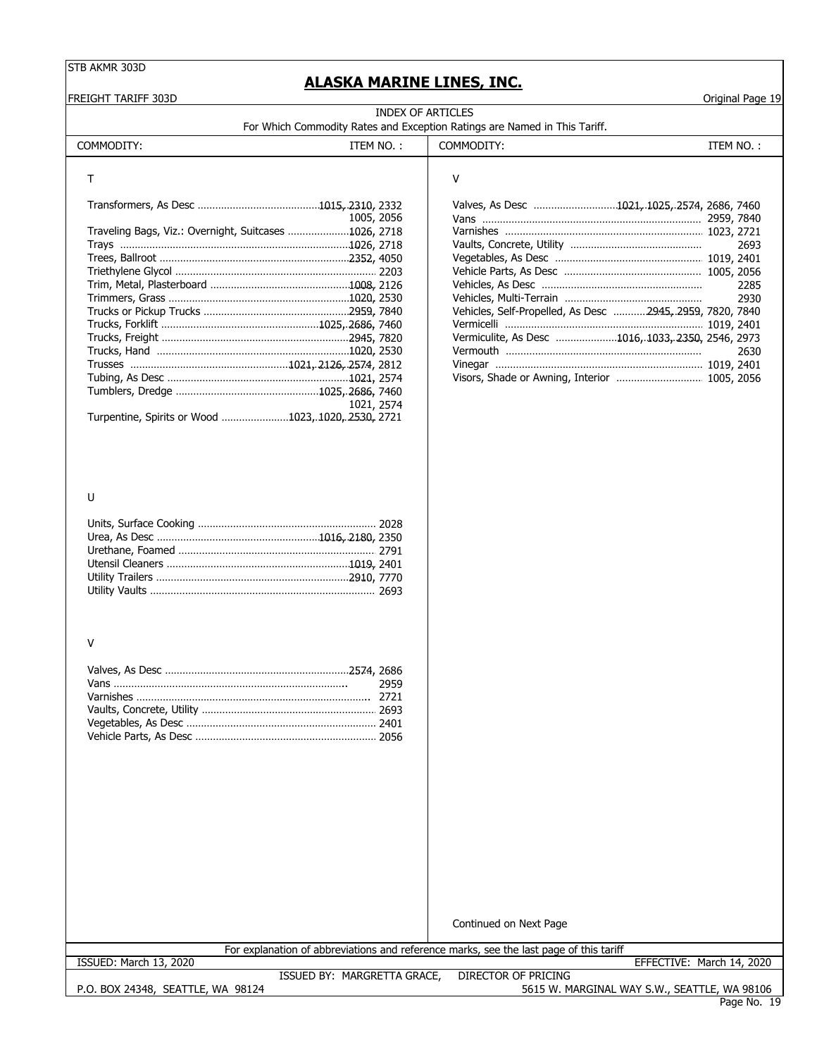**ALASKA MARINE LINES, INC.**

FREIGHT TARIFF 303D — Original Page 19

INDEX OF ARTICLES

For Which Commodity Rates and Exception Ratings are Named in This Tariff.

| COMMODITY: | ITEM NO. : |
|---|---|
| **T** | |
| Transformers, As Desc | ~~1015, 2310~~, 2332 |
| | 1005, 2056 |
| Traveling Bags, Viz.: Overnight, Suitcases | ~~1026~~, 2718 |
| Trays | ~~1026~~, 2718 |
| Trees, Ballroot | ~~2352~~, 4050 |
| Triethylene Glycol | 2203 |
| Trim, Metal, Plasterboard | ~~1008~~, 2126 |
| Trimmers, Grass | ~~1020~~, 2530 |
| Trucks or Pickup Trucks | ~~2959~~, 7840 |
| Trucks, Forklift | ~~1025, 2686~~, 7460 |
| Trucks, Freight | ~~2945~~, 7820 |
| Trucks, Hand | ~~1020~~, 2530 |
| Trusses | ~~1021, 2126, 2574~~, 2812 |
| Tubing, As Desc | ~~1021~~, 2574 |
| Tumblers, Dredge | ~~1025, 2686~~, 7460 |
| | 1021, 2574 |
| Turpentine, Spirits or Wood | ~~1023, 1020, 2530~~, 2721 |
| **U** | |
| Units, Surface Cooking | 2028 |
| Urea, As Desc | ~~1016, 2180~~, 2350 |
| Urethane, Foamed | 2791 |
| Utensil Cleaners | ~~1019~~, 2401 |
| Utility Trailers | ~~2910~~, 7770 |
| Utility Vaults | 2693 |
| **V** | |
| Valves, As Desc | ~~2574~~, 2686 |
| Vans | 2959 |
| Varnishes | 2721 |
| Vaults, Concrete, Utility | 2693 |
| Vegetables, As Desc | 2401 |
| Vehicle Parts, As Desc | 2056 |

| COMMODITY: | ITEM NO. : |
|---|---|
| **V** | |
| Valves, As Desc | ~~1021, 1025, 2574~~, 2686, 7460 |
| Vans | 2959, 7840 |
| Varnishes | 1023, 2721 |
| Vaults, Concrete, Utility | 2693 |
| Vegetables, As Desc | 1019, 2401 |
| Vehicle Parts, As Desc | 1005, 2056 |
| Vehicles, As Desc | 2285 |
| Vehicles, Multi-Terrain | 2930 |
| Vehicles, Self-Propelled, As Desc | ~~2945, 2959~~, 7820, 7840 |
| Vermicelli | 1019, 2401 |
| Vermiculite, As Desc | ~~1016, 1033, 2350~~, 2546, 2973 |
| Vermouth | 2630 |
| Vinegar | 1019, 2401 |
| Visors, Shade or Awning, Interior | 1005, 2056 |

Continued on Next Page

For explanation of abbreviations and reference marks, see the last page of this tariff

ISSUED: March 13, 2020 — EFFECTIVE: March 14, 2020

ISSUED BY: MARGRETTA GRACE, DIRECTOR OF PRICING

P.O. BOX 24348, SEATTLE, WA 98124 — 5615 W. MARGINAL WAY S.W., SEATTLE, WA 98106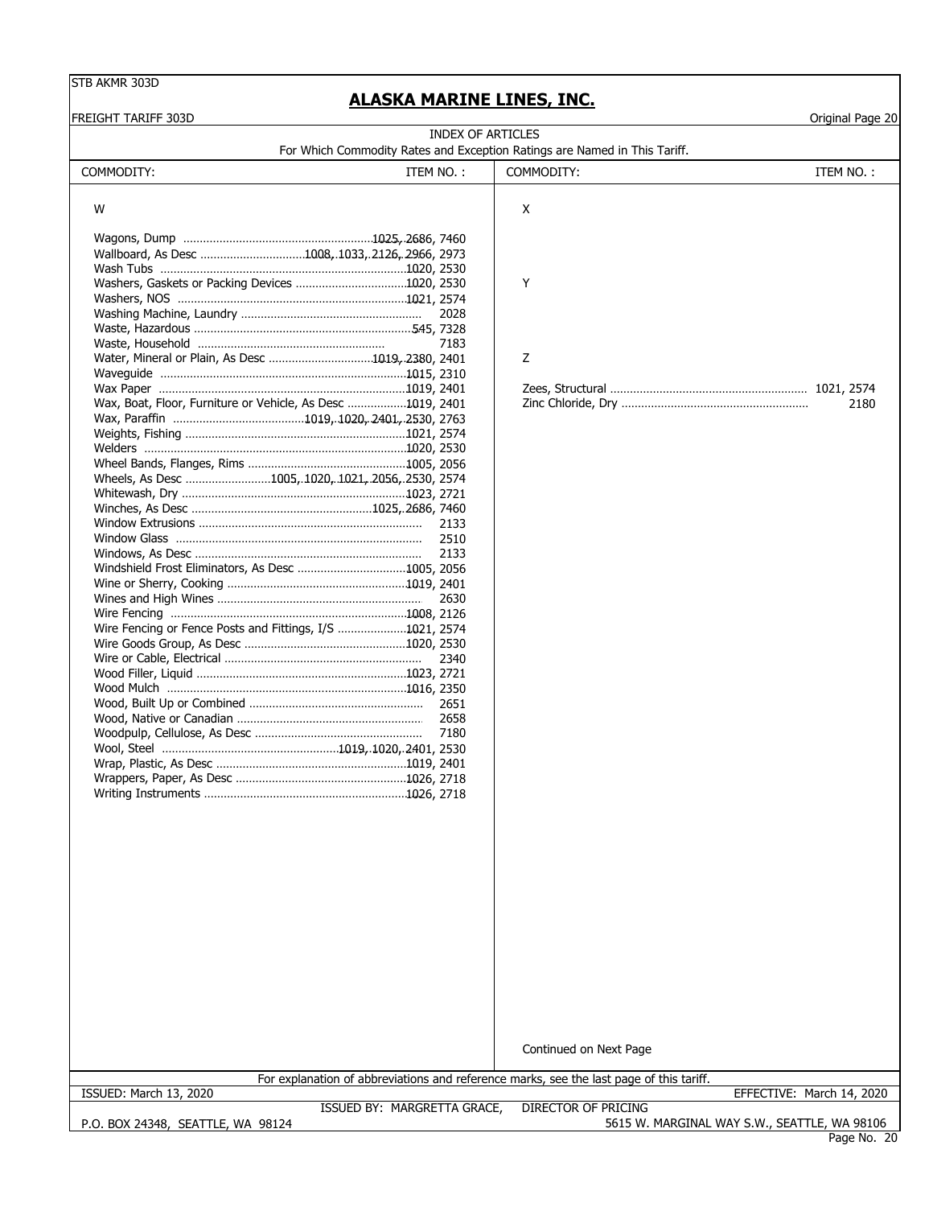## ALASKA MARINE LINES, INC.

INDEX OF ARTICLES

For Which Commodity Rates and Exception Ratings are Named in This Tariff.

| COMMODITY: | ITEM NO.: |
|---|---|
| **W** | |
| Wagons, Dump | 1025, 2686, 7460 |
| Wallboard, As Desc | 1008, 1033, 2126, 2966, 2973 |
| Wash Tubs | 1020, 2530 |
| Washers, Gaskets or Packing Devices | 1020, 2530 |
| Washers, NOS | 1021, 2574 |
| Washing Machine, Laundry | 2028 |
| Waste, Hazardous | 545, 7328 |
| Waste, Household | 7183 |
| Water, Mineral or Plain, As Desc | 1019, 2380, 2401 |
| Waveguide | 1015, 2310 |
| Wax Paper | 1019, 2401 |
| Wax, Boat, Floor, Furniture or Vehicle, As Desc | 1019, 2401 |
| Wax, Paraffin | 1019, 1020, 2401, 2530, 2763 |
| Weights, Fishing | 1021, 2574 |
| Welders | 1020, 2530 |
| Wheel Bands, Flanges, Rims | 1005, 2056 |
| Wheels, As Desc | 1005, 1020, 1021, 2056, 2530, 2574 |
| Whitewash, Dry | 1023, 2721 |
| Winches, As Desc | 1025, 2686, 7460 |
| Window Extrusions | 2133 |
| Window Glass | 2510 |
| Windows, As Desc | 2133 |
| Windshield Frost Eliminators, As Desc | 1005, 2056 |
| Wine or Sherry, Cooking | 1019, 2401 |
| Wines and High Wines | 2630 |
| Wire Fencing | 1008, 2126 |
| Wire Fencing or Fence Posts and Fittings, I/S | 1021, 2574 |
| Wire Goods Group, As Desc | 1020, 2530 |
| Wire or Cable, Electrical | 2340 |
| Wood Filler, Liquid | 1023, 2721 |
| Wood Mulch | 1016, 2350 |
| Wood, Built Up or Combined | 2651 |
| Wood, Native or Canadian | 2658 |
| Woodpulp, Cellulose, As Desc | 7180 |
| Wool, Steel | 1019, 1020, 2401, 2530 |
| Wrap, Plastic, As Desc | 1019, 2401 |
| Wrappers, Paper, As Desc | 1026, 2718 |
| Writing Instruments | 1026, 2718 |
| **X** | |
| **Y** | |
| **Z** | |
| Zees, Structural | 1021, 2574 |
| Zinc Chloride, Dry | 2180 |

Continued on Next Page

For explanation of abbreviations and reference marks, see the last page of this tariff.

ISSUED: March 13, 2020 — EFFECTIVE: March 14, 2020

ISSUED BY: MARGRETTA GRACE, DIRECTOR OF PRICING

P.O. BOX 24348, SEATTLE, WA 98124 — 5615 W. MARGINAL WAY S.W., SEATTLE, WA 98106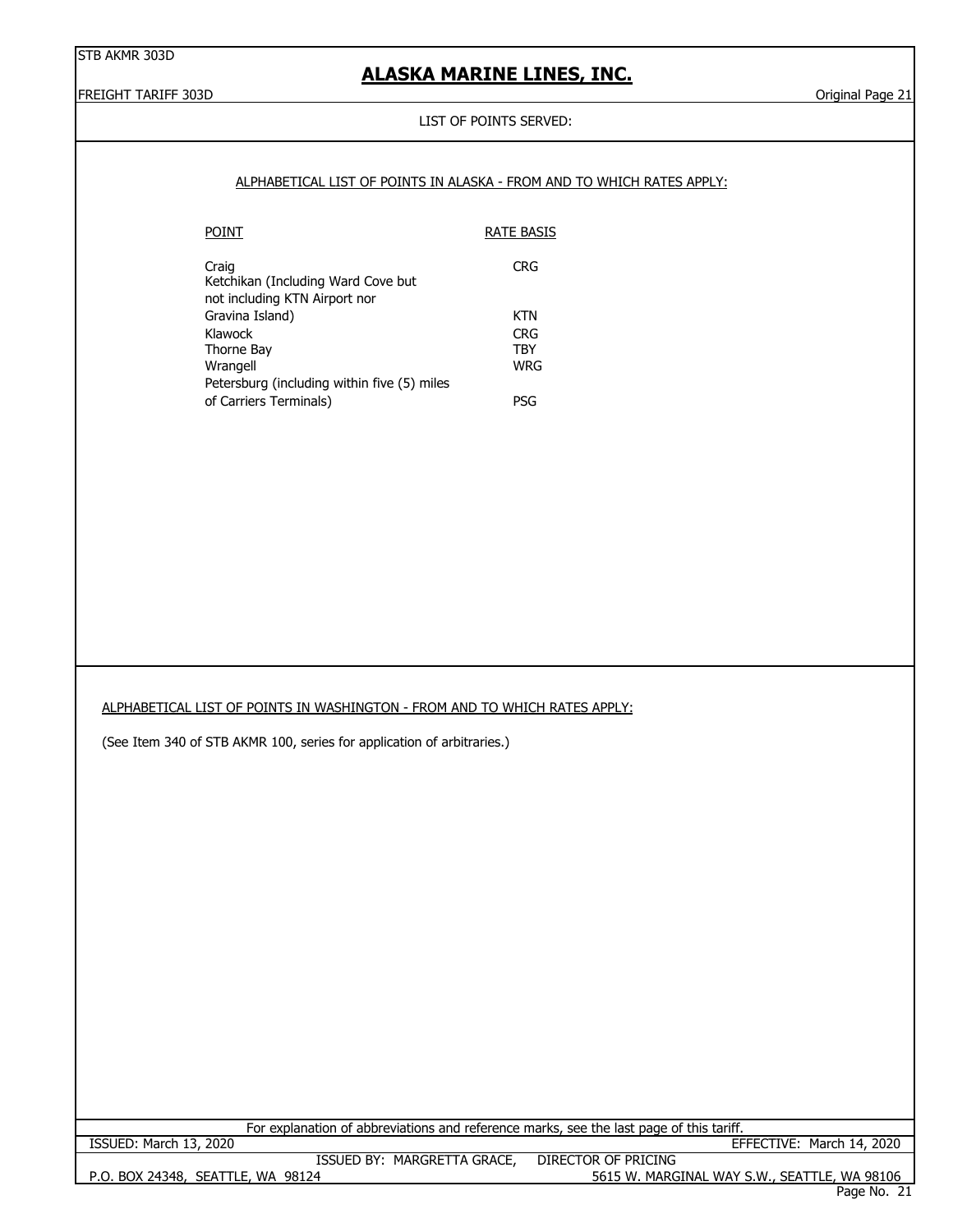LIST OF POINTS SERVED:

ALPHABETICAL LIST OF POINTS IN ALASKA - FROM AND TO WHICH RATES APPLY:

| POINT | RATE BASIS |
|---|---|
| Craig | CRG |
| Ketchikan (Including Ward Cove but not including KTN Airport nor Gravina Island) | KTN |
| Klawock | CRG |
| Thorne Bay | TBY |
| Wrangell | WRG |
| Petersburg (including within five (5) miles of Carriers Terminals) | PSG |

ALPHABETICAL LIST OF POINTS IN WASHINGTON - FROM AND TO WHICH RATES APPLY:

(See Item 340 of STB AKMR 100, series for application of arbitraries.)

For explanation of abbreviations and reference marks, see the last page of this tariff.

ISSUED: March 13, 2020 EFFECTIVE: March 14, 2020

ISSUED BY: MARGRETTA GRACE, DIRECTOR OF PRICING

P.O. BOX 24348, SEATTLE, WA 98124 5615 W. MARGINAL WAY S.W., SEATTLE, WA 98106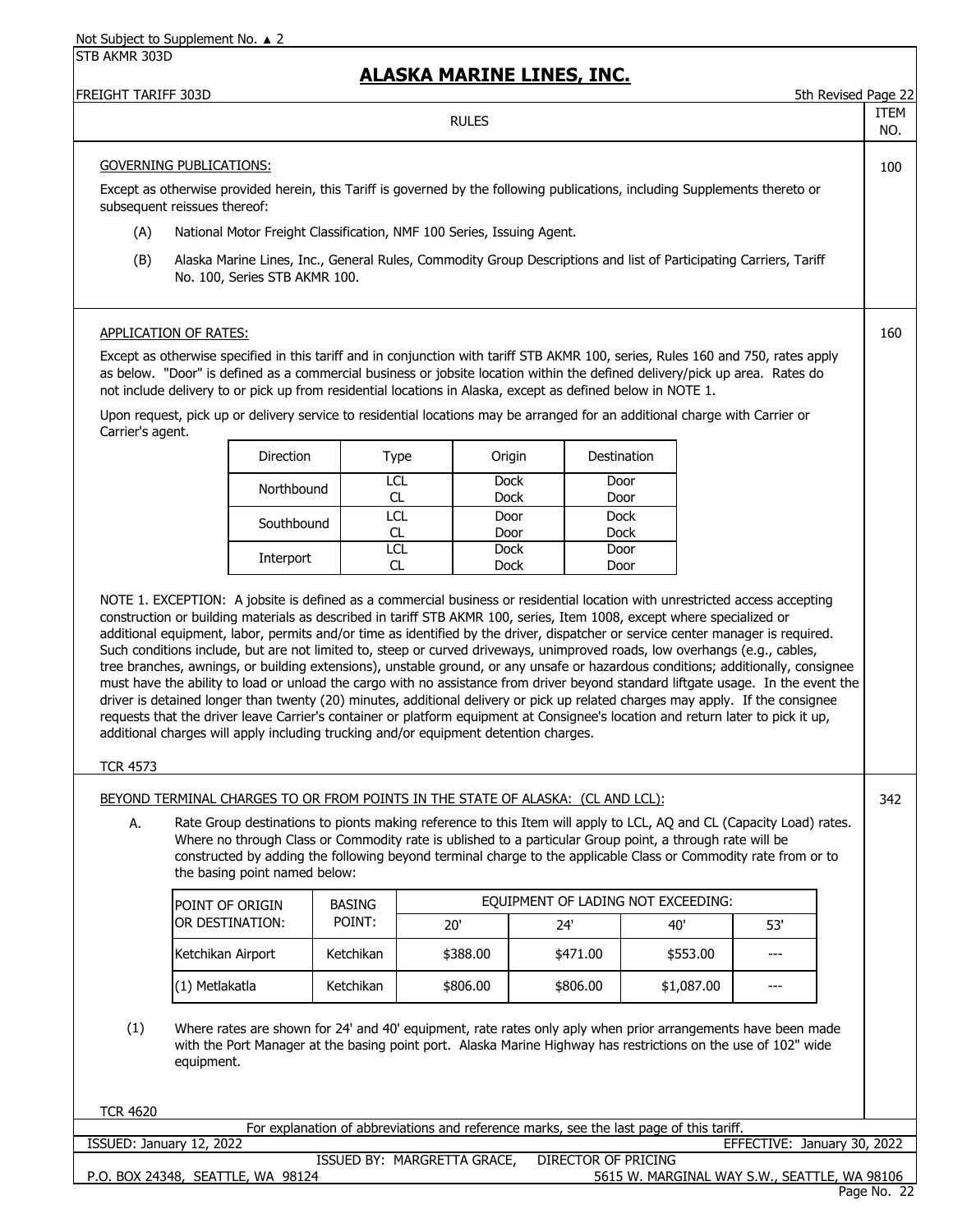## RULES

### ITEM 100

GOVERNING PUBLICATIONS:

Except as otherwise provided herein, this Tariff is governed by the following publications, including Supplements thereto or subsequent reissues thereof:

(A) National Motor Freight Classification, NMF 100 Series, Issuing Agent.

(B) Alaska Marine Lines, Inc., General Rules, Commodity Group Descriptions and list of Participating Carriers, Tariff No. 100, Series STB AKMR 100.

### ITEM 160

APPLICATION OF RATES:

Except as otherwise specified in this tariff and in conjunction with tariff STB AKMR 100, series, Rules 160 and 750, rates apply as below. "Door" is defined as a commercial business or jobsite location within the defined delivery/pick up area. Rates do not include delivery to or pick up from residential locations in Alaska, except as defined below in NOTE 1.

Upon request, pick up or delivery service to residential locations may be arranged for an additional charge with Carrier or Carrier's agent.

| Direction | Type | Origin | Destination |
|---|---|---|---|
| Northbound | LCL | Dock | Door |
| | CL | Dock | Door |
| Southbound | LCL | Door | Dock |
| | CL | Door | Dock |
| Interport | LCL | Dock | Door |
| | CL | Dock | Door |

NOTE 1. EXCEPTION: A jobsite is defined as a commercial business or residential location with unrestricted access accepting construction or building materials as described in tariff STB AKMR 100, series, Item 1008, except where specialized or additional equipment, labor, permits and/or time as identified by the driver, dispatcher or service center manager is required. Such conditions include, but are not limited to, steep or curved driveways, unimproved roads, low overhangs (e.g., cables, tree branches, awnings, or building extensions), unstable ground, or any unsafe or hazardous conditions; additionally, consignee must have the ability to load or unload the cargo with no assistance from driver beyond standard liftgate usage. In the event the driver is detained longer than twenty (20) minutes, additional delivery or pick up related charges may apply. If the consignee requests that the driver leave Carrier's container or platform equipment at Consignee's location and return later to pick it up, additional charges will apply including trucking and/or equipment detention charges.

TCR 4573

### ITEM 342

BEYOND TERMINAL CHARGES TO OR FROM POINTS IN THE STATE OF ALASKA: (CL AND LCL):

A. Rate Group destinations to pionts making reference to this Item will apply to LCL, AQ and CL (Capacity Load) rates. Where no through Class or Commodity rate is ublished to a particular Group point, a through rate will be constructed by adding the following beyond terminal charge to the applicable Class or Commodity rate from or to the basing point named below:

| POINT OF ORIGIN OR DESTINATION: | BASING POINT: | EQUIPMENT OF LADING NOT EXCEEDING: | | | |
|---|---|---|---|---|---|
| | | 20' | 24' | 40' | 53' |
| Ketchikan Airport | Ketchikan | $388.00 | $471.00 | $553.00 | --- |
| (1) Metlakatla | Ketchikan | $806.00 | $806.00 | $1,087.00 | --- |

(1) Where rates are shown for 24' and 40' equipment, rate rates only aply when prior arrangements have been made with the Port Manager at the basing point port. Alaska Marine Highway has restrictions on the use of 102" wide equipment.

TCR 4620

For explanation of abbreviations and reference marks, see the last page of this tariff.

ISSUED: January 12, 2022 — EFFECTIVE: January 30, 2022

ISSUED BY: MARGRETTA GRACE, DIRECTOR OF PRICING

P.O. BOX 24348, SEATTLE, WA 98124 — 5615 W. MARGINAL WAY S.W., SEATTLE, WA 98106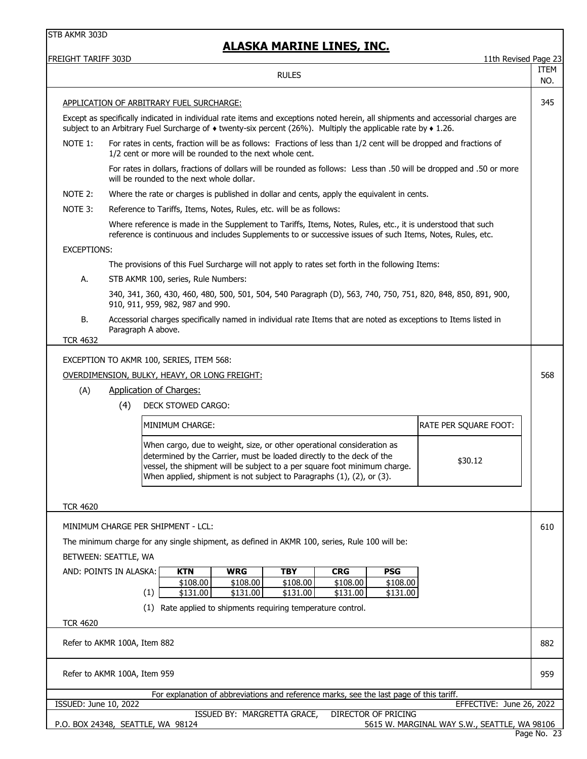## ALASKA MARINE LINES, INC.

FREIGHT TARIFF 303D — 11th Revised Page 23

RULES — ITEM NO.

### APPLICATION OF ARBITRARY FUEL SURCHARGE: (Item 345)

Except as specifically indicated in individual rate items and exceptions noted herein, all shipments and accessorial charges are subject to an Arbitrary Fuel Surcharge of ♦ twenty-six percent (26%). Multiply the applicable rate by ♦ 1.26.

NOTE 1: For rates in cents, fraction will be as follows: Fractions of less than 1/2 cent will be dropped and fractions of 1/2 cent or more will be rounded to the next whole cent.

For rates in dollars, fractions of dollars will be rounded as follows: Less than .50 will be dropped and .50 or more will be rounded to the next whole dollar.

NOTE 2: Where the rate or charges is published in dollar and cents, apply the equivalent in cents.

NOTE 3: Reference to Tariffs, Items, Notes, Rules, etc. will be as follows:

Where reference is made in the Supplement to Tariffs, Items, Notes, Rules, etc., it is understood that such reference is continuous and includes Supplements to or successive issues of such Items, Notes, Rules, etc.

EXCEPTIONS:

The provisions of this Fuel Surcharge will not apply to rates set forth in the following Items:

A. STB AKMR 100, series, Rule Numbers:

340, 341, 360, 430, 460, 480, 500, 501, 504, 540 Paragraph (D), 563, 740, 750, 751, 820, 848, 850, 891, 900, 910, 911, 959, 982, 987 and 990.

B. Accessorial charges specifically named in individual rate Items that are noted as exceptions to Items listed in Paragraph A above.

TCR 4632

---

EXCEPTION TO AKMR 100, SERIES, ITEM 568: (Item 568)

### OVERDIMENSION, BULKY, HEAVY, OR LONG FREIGHT:

(A) Application of Charges:

(4) DECK STOWED CARGO:

| MINIMUM CHARGE: | RATE PER SQUARE FOOT: |
|---|---|
| When cargo, due to weight, size, or other operational consideration as determined by the Carrier, must be loaded directly to the deck of the vessel, the shipment will be subject to a per square foot minimum charge. When applied, shipment is not subject to Paragraphs (1), (2), or (3). | $30.12 |

TCR 4620

---

MINIMUM CHARGE PER SHIPMENT - LCL: (Item 610)

The minimum charge for any single shipment, as defined in AKMR 100, series, Rule 100 will be:

BETWEEN: SEATTLE, WA

| AND: POINTS IN ALASKA: | KTN | WRG | TBY | CRG | PSG |
|---|---|---|---|---|---|
| | $108.00 | $108.00 | $108.00 | $108.00 | $108.00 |
| (1) | $131.00 | $131.00 | $131.00 | $131.00 | $131.00 |

(1) Rate applied to shipments requiring temperature control.

TCR 4620

---

Refer to AKMR 100A, Item 882 (Item 882)

---

Refer to AKMR 100A, Item 959 (Item 959)

---

For explanation of abbreviations and reference marks, see the last page of this tariff.

ISSUED: June 10, 2022 — EFFECTIVE: June 26, 2022

ISSUED BY: MARGRETTA GRACE, DIRECTOR OF PRICING

P.O. BOX 24348, SEATTLE, WA 98124 — 5615 W. MARGINAL WAY S.W., SEATTLE, WA 98106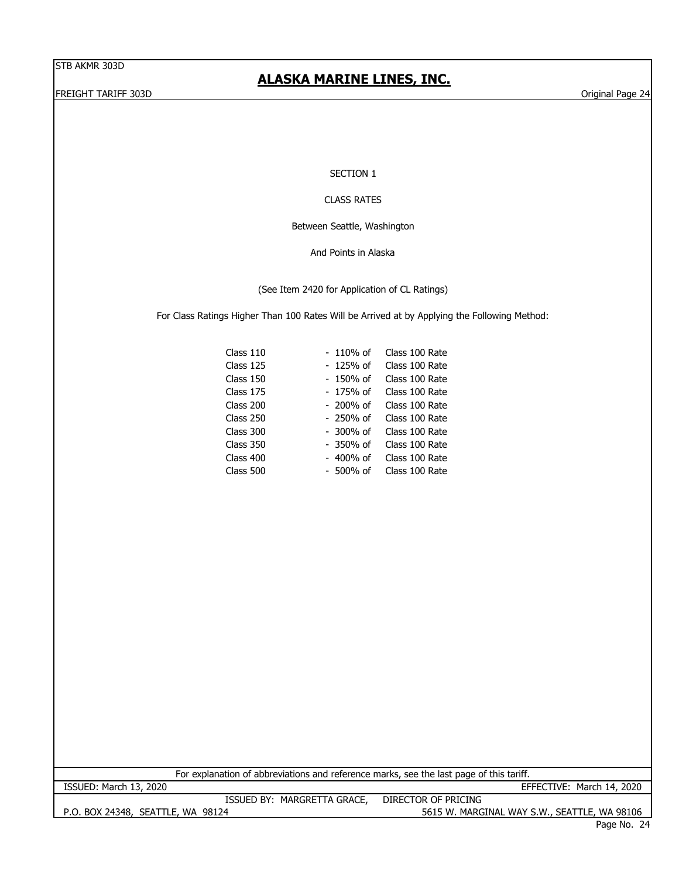# SECTION 1

## CLASS RATES

Between Seattle, Washington

And Points in Alaska

(See Item 2420 for Application of CL Ratings)

For Class Ratings Higher Than 100 Rates Will be Arrived at by Applying the Following Method:

| | | |
|---|---|---|
| Class 110 | - 110% of | Class 100 Rate |
| Class 125 | - 125% of | Class 100 Rate |
| Class 150 | - 150% of | Class 100 Rate |
| Class 175 | - 175% of | Class 100 Rate |
| Class 200 | - 200% of | Class 100 Rate |
| Class 250 | - 250% of | Class 100 Rate |
| Class 300 | - 300% of | Class 100 Rate |
| Class 350 | - 350% of | Class 100 Rate |
| Class 400 | - 400% of | Class 100 Rate |
| Class 500 | - 500% of | Class 100 Rate |

For explanation of abbreviations and reference marks, see the last page of this tariff.

ISSUED: March 13, 2020 EFFECTIVE: March 14, 2020

ISSUED BY: MARGRETTA GRACE, DIRECTOR OF PRICING

P.O. BOX 24348, SEATTLE, WA 98124 5615 W. MARGINAL WAY S.W., SEATTLE, WA 98106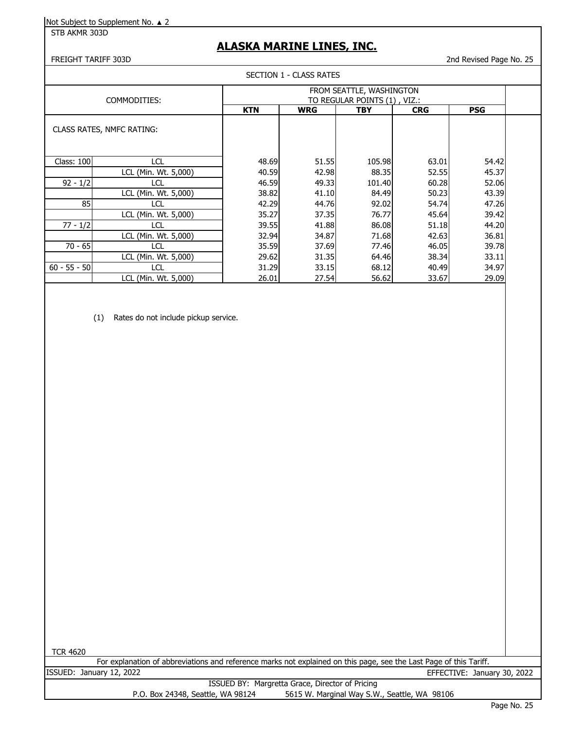Not Subject to Supplement No. ▲ 2

STB AKMR 303D

# ALASKA MARINE LINES, INC.

FREIGHT TARIFF 303D

2nd Revised Page No. 25

## SECTION 1 - CLASS RATES

| COMMODITIES: | | FROM SEATTLE, WASHINGTON TO REGULAR POINTS (1) , VIZ.: | | | | |
|---|---|---|---|---|---|---|
| | | **KTN** | **WRG** | **TBY** | **CRG** | **PSG** |
| CLASS RATES, NMFC RATING: | | | | | | |
| Class: 100 | LCL | 48.69 | 51.55 | 105.98 | 63.01 | 54.42 |
| | LCL (Min. Wt. 5,000) | 40.59 | 42.98 | 88.35 | 52.55 | 45.37 |
| 92 - 1/2 | LCL | 46.59 | 49.33 | 101.40 | 60.28 | 52.06 |
| | LCL (Min. Wt. 5,000) | 38.82 | 41.10 | 84.49 | 50.23 | 43.39 |
| 85 | LCL | 42.29 | 44.76 | 92.02 | 54.74 | 47.26 |
| | LCL (Min. Wt. 5,000) | 35.27 | 37.35 | 76.77 | 45.64 | 39.42 |
| 77 - 1/2 | LCL | 39.55 | 41.88 | 86.08 | 51.18 | 44.20 |
| | LCL (Min. Wt. 5,000) | 32.94 | 34.87 | 71.68 | 42.63 | 36.81 |
| 70 - 65 | LCL | 35.59 | 37.69 | 77.46 | 46.05 | 39.78 |
| | LCL (Min. Wt. 5,000) | 29.62 | 31.35 | 64.46 | 38.34 | 33.11 |
| 60 - 55 - 50 | LCL | 31.29 | 33.15 | 68.12 | 40.49 | 34.97 |
| | LCL (Min. Wt. 5,000) | 26.01 | 27.54 | 56.62 | 33.67 | 29.09 |

(1) Rates do not include pickup service.

TCR 4620

For explanation of abbreviations and reference marks not explained on this page, see the Last Page of this Tariff.

ISSUED: January 12, 2022

EFFECTIVE: January 30, 2022

ISSUED BY: Margretta Grace, Director of Pricing

P.O. Box 24348, Seattle, WA 98124 5615 W. Marginal Way S.W., Seattle, WA 98106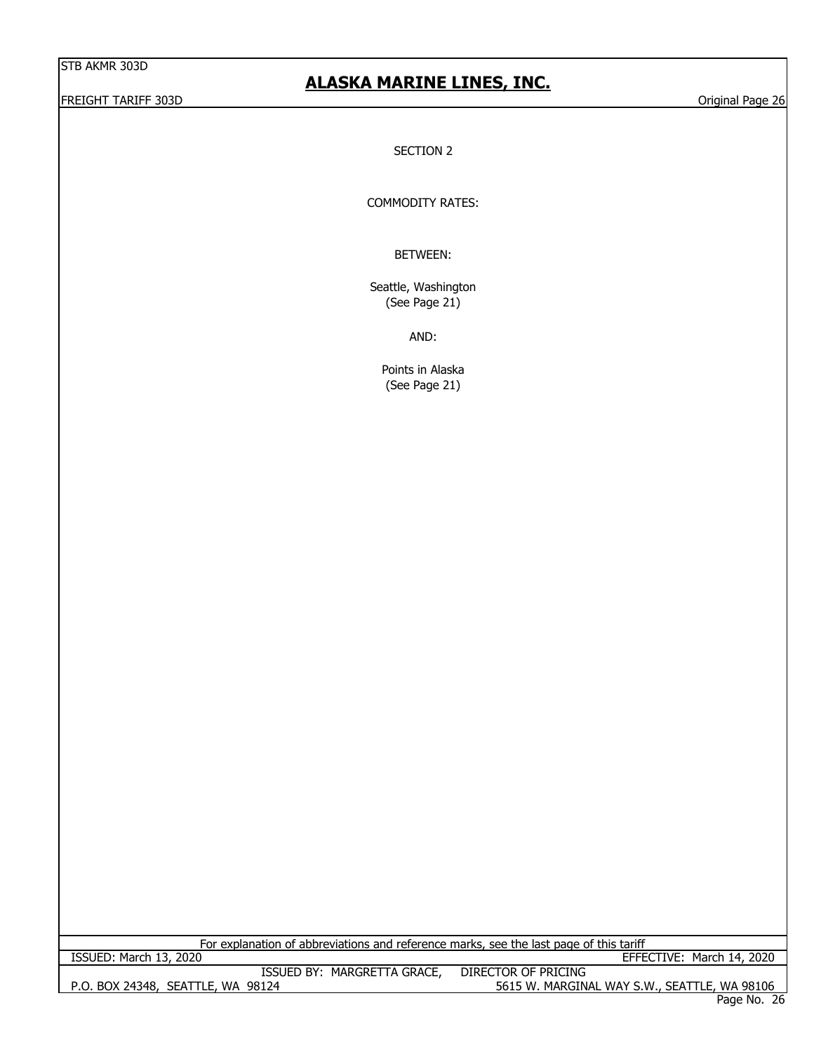## SECTION 2

COMMODITY RATES:

BETWEEN:

Seattle, Washington
(See Page 21)

AND:

Points in Alaska
(See Page 21)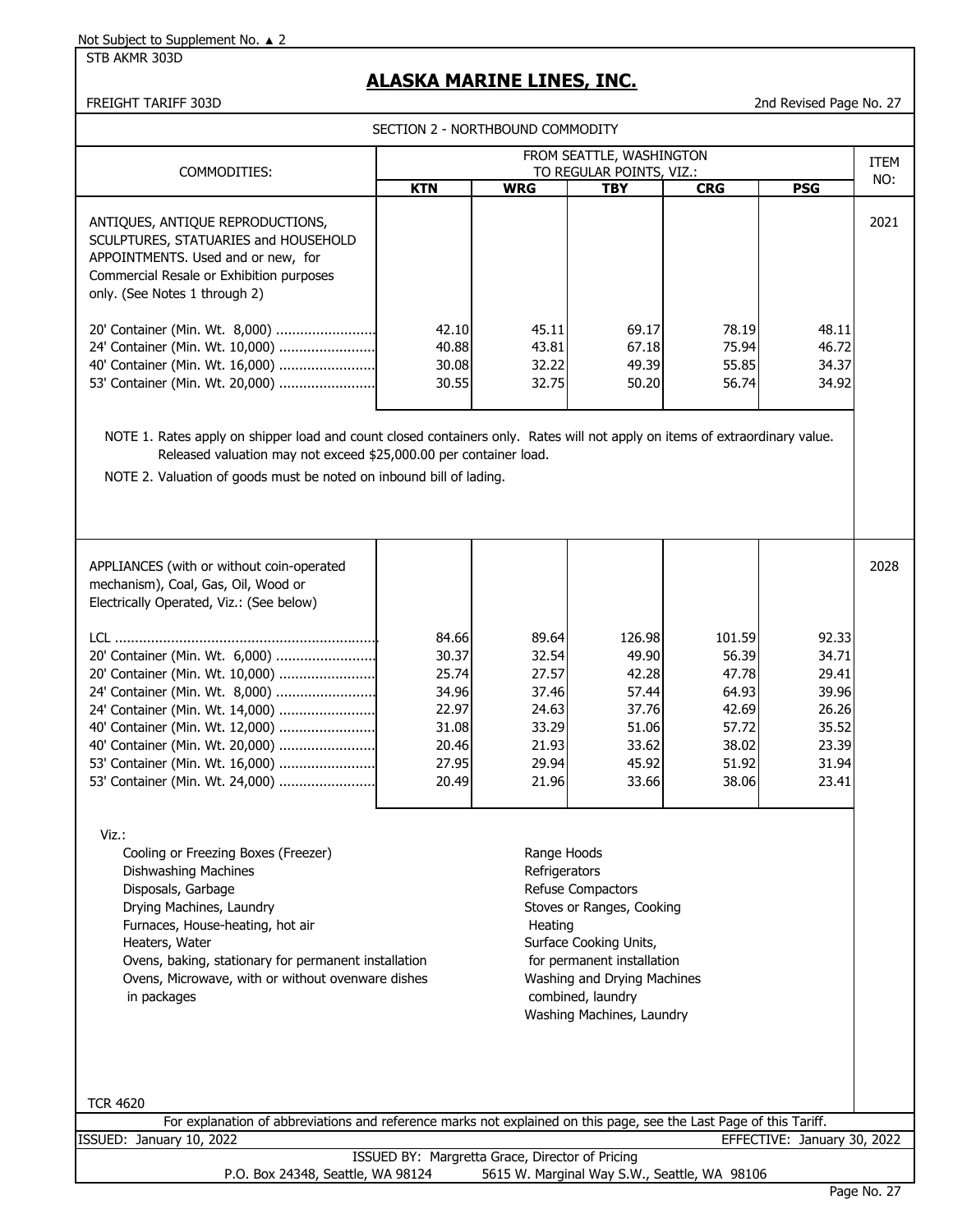Not Subject to Supplement No. ▲ 2

STB AKMR 303D

# ALASKA MARINE LINES, INC.

FREIGHT TARIFF 303D

2nd Revised Page No. 27

## SECTION 2 - NORTHBOUND COMMODITY

| COMMODITIES: | FROM SEATTLE, WASHINGTON TO REGULAR POINTS, VIZ.: | | | | | ITEM NO: |
|---|---|---|---|---|---|---|
| | **KTN** | **WRG** | **TBY** | **CRG** | **PSG** | |
| ANTIQUES, ANTIQUE REPRODUCTIONS, SCULPTURES, STATUARIES and HOUSEHOLD APPOINTMENTS. Used and or new, for Commercial Resale or Exhibition purposes only. (See Notes 1 through 2) | | | | | | 2021 |
| 20' Container (Min. Wt. 8,000) | 42.10 | 45.11 | 69.17 | 78.19 | 48.11 | |
| 24' Container (Min. Wt. 10,000) | 40.88 | 43.81 | 67.18 | 75.94 | 46.72 | |
| 40' Container (Min. Wt. 16,000) | 30.08 | 32.22 | 49.39 | 55.85 | 34.37 | |
| 53' Container (Min. Wt. 20,000) | 30.55 | 32.75 | 50.20 | 56.74 | 34.92 | |

NOTE 1. Rates apply on shipper load and count closed containers only. Rates will not apply on items of extraordinary value. Released valuation may not exceed $25,000.00 per container load.

NOTE 2. Valuation of goods must be noted on inbound bill of lading.

| COMMODITIES: | KTN | WRG | TBY | CRG | PSG | ITEM NO: |
|---|---|---|---|---|---|---|
| APPLIANCES (with or without coin-operated mechanism), Coal, Gas, Oil, Wood or Electrically Operated, Viz.: (See below) | | | | | | 2028 |
| LCL | 84.66 | 89.64 | 126.98 | 101.59 | 92.33 | |
| 20' Container (Min. Wt. 6,000) | 30.37 | 32.54 | 49.90 | 56.39 | 34.71 | |
| 20' Container (Min. Wt. 10,000) | 25.74 | 27.57 | 42.28 | 47.78 | 29.41 | |
| 24' Container (Min. Wt. 8,000) | 34.96 | 37.46 | 57.44 | 64.93 | 39.96 | |
| 24' Container (Min. Wt. 14,000) | 22.97 | 24.63 | 37.76 | 42.69 | 26.26 | |
| 40' Container (Min. Wt. 12,000) | 31.08 | 33.29 | 51.06 | 57.72 | 35.52 | |
| 40' Container (Min. Wt. 20,000) | 20.46 | 21.93 | 33.62 | 38.02 | 23.39 | |
| 53' Container (Min. Wt. 16,000) | 27.95 | 29.94 | 45.92 | 51.92 | 31.94 | |
| 53' Container (Min. Wt. 24,000) | 20.49 | 21.96 | 33.66 | 38.06 | 23.41 | |

Viz.:

- Cooling or Freezing Boxes (Freezer)
- Dishwashing Machines
- Disposals, Garbage
- Drying Machines, Laundry
- Furnaces, House-heating, hot air
- Heaters, Water
- Ovens, baking, stationary for permanent installation
- Ovens, Microwave, with or without ovenware dishes in packages
- Range Hoods
- Refrigerators
- Refuse Compactors
- Stoves or Ranges, Cooking Heating
- Surface Cooking Units, for permanent installation
- Washing and Drying Machines combined, laundry
- Washing Machines, Laundry

TCR 4620

For explanation of abbreviations and reference marks not explained on this page, see the Last Page of this Tariff.

ISSUED: January 10, 2022 EFFECTIVE: January 30, 2022

ISSUED BY: Margretta Grace, Director of Pricing

P.O. Box 24348, Seattle, WA 98124 5615 W. Marginal Way S.W., Seattle, WA 98106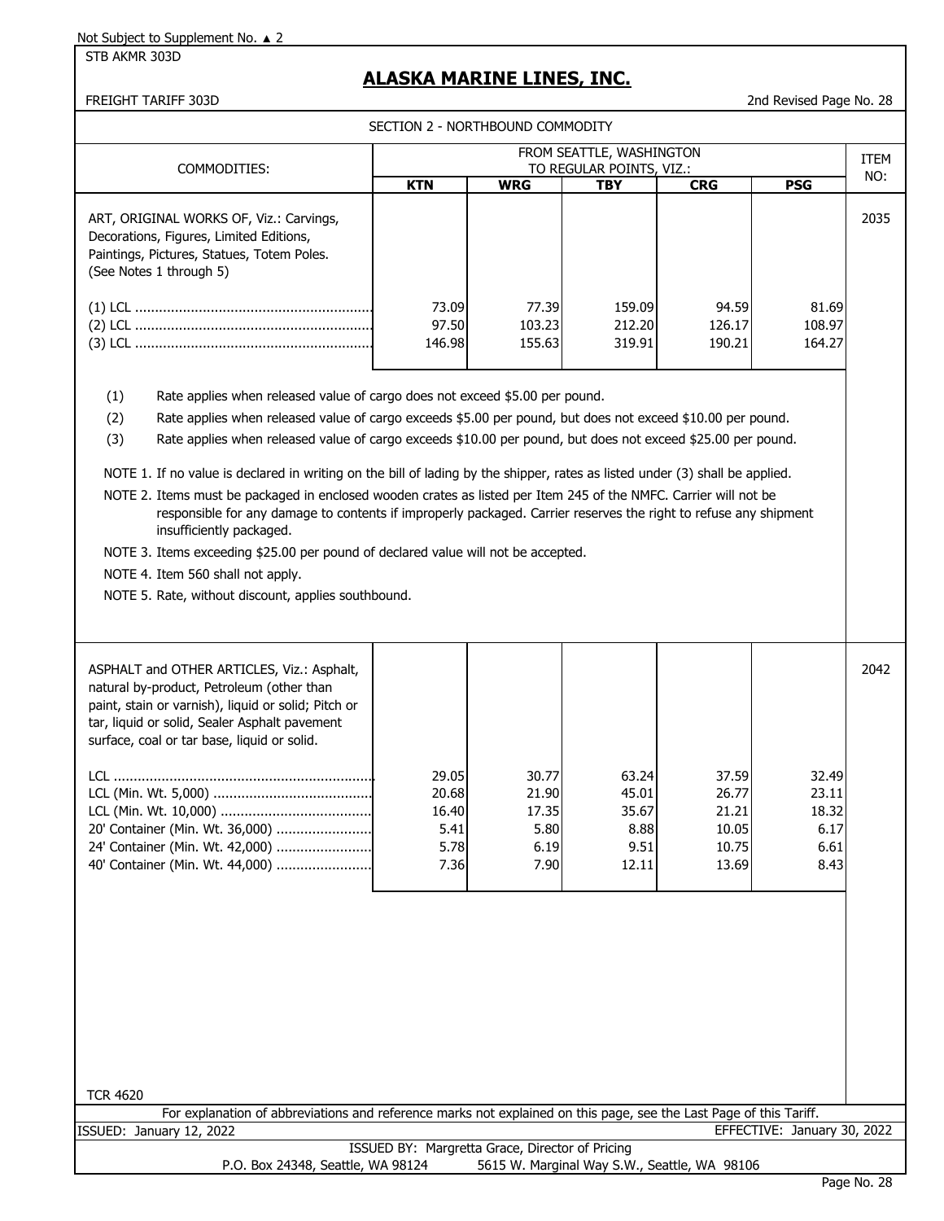Not Subject to Supplement No. ▲ 2

STB AKMR 303D

## ALASKA MARINE LINES, INC.

FREIGHT TARIFF 303D — 2nd Revised Page No. 28

SECTION 2 - NORTHBOUND COMMODITY

| COMMODITIES: | FROM SEATTLE, WASHINGTON TO REGULAR POINTS, VIZ.: | | | | | ITEM NO: |
|---|---|---|---|---|---|---|
| | KTN | WRG | TBY | CRG | PSG | |
| ART, ORIGINAL WORKS OF, Viz.: Carvings, Decorations, Figures, Limited Editions, Paintings, Pictures, Statues, Totem Poles. (See Notes 1 through 5) | | | | | | 2035 |
| (1) LCL | 73.09 | 77.39 | 159.09 | 94.59 | 81.69 | |
| (2) LCL | 97.50 | 103.23 | 212.20 | 126.17 | 108.97 | |
| (3) LCL | 146.98 | 155.63 | 319.91 | 190.21 | 164.27 | |

(1) Rate applies when released value of cargo does not exceed $5.00 per pound.

(2) Rate applies when released value of cargo exceeds $5.00 per pound, but does not exceed $10.00 per pound.

(3) Rate applies when released value of cargo exceeds $10.00 per pound, but does not exceed $25.00 per pound.

NOTE 1. If no value is declared in writing on the bill of lading by the shipper, rates as listed under (3) shall be applied.

NOTE 2. Items must be packaged in enclosed wooden crates as listed per Item 245 of the NMFC. Carrier will not be responsible for any damage to contents if improperly packaged. Carrier reserves the right to refuse any shipment insufficiently packaged.

NOTE 3. Items exceeding $25.00 per pound of declared value will not be accepted.

NOTE 4. Item 560 shall not apply.

NOTE 5. Rate, without discount, applies southbound.

| COMMODITIES: | KTN | WRG | TBY | CRG | PSG | ITEM NO: |
|---|---|---|---|---|---|---|
| ASPHALT and OTHER ARTICLES, Viz.: Asphalt, natural by-product, Petroleum (other than paint, stain or varnish), liquid or solid; Pitch or tar, liquid or solid, Sealer Asphalt pavement surface, coal or tar base, liquid or solid. | | | | | | 2042 |
| LCL | 29.05 | 30.77 | 63.24 | 37.59 | 32.49 | |
| LCL (Min. Wt. 5,000) | 20.68 | 21.90 | 45.01 | 26.77 | 23.11 | |
| LCL (Min. Wt. 10,000) | 16.40 | 17.35 | 35.67 | 21.21 | 18.32 | |
| 20' Container (Min. Wt. 36,000) | 5.41 | 5.80 | 8.88 | 10.05 | 6.17 | |
| 24' Container (Min. Wt. 42,000) | 5.78 | 6.19 | 9.51 | 10.75 | 6.61 | |
| 40' Container (Min. Wt. 44,000) | 7.36 | 7.90 | 12.11 | 13.69 | 8.43 | |

TCR 4620

For explanation of abbreviations and reference marks not explained on this page, see the Last Page of this Tariff.

ISSUED: January 12, 2022 — EFFECTIVE: January 30, 2022

ISSUED BY: Margretta Grace, Director of Pricing

P.O. Box 24348, Seattle, WA 98124 — 5615 W. Marginal Way S.W., Seattle, WA 98106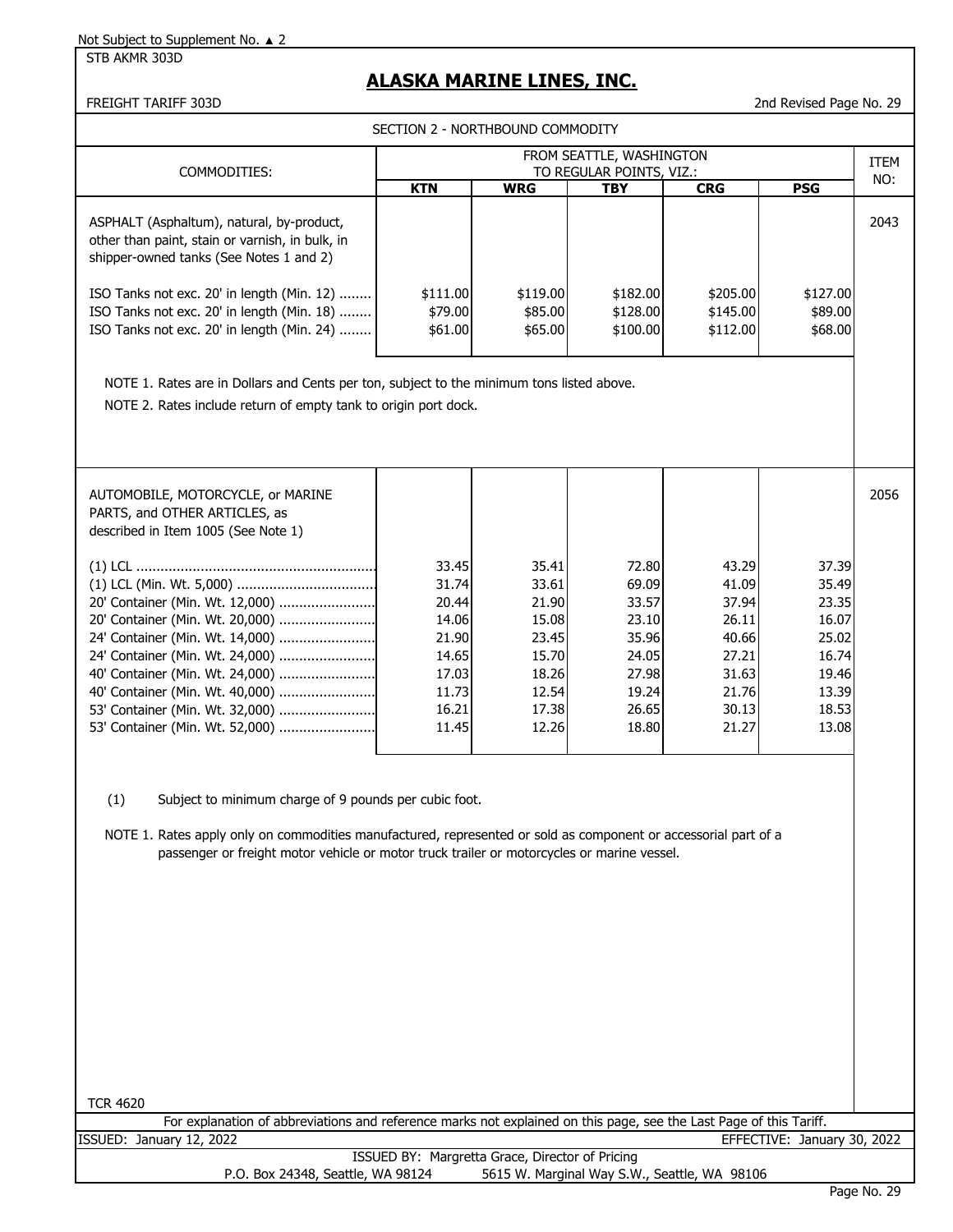Not Subject to Supplement No. ▲ 2

STB AKMR 303D

# ALASKA MARINE LINES, INC.

FREIGHT TARIFF 303D

2nd Revised Page No. 29

SECTION 2 - NORTHBOUND COMMODITY

| COMMODITIES: | FROM SEATTLE, WASHINGTON TO REGULAR POINTS, VIZ.: | | | | | ITEM NO: |
|---|---|---|---|---|---|---|
| | KTN | WRG | TBY | CRG | PSG | |
| ASPHALT (Asphaltum), natural, by-product, other than paint, stain or varnish, in bulk, in shipper-owned tanks (See Notes 1 and 2) | | | | | | 2043 |
| ISO Tanks not exc. 20' in length (Min. 12) | $111.00 | $119.00 | $182.00 | $205.00 | $127.00 | |
| ISO Tanks not exc. 20' in length (Min. 18) | $79.00 | $85.00 | $128.00 | $145.00 | $89.00 | |
| ISO Tanks not exc. 20' in length (Min. 24) | $61.00 | $65.00 | $100.00 | $112.00 | $68.00 | |

NOTE 1. Rates are in Dollars and Cents per ton, subject to the minimum tons listed above.

NOTE 2. Rates include return of empty tank to origin port dock.

| COMMODITIES: | KTN | WRG | TBY | CRG | PSG | ITEM NO: |
|---|---|---|---|---|---|---|
| AUTOMOBILE, MOTORCYCLE, or MARINE PARTS, and OTHER ARTICLES, as described in Item 1005 (See Note 1) | | | | | | 2056 |
| (1) LCL | 33.45 | 35.41 | 72.80 | 43.29 | 37.39 | |
| (1) LCL (Min. Wt. 5,000) | 31.74 | 33.61 | 69.09 | 41.09 | 35.49 | |
| 20' Container (Min. Wt. 12,000) | 20.44 | 21.90 | 33.57 | 37.94 | 23.35 | |
| 20' Container (Min. Wt. 20,000) | 14.06 | 15.08 | 23.10 | 26.11 | 16.07 | |
| 24' Container (Min. Wt. 14,000) | 21.90 | 23.45 | 35.96 | 40.66 | 25.02 | |
| 24' Container (Min. Wt. 24,000) | 14.65 | 15.70 | 24.05 | 27.21 | 16.74 | |
| 40' Container (Min. Wt. 24,000) | 17.03 | 18.26 | 27.98 | 31.63 | 19.46 | |
| 40' Container (Min. Wt. 40,000) | 11.73 | 12.54 | 19.24 | 21.76 | 13.39 | |
| 53' Container (Min. Wt. 32,000) | 16.21 | 17.38 | 26.65 | 30.13 | 18.53 | |
| 53' Container (Min. Wt. 52,000) | 11.45 | 12.26 | 18.80 | 21.27 | 13.08 | |

(1) Subject to minimum charge of 9 pounds per cubic foot.

NOTE 1. Rates apply only on commodities manufactured, represented or sold as component or accessorial part of a passenger or freight motor vehicle or motor truck trailer or motorcycles or marine vessel.

TCR 4620

For explanation of abbreviations and reference marks not explained on this page, see the Last Page of this Tariff.

ISSUED: January 12, 2022 EFFECTIVE: January 30, 2022

ISSUED BY: Margretta Grace, Director of Pricing

P.O. Box 24348, Seattle, WA 98124 5615 W. Marginal Way S.W., Seattle, WA 98106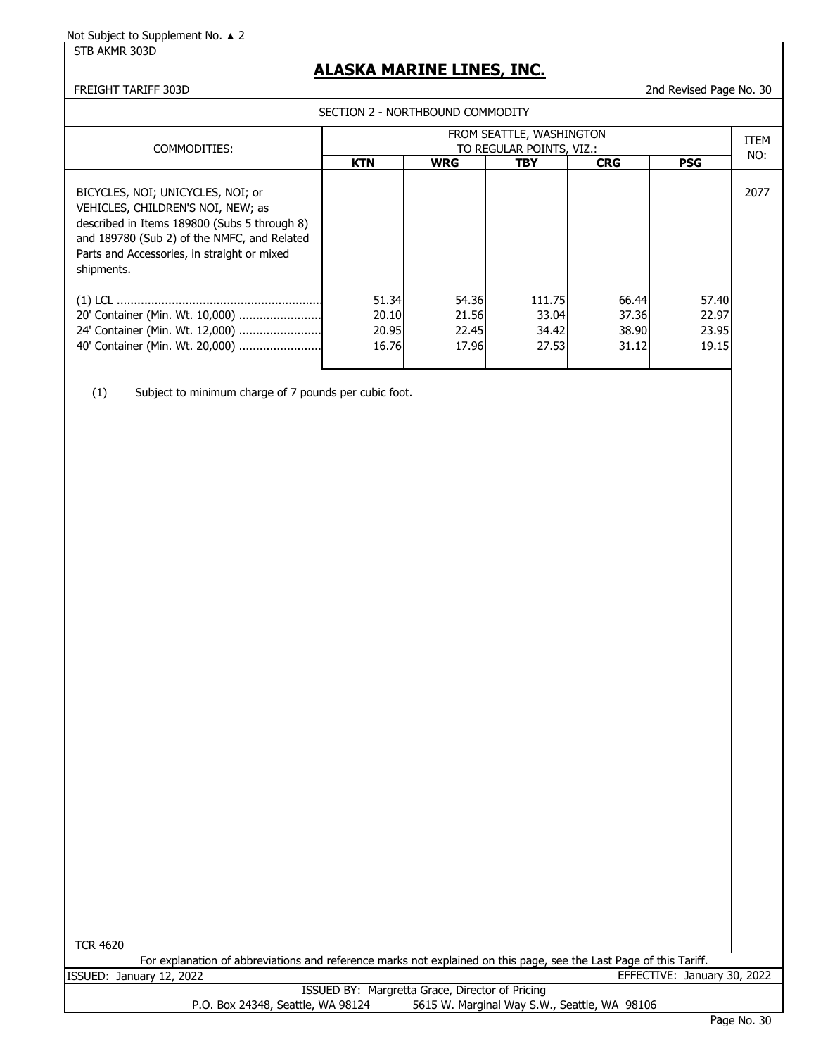Not Subject to Supplement No. ▲ 2

STB AKMR 303D

# ALASKA MARINE LINES, INC.

FREIGHT TARIFF 303D

2nd Revised Page No. 30

## SECTION 2 - NORTHBOUND COMMODITY

| COMMODITIES: | FROM SEATTLE, WASHINGTON TO REGULAR POINTS, VIZ.: | | | | | ITEM NO: |
|---|---|---|---|---|---|---|
| | **KTN** | **WRG** | **TBY** | **CRG** | **PSG** | |
| BICYCLES, NOI; UNICYCLES, NOI; or VEHICLES, CHILDREN'S NOI, NEW; as described in Items 189800 (Subs 5 through 8) and 189780 (Sub 2) of the NMFC, and Related Parts and Accessories, in straight or mixed shipments. | | | | | | 2077 |
| (1) LCL | 51.34 | 54.36 | 111.75 | 66.44 | 57.40 | |
| 20' Container (Min. Wt. 10,000) | 20.10 | 21.56 | 33.04 | 37.36 | 22.97 | |
| 24' Container (Min. Wt. 12,000) | 20.95 | 22.45 | 34.42 | 38.90 | 23.95 | |
| 40' Container (Min. Wt. 20,000) | 16.76 | 17.96 | 27.53 | 31.12 | 19.15 | |

(1) Subject to minimum charge of 7 pounds per cubic foot.

TCR 4620

For explanation of abbreviations and reference marks not explained on this page, see the Last Page of this Tariff.

ISSUED: January 12, 2022

EFFECTIVE: January 30, 2022

ISSUED BY: Margretta Grace, Director of Pricing

P.O. Box 24348, Seattle, WA 98124 5615 W. Marginal Way S.W., Seattle, WA 98106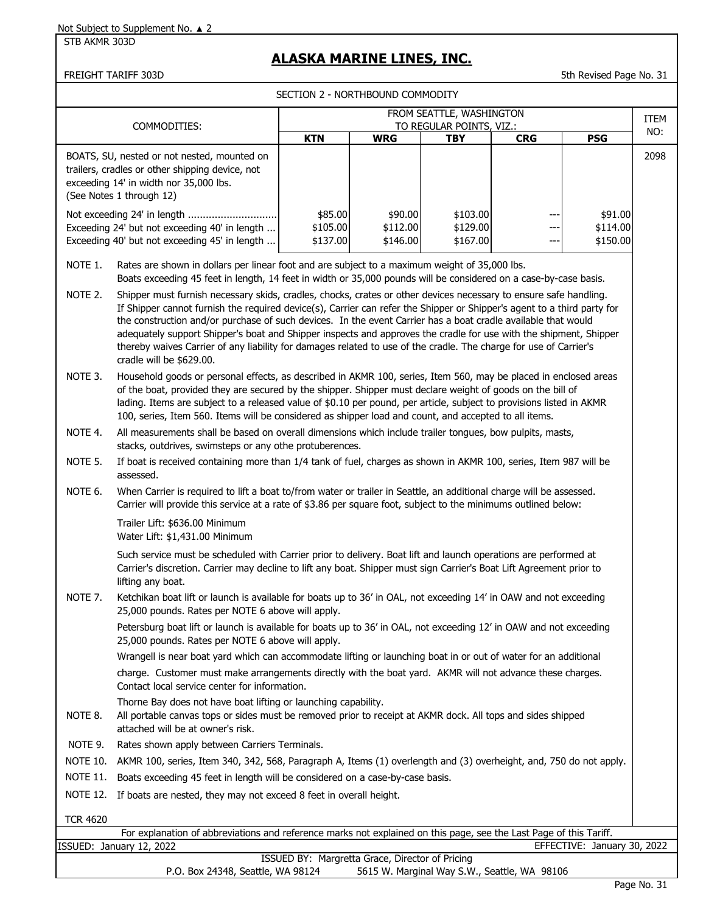Not Subject to Supplement No. ▲ 2

STB AKMR 303D

# ALASKA MARINE LINES, INC.

FREIGHT TARIFF 303D

5th Revised Page No. 31

## SECTION 2 - NORTHBOUND COMMODITY

| COMMODITIES: | FROM SEATTLE, WASHINGTON TO REGULAR POINTS, VIZ.: | | | | | ITEM NO: |
|---|---|---|---|---|---|---|
| | KTN | WRG | TBY | CRG | PSG | |
| BOATS, SU, nested or not nested, mounted on trailers, cradles or other shipping device, not exceeding 14' in width nor 35,000 lbs. (See Notes 1 through 12) | | | | | | 2098 |
| Not exceeding 24' in length .............................. | $85.00 | $90.00 | $103.00 | --- | $91.00 | |
| Exceeding 24' but not exceeding 40' in length ... | $105.00 | $112.00 | $129.00 | --- | $114.00 | |
| Exceeding 40' but not exceeding 45' in length ... | $137.00 | $146.00 | $167.00 | --- | $150.00 | |

NOTE 1. Rates are shown in dollars per linear foot and are subject to a maximum weight of 35,000 lbs. Boats exceeding 45 feet in length, 14 feet in width or 35,000 pounds will be considered on a case-by-case basis.

NOTE 2. Shipper must furnish necessary skids, cradles, chocks, crates or other devices necessary to ensure safe handling. If Shipper cannot furnish the required device(s), Carrier can refer the Shipper or Shipper's agent to a third party for the construction and/or purchase of such devices. In the event Carrier has a boat cradle available that would adequately support Shipper's boat and Shipper inspects and approves the cradle for use with the shipment, Shipper thereby waives Carrier of any liability for damages related to use of the cradle. The charge for use of Carrier's cradle will be $629.00.

NOTE 3. Household goods or personal effects, as described in AKMR 100, series, Item 560, may be placed in enclosed areas of the boat, provided they are secured by the shipper. Shipper must declare weight of goods on the bill of lading. Items are subject to a released value of $0.10 per pound, per article, subject to provisions listed in AKMR 100, series, Item 560. Items will be considered as shipper load and count, and accepted to all items.

NOTE 4. All measurements shall be based on overall dimensions which include trailer tongues, bow pulpits, masts, stacks, outdrives, swimsteps or any othe protuberences.

NOTE 5. If boat is received containing more than 1/4 tank of fuel, charges as shown in AKMR 100, series, Item 987 will be assessed.

NOTE 6. When Carrier is required to lift a boat to/from water or trailer in Seattle, an additional charge will be assessed. Carrier will provide this service at a rate of $3.86 per square foot, subject to the minimums outlined below:

Trailer Lift: $636.00 Minimum
Water Lift: $1,431.00 Minimum

Such service must be scheduled with Carrier prior to delivery. Boat lift and launch operations are performed at Carrier's discretion. Carrier may decline to lift any boat. Shipper must sign Carrier's Boat Lift Agreement prior to lifting any boat.

NOTE 7. Ketchikan boat lift or launch is available for boats up to 36' in OAL, not exceeding 14' in OAW and not exceeding 25,000 pounds. Rates per NOTE 6 above will apply.

Petersburg boat lift or launch is available for boats up to 36' in OAL, not exceeding 12' in OAW and not exceeding 25,000 pounds. Rates per NOTE 6 above will apply.

Wrangell is near boat yard which can accommodate lifting or launching boat in or out of water for an additional charge. Customer must make arrangements directly with the boat yard. AKMR will not advance these charges. Contact local service center for information.

Thorne Bay does not have boat lifting or launching capability.

NOTE 8. All portable canvas tops or sides must be removed prior to receipt at AKMR dock. All tops and sides shipped attached will be at owner's risk.

NOTE 9. Rates shown apply between Carriers Terminals.

NOTE 10. AKMR 100, series, Item 340, 342, 568, Paragraph A, Items (1) overlength and (3) overheight, and, 750 do not apply.

NOTE 11. Boats exceeding 45 feet in length will be considered on a case-by-case basis.

NOTE 12. If boats are nested, they may not exceed 8 feet in overall height.

TCR 4620

For explanation of abbreviations and reference marks not explained on this page, see the Last Page of this Tariff.

ISSUED: January 12, 2022 EFFECTIVE: January 30, 2022

ISSUED BY: Margretta Grace, Director of Pricing

P.O. Box 24348, Seattle, WA 98124 5615 W. Marginal Way S.W., Seattle, WA 98106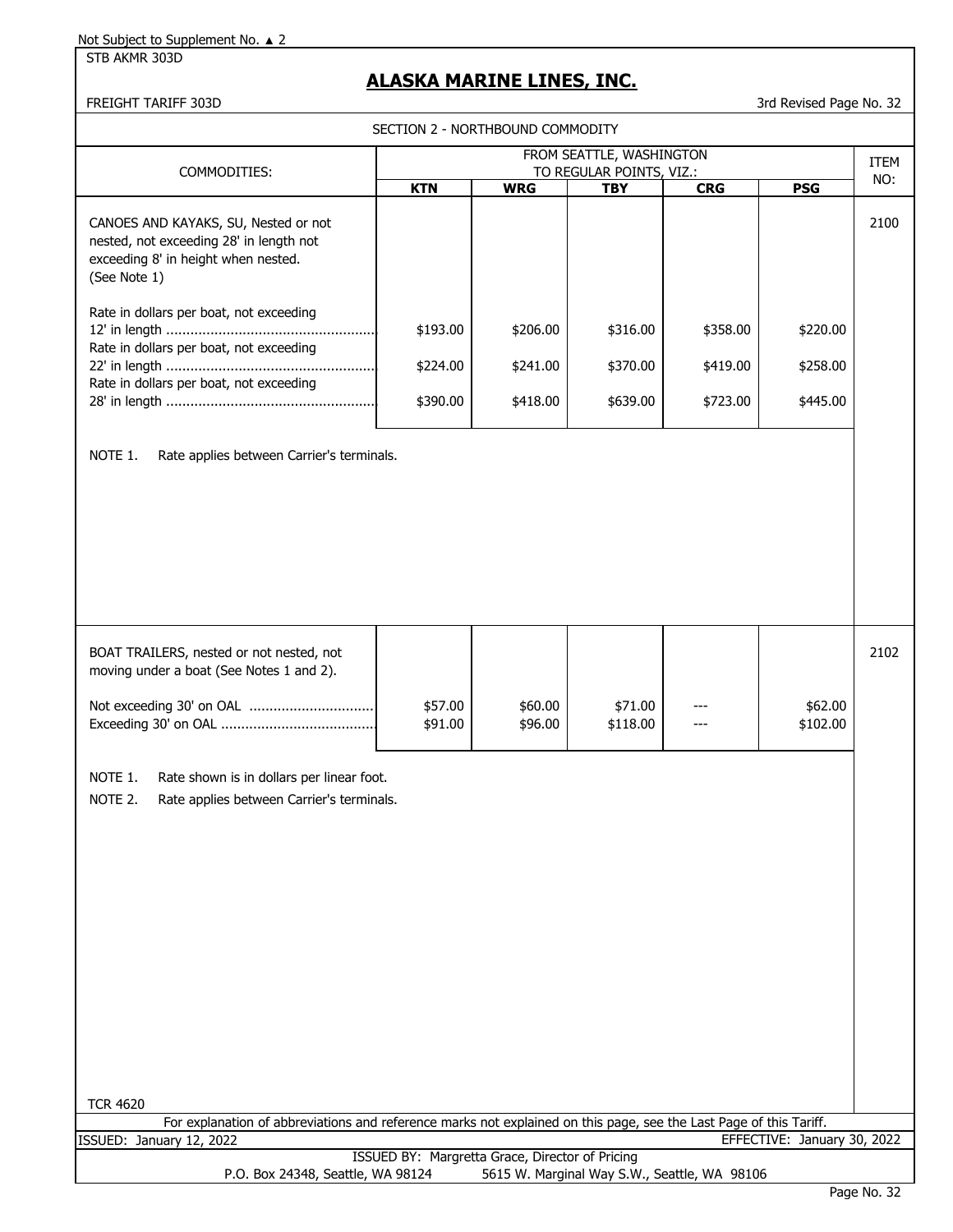Not Subject to Supplement No. ▲ 2

STB AKMR 303D

# ALASKA MARINE LINES, INC.

FREIGHT TARIFF 303D

3rd Revised Page No. 32

## SECTION 2 - NORTHBOUND COMMODITY

| COMMODITIES: | FROM SEATTLE, WASHINGTON TO REGULAR POINTS, VIZ.: | | | | | ITEM NO: |
|---|---|---|---|---|---|---|
| | **KTN** | **WRG** | **TBY** | **CRG** | **PSG** | |
| CANOES AND KAYAKS, SU, Nested or not nested, not exceeding 28' in length not exceeding 8' in height when nested. (See Note 1) | | | | | | 2100 |
| Rate in dollars per boat, not exceeding 12' in length | $193.00 | $206.00 | $316.00 | $358.00 | $220.00 | |
| Rate in dollars per boat, not exceeding 22' in length | $224.00 | $241.00 | $370.00 | $419.00 | $258.00 | |
| Rate in dollars per boat, not exceeding 28' in length | $390.00 | $418.00 | $639.00 | $723.00 | $445.00 | |

NOTE 1. Rate applies between Carrier's terminals.

| COMMODITIES: | KTN | WRG | TBY | CRG | PSG | ITEM NO: |
|---|---|---|---|---|---|---|
| BOAT TRAILERS, nested or not nested, not moving under a boat (See Notes 1 and 2). | | | | | | 2102 |
| Not exceeding 30' on OAL | $57.00 | $60.00 | $71.00 | --- | $62.00 | |
| Exceeding 30' on OAL | $91.00 | $96.00 | $118.00 | --- | $102.00 | |

NOTE 1. Rate shown is in dollars per linear foot.

NOTE 2. Rate applies between Carrier's terminals.

TCR 4620

For explanation of abbreviations and reference marks not explained on this page, see the Last Page of this Tariff.

ISSUED: January 12, 2022 EFFECTIVE: January 30, 2022

ISSUED BY: Margretta Grace, Director of Pricing

P.O. Box 24348, Seattle, WA 98124 5615 W. Marginal Way S.W., Seattle, WA 98106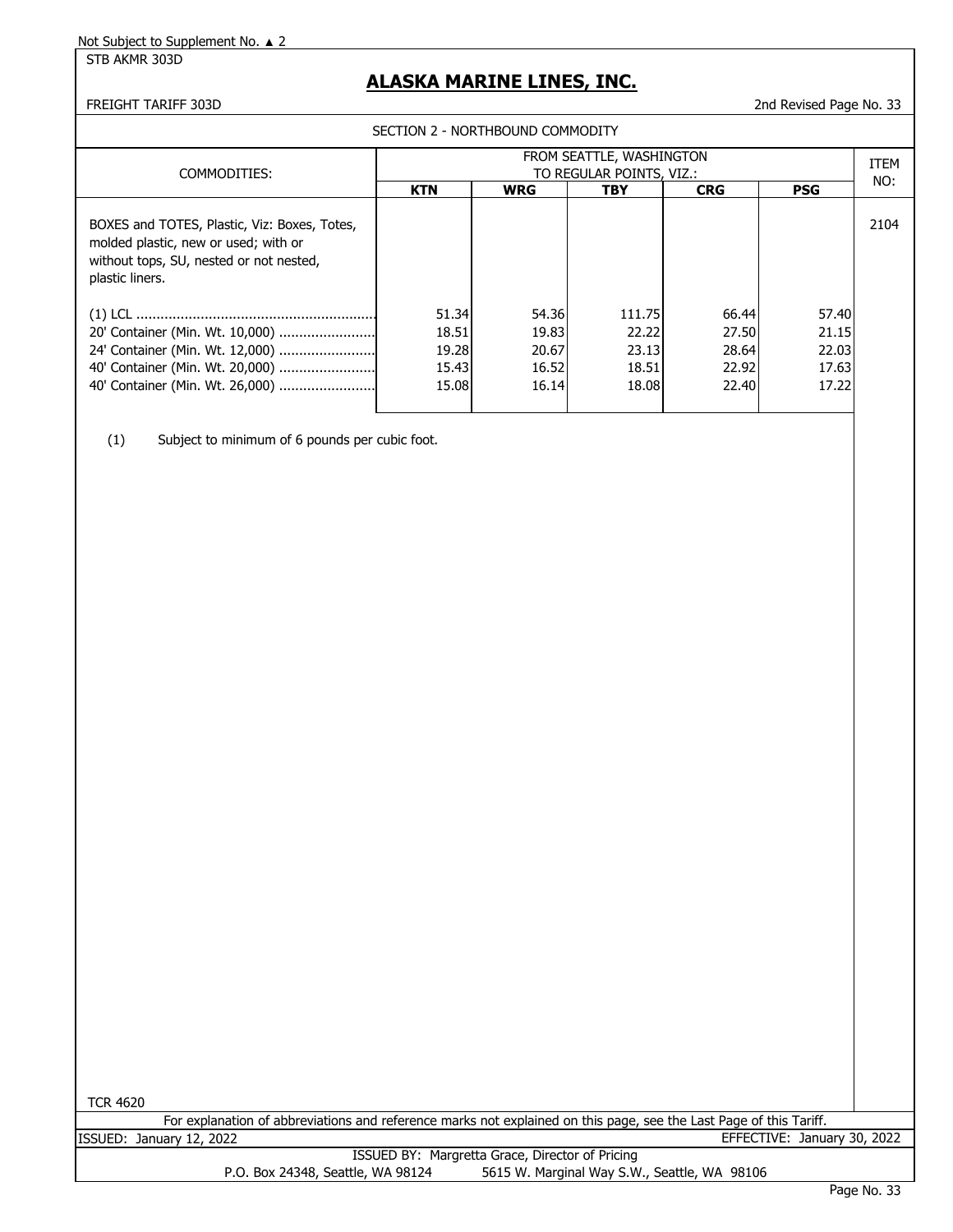Not Subject to Supplement No. ▲ 2

STB AKMR 303D

# ALASKA MARINE LINES, INC.

FREIGHT TARIFF 303D

2nd Revised Page No. 33

SECTION 2 - NORTHBOUND COMMODITY

| COMMODITIES: | FROM SEATTLE, WASHINGTON TO REGULAR POINTS, VIZ.: | | | | | ITEM NO: |
|---|---|---|---|---|---|---|
| | **KTN** | **WRG** | **TBY** | **CRG** | **PSG** | |
| BOXES and TOTES, Plastic, Viz: Boxes, Totes, molded plastic, new or used; with or without tops, SU, nested or not nested, plastic liners. | | | | | | 2104 |
| (1) LCL ........................................................... | 51.34 | 54.36 | 111.75 | 66.44 | 57.40 | |
| 20' Container (Min. Wt. 10,000) ........................ | 18.51 | 19.83 | 22.22 | 27.50 | 21.15 | |
| 24' Container (Min. Wt. 12,000) ........................ | 19.28 | 20.67 | 23.13 | 28.64 | 22.03 | |
| 40' Container (Min. Wt. 20,000) ........................ | 15.43 | 16.52 | 18.51 | 22.92 | 17.63 | |
| 40' Container (Min. Wt. 26,000) ........................ | 15.08 | 16.14 | 18.08 | 22.40 | 17.22 | |

(1) Subject to minimum of 6 pounds per cubic foot.

TCR 4620

For explanation of abbreviations and reference marks not explained on this page, see the Last Page of this Tariff.

ISSUED: January 12, 2022

EFFECTIVE: January 30, 2022

ISSUED BY: Margretta Grace, Director of Pricing

P.O. Box 24348, Seattle, WA 98124 5615 W. Marginal Way S.W., Seattle, WA 98106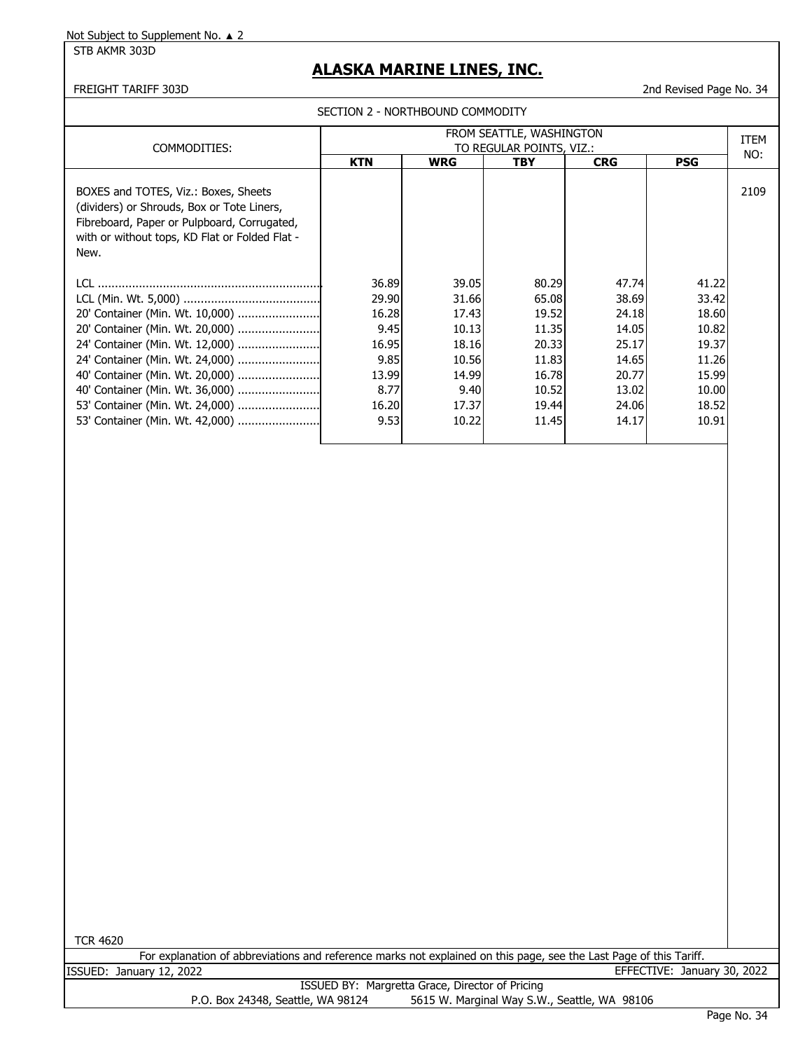Not Subject to Supplement No. ▲ 2

STB AKMR 303D

# ALASKA MARINE LINES, INC.

FREIGHT TARIFF 303D

2nd Revised Page No. 34

SECTION 2 - NORTHBOUND COMMODITY

| COMMODITIES: | FROM SEATTLE, WASHINGTON TO REGULAR POINTS, VIZ.: | | | | | ITEM NO: |
|---|---|---|---|---|---|---|
| | **KTN** | **WRG** | **TBY** | **CRG** | **PSG** | |
| BOXES and TOTES, Viz.: Boxes, Sheets (dividers) or Shrouds, Box or Tote Liners, Fibreboard, Paper or Pulpboard, Corrugated, with or without tops, KD Flat or Folded Flat - New. | | | | | | 2109 |
| LCL | 36.89 | 39.05 | 80.29 | 47.74 | 41.22 | |
| LCL (Min. Wt. 5,000) | 29.90 | 31.66 | 65.08 | 38.69 | 33.42 | |
| 20' Container (Min. Wt. 10,000) | 16.28 | 17.43 | 19.52 | 24.18 | 18.60 | |
| 20' Container (Min. Wt. 20,000) | 9.45 | 10.13 | 11.35 | 14.05 | 10.82 | |
| 24' Container (Min. Wt. 12,000) | 16.95 | 18.16 | 20.33 | 25.17 | 19.37 | |
| 24' Container (Min. Wt. 24,000) | 9.85 | 10.56 | 11.83 | 14.65 | 11.26 | |
| 40' Container (Min. Wt. 20,000) | 13.99 | 14.99 | 16.78 | 20.77 | 15.99 | |
| 40' Container (Min. Wt. 36,000) | 8.77 | 9.40 | 10.52 | 13.02 | 10.00 | |
| 53' Container (Min. Wt. 24,000) | 16.20 | 17.37 | 19.44 | 24.06 | 18.52 | |
| 53' Container (Min. Wt. 42,000) | 9.53 | 10.22 | 11.45 | 14.17 | 10.91 | |

TCR 4620

For explanation of abbreviations and reference marks not explained on this page, see the Last Page of this Tariff.

ISSUED: January 12, 2022

EFFECTIVE: January 30, 2022

ISSUED BY: Margretta Grace, Director of Pricing

P.O. Box 24348, Seattle, WA 98124 5615 W. Marginal Way S.W., Seattle, WA 98106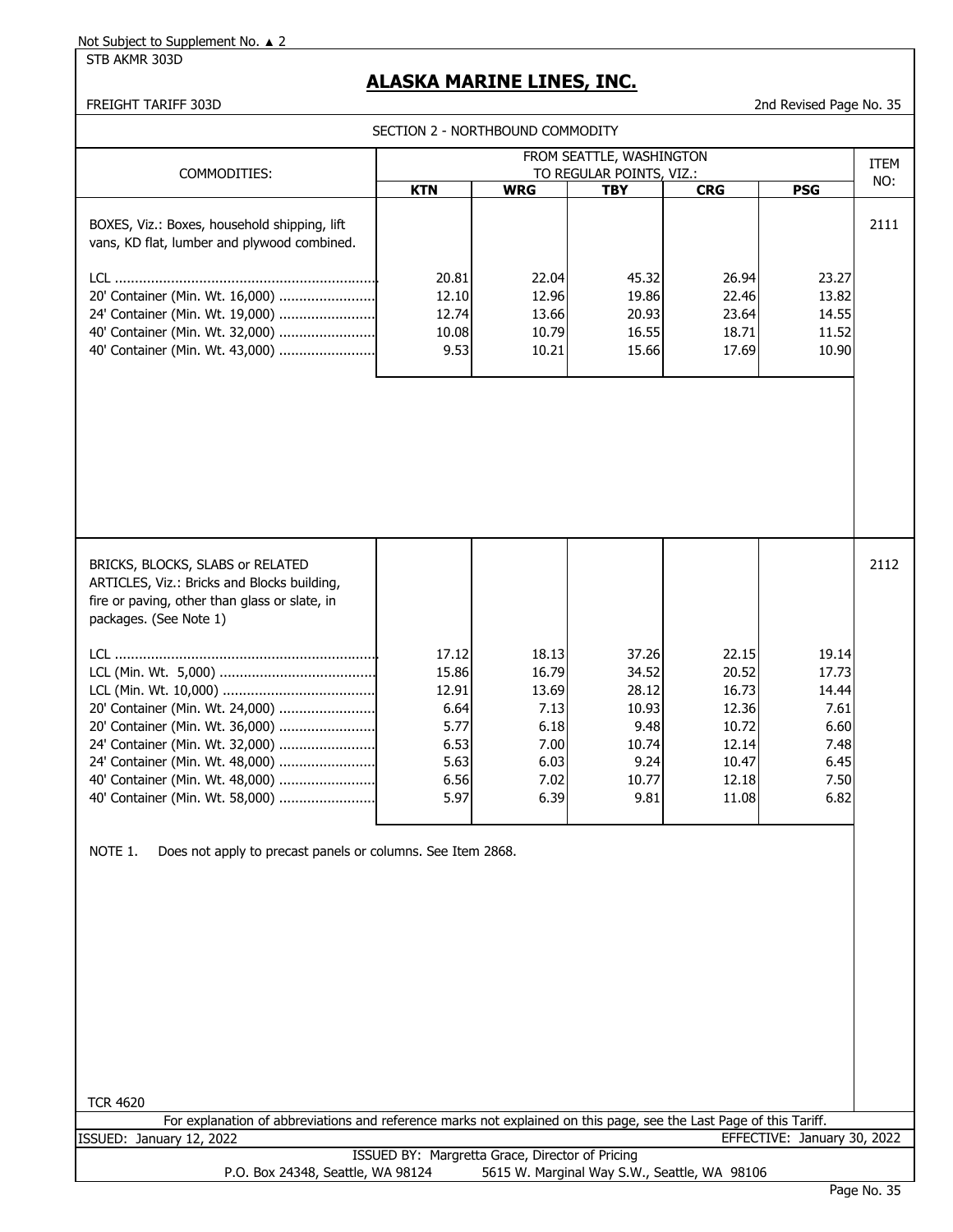Not Subject to Supplement No. ▲ 2

STB AKMR 303D

# ALASKA MARINE LINES, INC.

FREIGHT TARIFF 303D

2nd Revised Page No. 35

## SECTION 2 - NORTHBOUND COMMODITY

| COMMODITIES: | FROM SEATTLE, WASHINGTON TO REGULAR POINTS, VIZ.: | | | | | ITEM NO: |
|---|---|---|---|---|---|---|
| | KTN | WRG | TBY | CRG | PSG | |
| BOXES, Viz.: Boxes, household shipping, lift vans, KD flat, lumber and plywood combined. | | | | | | 2111 |
| LCL | 20.81 | 22.04 | 45.32 | 26.94 | 23.27 | |
| 20' Container (Min. Wt. 16,000) | 12.10 | 12.96 | 19.86 | 22.46 | 13.82 | |
| 24' Container (Min. Wt. 19,000) | 12.74 | 13.66 | 20.93 | 23.64 | 14.55 | |
| 40' Container (Min. Wt. 32,000) | 10.08 | 10.79 | 16.55 | 18.71 | 11.52 | |
| 40' Container (Min. Wt. 43,000) | 9.53 | 10.21 | 15.66 | 17.69 | 10.90 | |
| BRICKS, BLOCKS, SLABS or RELATED ARTICLES, Viz.: Bricks and Blocks building, fire or paving, other than glass or slate, in packages. (See Note 1) | | | | | | 2112 |
| LCL | 17.12 | 18.13 | 37.26 | 22.15 | 19.14 | |
| LCL (Min. Wt. 5,000) | 15.86 | 16.79 | 34.52 | 20.52 | 17.73 | |
| LCL (Min. Wt. 10,000) | 12.91 | 13.69 | 28.12 | 16.73 | 14.44 | |
| 20' Container (Min. Wt. 24,000) | 6.64 | 7.13 | 10.93 | 12.36 | 7.61 | |
| 20' Container (Min. Wt. 36,000) | 5.77 | 6.18 | 9.48 | 10.72 | 6.60 | |
| 24' Container (Min. Wt. 32,000) | 6.53 | 7.00 | 10.74 | 12.14 | 7.48 | |
| 24' Container (Min. Wt. 48,000) | 5.63 | 6.03 | 9.24 | 10.47 | 6.45 | |
| 40' Container (Min. Wt. 48,000) | 6.56 | 7.02 | 10.77 | 12.18 | 7.50 | |
| 40' Container (Min. Wt. 58,000) | 5.97 | 6.39 | 9.81 | 11.08 | 6.82 | |

NOTE 1. Does not apply to precast panels or columns. See Item 2868.

TCR 4620

For explanation of abbreviations and reference marks not explained on this page, see the Last Page of this Tariff.

ISSUED: January 12, 2022

EFFECTIVE: January 30, 2022

ISSUED BY: Margretta Grace, Director of Pricing

P.O. Box 24348, Seattle, WA 98124 — 5615 W. Marginal Way S.W., Seattle, WA 98106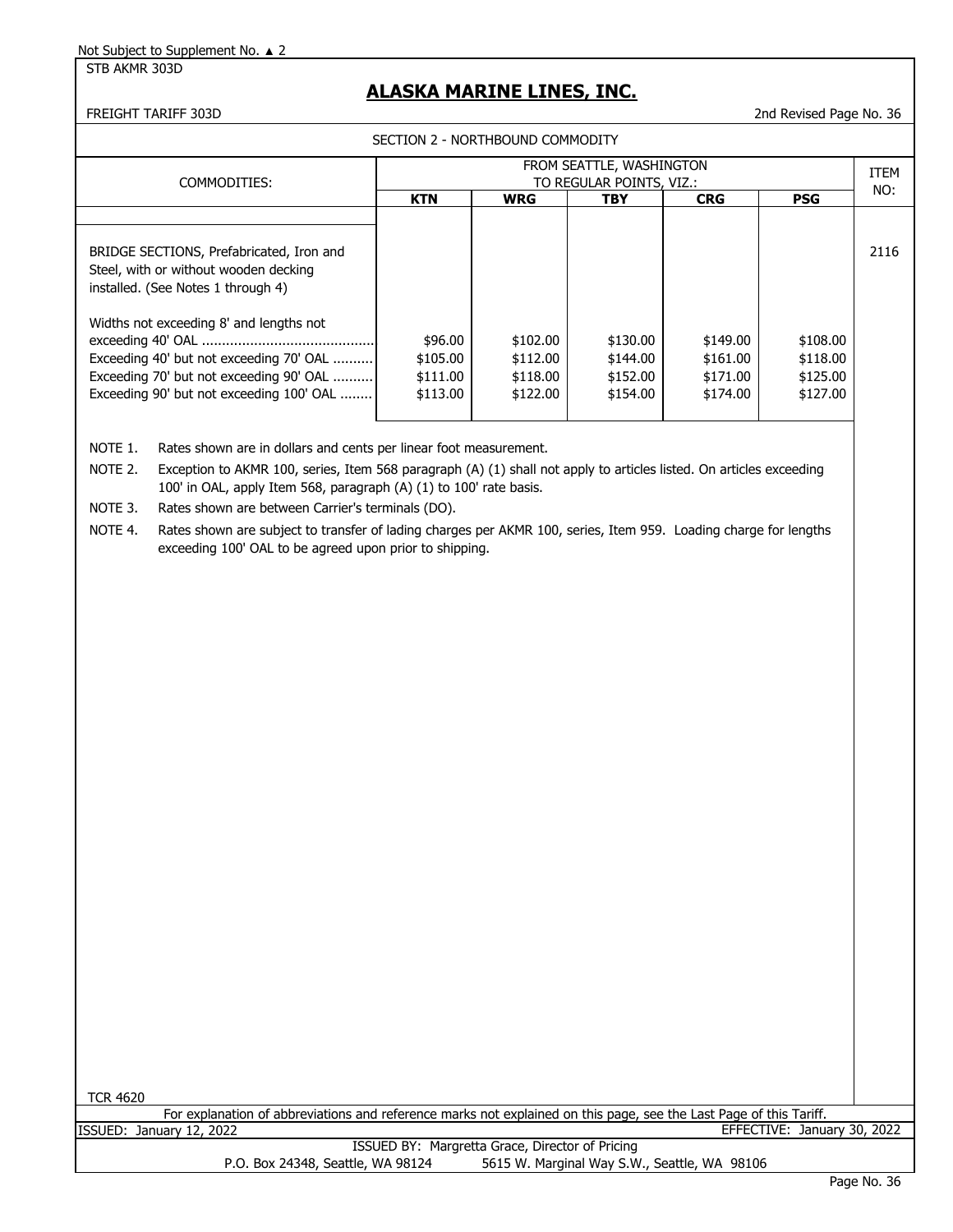Not Subject to Supplement No. ▲ 2

STB AKMR 303D

# ALASKA MARINE LINES, INC.

FREIGHT TARIFF 303D — 2nd Revised Page No. 36

SECTION 2 - NORTHBOUND COMMODITY

| COMMODITIES: | FROM SEATTLE, WASHINGTON TO REGULAR POINTS, VIZ.: | | | | | ITEM NO: |
|---|---|---|---|---|---|---|
| | **KTN** | **WRG** | **TBY** | **CRG** | **PSG** | |
| BRIDGE SECTIONS, Prefabricated, Iron and Steel, with or without wooden decking installed. (See Notes 1 through 4) | | | | | | 2116 |
| Widths not exceeding 8' and lengths not exceeding 40' OAL | $96.00 | $102.00 | $130.00 | $149.00 | $108.00 | |
| Exceeding 40' but not exceeding 70' OAL | $105.00 | $112.00 | $144.00 | $161.00 | $118.00 | |
| Exceeding 70' but not exceeding 90' OAL | $111.00 | $118.00 | $152.00 | $171.00 | $125.00 | |
| Exceeding 90' but not exceeding 100' OAL | $113.00 | $122.00 | $154.00 | $174.00 | $127.00 | |

NOTE 1. Rates shown are in dollars and cents per linear foot measurement.

NOTE 2. Exception to AKMR 100, series, Item 568 paragraph (A) (1) shall not apply to articles listed. On articles exceeding 100' in OAL, apply Item 568, paragraph (A) (1) to 100' rate basis.

NOTE 3. Rates shown are between Carrier's terminals (DO).

NOTE 4. Rates shown are subject to transfer of lading charges per AKMR 100, series, Item 959. Loading charge for lengths exceeding 100' OAL to be agreed upon prior to shipping.

TCR 4620

For explanation of abbreviations and reference marks not explained on this page, see the Last Page of this Tariff.

ISSUED: January 12, 2022 — EFFECTIVE: January 30, 2022

ISSUED BY: Margretta Grace, Director of Pricing

P.O. Box 24348, Seattle, WA 98124 — 5615 W. Marginal Way S.W., Seattle, WA 98106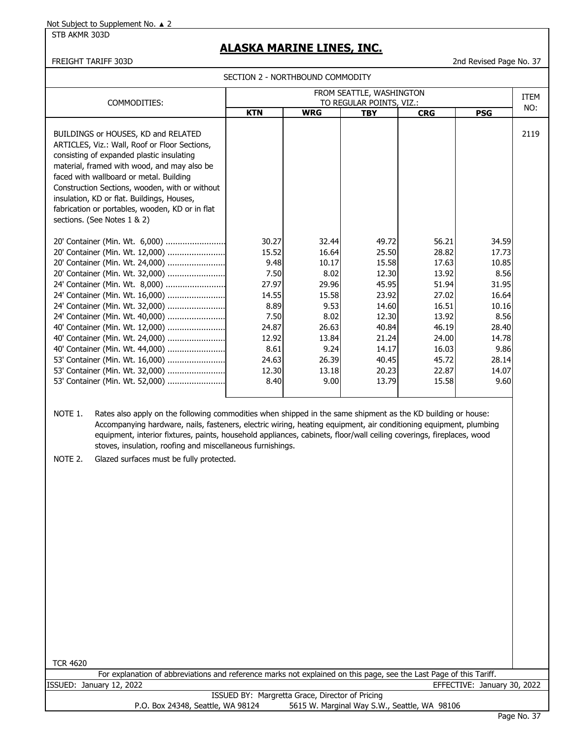Not Subject to Supplement No. ▲ 2

STB AKMR 303D

# ALASKA MARINE LINES, INC.

FREIGHT TARIFF 303D

2nd Revised Page No. 37

## SECTION 2 - NORTHBOUND COMMODITY

| COMMODITIES: | FROM SEATTLE, WASHINGTON TO REGULAR POINTS, VIZ.: | | | | | ITEM NO: |
|---|---|---|---|---|---|---|
| | KTN | WRG | TBY | CRG | PSG | |
| BUILDINGS or HOUSES, KD and RELATED ARTICLES, Viz.: Wall, Roof or Floor Sections, consisting of expanded plastic insulating material, framed with wood, and may also be faced with wallboard or metal. Building Construction Sections, wooden, with or without insulation, KD or flat. Buildings, Houses, fabrication or portables, wooden, KD or in flat sections. (See Notes 1 & 2) | | | | | | 2119 |
| 20' Container (Min. Wt. 6,000) | 30.27 | 32.44 | 49.72 | 56.21 | 34.59 | |
| 20' Container (Min. Wt. 12,000) | 15.52 | 16.64 | 25.50 | 28.82 | 17.73 | |
| 20' Container (Min. Wt. 24,000) | 9.48 | 10.17 | 15.58 | 17.63 | 10.85 | |
| 20' Container (Min. Wt. 32,000) | 7.50 | 8.02 | 12.30 | 13.92 | 8.56 | |
| 24' Container (Min. Wt. 8,000) | 27.97 | 29.96 | 45.95 | 51.94 | 31.95 | |
| 24' Container (Min. Wt. 16,000) | 14.55 | 15.58 | 23.92 | 27.02 | 16.64 | |
| 24' Container (Min. Wt. 32,000) | 8.89 | 9.53 | 14.60 | 16.51 | 10.16 | |
| 24' Container (Min. Wt. 40,000) | 7.50 | 8.02 | 12.30 | 13.92 | 8.56 | |
| 40' Container (Min. Wt. 12,000) | 24.87 | 26.63 | 40.84 | 46.19 | 28.40 | |
| 40' Container (Min. Wt. 24,000) | 12.92 | 13.84 | 21.24 | 24.00 | 14.78 | |
| 40' Container (Min. Wt. 44,000) | 8.61 | 9.24 | 14.17 | 16.03 | 9.86 | |
| 53' Container (Min. Wt. 16,000) | 24.63 | 26.39 | 40.45 | 45.72 | 28.14 | |
| 53' Container (Min. Wt. 32,000) | 12.30 | 13.18 | 20.23 | 22.87 | 14.07 | |
| 53' Container (Min. Wt. 52,000) | 8.40 | 9.00 | 13.79 | 15.58 | 9.60 | |

NOTE 1. Rates also apply on the following commodities when shipped in the same shipment as the KD building or house: Accompanying hardware, nails, fasteners, electric wiring, heating equipment, air conditioning equipment, plumbing equipment, interior fixtures, paints, household appliances, cabinets, floor/wall ceiling coverings, fireplaces, wood stoves, insulation, roofing and miscellaneous furnishings.

NOTE 2. Glazed surfaces must be fully protected.

TCR 4620

For explanation of abbreviations and reference marks not explained on this page, see the Last Page of this Tariff.

ISSUED: January 12, 2022

EFFECTIVE: January 30, 2022

ISSUED BY: Margretta Grace, Director of Pricing

P.O. Box 24348, Seattle, WA 98124 5615 W. Marginal Way S.W., Seattle, WA 98106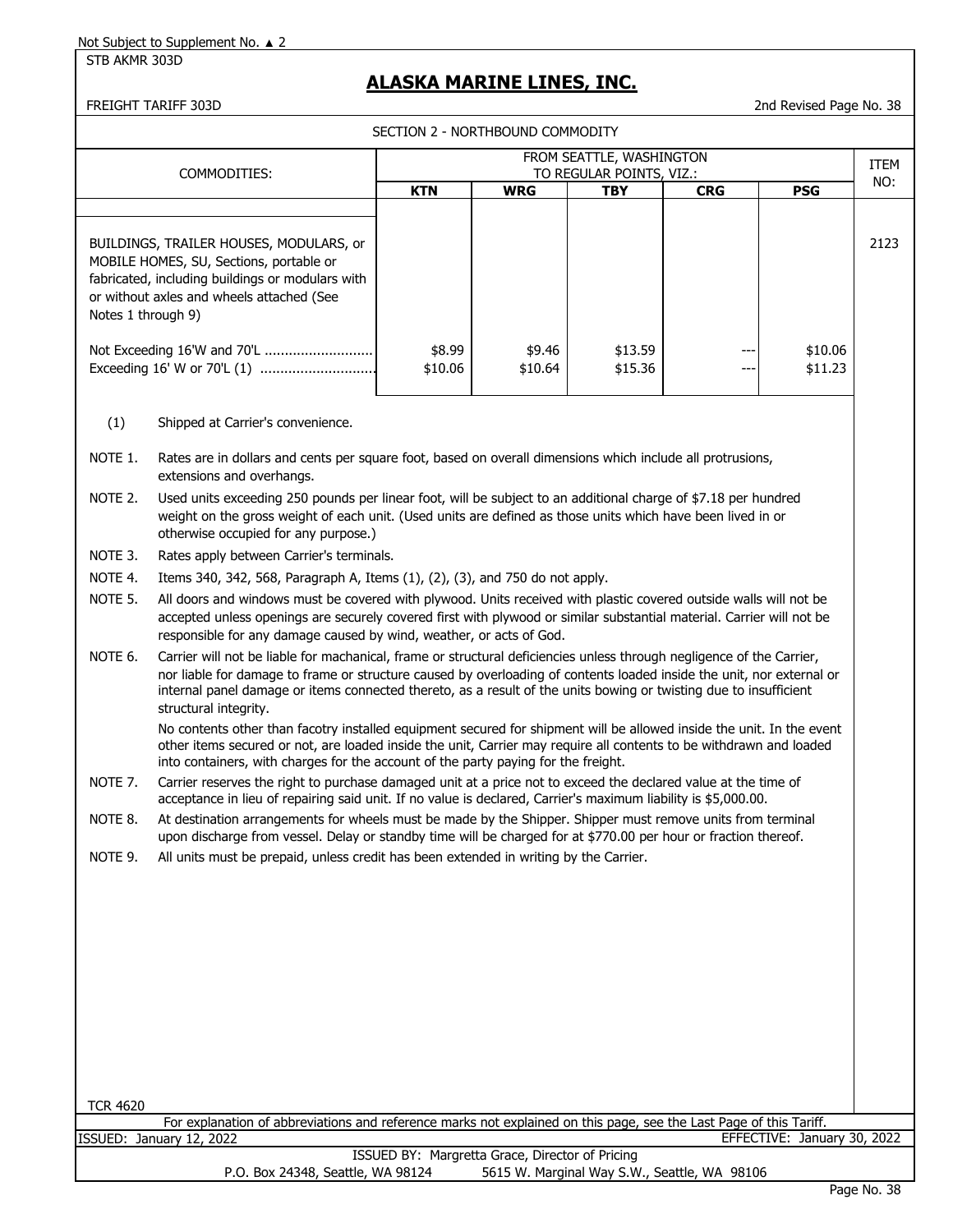Not Subject to Supplement No. ▲ 2

STB AKMR 303D

## ALASKA MARINE LINES, INC.

FREIGHT TARIFF 303D — 2nd Revised Page No. 38

SECTION 2 - NORTHBOUND COMMODITY

| COMMODITIES: | FROM SEATTLE, WASHINGTON TO REGULAR POINTS, VIZ.: | | | | | ITEM NO: |
|---|---|---|---|---|---|---|
| | KTN | WRG | TBY | CRG | PSG | |
| BUILDINGS, TRAILER HOUSES, MODULARS, or MOBILE HOMES, SU, Sections, portable or fabricated, including buildings or modulars with or without axles and wheels attached (See Notes 1 through 9) | | | | | | 2123 |
| Not Exceeding 16'W and 70'L .......................... | $8.99 | $9.46 | $13.59 | --- | $10.06 | |
| Exceeding 16' W or 70'L (1) ............................ | $10.06 | $10.64 | $15.36 | --- | $11.23 | |

(1) Shipped at Carrier's convenience.

NOTE 1. Rates are in dollars and cents per square foot, based on overall dimensions which include all protrusions, extensions and overhangs.

NOTE 2. Used units exceeding 250 pounds per linear foot, will be subject to an additional charge of $7.18 per hundred weight on the gross weight of each unit. (Used units are defined as those units which have been lived in or otherwise occupied for any purpose.)

NOTE 3. Rates apply between Carrier's terminals.

NOTE 4. Items 340, 342, 568, Paragraph A, Items (1), (2), (3), and 750 do not apply.

NOTE 5. All doors and windows must be covered with plywood. Units received with plastic covered outside walls will not be accepted unless openings are securely covered first with plywood or similar substantial material. Carrier will not be responsible for any damage caused by wind, weather, or acts of God.

NOTE 6. Carrier will not be liable for machanical, frame or structural deficiencies unless through negligence of the Carrier, nor liable for damage to frame or structure caused by overloading of contents loaded inside the unit, nor external or internal panel damage or items connected thereto, as a result of the units bowing or twisting due to insufficient structural integrity.

No contents other than facotry installed equipment secured for shipment will be allowed inside the unit. In the event other items secured or not, are loaded inside the unit, Carrier may require all contents to be withdrawn and loaded into containers, with charges for the account of the party paying for the freight.

NOTE 7. Carrier reserves the right to purchase damaged unit at a price not to exceed the declared value at the time of acceptance in lieu of repairing said unit. If no value is declared, Carrier's maximum liability is $5,000.00.

NOTE 8. At destination arrangements for wheels must be made by the Shipper. Shipper must remove units from terminal upon discharge from vessel. Delay or standby time will be charged for at $770.00 per hour or fraction thereof.

NOTE 9. All units must be prepaid, unless credit has been extended in writing by the Carrier.

TCR 4620

For explanation of abbreviations and reference marks not explained on this page, see the Last Page of this Tariff.

ISSUED: January 12, 2022 — EFFECTIVE: January 30, 2022

ISSUED BY: Margretta Grace, Director of Pricing

P.O. Box 24348, Seattle, WA 98124 — 5615 W. Marginal Way S.W., Seattle, WA 98106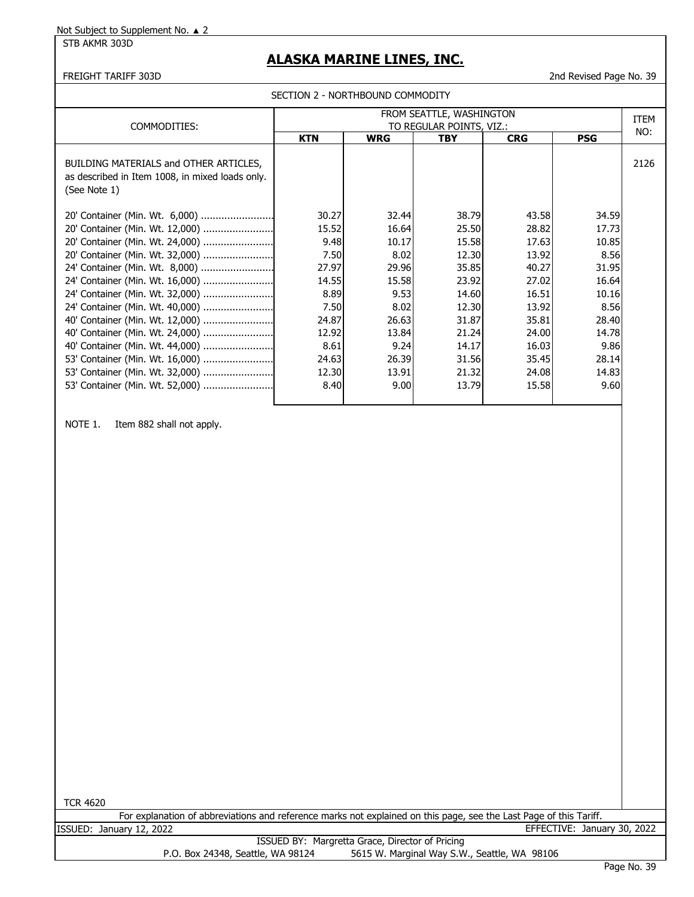Not Subject to Supplement No. ▲ 2

STB AKMR 303D

# ALASKA MARINE LINES, INC.

FREIGHT TARIFF 303D

2nd Revised Page No. 39

SECTION 2 - NORTHBOUND COMMODITY

| COMMODITIES: | FROM SEATTLE, WASHINGTON TO REGULAR POINTS, VIZ.: | | | | | ITEM NO: |
|---|---|---|---|---|---|---|
| | **KTN** | **WRG** | **TBY** | **CRG** | **PSG** | |
| BUILDING MATERIALS and OTHER ARTICLES, as described in Item 1008, in mixed loads only. (See Note 1) | | | | | | 2126 |
| 20' Container (Min. Wt. 6,000) | 30.27 | 32.44 | 38.79 | 43.58 | 34.59 | |
| 20' Container (Min. Wt. 12,000) | 15.52 | 16.64 | 25.50 | 28.82 | 17.73 | |
| 20' Container (Min. Wt. 24,000) | 9.48 | 10.17 | 15.58 | 17.63 | 10.85 | |
| 20' Container (Min. Wt. 32,000) | 7.50 | 8.02 | 12.30 | 13.92 | 8.56 | |
| 24' Container (Min. Wt. 8,000) | 27.97 | 29.96 | 35.85 | 40.27 | 31.95 | |
| 24' Container (Min. Wt. 16,000) | 14.55 | 15.58 | 23.92 | 27.02 | 16.64 | |
| 24' Container (Min. Wt. 32,000) | 8.89 | 9.53 | 14.60 | 16.51 | 10.16 | |
| 24' Container (Min. Wt. 40,000) | 7.50 | 8.02 | 12.30 | 13.92 | 8.56 | |
| 40' Container (Min. Wt. 12,000) | 24.87 | 26.63 | 31.87 | 35.81 | 28.40 | |
| 40' Container (Min. Wt. 24,000) | 12.92 | 13.84 | 21.24 | 24.00 | 14.78 | |
| 40' Container (Min. Wt. 44,000) | 8.61 | 9.24 | 14.17 | 16.03 | 9.86 | |
| 53' Container (Min. Wt. 16,000) | 24.63 | 26.39 | 31.56 | 35.45 | 28.14 | |
| 53' Container (Min. Wt. 32,000) | 12.30 | 13.91 | 21.32 | 24.08 | 14.83 | |
| 53' Container (Min. Wt. 52,000) | 8.40 | 9.00 | 13.79 | 15.58 | 9.60 | |

NOTE 1. Item 882 shall not apply.

TCR 4620

For explanation of abbreviations and reference marks not explained on this page, see the Last Page of this Tariff.

ISSUED: January 12, 2022

EFFECTIVE: January 30, 2022

ISSUED BY: Margretta Grace, Director of Pricing

P.O. Box 24348, Seattle, WA 98124 5615 W. Marginal Way S.W., Seattle, WA 98106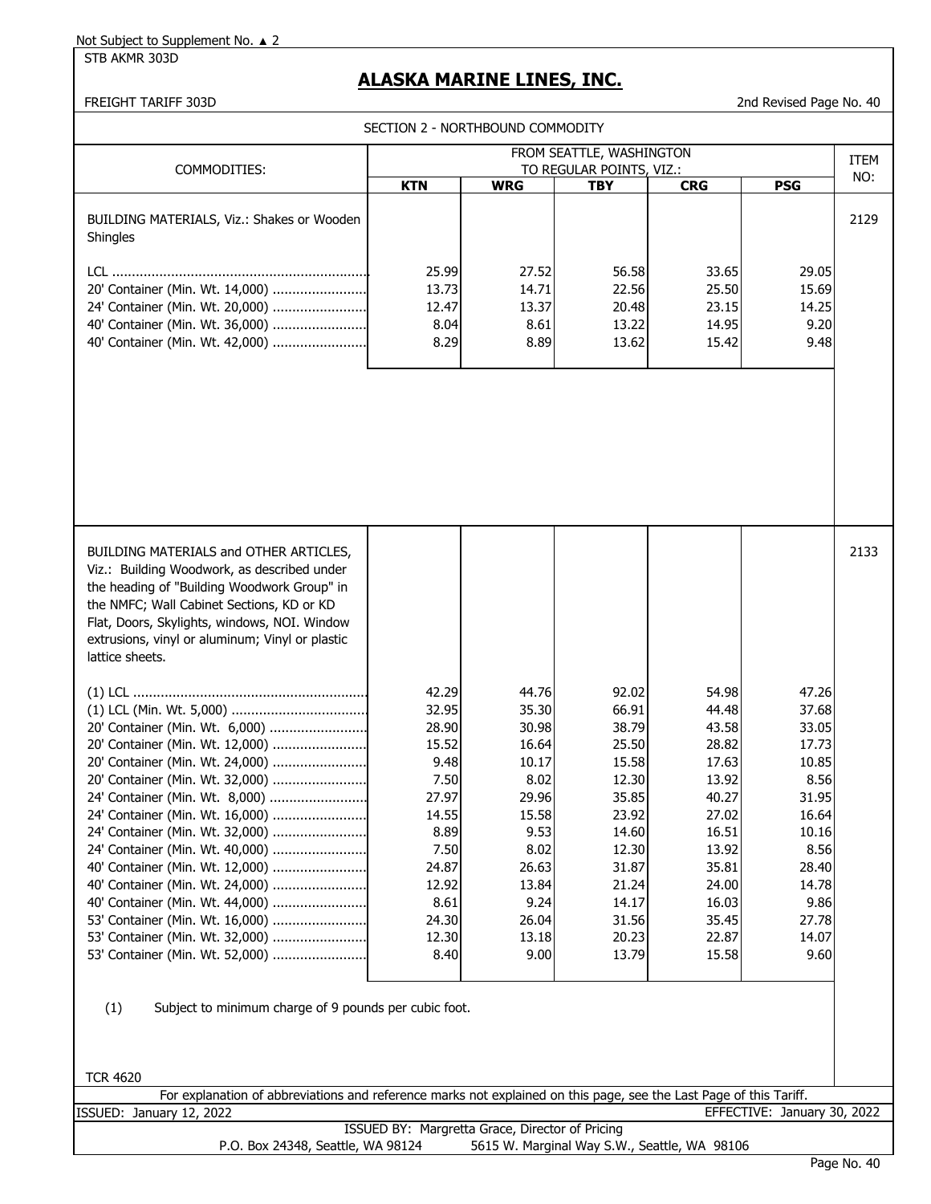Not Subject to Supplement No. ▲ 2

STB AKMR 303D

# ALASKA MARINE LINES, INC.

FREIGHT TARIFF 303D

2nd Revised Page No. 40

## SECTION 2 - NORTHBOUND COMMODITY

| COMMODITIES: | FROM SEATTLE, WASHINGTON TO REGULAR POINTS, VIZ.: | | | | | ITEM NO: |
|---|---|---|---|---|---|---|
| | KTN | WRG | TBY | CRG | PSG | |
| BUILDING MATERIALS, Viz.: Shakes or Wooden Shingles | | | | | | 2129 |
| LCL | 25.99 | 27.52 | 56.58 | 33.65 | 29.05 | |
| 20' Container (Min. Wt. 14,000) | 13.73 | 14.71 | 22.56 | 25.50 | 15.69 | |
| 24' Container (Min. Wt. 20,000) | 12.47 | 13.37 | 20.48 | 23.15 | 14.25 | |
| 40' Container (Min. Wt. 36,000) | 8.04 | 8.61 | 13.22 | 14.95 | 9.20 | |
| 40' Container (Min. Wt. 42,000) | 8.29 | 8.89 | 13.62 | 15.42 | 9.48 | |
| BUILDING MATERIALS and OTHER ARTICLES, Viz.: Building Woodwork, as described under the heading of "Building Woodwork Group" in the NMFC; Wall Cabinet Sections, KD or KD Flat, Doors, Skylights, windows, NOI. Window extrusions, vinyl or aluminum; Vinyl or plastic lattice sheets. | | | | | | 2133 |
| (1) LCL | 42.29 | 44.76 | 92.02 | 54.98 | 47.26 | |
| (1) LCL (Min. Wt. 5,000) | 32.95 | 35.30 | 66.91 | 44.48 | 37.68 | |
| 20' Container (Min. Wt. 6,000) | 28.90 | 30.98 | 38.79 | 43.58 | 33.05 | |
| 20' Container (Min. Wt. 12,000) | 15.52 | 16.64 | 25.50 | 28.82 | 17.73 | |
| 20' Container (Min. Wt. 24,000) | 9.48 | 10.17 | 15.58 | 17.63 | 10.85 | |
| 20' Container (Min. Wt. 32,000) | 7.50 | 8.02 | 12.30 | 13.92 | 8.56 | |
| 24' Container (Min. Wt. 8,000) | 27.97 | 29.96 | 35.85 | 40.27 | 31.95 | |
| 24' Container (Min. Wt. 16,000) | 14.55 | 15.58 | 23.92 | 27.02 | 16.64 | |
| 24' Container (Min. Wt. 32,000) | 8.89 | 9.53 | 14.60 | 16.51 | 10.16 | |
| 24' Container (Min. Wt. 40,000) | 7.50 | 8.02 | 12.30 | 13.92 | 8.56 | |
| 40' Container (Min. Wt. 12,000) | 24.87 | 26.63 | 31.87 | 35.81 | 28.40 | |
| 40' Container (Min. Wt. 24,000) | 12.92 | 13.84 | 21.24 | 24.00 | 14.78 | |
| 40' Container (Min. Wt. 44,000) | 8.61 | 9.24 | 14.17 | 16.03 | 9.86 | |
| 53' Container (Min. Wt. 16,000) | 24.30 | 26.04 | 31.56 | 35.45 | 27.78 | |
| 53' Container (Min. Wt. 32,000) | 12.30 | 13.18 | 20.23 | 22.87 | 14.07 | |
| 53' Container (Min. Wt. 52,000) | 8.40 | 9.00 | 13.79 | 15.58 | 9.60 | |

(1) Subject to minimum charge of 9 pounds per cubic foot.

TCR 4620

For explanation of abbreviations and reference marks not explained on this page, see the Last Page of this Tariff.

ISSUED: January 12, 2022

EFFECTIVE: January 30, 2022

ISSUED BY: Margretta Grace, Director of Pricing

P.O. Box 24348, Seattle, WA 98124 5615 W. Marginal Way S.W., Seattle, WA 98106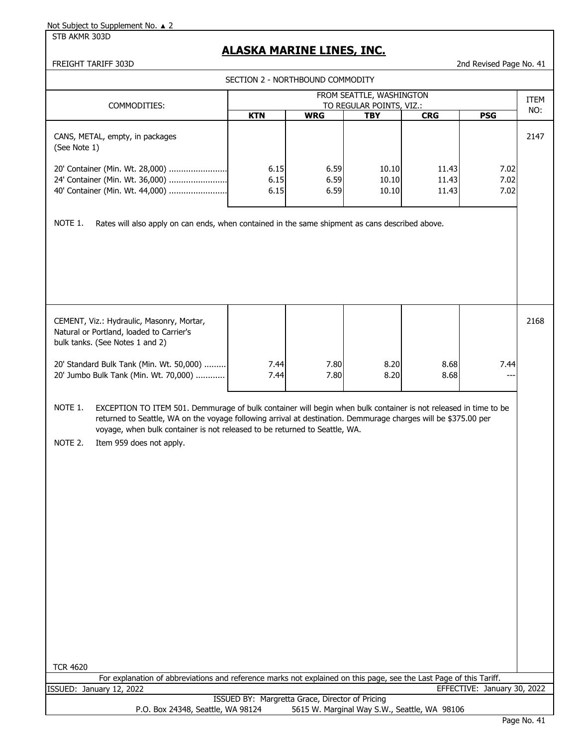Not Subject to Supplement No. ▲ 2

STB AKMR 303D

## ALASKA MARINE LINES, INC.

FREIGHT TARIFF 303D

2nd Revised Page No. 41

SECTION 2 - NORTHBOUND COMMODITY

| COMMODITIES: | FROM SEATTLE, WASHINGTON TO REGULAR POINTS, VIZ.: | | | | | ITEM NO: |
|---|---|---|---|---|---|---|
| | **KTN** | **WRG** | **TBY** | **CRG** | **PSG** | |
| CANS, METAL, empty, in packages (See Note 1) | | | | | | 2147 |
| 20' Container (Min. Wt. 28,000) ........................ | 6.15 | 6.59 | 10.10 | 11.43 | 7.02 | |
| 24' Container (Min. Wt. 36,000) ........................ | 6.15 | 6.59 | 10.10 | 11.43 | 7.02 | |
| 40' Container (Min. Wt. 44,000) ........................ | 6.15 | 6.59 | 10.10 | 11.43 | 7.02 | |

NOTE 1. Rates will also apply on can ends, when contained in the same shipment as cans described above.

| COMMODITIES: | KTN | WRG | TBY | CRG | PSG | ITEM NO: |
|---|---|---|---|---|---|---|
| CEMENT, Viz.: Hydraulic, Masonry, Mortar, Natural or Portland, loaded to Carrier's bulk tanks. (See Notes 1 and 2) | | | | | | 2168 |
| 20' Standard Bulk Tank (Min. Wt. 50,000) ......... | 7.44 | 7.80 | 8.20 | 8.68 | 7.44 | |
| 20' Jumbo Bulk Tank (Min. Wt. 70,000) ............ | 7.44 | 7.80 | 8.20 | 8.68 | --- | |

NOTE 1. EXCEPTION TO ITEM 501. Demmurage of bulk container will begin when bulk container is not released in time to be returned to Seattle, WA on the voyage following arrival at destination. Demmurage charges will be $375.00 per voyage, when bulk container is not released to be returned to Seattle, WA.

NOTE 2. Item 959 does not apply.

TCR 4620

For explanation of abbreviations and reference marks not explained on this page, see the Last Page of this Tariff.

ISSUED: January 12, 2022 EFFECTIVE: January 30, 2022

ISSUED BY: Margretta Grace, Director of Pricing

P.O. Box 24348, Seattle, WA 98124 5615 W. Marginal Way S.W., Seattle, WA 98106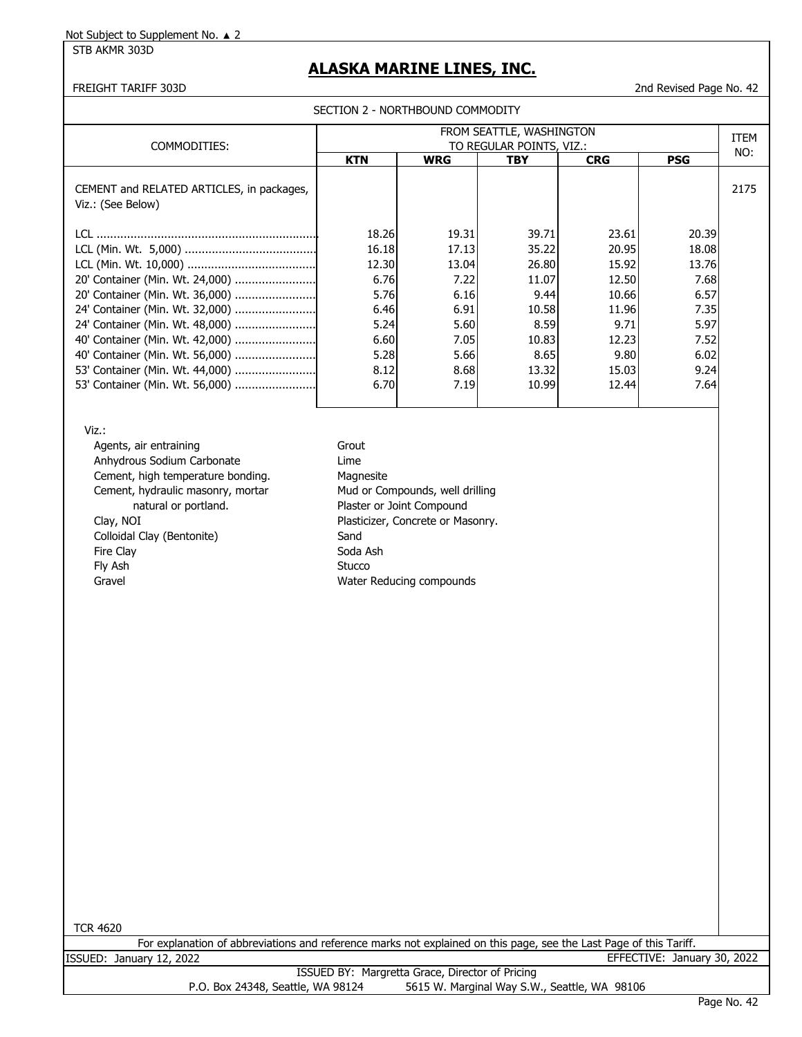Not Subject to Supplement No. ▲ 2

STB AKMR 303D

# ALASKA MARINE LINES, INC.

FREIGHT TARIFF 303D

2nd Revised Page No. 42

## SECTION 2 - NORTHBOUND COMMODITY

| COMMODITIES: | FROM SEATTLE, WASHINGTON TO REGULAR POINTS, VIZ.: | | | | | ITEM NO: |
|---|---|---|---|---|---|---|
| | **KTN** | **WRG** | **TBY** | **CRG** | **PSG** | |
| CEMENT and RELATED ARTICLES, in packages, Viz.: (See Below) | | | | | | 2175 |
| LCL | 18.26 | 19.31 | 39.71 | 23.61 | 20.39 | |
| LCL (Min. Wt. 5,000) | 16.18 | 17.13 | 35.22 | 20.95 | 18.08 | |
| LCL (Min. Wt. 10,000) | 12.30 | 13.04 | 26.80 | 15.92 | 13.76 | |
| 20' Container (Min. Wt. 24,000) | 6.76 | 7.22 | 11.07 | 12.50 | 7.68 | |
| 20' Container (Min. Wt. 36,000) | 5.76 | 6.16 | 9.44 | 10.66 | 6.57 | |
| 24' Container (Min. Wt. 32,000) | 6.46 | 6.91 | 10.58 | 11.96 | 7.35 | |
| 24' Container (Min. Wt. 48,000) | 5.24 | 5.60 | 8.59 | 9.71 | 5.97 | |
| 40' Container (Min. Wt. 42,000) | 6.60 | 7.05 | 10.83 | 12.23 | 7.52 | |
| 40' Container (Min. Wt. 56,000) | 5.28 | 5.66 | 8.65 | 9.80 | 6.02 | |
| 53' Container (Min. Wt. 44,000) | 8.12 | 8.68 | 13.32 | 15.03 | 9.24 | |
| 53' Container (Min. Wt. 56,000) | 6.70 | 7.19 | 10.99 | 12.44 | 7.64 | |

Viz.:

- Agents, air entraining
- Anhydrous Sodium Carbonate
- Cement, high temperature bonding.
- Cement, hydraulic masonry, mortar natural or portland.
- Clay, NOI
- Colloidal Clay (Bentonite)
- Fire Clay
- Fly Ash
- Gravel
- Grout
- Lime
- Magnesite
- Mud or Compounds, well drilling
- Plaster or Joint Compound
- Plasticizer, Concrete or Masonry.
- Sand
- Soda Ash
- Stucco
- Water Reducing compounds

TCR 4620

For explanation of abbreviations and reference marks not explained on this page, see the Last Page of this Tariff.

ISSUED: January 12, 2022

EFFECTIVE: January 30, 2022

ISSUED BY: Margretta Grace, Director of Pricing

P.O. Box 24348, Seattle, WA 98124 5615 W. Marginal Way S.W., Seattle, WA 98106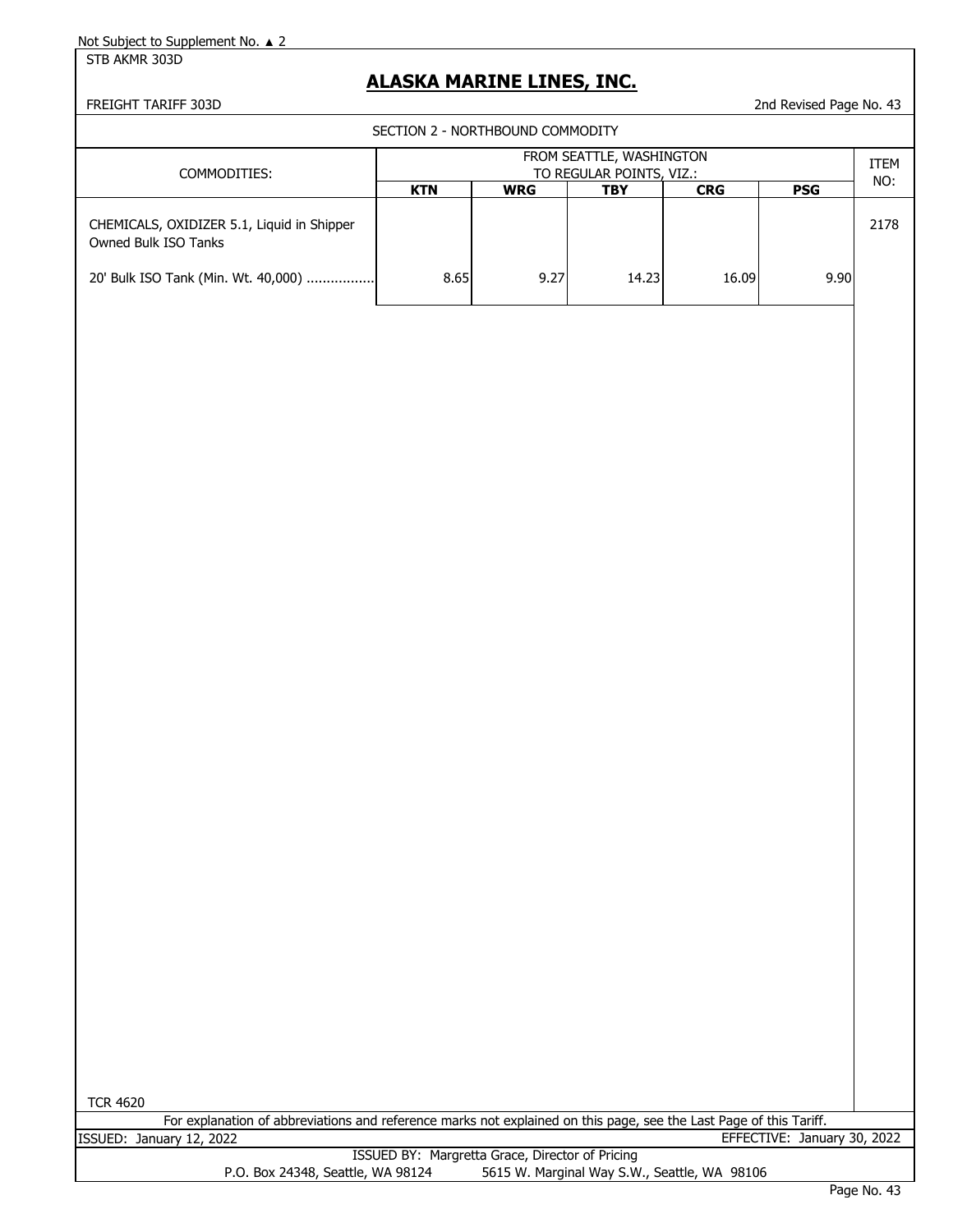Not Subject to Supplement No. ▲ 2

STB AKMR 303D

# ALASKA MARINE LINES, INC.

FREIGHT TARIFF 303D

2nd Revised Page No. 43

## SECTION 2 - NORTHBOUND COMMODITY

| COMMODITIES: | FROM SEATTLE, WASHINGTON TO REGULAR POINTS, VIZ.: | | | | | ITEM NO: |
|---|---|---|---|---|---|---|
| | **KTN** | **WRG** | **TBY** | **CRG** | **PSG** | |
| CHEMICALS, OXIDIZER 5.1, Liquid in Shipper Owned Bulk ISO Tanks | | | | | | 2178 |
| 20' Bulk ISO Tank (Min. Wt. 40,000) ................ | 8.65 | 9.27 | 14.23 | 16.09 | 9.90 | |

TCR 4620

For explanation of abbreviations and reference marks not explained on this page, see the Last Page of this Tariff.

ISSUED: January 12, 2022

EFFECTIVE: January 30, 2022

ISSUED BY: Margretta Grace, Director of Pricing

P.O. Box 24348, Seattle, WA 98124 5615 W. Marginal Way S.W., Seattle, WA 98106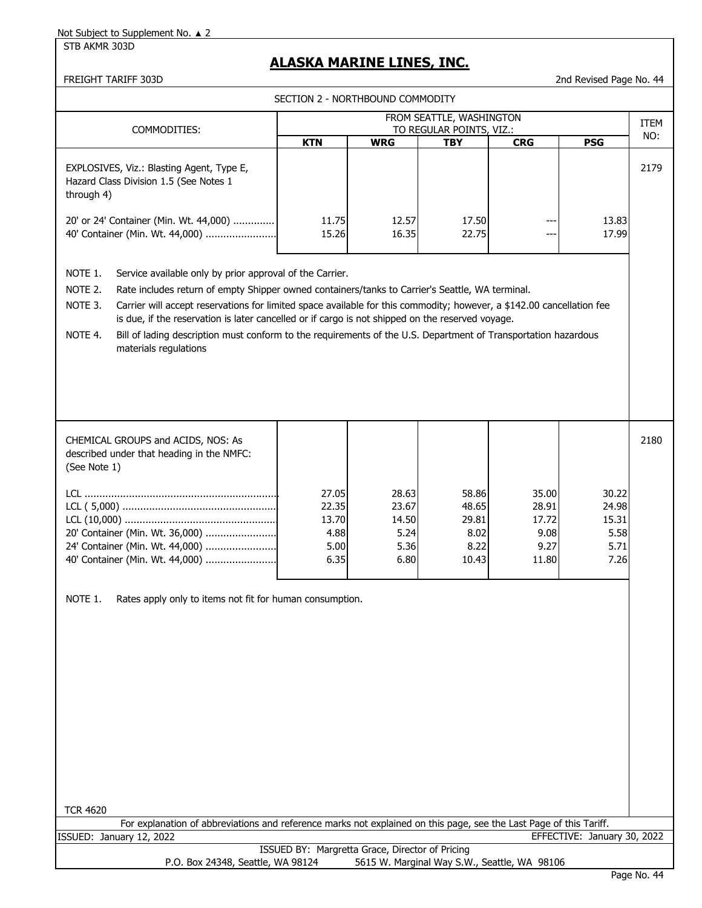Not Subject to Supplement No. ▲ 2

STB AKMR 303D

# ALASKA MARINE LINES, INC.

FREIGHT TARIFF 303D

2nd Revised Page No. 44

## SECTION 2 - NORTHBOUND COMMODITY

| COMMODITIES: | FROM SEATTLE, WASHINGTON TO REGULAR POINTS, VIZ.: | | | | | ITEM NO: |
|---|---|---|---|---|---|---|
| | KTN | WRG | TBY | CRG | PSG | |
| EXPLOSIVES, Viz.: Blasting Agent, Type E, Hazard Class Division 1.5 (See Notes 1 through 4) | | | | | | 2179 |
| 20' or 24' Container (Min. Wt. 44,000) | 11.75 | 12.57 | 17.50 | --- | 13.83 | |
| 40' Container (Min. Wt. 44,000) | 15.26 | 16.35 | 22.75 | --- | 17.99 | |

NOTE 1. Service available only by prior approval of the Carrier.

NOTE 2. Rate includes return of empty Shipper owned containers/tanks to Carrier's Seattle, WA terminal.

NOTE 3. Carrier will accept reservations for limited space available for this commodity; however, a $142.00 cancellation fee is due, if the reservation is later cancelled or if cargo is not shipped on the reserved voyage.

NOTE 4. Bill of lading description must conform to the requirements of the U.S. Department of Transportation hazardous materials regulations

| COMMODITIES: | KTN | WRG | TBY | CRG | PSG | ITEM NO: |
|---|---|---|---|---|---|---|
| CHEMICAL GROUPS and ACIDS, NOS: As described under that heading in the NMFC: (See Note 1) | | | | | | 2180 |
| LCL | 27.05 | 28.63 | 58.86 | 35.00 | 30.22 | |
| LCL ( 5,000) | 22.35 | 23.67 | 48.65 | 28.91 | 24.98 | |
| LCL (10,000) | 13.70 | 14.50 | 29.81 | 17.72 | 15.31 | |
| 20' Container (Min. Wt. 36,000) | 4.88 | 5.24 | 8.02 | 9.08 | 5.58 | |
| 24' Container (Min. Wt. 44,000) | 5.00 | 5.36 | 8.22 | 9.27 | 5.71 | |
| 40' Container (Min. Wt. 44,000) | 6.35 | 6.80 | 10.43 | 11.80 | 7.26 | |

NOTE 1. Rates apply only to items not fit for human consumption.

TCR 4620

For explanation of abbreviations and reference marks not explained on this page, see the Last Page of this Tariff.

ISSUED: January 12, 2022

EFFECTIVE: January 30, 2022

ISSUED BY: Margretta Grace, Director of Pricing

P.O. Box 24348, Seattle, WA 98124 5615 W. Marginal Way S.W., Seattle, WA 98106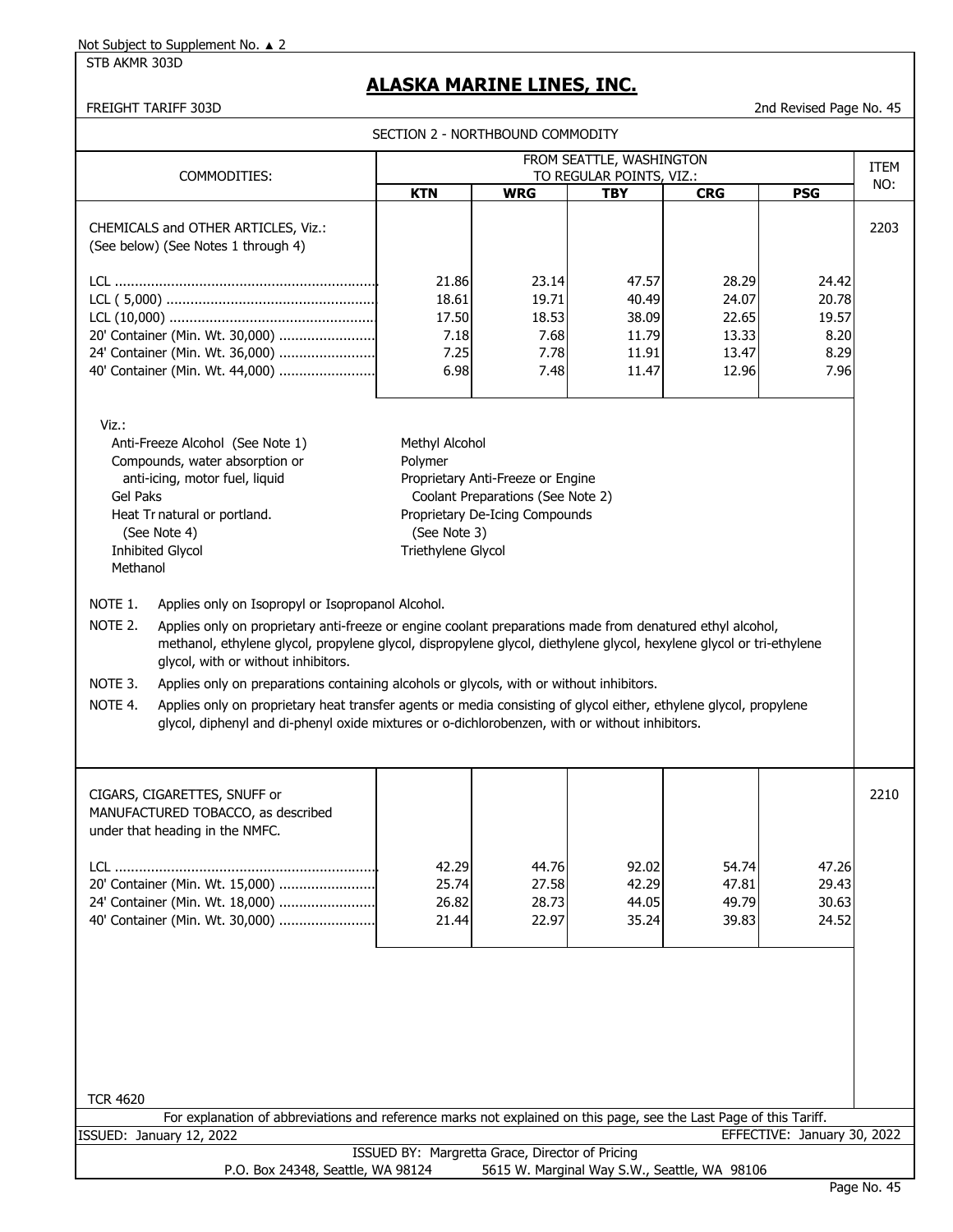Not Subject to Supplement No. ▲ 2

STB AKMR 303D

# ALASKA MARINE LINES, INC.

FREIGHT TARIFF 303D

2nd Revised Page No. 45

SECTION 2 - NORTHBOUND COMMODITY

| COMMODITIES: | FROM SEATTLE, WASHINGTON TO REGULAR POINTS, VIZ.: | | | | | ITEM NO: |
|---|---|---|---|---|---|---|
| | KTN | WRG | TBY | CRG | PSG | |
| CHEMICALS and OTHER ARTICLES, Viz.: (See below) (See Notes 1 through 4) | | | | | | 2203 |
| LCL | 21.86 | 23.14 | 47.57 | 28.29 | 24.42 | |
| LCL ( 5,000) | 18.61 | 19.71 | 40.49 | 24.07 | 20.78 | |
| LCL (10,000) | 17.50 | 18.53 | 38.09 | 22.65 | 19.57 | |
| 20' Container (Min. Wt. 30,000) | 7.18 | 7.68 | 11.79 | 13.33 | 8.20 | |
| 24' Container (Min. Wt. 36,000) | 7.25 | 7.78 | 11.91 | 13.47 | 8.29 | |
| 40' Container (Min. Wt. 44,000) | 6.98 | 7.48 | 11.47 | 12.96 | 7.96 | |

Viz.:

- Anti-Freeze Alcohol (See Note 1)
- Compounds, water absorption or anti-icing, motor fuel, liquid
- Gel Paks
- Heat Tr natural or portland. (See Note 4)
- Inhibited Glycol
- Methanol
- Methyl Alcohol
- Polymer
- Proprietary Anti-Freeze or Engine Coolant Preparations (See Note 2)
- Proprietary De-Icing Compounds (See Note 3)
- Triethylene Glycol

NOTE 1. Applies only on Isopropyl or Isopropanol Alcohol.

NOTE 2. Applies only on proprietary anti-freeze or engine coolant preparations made from denatured ethyl alcohol, methanol, ethylene glycol, propylene glycol, dispropylene glycol, diethylene glycol, hexylene glycol or tri-ethylene glycol, with or without inhibitors.

NOTE 3. Applies only on preparations containing alcohols or glycols, with or without inhibitors.

NOTE 4. Applies only on proprietary heat transfer agents or media consisting of glycol either, ethylene glycol, propylene glycol, diphenyl and di-phenyl oxide mixtures or o-dichlorobenzen, with or without inhibitors.

| COMMODITIES: | KTN | WRG | TBY | CRG | PSG | ITEM NO: |
|---|---|---|---|---|---|---|
| CIGARS, CIGARETTES, SNUFF or MANUFACTURED TOBACCO, as described under that heading in the NMFC. | | | | | | 2210 |
| LCL | 42.29 | 44.76 | 92.02 | 54.74 | 47.26 | |
| 20' Container (Min. Wt. 15,000) | 25.74 | 27.58 | 42.29 | 47.81 | 29.43 | |
| 24' Container (Min. Wt. 18,000) | 26.82 | 28.73 | 44.05 | 49.79 | 30.63 | |
| 40' Container (Min. Wt. 30,000) | 21.44 | 22.97 | 35.24 | 39.83 | 24.52 | |

TCR 4620

For explanation of abbreviations and reference marks not explained on this page, see the Last Page of this Tariff.

ISSUED: January 12, 2022

EFFECTIVE: January 30, 2022

ISSUED BY: Margretta Grace, Director of Pricing

P.O. Box 24348, Seattle, WA 98124 5615 W. Marginal Way S.W., Seattle, WA 98106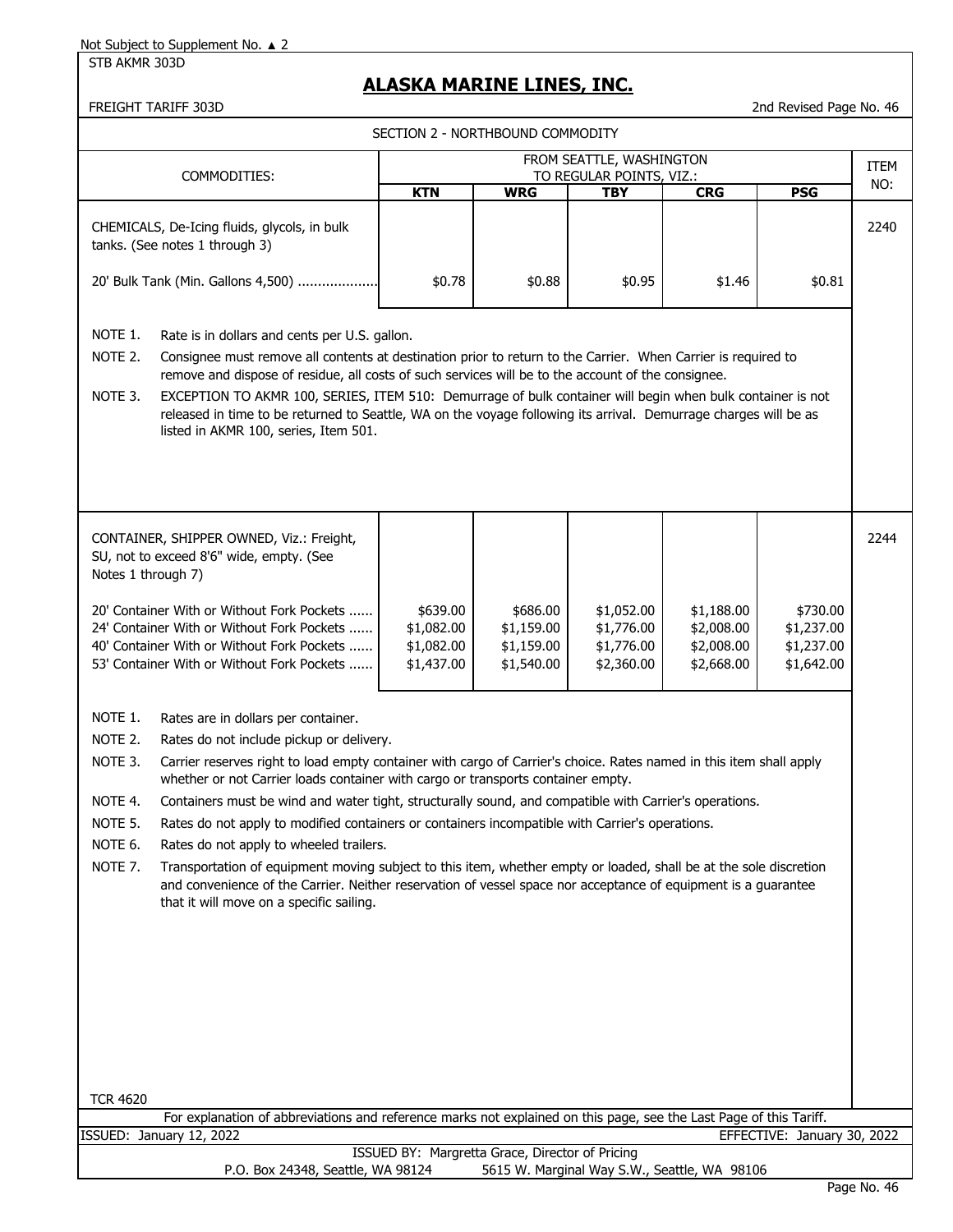Not Subject to Supplement No. ▲ 2

STB AKMR 303D

# ALASKA MARINE LINES, INC.

FREIGHT TARIFF 303D

2nd Revised Page No. 46

## SECTION 2 - NORTHBOUND COMMODITY

| COMMODITIES: | FROM SEATTLE, WASHINGTON TO REGULAR POINTS, VIZ.: | | | | | ITEM NO: |
|---|---|---|---|---|---|---|
| | **KTN** | **WRG** | **TBY** | **CRG** | **PSG** | |
| CHEMICALS, De-Icing fluids, glycols, in bulk tanks. (See notes 1 through 3) | | | | | | 2240 |
| 20' Bulk Tank (Min. Gallons 4,500) .................... | $0.78 | $0.88 | $0.95 | $1.46 | $0.81 | |

NOTE 1. Rate is in dollars and cents per U.S. gallon.

NOTE 2. Consignee must remove all contents at destination prior to return to the Carrier. When Carrier is required to remove and dispose of residue, all costs of such services will be to the account of the consignee.

NOTE 3. EXCEPTION TO AKMR 100, SERIES, ITEM 510: Demurrage of bulk container will begin when bulk container is not released in time to be returned to Seattle, WA on the voyage following its arrival. Demurrage charges will be as listed in AKMR 100, series, Item 501.

| COMMODITIES: | KTN | WRG | TBY | CRG | PSG | ITEM NO: |
|---|---|---|---|---|---|---|
| CONTAINER, SHIPPER OWNED, Viz.: Freight, SU, not to exceed 8'6" wide, empty. (See Notes 1 through 7) | | | | | | 2244 |
| 20' Container With or Without Fork Pockets ...... | $639.00 | $686.00 | $1,052.00 | $1,188.00 | $730.00 | |
| 24' Container With or Without Fork Pockets ...... | $1,082.00 | $1,159.00 | $1,776.00 | $2,008.00 | $1,237.00 | |
| 40' Container With or Without Fork Pockets ...... | $1,082.00 | $1,159.00 | $1,776.00 | $2,008.00 | $1,237.00 | |
| 53' Container With or Without Fork Pockets ...... | $1,437.00 | $1,540.00 | $2,360.00 | $2,668.00 | $1,642.00 | |

NOTE 1. Rates are in dollars per container.

NOTE 2. Rates do not include pickup or delivery.

NOTE 3. Carrier reserves right to load empty container with cargo of Carrier's choice. Rates named in this item shall apply whether or not Carrier loads container with cargo or transports container empty.

NOTE 4. Containers must be wind and water tight, structurally sound, and compatible with Carrier's operations.

NOTE 5. Rates do not apply to modified containers or containers incompatible with Carrier's operations.

NOTE 6. Rates do not apply to wheeled trailers.

NOTE 7. Transportation of equipment moving subject to this item, whether empty or loaded, shall be at the sole discretion and convenience of the Carrier. Neither reservation of vessel space nor acceptance of equipment is a guarantee that it will move on a specific sailing.

TCR 4620

For explanation of abbreviations and reference marks not explained on this page, see the Last Page of this Tariff.

ISSUED: January 12, 2022 EFFECTIVE: January 30, 2022

ISSUED BY: Margretta Grace, Director of Pricing

P.O. Box 24348, Seattle, WA 98124 5615 W. Marginal Way S.W., Seattle, WA 98106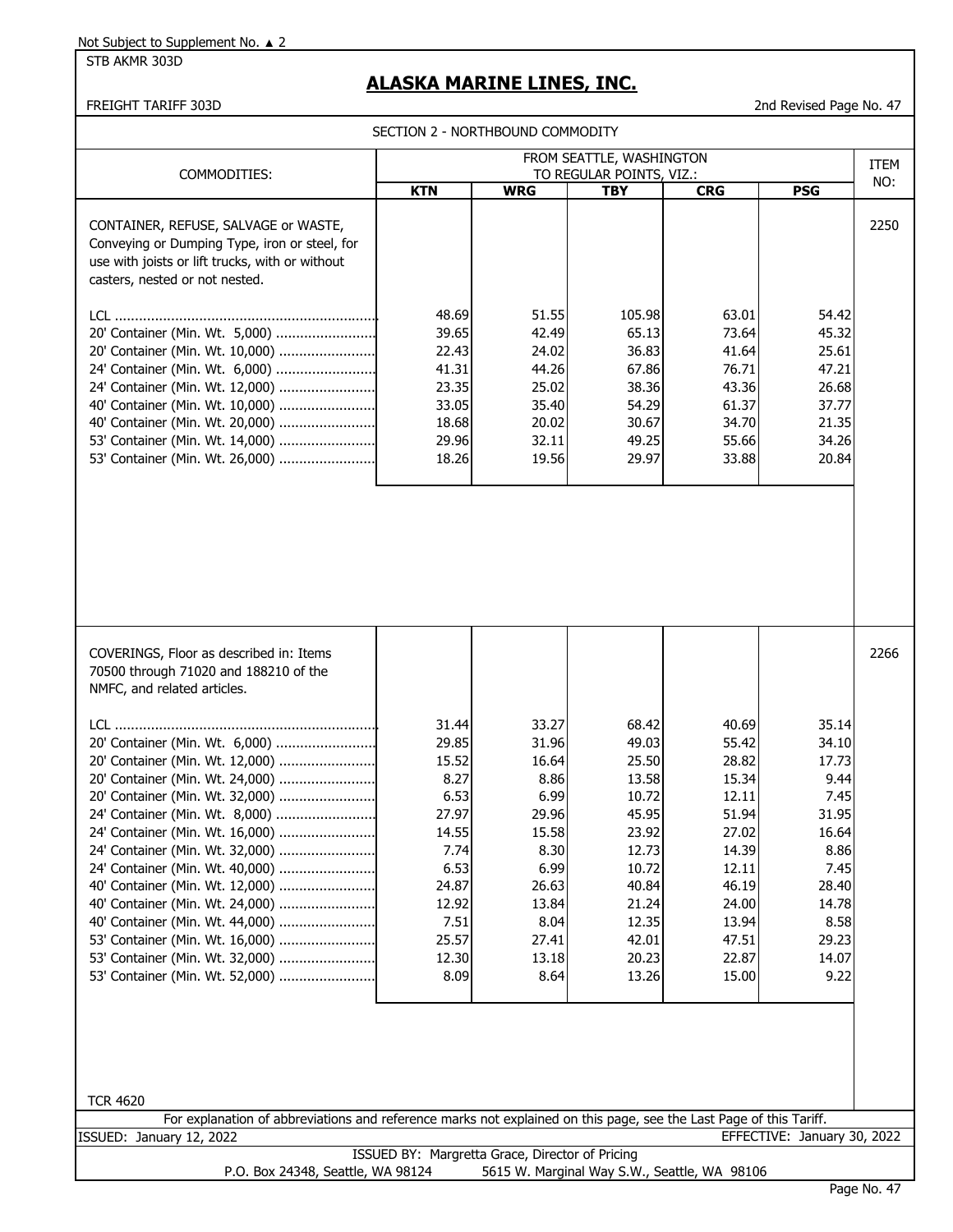Not Subject to Supplement No. ▲ 2

STB AKMR 303D

# ALASKA MARINE LINES, INC.

FREIGHT TARIFF 303D

2nd Revised Page No. 47

SECTION 2 - NORTHBOUND COMMODITY

| COMMODITIES: | FROM SEATTLE, WASHINGTON TO REGULAR POINTS, VIZ.: | | | | | ITEM NO: |
|---|---|---|---|---|---|---|
| | **KTN** | **WRG** | **TBY** | **CRG** | **PSG** | |
| CONTAINER, REFUSE, SALVAGE or WASTE, Conveying or Dumping Type, iron or steel, for use with joists or lift trucks, with or without casters, nested or not nested. | | | | | | 2250 |
| LCL | 48.69 | 51.55 | 105.98 | 63.01 | 54.42 | |
| 20' Container (Min. Wt. 5,000) | 39.65 | 42.49 | 65.13 | 73.64 | 45.32 | |
| 20' Container (Min. Wt. 10,000) | 22.43 | 24.02 | 36.83 | 41.64 | 25.61 | |
| 24' Container (Min. Wt. 6,000) | 41.31 | 44.26 | 67.86 | 76.71 | 47.21 | |
| 24' Container (Min. Wt. 12,000) | 23.35 | 25.02 | 38.36 | 43.36 | 26.68 | |
| 40' Container (Min. Wt. 10,000) | 33.05 | 35.40 | 54.29 | 61.37 | 37.77 | |
| 40' Container (Min. Wt. 20,000) | 18.68 | 20.02 | 30.67 | 34.70 | 21.35 | |
| 53' Container (Min. Wt. 14,000) | 29.96 | 32.11 | 49.25 | 55.66 | 34.26 | |
| 53' Container (Min. Wt. 26,000) | 18.26 | 19.56 | 29.97 | 33.88 | 20.84 | |
| COVERINGS, Floor as described in: Items 70500 through 71020 and 188210 of the NMFC, and related articles. | | | | | | 2266 |
| LCL | 31.44 | 33.27 | 68.42 | 40.69 | 35.14 | |
| 20' Container (Min. Wt. 6,000) | 29.85 | 31.96 | 49.03 | 55.42 | 34.10 | |
| 20' Container (Min. Wt. 12,000) | 15.52 | 16.64 | 25.50 | 28.82 | 17.73 | |
| 20' Container (Min. Wt. 24,000) | 8.27 | 8.86 | 13.58 | 15.34 | 9.44 | |
| 20' Container (Min. Wt. 32,000) | 6.53 | 6.99 | 10.72 | 12.11 | 7.45 | |
| 24' Container (Min. Wt. 8,000) | 27.97 | 29.96 | 45.95 | 51.94 | 31.95 | |
| 24' Container (Min. Wt. 16,000) | 14.55 | 15.58 | 23.92 | 27.02 | 16.64 | |
| 24' Container (Min. Wt. 32,000) | 7.74 | 8.30 | 12.73 | 14.39 | 8.86 | |
| 24' Container (Min. Wt. 40,000) | 6.53 | 6.99 | 10.72 | 12.11 | 7.45 | |
| 40' Container (Min. Wt. 12,000) | 24.87 | 26.63 | 40.84 | 46.19 | 28.40 | |
| 40' Container (Min. Wt. 24,000) | 12.92 | 13.84 | 21.24 | 24.00 | 14.78 | |
| 40' Container (Min. Wt. 44,000) | 7.51 | 8.04 | 12.35 | 13.94 | 8.58 | |
| 53' Container (Min. Wt. 16,000) | 25.57 | 27.41 | 42.01 | 47.51 | 29.23 | |
| 53' Container (Min. Wt. 32,000) | 12.30 | 13.18 | 20.23 | 22.87 | 14.07 | |
| 53' Container (Min. Wt. 52,000) | 8.09 | 8.64 | 13.26 | 15.00 | 9.22 | |

TCR 4620

For explanation of abbreviations and reference marks not explained on this page, see the Last Page of this Tariff.

ISSUED: January 12, 2022

EFFECTIVE: January 30, 2022

ISSUED BY: Margretta Grace, Director of Pricing

P.O. Box 24348, Seattle, WA 98124 5615 W. Marginal Way S.W., Seattle, WA 98106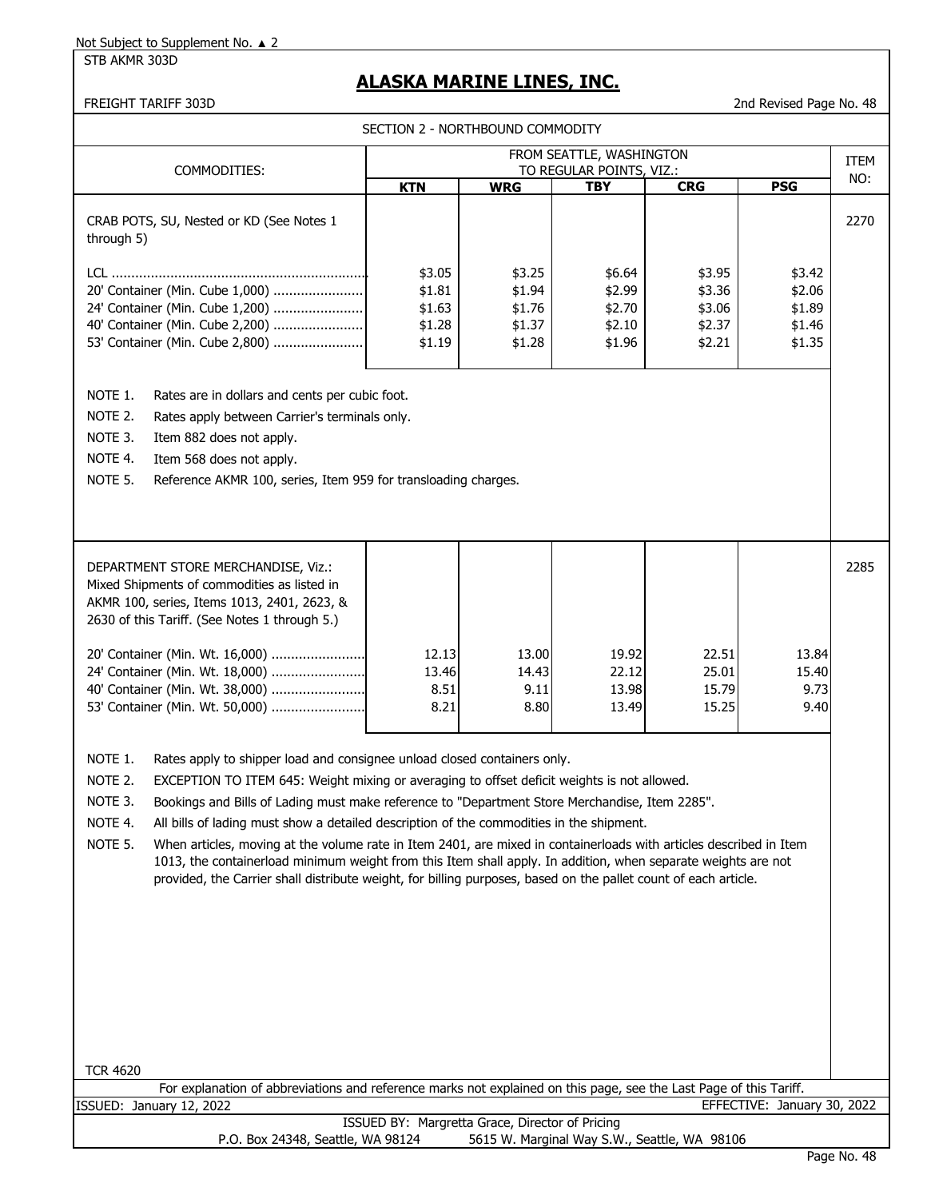Not Subject to Supplement No. ▲ 2

STB AKMR 303D

# ALASKA MARINE LINES, INC.

FREIGHT TARIFF 303D

2nd Revised Page No. 48

## SECTION 2 - NORTHBOUND COMMODITY

| COMMODITIES: | FROM SEATTLE, WASHINGTON TO REGULAR POINTS, VIZ.: | | | | | ITEM NO: |
|---|---|---|---|---|---|---|
| | KTN | WRG | TBY | CRG | PSG | |
| CRAB POTS, SU, Nested or KD (See Notes 1 through 5) | | | | | | 2270 |
| LCL | $3.05 | $3.25 | $6.64 | $3.95 | $3.42 | |
| 20' Container (Min. Cube 1,000) | $1.81 | $1.94 | $2.99 | $3.36 | $2.06 | |
| 24' Container (Min. Cube 1,200) | $1.63 | $1.76 | $2.70 | $3.06 | $1.89 | |
| 40' Container (Min. Cube 2,200) | $1.28 | $1.37 | $2.10 | $2.37 | $1.46 | |
| 53' Container (Min. Cube 2,800) | $1.19 | $1.28 | $1.96 | $2.21 | $1.35 | |

NOTE 1. Rates are in dollars and cents per cubic foot.

NOTE 2. Rates apply between Carrier's terminals only.

NOTE 3. Item 882 does not apply.

NOTE 4. Item 568 does not apply.

NOTE 5. Reference AKMR 100, series, Item 959 for transloading charges.

| COMMODITIES: | KTN | WRG | TBY | CRG | PSG | ITEM NO: |
|---|---|---|---|---|---|---|
| DEPARTMENT STORE MERCHANDISE, Viz.: Mixed Shipments of commodities as listed in AKMR 100, series, Items 1013, 2401, 2623, & 2630 of this Tariff. (See Notes 1 through 5.) | | | | | | 2285 |
| 20' Container (Min. Wt. 16,000) | 12.13 | 13.00 | 19.92 | 22.51 | 13.84 | |
| 24' Container (Min. Wt. 18,000) | 13.46 | 14.43 | 22.12 | 25.01 | 15.40 | |
| 40' Container (Min. Wt. 38,000) | 8.51 | 9.11 | 13.98 | 15.79 | 9.73 | |
| 53' Container (Min. Wt. 50,000) | 8.21 | 8.80 | 13.49 | 15.25 | 9.40 | |

NOTE 1. Rates apply to shipper load and consignee unload closed containers only.

NOTE 2. EXCEPTION TO ITEM 645: Weight mixing or averaging to offset deficit weights is not allowed.

NOTE 3. Bookings and Bills of Lading must make reference to "Department Store Merchandise, Item 2285".

NOTE 4. All bills of lading must show a detailed description of the commodities in the shipment.

NOTE 5. When articles, moving at the volume rate in Item 2401, are mixed in containerloads with articles described in Item 1013, the containerload minimum weight from this Item shall apply. In addition, when separate weights are not provided, the Carrier shall distribute weight, for billing purposes, based on the pallet count of each article.

TCR 4620

For explanation of abbreviations and reference marks not explained on this page, see the Last Page of this Tariff.

ISSUED: January 12, 2022

EFFECTIVE: January 30, 2022

ISSUED BY: Margretta Grace, Director of Pricing

P.O. Box 24348, Seattle, WA 98124 5615 W. Marginal Way S.W., Seattle, WA 98106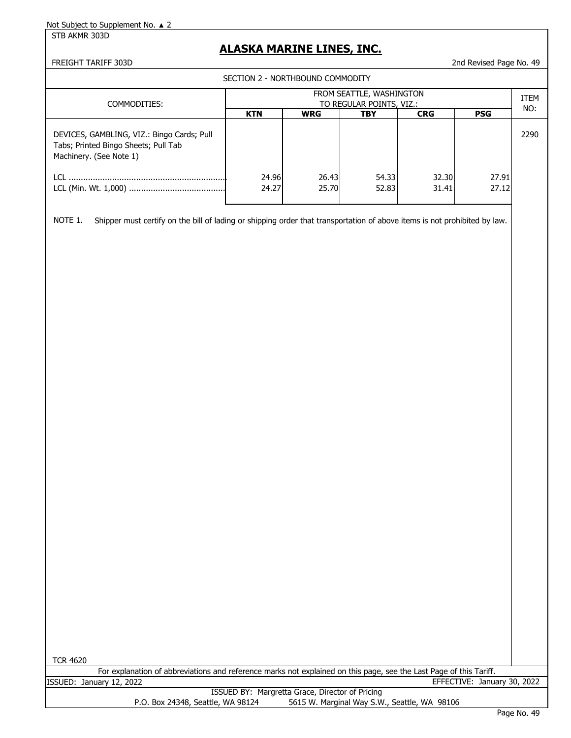Not Subject to Supplement No. ▲ 2

STB AKMR 303D

# ALASKA MARINE LINES, INC.

FREIGHT TARIFF 303D

2nd Revised Page No. 49

SECTION 2 - NORTHBOUND COMMODITY

| COMMODITIES: | FROM SEATTLE, WASHINGTON TO REGULAR POINTS, VIZ.: | | | | | ITEM NO: |
|---|---|---|---|---|---|---|
| | **KTN** | **WRG** | **TBY** | **CRG** | **PSG** | |
| DEVICES, GAMBLING, VIZ.: Bingo Cards; Pull Tabs; Printed Bingo Sheets; Pull Tab Machinery. (See Note 1) | | | | | | 2290 |
| LCL | 24.96 | 26.43 | 54.33 | 32.30 | 27.91 | |
| LCL (Min. Wt. 1,000) | 24.27 | 25.70 | 52.83 | 31.41 | 27.12 | |

NOTE 1. Shipper must certify on the bill of lading or shipping order that transportation of above items is not prohibited by law.

TCR 4620

For explanation of abbreviations and reference marks not explained on this page, see the Last Page of this Tariff.

ISSUED: January 12, 2022

EFFECTIVE: January 30, 2022

ISSUED BY: Margretta Grace, Director of Pricing

P.O. Box 24348, Seattle, WA 98124 5615 W. Marginal Way S.W., Seattle, WA 98106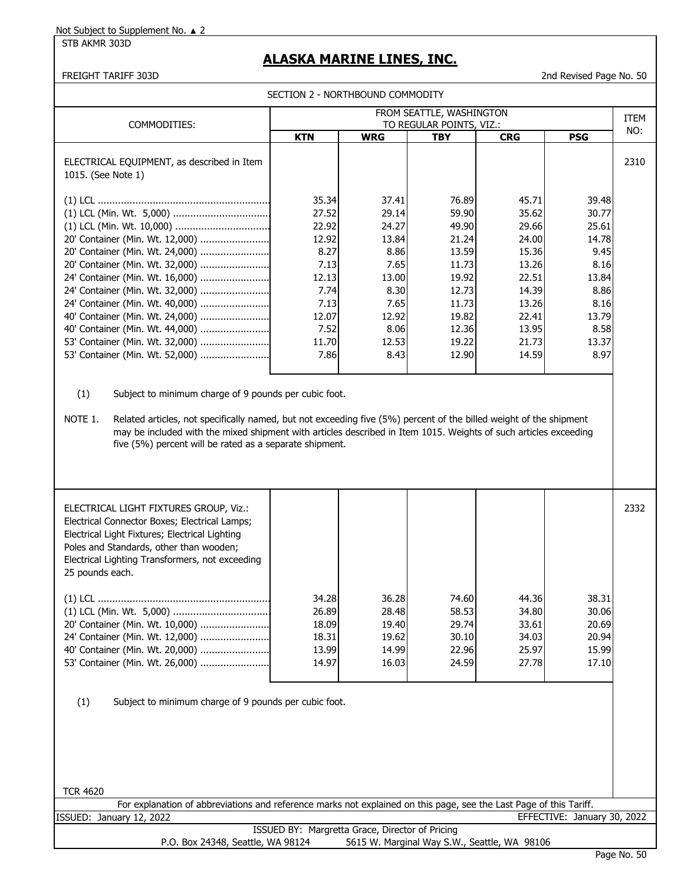Not Subject to Supplement No. ▲ 2

STB AKMR 303D

# ALASKA MARINE LINES, INC.

FREIGHT TARIFF 303D

2nd Revised Page No. 50

## SECTION 2 - NORTHBOUND COMMODITY

| COMMODITIES: | FROM SEATTLE, WASHINGTON TO REGULAR POINTS, VIZ.: | | | | | ITEM NO: |
|---|---|---|---|---|---|---|
| | **KTN** | **WRG** | **TBY** | **CRG** | **PSG** | |
| ELECTRICAL EQUIPMENT, as described in Item 1015. (See Note 1) | | | | | | 2310 |
| (1) LCL | 35.34 | 37.41 | 76.89 | 45.71 | 39.48 | |
| (1) LCL (Min. Wt. 5,000) | 27.52 | 29.14 | 59.90 | 35.62 | 30.77 | |
| (1) LCL (Min. Wt. 10,000) | 22.92 | 24.27 | 49.90 | 29.66 | 25.61 | |
| 20' Container (Min. Wt. 12,000) | 12.92 | 13.84 | 21.24 | 24.00 | 14.78 | |
| 20' Container (Min. Wt. 24,000) | 8.27 | 8.86 | 13.59 | 15.36 | 9.45 | |
| 20' Container (Min. Wt. 32,000) | 7.13 | 7.65 | 11.73 | 13.26 | 8.16 | |
| 24' Container (Min. Wt. 16,000) | 12.13 | 13.00 | 19.92 | 22.51 | 13.84 | |
| 24' Container (Min. Wt. 32,000) | 7.74 | 8.30 | 12.73 | 14.39 | 8.86 | |
| 24' Container (Min. Wt. 40,000) | 7.13 | 7.65 | 11.73 | 13.26 | 8.16 | |
| 40' Container (Min. Wt. 24,000) | 12.07 | 12.92 | 19.82 | 22.41 | 13.79 | |
| 40' Container (Min. Wt. 44,000) | 7.52 | 8.06 | 12.36 | 13.95 | 8.58 | |
| 53' Container (Min. Wt. 32,000) | 11.70 | 12.53 | 19.22 | 21.73 | 13.37 | |
| 53' Container (Min. Wt. 52,000) | 7.86 | 8.43 | 12.90 | 14.59 | 8.97 | |

(1) Subject to minimum charge of 9 pounds per cubic foot.

NOTE 1. Related articles, not specifically named, but not exceeding five (5%) percent of the billed weight of the shipment may be included with the mixed shipment with articles described in Item 1015. Weights of such articles exceeding five (5%) percent will be rated as a separate shipment.

| COMMODITIES: | KTN | WRG | TBY | CRG | PSG | ITEM NO: |
|---|---|---|---|---|---|---|
| ELECTRICAL LIGHT FIXTURES GROUP, Viz.: Electrical Connector Boxes; Electrical Lamps; Electrical Light Fixtures; Electrical Lighting Poles and Standards, other than wooden; Electrical Lighting Transformers, not exceeding 25 pounds each. | | | | | | 2332 |
| (1) LCL | 34.28 | 36.28 | 74.60 | 44.36 | 38.31 | |
| (1) LCL (Min. Wt. 5,000) | 26.89 | 28.48 | 58.53 | 34.80 | 30.06 | |
| 20' Container (Min. Wt. 10,000) | 18.09 | 19.40 | 29.74 | 33.61 | 20.69 | |
| 24' Container (Min. Wt. 12,000) | 18.31 | 19.62 | 30.10 | 34.03 | 20.94 | |
| 40' Container (Min. Wt. 20,000) | 13.99 | 14.99 | 22.96 | 25.97 | 15.99 | |
| 53' Container (Min. Wt. 26,000) | 14.97 | 16.03 | 24.59 | 27.78 | 17.10 | |

(1) Subject to minimum charge of 9 pounds per cubic foot.

TCR 4620

For explanation of abbreviations and reference marks not explained on this page, see the Last Page of this Tariff.

ISSUED: January 12, 2022 EFFECTIVE: January 30, 2022

ISSUED BY: Margretta Grace, Director of Pricing

P.O. Box 24348, Seattle, WA 98124 5615 W. Marginal Way S.W., Seattle, WA 98106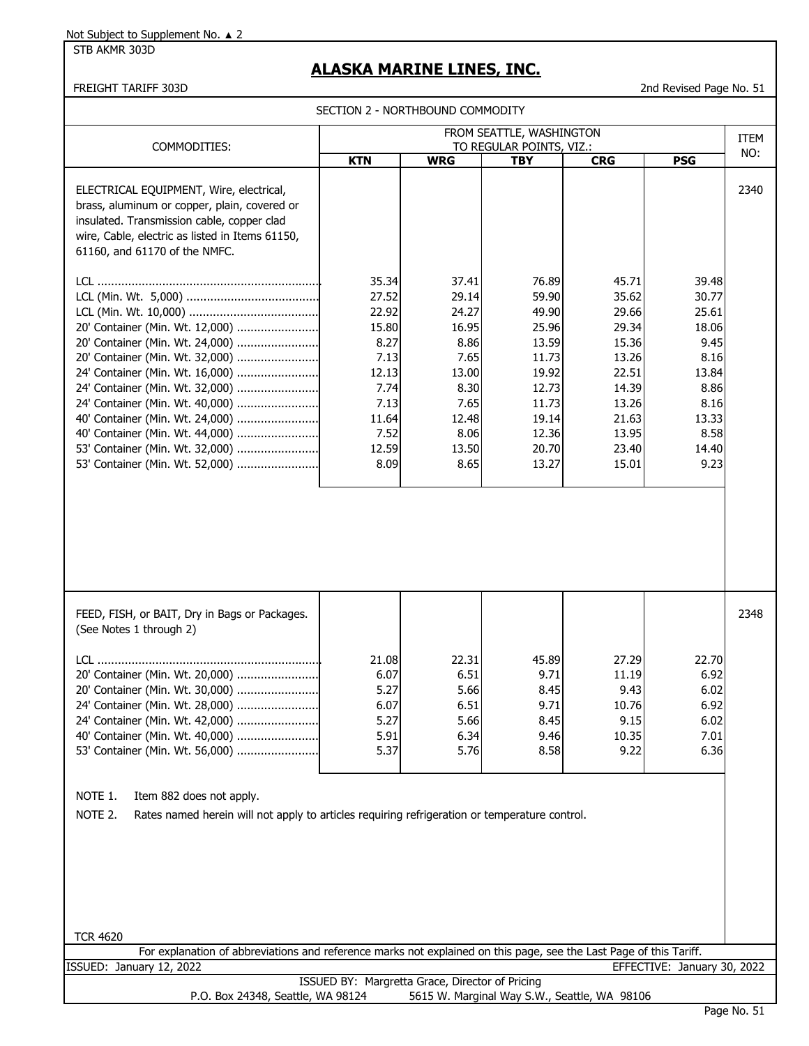Not Subject to Supplement No. ▲ 2

STB AKMR 303D

# ALASKA MARINE LINES, INC.

FREIGHT TARIFF 303D

2nd Revised Page No. 51

SECTION 2 - NORTHBOUND COMMODITY

| COMMODITIES: | FROM SEATTLE, WASHINGTON TO REGULAR POINTS, VIZ.: | | | | | ITEM NO: |
|---|---|---|---|---|---|---|
| | **KTN** | **WRG** | **TBY** | **CRG** | **PSG** | |
| ELECTRICAL EQUIPMENT, Wire, electrical, brass, aluminum or copper, plain, covered or insulated. Transmission cable, copper clad wire, Cable, electric as listed in Items 61150, 61160, and 61170 of the NMFC. | | | | | | 2340 |
| LCL | 35.34 | 37.41 | 76.89 | 45.71 | 39.48 | |
| LCL (Min. Wt. 5,000) | 27.52 | 29.14 | 59.90 | 35.62 | 30.77 | |
| LCL (Min. Wt. 10,000) | 22.92 | 24.27 | 49.90 | 29.66 | 25.61 | |
| 20' Container (Min. Wt. 12,000) | 15.80 | 16.95 | 25.96 | 29.34 | 18.06 | |
| 20' Container (Min. Wt. 24,000) | 8.27 | 8.86 | 13.59 | 15.36 | 9.45 | |
| 20' Container (Min. Wt. 32,000) | 7.13 | 7.65 | 11.73 | 13.26 | 8.16 | |
| 24' Container (Min. Wt. 16,000) | 12.13 | 13.00 | 19.92 | 22.51 | 13.84 | |
| 24' Container (Min. Wt. 32,000) | 7.74 | 8.30 | 12.73 | 14.39 | 8.86 | |
| 24' Container (Min. Wt. 40,000) | 7.13 | 7.65 | 11.73 | 13.26 | 8.16 | |
| 40' Container (Min. Wt. 24,000) | 11.64 | 12.48 | 19.14 | 21.63 | 13.33 | |
| 40' Container (Min. Wt. 44,000) | 7.52 | 8.06 | 12.36 | 13.95 | 8.58 | |
| 53' Container (Min. Wt. 32,000) | 12.59 | 13.50 | 20.70 | 23.40 | 14.40 | |
| 53' Container (Min. Wt. 52,000) | 8.09 | 8.65 | 13.27 | 15.01 | 9.23 | |
| FEED, FISH, or BAIT, Dry in Bags or Packages. (See Notes 1 through 2) | | | | | | 2348 |
| LCL | 21.08 | 22.31 | 45.89 | 27.29 | 22.70 | |
| 20' Container (Min. Wt. 20,000) | 6.07 | 6.51 | 9.71 | 11.19 | 6.92 | |
| 20' Container (Min. Wt. 30,000) | 5.27 | 5.66 | 8.45 | 9.43 | 6.02 | |
| 24' Container (Min. Wt. 28,000) | 6.07 | 6.51 | 9.71 | 10.76 | 6.92 | |
| 24' Container (Min. Wt. 42,000) | 5.27 | 5.66 | 8.45 | 9.15 | 6.02 | |
| 40' Container (Min. Wt. 40,000) | 5.91 | 6.34 | 9.46 | 10.35 | 7.01 | |
| 53' Container (Min. Wt. 56,000) | 5.37 | 5.76 | 8.58 | 9.22 | 6.36 | |

NOTE 1. Item 882 does not apply.

NOTE 2. Rates named herein will not apply to articles requiring refrigeration or temperature control.

TCR 4620

For explanation of abbreviations and reference marks not explained on this page, see the Last Page of this Tariff.

ISSUED: January 12, 2022

EFFECTIVE: January 30, 2022

ISSUED BY: Margretta Grace, Director of Pricing

P.O. Box 24348, Seattle, WA 98124 5615 W. Marginal Way S.W., Seattle, WA 98106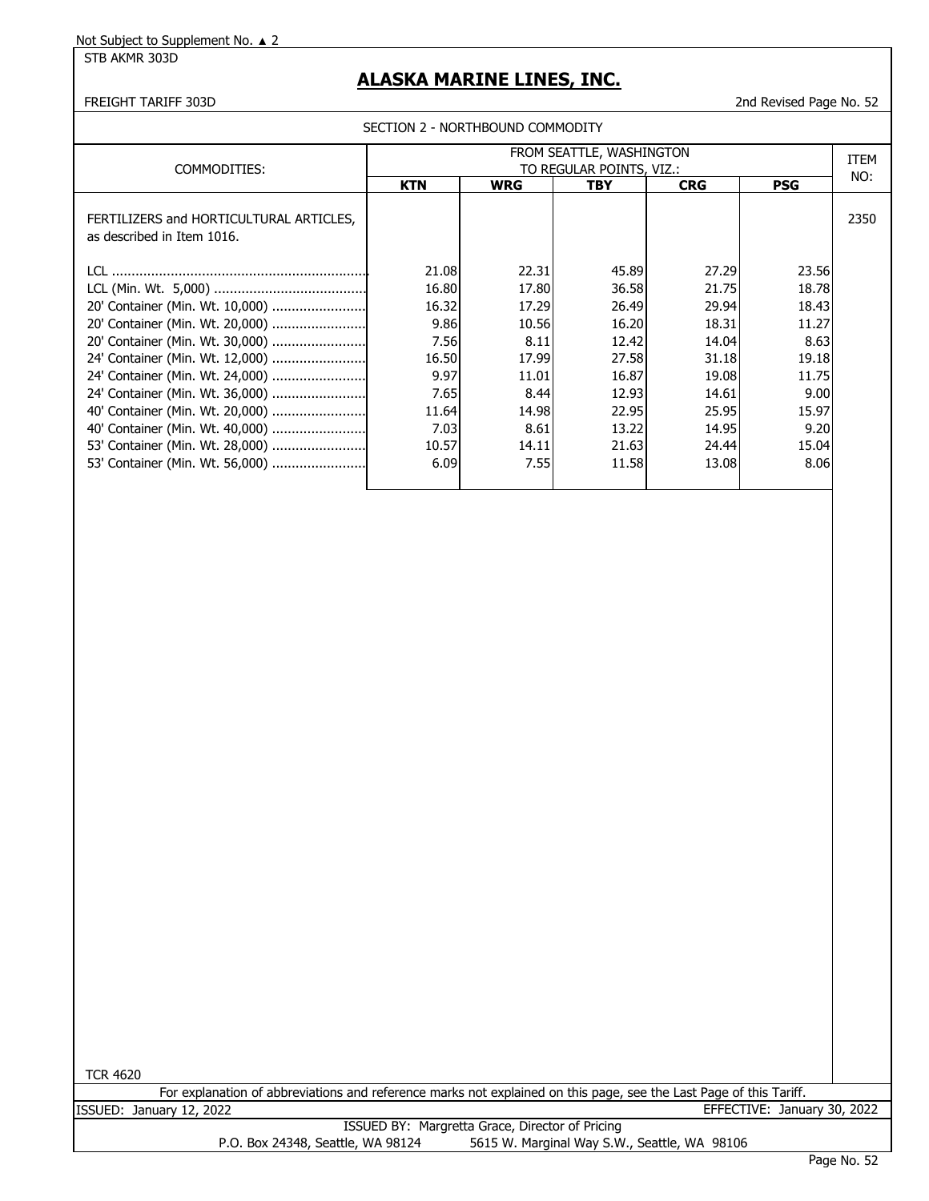Not Subject to Supplement No. ▲ 2

STB AKMR 303D

# ALASKA MARINE LINES, INC.

FREIGHT TARIFF 303D

2nd Revised Page No. 52

SECTION 2 - NORTHBOUND COMMODITY

| COMMODITIES: | FROM SEATTLE, WASHINGTON TO REGULAR POINTS, VIZ.: | | | | | ITEM NO: |
|---|---|---|---|---|---|---|
| | **KTN** | **WRG** | **TBY** | **CRG** | **PSG** | |
| FERTILIZERS and HORTICULTURAL ARTICLES, as described in Item 1016. | | | | | | 2350 |
| LCL | 21.08 | 22.31 | 45.89 | 27.29 | 23.56 | |
| LCL (Min. Wt. 5,000) | 16.80 | 17.80 | 36.58 | 21.75 | 18.78 | |
| 20' Container (Min. Wt. 10,000) | 16.32 | 17.29 | 26.49 | 29.94 | 18.43 | |
| 20' Container (Min. Wt. 20,000) | 9.86 | 10.56 | 16.20 | 18.31 | 11.27 | |
| 20' Container (Min. Wt. 30,000) | 7.56 | 8.11 | 12.42 | 14.04 | 8.63 | |
| 24' Container (Min. Wt. 12,000) | 16.50 | 17.99 | 27.58 | 31.18 | 19.18 | |
| 24' Container (Min. Wt. 24,000) | 9.97 | 11.01 | 16.87 | 19.08 | 11.75 | |
| 24' Container (Min. Wt. 36,000) | 7.65 | 8.44 | 12.93 | 14.61 | 9.00 | |
| 40' Container (Min. Wt. 20,000) | 11.64 | 14.98 | 22.95 | 25.95 | 15.97 | |
| 40' Container (Min. Wt. 40,000) | 7.03 | 8.61 | 13.22 | 14.95 | 9.20 | |
| 53' Container (Min. Wt. 28,000) | 10.57 | 14.11 | 21.63 | 24.44 | 15.04 | |
| 53' Container (Min. Wt. 56,000) | 6.09 | 7.55 | 11.58 | 13.08 | 8.06 | |

TCR 4620

For explanation of abbreviations and reference marks not explained on this page, see the Last Page of this Tariff.

ISSUED: January 12, 2022 EFFECTIVE: January 30, 2022

ISSUED BY: Margretta Grace, Director of Pricing

P.O. Box 24348, Seattle, WA 98124 5615 W. Marginal Way S.W., Seattle, WA 98106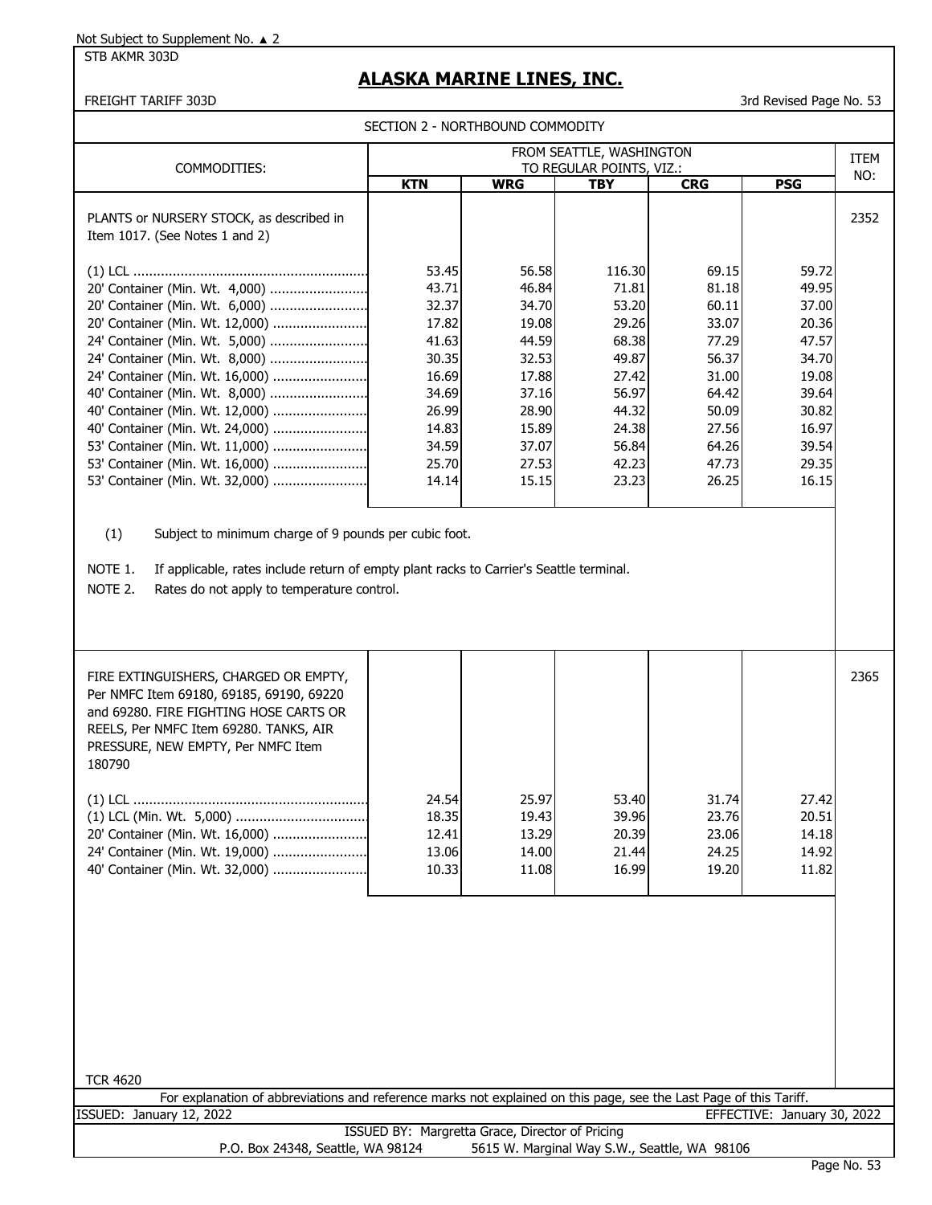Not Subject to Supplement No. ▲ 2

STB AKMR 303D

# ALASKA MARINE LINES, INC.

FREIGHT TARIFF 303D

3rd Revised Page No. 53

## SECTION 2 - NORTHBOUND COMMODITY

| COMMODITIES: | FROM SEATTLE, WASHINGTON TO REGULAR POINTS, VIZ.: | | | | | ITEM NO: |
|---|---|---|---|---|---|---|
| | KTN | WRG | TBY | CRG | PSG | |
| PLANTS or NURSERY STOCK, as described in Item 1017. (See Notes 1 and 2) | | | | | | 2352 |
| (1) LCL | 53.45 | 56.58 | 116.30 | 69.15 | 59.72 | |
| 20' Container (Min. Wt. 4,000) | 43.71 | 46.84 | 71.81 | 81.18 | 49.95 | |
| 20' Container (Min. Wt. 6,000) | 32.37 | 34.70 | 53.20 | 60.11 | 37.00 | |
| 20' Container (Min. Wt. 12,000) | 17.82 | 19.08 | 29.26 | 33.07 | 20.36 | |
| 24' Container (Min. Wt. 5,000) | 41.63 | 44.59 | 68.38 | 77.29 | 47.57 | |
| 24' Container (Min. Wt. 8,000) | 30.35 | 32.53 | 49.87 | 56.37 | 34.70 | |
| 24' Container (Min. Wt. 16,000) | 16.69 | 17.88 | 27.42 | 31.00 | 19.08 | |
| 40' Container (Min. Wt. 8,000) | 34.69 | 37.16 | 56.97 | 64.42 | 39.64 | |
| 40' Container (Min. Wt. 12,000) | 26.99 | 28.90 | 44.32 | 50.09 | 30.82 | |
| 40' Container (Min. Wt. 24,000) | 14.83 | 15.89 | 24.38 | 27.56 | 16.97 | |
| 53' Container (Min. Wt. 11,000) | 34.59 | 37.07 | 56.84 | 64.26 | 39.54 | |
| 53' Container (Min. Wt. 16,000) | 25.70 | 27.53 | 42.23 | 47.73 | 29.35 | |
| 53' Container (Min. Wt. 32,000) | 14.14 | 15.15 | 23.23 | 26.25 | 16.15 | |

(1) Subject to minimum charge of 9 pounds per cubic foot.

NOTE 1. If applicable, rates include return of empty plant racks to Carrier's Seattle terminal.

NOTE 2. Rates do not apply to temperature control.

| COMMODITIES: | KTN | WRG | TBY | CRG | PSG | ITEM NO: |
|---|---|---|---|---|---|---|
| FIRE EXTINGUISHERS, CHARGED OR EMPTY, Per NMFC Item 69180, 69185, 69190, 69220 and 69280. FIRE FIGHTING HOSE CARTS OR REELS, Per NMFC Item 69280. TANKS, AIR PRESSURE, NEW EMPTY, Per NMFC Item 180790 | | | | | | 2365 |
| (1) LCL | 24.54 | 25.97 | 53.40 | 31.74 | 27.42 | |
| (1) LCL (Min. Wt. 5,000) | 18.35 | 19.43 | 39.96 | 23.76 | 20.51 | |
| 20' Container (Min. Wt. 16,000) | 12.41 | 13.29 | 20.39 | 23.06 | 14.18 | |
| 24' Container (Min. Wt. 19,000) | 13.06 | 14.00 | 21.44 | 24.25 | 14.92 | |
| 40' Container (Min. Wt. 32,000) | 10.33 | 11.08 | 16.99 | 19.20 | 11.82 | |

TCR 4620

For explanation of abbreviations and reference marks not explained on this page, see the Last Page of this Tariff.

ISSUED: January 12, 2022

EFFECTIVE: January 30, 2022

ISSUED BY: Margretta Grace, Director of Pricing

P.O. Box 24348, Seattle, WA 98124 5615 W. Marginal Way S.W., Seattle, WA 98106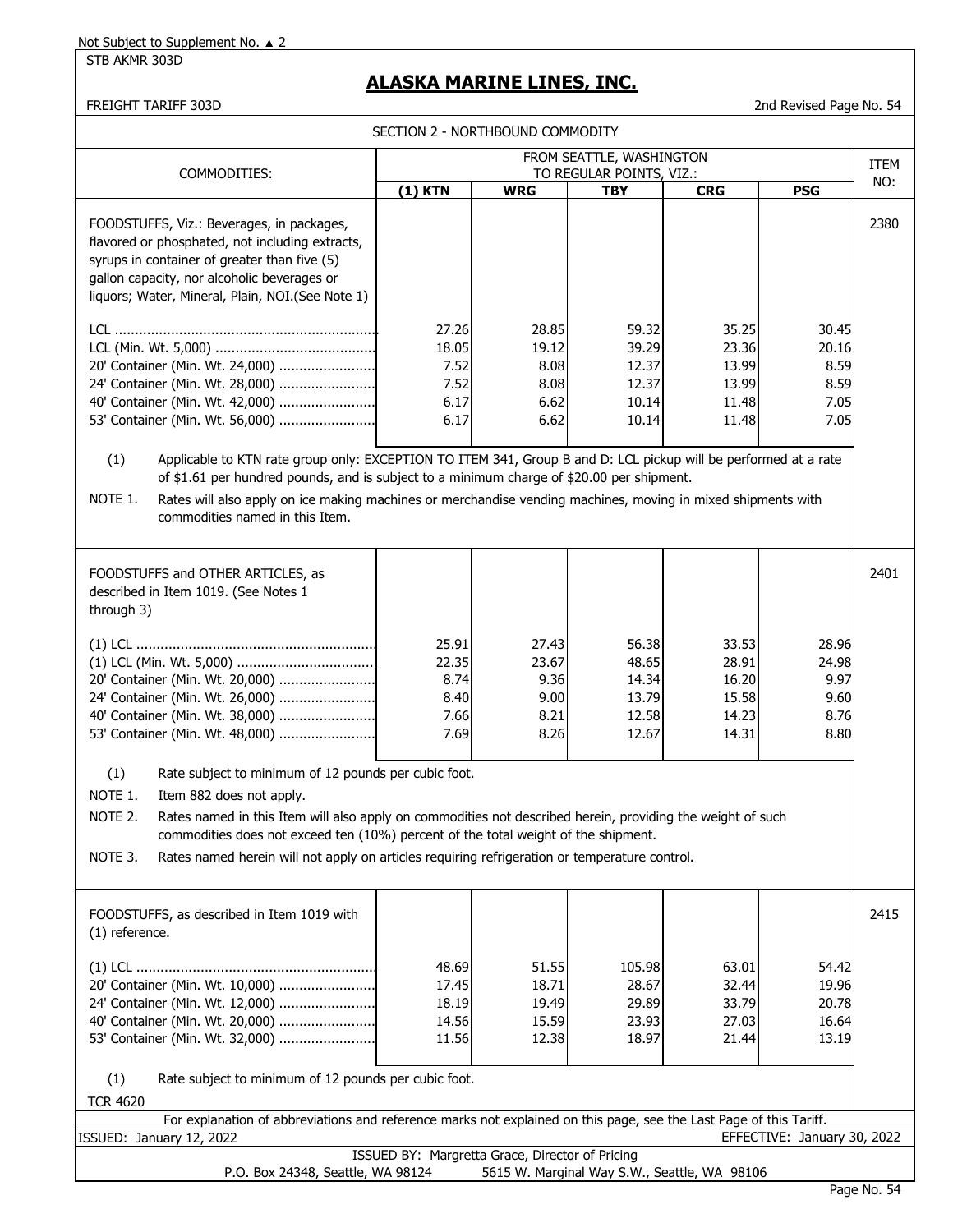Not Subject to Supplement No. ▲ 2

STB AKMR 303D

# ALASKA MARINE LINES, INC.

FREIGHT TARIFF 303D

2nd Revised Page No. 54

## SECTION 2 - NORTHBOUND COMMODITY

| COMMODITIES: | FROM SEATTLE, WASHINGTON TO REGULAR POINTS, VIZ.: | | | | | ITEM NO: |
|---|---|---|---|---|---|---|
| | (1) KTN | WRG | TBY | CRG | PSG | |
| FOODSTUFFS, Viz.: Beverages, in packages, flavored or phosphated, not including extracts, syrups in container of greater than five (5) gallon capacity, nor alcoholic beverages or liquors; Water, Mineral, Plain, NOI.(See Note 1) | | | | | | 2380 |
| LCL | 27.26 | 28.85 | 59.32 | 35.25 | 30.45 | |
| LCL (Min. Wt. 5,000) | 18.05 | 19.12 | 39.29 | 23.36 | 20.16 | |
| 20' Container (Min. Wt. 24,000) | 7.52 | 8.08 | 12.37 | 13.99 | 8.59 | |
| 24' Container (Min. Wt. 28,000) | 7.52 | 8.08 | 12.37 | 13.99 | 8.59 | |
| 40' Container (Min. Wt. 42,000) | 6.17 | 6.62 | 10.14 | 11.48 | 7.05 | |
| 53' Container (Min. Wt. 56,000) | 6.17 | 6.62 | 10.14 | 11.48 | 7.05 | |

(1) Applicable to KTN rate group only: EXCEPTION TO ITEM 341, Group B and D: LCL pickup will be performed at a rate of $1.61 per hundred pounds, and is subject to a minimum charge of $20.00 per shipment.

NOTE 1. Rates will also apply on ice making machines or merchandise vending machines, moving in mixed shipments with commodities named in this Item.

| COMMODITIES: | (1) KTN | WRG | TBY | CRG | PSG | ITEM NO: |
|---|---|---|---|---|---|---|
| FOODSTUFFS and OTHER ARTICLES, as described in Item 1019. (See Notes 1 through 3) | | | | | | 2401 |
| (1) LCL | 25.91 | 27.43 | 56.38 | 33.53 | 28.96 | |
| (1) LCL (Min. Wt. 5,000) | 22.35 | 23.67 | 48.65 | 28.91 | 24.98 | |
| 20' Container (Min. Wt. 20,000) | 8.74 | 9.36 | 14.34 | 16.20 | 9.97 | |
| 24' Container (Min. Wt. 26,000) | 8.40 | 9.00 | 13.79 | 15.58 | 9.60 | |
| 40' Container (Min. Wt. 38,000) | 7.66 | 8.21 | 12.58 | 14.23 | 8.76 | |
| 53' Container (Min. Wt. 48,000) | 7.69 | 8.26 | 12.67 | 14.31 | 8.80 | |

(1) Rate subject to minimum of 12 pounds per cubic foot.

NOTE 1. Item 882 does not apply.

NOTE 2. Rates named in this Item will also apply on commodities not described herein, providing the weight of such commodities does not exceed ten (10%) percent of the total weight of the shipment.

NOTE 3. Rates named herein will not apply on articles requiring refrigeration or temperature control.

| COMMODITIES: | (1) KTN | WRG | TBY | CRG | PSG | ITEM NO: |
|---|---|---|---|---|---|---|
| FOODSTUFFS, as described in Item 1019 with (1) reference. | | | | | | 2415 |
| (1) LCL | 48.69 | 51.55 | 105.98 | 63.01 | 54.42 | |
| 20' Container (Min. Wt. 10,000) | 17.45 | 18.71 | 28.67 | 32.44 | 19.96 | |
| 24' Container (Min. Wt. 12,000) | 18.19 | 19.49 | 29.89 | 33.79 | 20.78 | |
| 40' Container (Min. Wt. 20,000) | 14.56 | 15.59 | 23.93 | 27.03 | 16.64 | |
| 53' Container (Min. Wt. 32,000) | 11.56 | 12.38 | 18.97 | 21.44 | 13.19 | |

(1) Rate subject to minimum of 12 pounds per cubic foot.

TCR 4620

For explanation of abbreviations and reference marks not explained on this page, see the Last Page of this Tariff.

ISSUED: January 12, 2022 EFFECTIVE: January 30, 2022

ISSUED BY: Margretta Grace, Director of Pricing

P.O. Box 24348, Seattle, WA 98124 5615 W. Marginal Way S.W., Seattle, WA 98106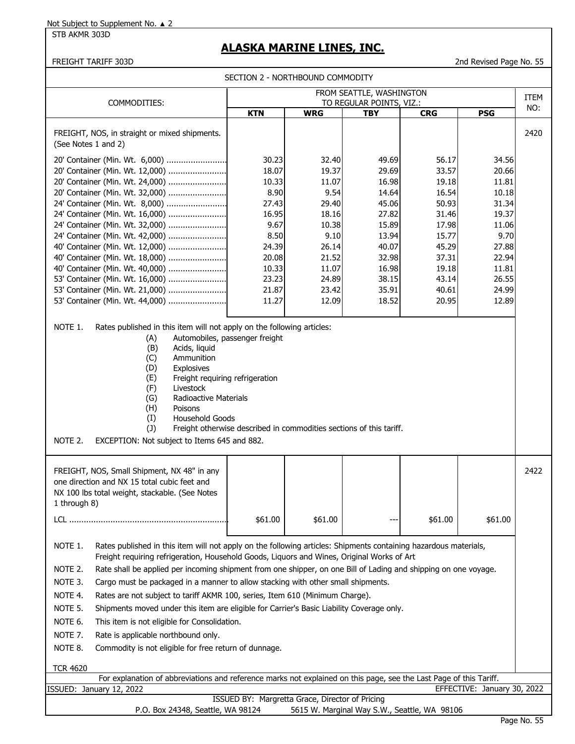Not Subject to Supplement No. ▲ 2

STB AKMR 303D

# ALASKA MARINE LINES, INC.

FREIGHT TARIFF 303D

2nd Revised Page No. 55

SECTION 2 - NORTHBOUND COMMODITY

| COMMODITIES: | FROM SEATTLE, WASHINGTON TO REGULAR POINTS, VIZ.: | | | | | ITEM NO: |
|---|---|---|---|---|---|---|
| | KTN | WRG | TBY | CRG | PSG | |
| FREIGHT, NOS, in straight or mixed shipments. (See Notes 1 and 2) | | | | | | 2420 |
| 20' Container (Min. Wt. 6,000) | 30.23 | 32.40 | 49.69 | 56.17 | 34.56 | |
| 20' Container (Min. Wt. 12,000) | 18.07 | 19.37 | 29.69 | 33.57 | 20.66 | |
| 20' Container (Min. Wt. 24,000) | 10.33 | 11.07 | 16.98 | 19.18 | 11.81 | |
| 20' Container (Min. Wt. 32,000) | 8.90 | 9.54 | 14.64 | 16.54 | 10.18 | |
| 24' Container (Min. Wt. 8,000) | 27.43 | 29.40 | 45.06 | 50.93 | 31.34 | |
| 24' Container (Min. Wt. 16,000) | 16.95 | 18.16 | 27.82 | 31.46 | 19.37 | |
| 24' Container (Min. Wt. 32,000) | 9.67 | 10.38 | 15.89 | 17.98 | 11.06 | |
| 24' Container (Min. Wt. 42,000) | 8.50 | 9.10 | 13.94 | 15.77 | 9.70 | |
| 40' Container (Min. Wt. 12,000) | 24.39 | 26.14 | 40.07 | 45.29 | 27.88 | |
| 40' Container (Min. Wt. 18,000) | 20.08 | 21.52 | 32.98 | 37.31 | 22.94 | |
| 40' Container (Min. Wt. 40,000) | 10.33 | 11.07 | 16.98 | 19.18 | 11.81 | |
| 53' Container (Min. Wt. 16,000) | 23.23 | 24.89 | 38.15 | 43.14 | 26.55 | |
| 53' Container (Min. Wt. 21,000) | 21.87 | 23.42 | 35.91 | 40.61 | 24.99 | |
| 53' Container (Min. Wt. 44,000) | 11.27 | 12.09 | 18.52 | 20.95 | 12.89 | |

NOTE 1. Rates published in this item will not apply on the following articles:

- (A) Automobiles, passenger freight
- (B) Acids, liquid
- (C) Ammunition
- (D) Explosives
- (E) Freight requiring refrigeration
- (F) Livestock
- (G) Radioactive Materials
- (H) Poisons
- (I) Household Goods
- (J) Freight otherwise described in commodities sections of this tariff.

NOTE 2. EXCEPTION: Not subject to Items 645 and 882.

| COMMODITIES: | KTN | WRG | TBY | CRG | PSG | ITEM NO: |
|---|---|---|---|---|---|---|
| FREIGHT, NOS, Small Shipment, NX 48" in any one direction and NX 15 total cubic feet and NX 100 lbs total weight, stackable. (See Notes 1 through 8) | | | | | | 2422 |
| LCL | $61.00 | $61.00 | --- | $61.00 | $61.00 | |

NOTE 1. Rates published in this item will not apply on the following articles: Shipments containing hazardous materials, Freight requiring refrigeration, Household Goods, Liquors and Wines, Original Works of Art

NOTE 2. Rate shall be applied per incoming shipment from one shipper, on one Bill of Lading and shipping on one voyage.

NOTE 3. Cargo must be packaged in a manner to allow stacking with other small shipments.

NOTE 4. Rates are not subject to tariff AKMR 100, series, Item 610 (Minimum Charge).

NOTE 5. Shipments moved under this item are eligible for Carrier's Basic Liability Coverage only.

NOTE 6. This item is not eligible for Consolidation.

NOTE 7. Rate is applicable northbound only.

NOTE 8. Commodity is not eligible for free return of dunnage.

TCR 4620

For explanation of abbreviations and reference marks not explained on this page, see the Last Page of this Tariff.

ISSUED: January 12, 2022 EFFECTIVE: January 30, 2022

ISSUED BY: Margretta Grace, Director of Pricing

P.O. Box 24348, Seattle, WA 98124 5615 W. Marginal Way S.W., Seattle, WA 98106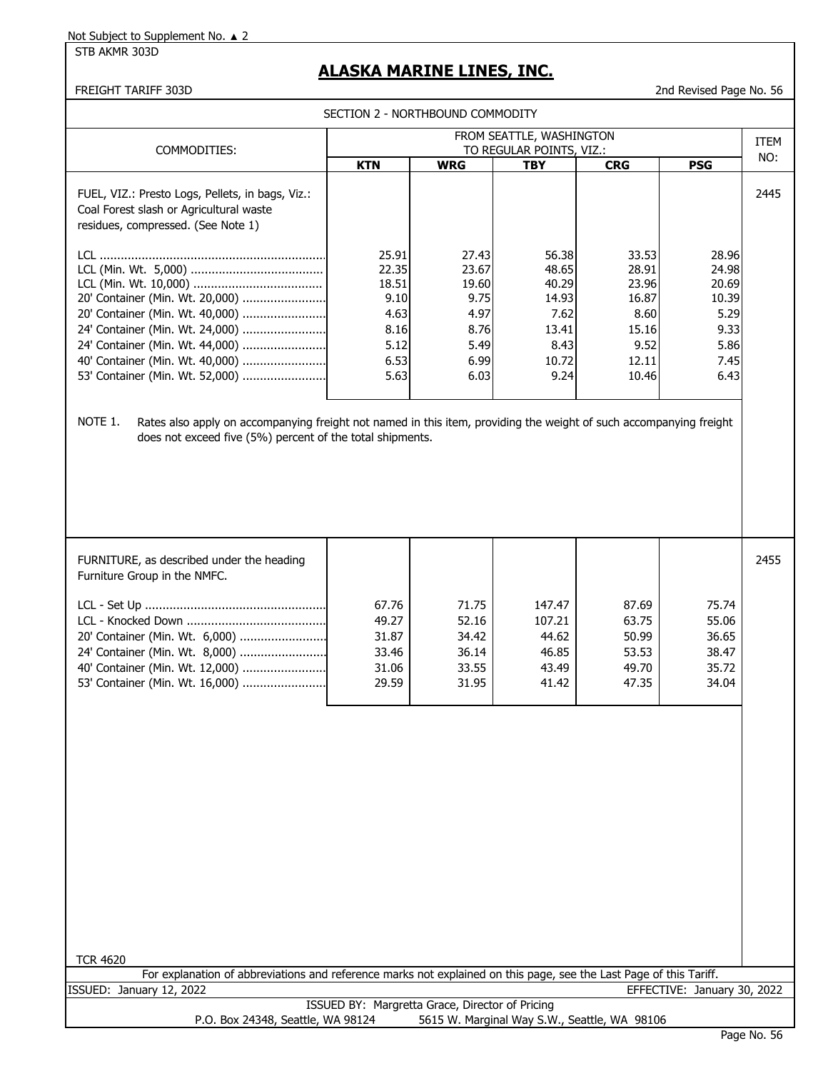Not Subject to Supplement No. ▲ 2

STB AKMR 303D

# ALASKA MARINE LINES, INC.

FREIGHT TARIFF 303D

2nd Revised Page No. 56

## SECTION 2 - NORTHBOUND COMMODITY

| COMMODITIES: | FROM SEATTLE, WASHINGTON TO REGULAR POINTS, VIZ.: | | | | | ITEM NO: |
|---|---|---|---|---|---|---|
| | **KTN** | **WRG** | **TBY** | **CRG** | **PSG** | |
| FUEL, VIZ.: Presto Logs, Pellets, in bags, Viz.: Coal Forest slash or Agricultural waste residues, compressed. (See Note 1) | | | | | | 2445 |
| LCL | 25.91 | 27.43 | 56.38 | 33.53 | 28.96 | |
| LCL (Min. Wt. 5,000) | 22.35 | 23.67 | 48.65 | 28.91 | 24.98 | |
| LCL (Min. Wt. 10,000) | 18.51 | 19.60 | 40.29 | 23.96 | 20.69 | |
| 20' Container (Min. Wt. 20,000) | 9.10 | 9.75 | 14.93 | 16.87 | 10.39 | |
| 20' Container (Min. Wt. 40,000) | 4.63 | 4.97 | 7.62 | 8.60 | 5.29 | |
| 24' Container (Min. Wt. 24,000) | 8.16 | 8.76 | 13.41 | 15.16 | 9.33 | |
| 24' Container (Min. Wt. 44,000) | 5.12 | 5.49 | 8.43 | 9.52 | 5.86 | |
| 40' Container (Min. Wt. 40,000) | 6.53 | 6.99 | 10.72 | 12.11 | 7.45 | |
| 53' Container (Min. Wt. 52,000) | 5.63 | 6.03 | 9.24 | 10.46 | 6.43 | |

NOTE 1. Rates also apply on accompanying freight not named in this item, providing the weight of such accompanying freight does not exceed five (5%) percent of the total shipments.

| COMMODITIES: | KTN | WRG | TBY | CRG | PSG | ITEM NO: |
|---|---|---|---|---|---|---|
| FURNITURE, as described under the heading Furniture Group in the NMFC. | | | | | | 2455 |
| LCL - Set Up | 67.76 | 71.75 | 147.47 | 87.69 | 75.74 | |
| LCL - Knocked Down | 49.27 | 52.16 | 107.21 | 63.75 | 55.06 | |
| 20' Container (Min. Wt. 6,000) | 31.87 | 34.42 | 44.62 | 50.99 | 36.65 | |
| 24' Container (Min. Wt. 8,000) | 33.46 | 36.14 | 46.85 | 53.53 | 38.47 | |
| 40' Container (Min. Wt. 12,000) | 31.06 | 33.55 | 43.49 | 49.70 | 35.72 | |
| 53' Container (Min. Wt. 16,000) | 29.59 | 31.95 | 41.42 | 47.35 | 34.04 | |

TCR 4620

For explanation of abbreviations and reference marks not explained on this page, see the Last Page of this Tariff.

ISSUED: January 12, 2022

EFFECTIVE: January 30, 2022

ISSUED BY: Margretta Grace, Director of Pricing

P.O. Box 24348, Seattle, WA 98124 5615 W. Marginal Way S.W., Seattle, WA 98106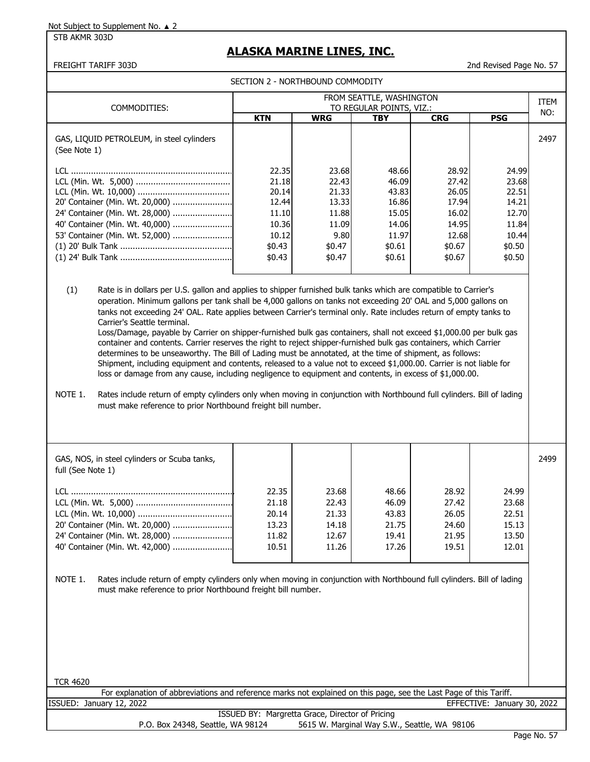Not Subject to Supplement No. ▲ 2

STB AKMR 303D

# ALASKA MARINE LINES, INC.

FREIGHT TARIFF 303D

2nd Revised Page No. 57

## SECTION 2 - NORTHBOUND COMMODITY

| COMMODITIES: | FROM SEATTLE, WASHINGTON TO REGULAR POINTS, VIZ.: | | | | | ITEM NO: |
|---|---|---|---|---|---|---|
| | KTN | WRG | TBY | CRG | PSG | |
| GAS, LIQUID PETROLEUM, in steel cylinders (See Note 1) | | | | | | 2497 |
| LCL | 22.35 | 23.68 | 48.66 | 28.92 | 24.99 | |
| LCL (Min. Wt. 5,000) | 21.18 | 22.43 | 46.09 | 27.42 | 23.68 | |
| LCL (Min. Wt. 10,000) | 20.14 | 21.33 | 43.83 | 26.05 | 22.51 | |
| 20' Container (Min. Wt. 20,000) | 12.44 | 13.33 | 16.86 | 17.94 | 14.21 | |
| 24' Container (Min. Wt. 28,000) | 11.10 | 11.88 | 15.05 | 16.02 | 12.70 | |
| 40' Container (Min. Wt. 40,000) | 10.36 | 11.09 | 14.06 | 14.95 | 11.84 | |
| 53' Container (Min. Wt. 52,000) | 10.12 | 9.80 | 11.97 | 12.68 | 10.44 | |
| (1) 20' Bulk Tank | $0.43 | $0.47 | $0.61 | $0.67 | $0.50 | |
| (1) 24' Bulk Tank | $0.43 | $0.47 | $0.61 | $0.67 | $0.50 | |

(1) Rate is in dollars per U.S. gallon and applies to shipper furnished bulk tanks which are compatible to Carrier's operation. Minimum gallons per tank shall be 4,000 gallons on tanks not exceeding 20' OAL and 5,000 gallons on tanks not exceeding 24' OAL. Rate applies between Carrier's terminal only. Rate includes return of empty tanks to Carrier's Seattle terminal.
Loss/Damage, payable by Carrier on shipper-furnished bulk gas containers, shall not exceed $1,000.00 per bulk gas container and contents. Carrier reserves the right to reject shipper-furnished bulk gas containers, which Carrier determines to be unseaworthy. The Bill of Lading must be annotated, at the time of shipment, as follows: Shipment, including equipment and contents, released to a value not to exceed $1,000.00. Carrier is not liable for loss or damage from any cause, including negligence to equipment and contents, in excess of $1,000.00.

NOTE 1. Rates include return of empty cylinders only when moving in conjunction with Northbound full cylinders. Bill of lading must make reference to prior Northbound freight bill number.

| COMMODITIES: | KTN | WRG | TBY | CRG | PSG | ITEM NO: |
|---|---|---|---|---|---|---|
| GAS, NOS, in steel cylinders or Scuba tanks, full (See Note 1) | | | | | | 2499 |
| LCL | 22.35 | 23.68 | 48.66 | 28.92 | 24.99 | |
| LCL (Min. Wt. 5,000) | 21.18 | 22.43 | 46.09 | 27.42 | 23.68 | |
| LCL (Min. Wt. 10,000) | 20.14 | 21.33 | 43.83 | 26.05 | 22.51 | |
| 20' Container (Min. Wt. 20,000) | 13.23 | 14.18 | 21.75 | 24.60 | 15.13 | |
| 24' Container (Min. Wt. 28,000) | 11.82 | 12.67 | 19.41 | 21.95 | 13.50 | |
| 40' Container (Min. Wt. 42,000) | 10.51 | 11.26 | 17.26 | 19.51 | 12.01 | |

NOTE 1. Rates include return of empty cylinders only when moving in conjunction with Northbound full cylinders. Bill of lading must make reference to prior Northbound freight bill number.

TCR 4620

For explanation of abbreviations and reference marks not explained on this page, see the Last Page of this Tariff.

ISSUED: January 12, 2022 — EFFECTIVE: January 30, 2022

ISSUED BY: Margretta Grace, Director of Pricing

P.O. Box 24348, Seattle, WA 98124 — 5615 W. Marginal Way S.W., Seattle, WA 98106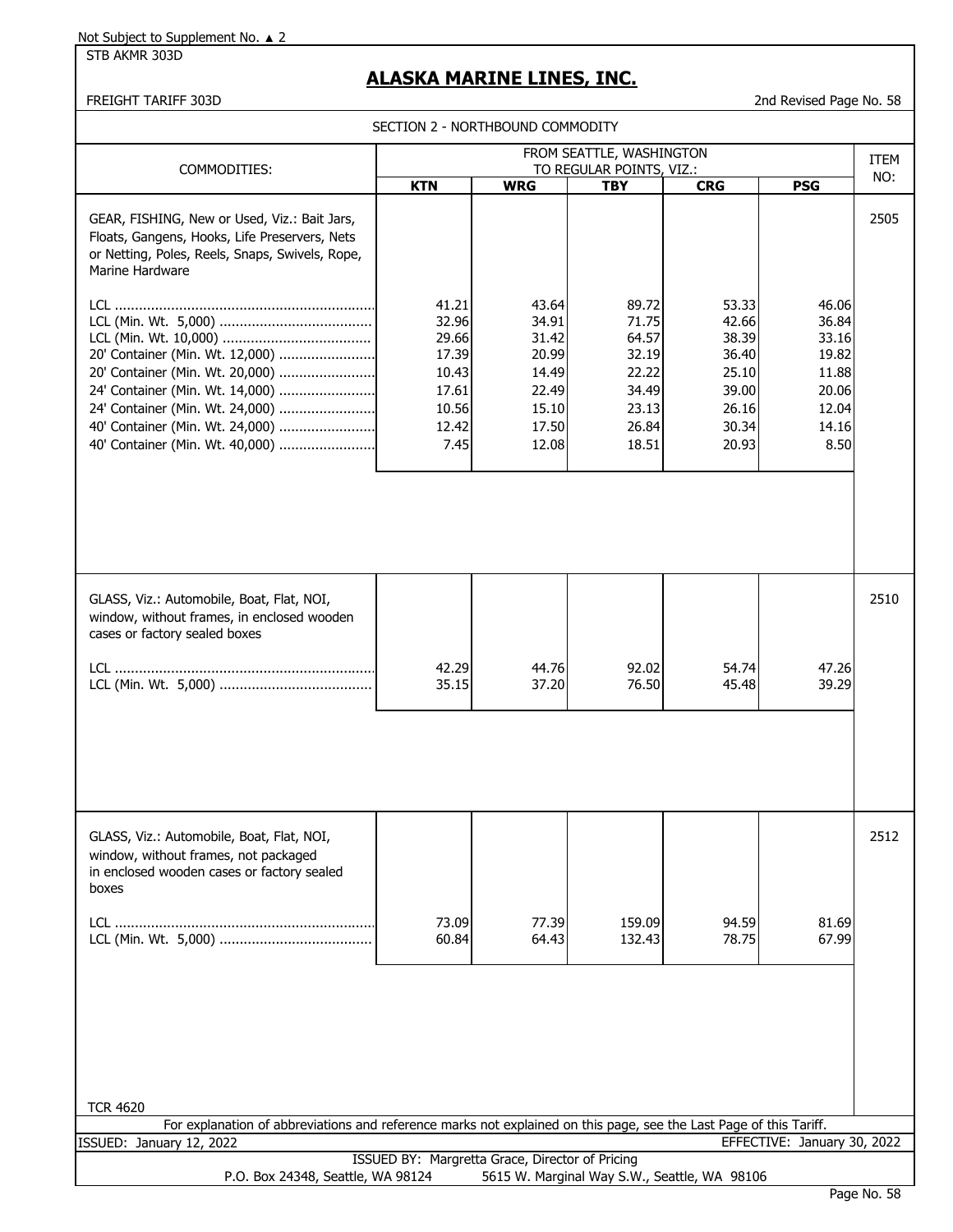Not Subject to Supplement No. ▲ 2

STB AKMR 303D

# ALASKA MARINE LINES, INC.

FREIGHT TARIFF 303D

2nd Revised Page No. 58

## SECTION 2 - NORTHBOUND COMMODITY

| COMMODITIES: | FROM SEATTLE, WASHINGTON TO REGULAR POINTS, VIZ.: | | | | | ITEM NO: |
|---|---|---|---|---|---|---|
| | **KTN** | **WRG** | **TBY** | **CRG** | **PSG** | |
| GEAR, FISHING, New or Used, Viz.: Bait Jars, Floats, Gangens, Hooks, Life Preservers, Nets or Netting, Poles, Reels, Snaps, Swivels, Rope, Marine Hardware | | | | | | 2505 |
| LCL | 41.21 | 43.64 | 89.72 | 53.33 | 46.06 | |
| LCL (Min. Wt. 5,000) | 32.96 | 34.91 | 71.75 | 42.66 | 36.84 | |
| LCL (Min. Wt. 10,000) | 29.66 | 31.42 | 64.57 | 38.39 | 33.16 | |
| 20' Container (Min. Wt. 12,000) | 17.39 | 20.99 | 32.19 | 36.40 | 19.82 | |
| 20' Container (Min. Wt. 20,000) | 10.43 | 14.49 | 22.22 | 25.10 | 11.88 | |
| 24' Container (Min. Wt. 14,000) | 17.61 | 22.49 | 34.49 | 39.00 | 20.06 | |
| 24' Container (Min. Wt. 24,000) | 10.56 | 15.10 | 23.13 | 26.16 | 12.04 | |
| 40' Container (Min. Wt. 24,000) | 12.42 | 17.50 | 26.84 | 30.34 | 14.16 | |
| 40' Container (Min. Wt. 40,000) | 7.45 | 12.08 | 18.51 | 20.93 | 8.50 | |
| GLASS, Viz.: Automobile, Boat, Flat, NOI, window, without frames, in enclosed wooden cases or factory sealed boxes | | | | | | 2510 |
| LCL | 42.29 | 44.76 | 92.02 | 54.74 | 47.26 | |
| LCL (Min. Wt. 5,000) | 35.15 | 37.20 | 76.50 | 45.48 | 39.29 | |
| GLASS, Viz.: Automobile, Boat, Flat, NOI, window, without frames, not packaged in enclosed wooden cases or factory sealed boxes | | | | | | 2512 |
| LCL | 73.09 | 77.39 | 159.09 | 94.59 | 81.69 | |
| LCL (Min. Wt. 5,000) | 60.84 | 64.43 | 132.43 | 78.75 | 67.99 | |

TCR 4620

For explanation of abbreviations and reference marks not explained on this page, see the Last Page of this Tariff.

ISSUED: January 12, 2022

EFFECTIVE: January 30, 2022

ISSUED BY: Margretta Grace, Director of Pricing

P.O. Box 24348, Seattle, WA 98124 5615 W. Marginal Way S.W., Seattle, WA 98106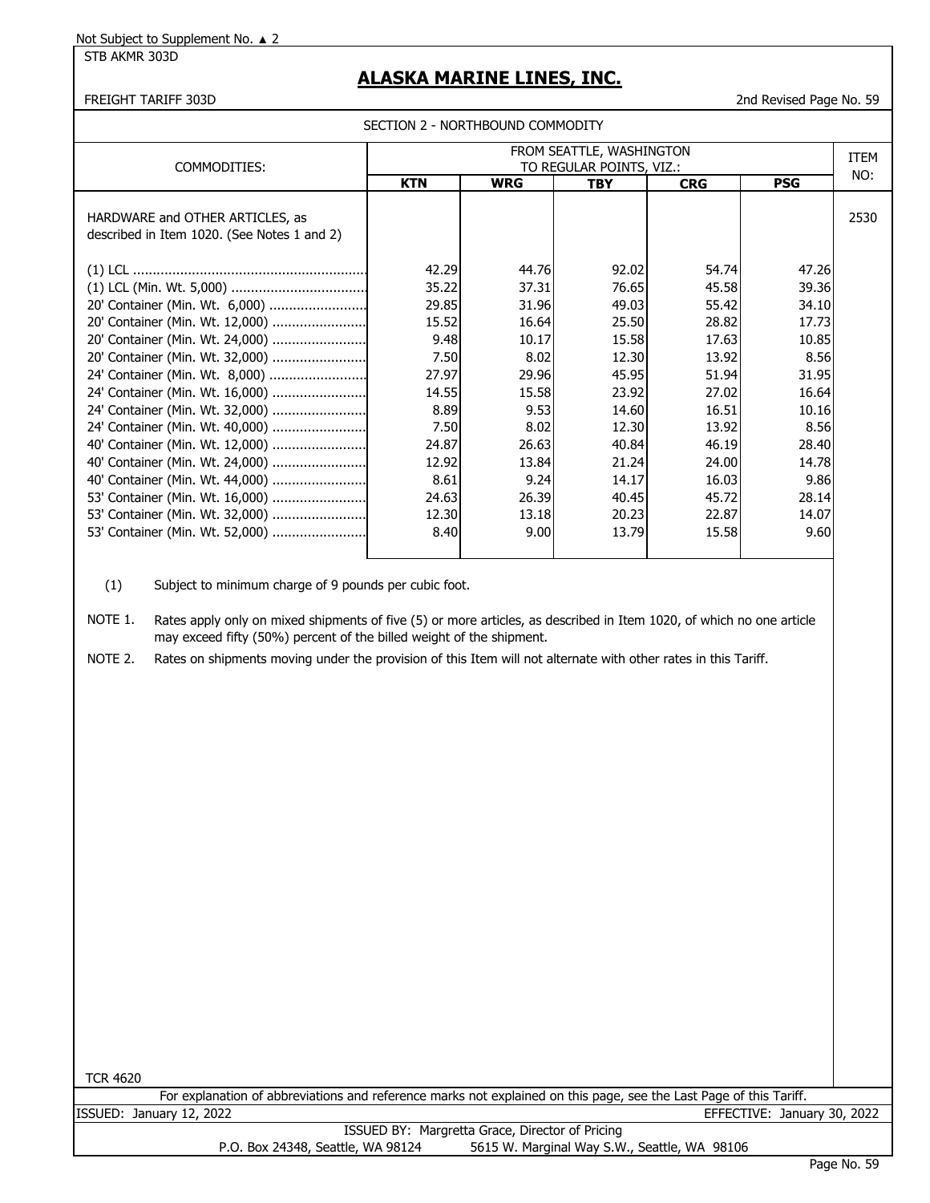Not Subject to Supplement No. ▲ 2

STB AKMR 303D

# ALASKA MARINE LINES, INC.

FREIGHT TARIFF 303D

2nd Revised Page No. 59

SECTION 2 - NORTHBOUND COMMODITY

| COMMODITIES: | FROM SEATTLE, WASHINGTON TO REGULAR POINTS, VIZ.: | | | | | ITEM NO: |
|---|---|---|---|---|---|---|
| | KTN | WRG | TBY | CRG | PSG | |
| HARDWARE and OTHER ARTICLES, as described in Item 1020. (See Notes 1 and 2) | | | | | | 2530 |
| (1) LCL | 42.29 | 44.76 | 92.02 | 54.74 | 47.26 | |
| (1) LCL (Min. Wt. 5,000) | 35.22 | 37.31 | 76.65 | 45.58 | 39.36 | |
| 20' Container (Min. Wt. 6,000) | 29.85 | 31.96 | 49.03 | 55.42 | 34.10 | |
| 20' Container (Min. Wt. 12,000) | 15.52 | 16.64 | 25.50 | 28.82 | 17.73 | |
| 20' Container (Min. Wt. 24,000) | 9.48 | 10.17 | 15.58 | 17.63 | 10.85 | |
| 20' Container (Min. Wt. 32,000) | 7.50 | 8.02 | 12.30 | 13.92 | 8.56 | |
| 24' Container (Min. Wt. 8,000) | 27.97 | 29.96 | 45.95 | 51.94 | 31.95 | |
| 24' Container (Min. Wt. 16,000) | 14.55 | 15.58 | 23.92 | 27.02 | 16.64 | |
| 24' Container (Min. Wt. 32,000) | 8.89 | 9.53 | 14.60 | 16.51 | 10.16 | |
| 24' Container (Min. Wt. 40,000) | 7.50 | 8.02 | 12.30 | 13.92 | 8.56 | |
| 40' Container (Min. Wt. 12,000) | 24.87 | 26.63 | 40.84 | 46.19 | 28.40 | |
| 40' Container (Min. Wt. 24,000) | 12.92 | 13.84 | 21.24 | 24.00 | 14.78 | |
| 40' Container (Min. Wt. 44,000) | 8.61 | 9.24 | 14.17 | 16.03 | 9.86 | |
| 53' Container (Min. Wt. 16,000) | 24.63 | 26.39 | 40.45 | 45.72 | 28.14 | |
| 53' Container (Min. Wt. 32,000) | 12.30 | 13.18 | 20.23 | 22.87 | 14.07 | |
| 53' Container (Min. Wt. 52,000) | 8.40 | 9.00 | 13.79 | 15.58 | 9.60 | |

(1) Subject to minimum charge of 9 pounds per cubic foot.

NOTE 1. Rates apply only on mixed shipments of five (5) or more articles, as described in Item 1020, of which no one article may exceed fifty (50%) percent of the billed weight of the shipment.

NOTE 2. Rates on shipments moving under the provision of this Item will not alternate with other rates in this Tariff.

TCR 4620

For explanation of abbreviations and reference marks not explained on this page, see the Last Page of this Tariff.

ISSUED: January 12, 2022 — EFFECTIVE: January 30, 2022

ISSUED BY: Margretta Grace, Director of Pricing

P.O. Box 24348, Seattle, WA 98124 — 5615 W. Marginal Way S.W., Seattle, WA 98106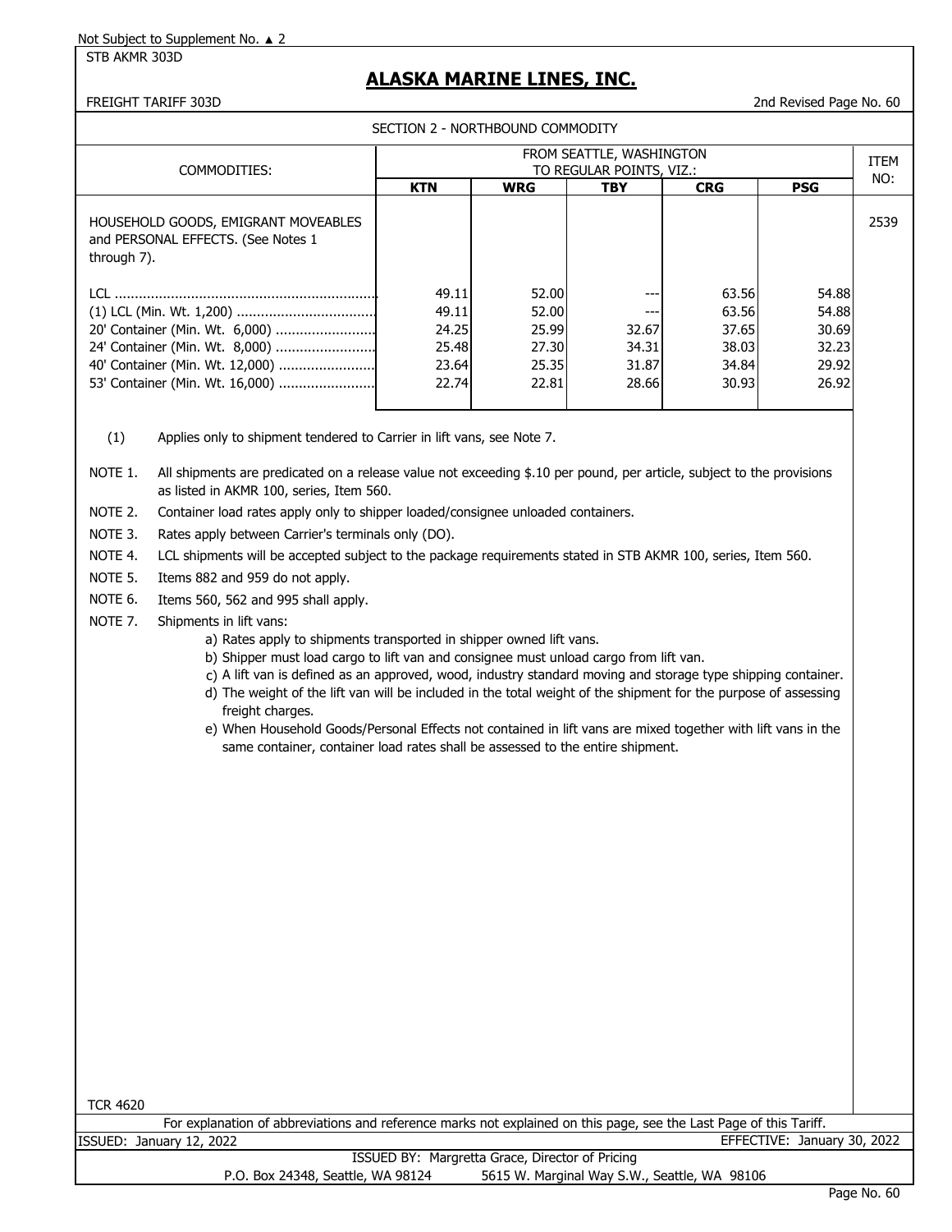Not Subject to Supplement No. ▲ 2

STB AKMR 303D

# ALASKA MARINE LINES, INC.

FREIGHT TARIFF 303D

2nd Revised Page No. 60

## SECTION 2 - NORTHBOUND COMMODITY

| COMMODITIES: | FROM SEATTLE, WASHINGTON TO REGULAR POINTS, VIZ.: | | | | | ITEM NO: |
|---|---|---|---|---|---|---|
| | KTN | WRG | TBY | CRG | PSG | |
| HOUSEHOLD GOODS, EMIGRANT MOVEABLES and PERSONAL EFFECTS. (See Notes 1 through 7). | | | | | | 2539 |
| LCL | 49.11 | 52.00 | --- | 63.56 | 54.88 | |
| (1) LCL (Min. Wt. 1,200) | 49.11 | 52.00 | --- | 63.56 | 54.88 | |
| 20' Container (Min. Wt. 6,000) | 24.25 | 25.99 | 32.67 | 37.65 | 30.69 | |
| 24' Container (Min. Wt. 8,000) | 25.48 | 27.30 | 34.31 | 38.03 | 32.23 | |
| 40' Container (Min. Wt. 12,000) | 23.64 | 25.35 | 31.87 | 34.84 | 29.92 | |
| 53' Container (Min. Wt. 16,000) | 22.74 | 22.81 | 28.66 | 30.93 | 26.92 | |

(1) Applies only to shipment tendered to Carrier in lift vans, see Note 7.

NOTE 1. All shipments are predicated on a release value not exceeding $.10 per pound, per article, subject to the provisions as listed in AKMR 100, series, Item 560.

NOTE 2. Container load rates apply only to shipper loaded/consignee unloaded containers.

NOTE 3. Rates apply between Carrier's terminals only (DO).

NOTE 4. LCL shipments will be accepted subject to the package requirements stated in STB AKMR 100, series, Item 560.

NOTE 5. Items 882 and 959 do not apply.

NOTE 6. Items 560, 562 and 995 shall apply.

NOTE 7. Shipments in lift vans:

a) Rates apply to shipments transported in shipper owned lift vans.

b) Shipper must load cargo to lift van and consignee must unload cargo from lift van.

c) A lift van is defined as an approved, wood, industry standard moving and storage type shipping container.

d) The weight of the lift van will be included in the total weight of the shipment for the purpose of assessing freight charges.

e) When Household Goods/Personal Effects not contained in lift vans are mixed together with lift vans in the same container, container load rates shall be assessed to the entire shipment.

TCR 4620

For explanation of abbreviations and reference marks not explained on this page, see the Last Page of this Tariff.

ISSUED: January 12, 2022

EFFECTIVE: January 30, 2022

ISSUED BY: Margretta Grace, Director of Pricing

P.O. Box 24348, Seattle, WA 98124 5615 W. Marginal Way S.W., Seattle, WA 98106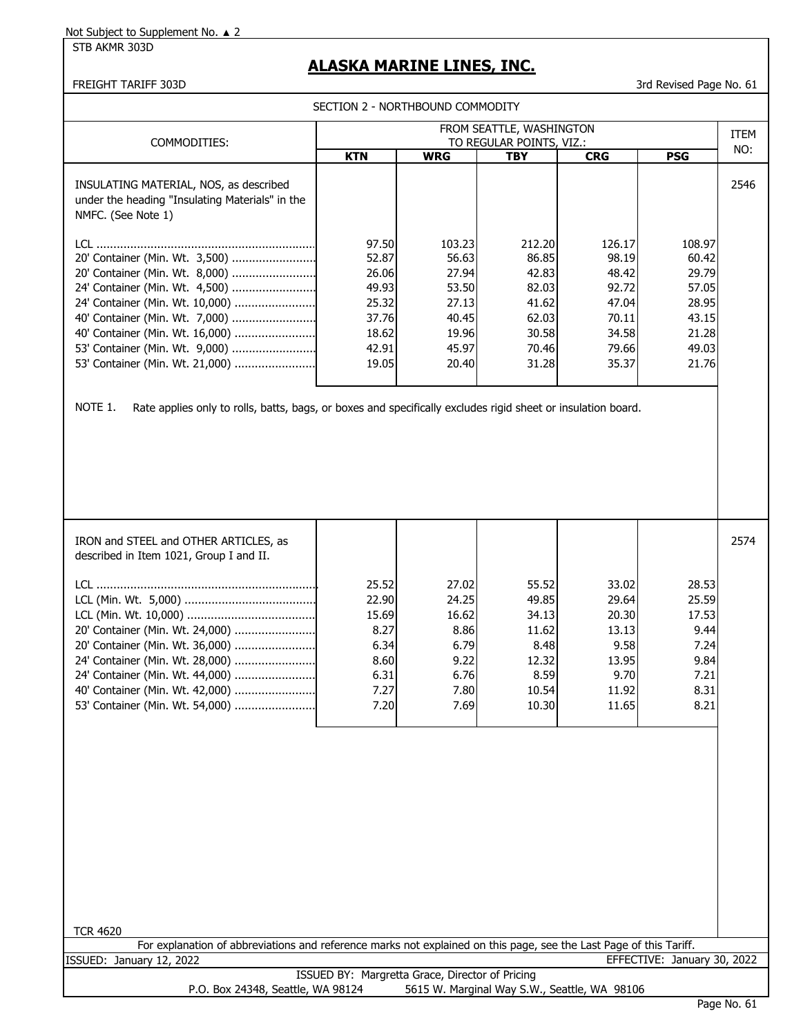Not Subject to Supplement No. ▲ 2

STB AKMR 303D

# ALASKA MARINE LINES, INC.

FREIGHT TARIFF 303D

3rd Revised Page No. 61

## SECTION 2 - NORTHBOUND COMMODITY

| COMMODITIES: | FROM SEATTLE, WASHINGTON TO REGULAR POINTS, VIZ.: | | | | | ITEM NO: |
|---|---|---|---|---|---|---|
| | **KTN** | **WRG** | **TBY** | **CRG** | **PSG** | |
| INSULATING MATERIAL, NOS, as described under the heading "Insulating Materials" in the NMFC. (See Note 1) | | | | | | 2546 |
| LCL | 97.50 | 103.23 | 212.20 | 126.17 | 108.97 | |
| 20' Container (Min. Wt. 3,500) | 52.87 | 56.63 | 86.85 | 98.19 | 60.42 | |
| 20' Container (Min. Wt. 8,000) | 26.06 | 27.94 | 42.83 | 48.42 | 29.79 | |
| 24' Container (Min. Wt. 4,500) | 49.93 | 53.50 | 82.03 | 92.72 | 57.05 | |
| 24' Container (Min. Wt. 10,000) | 25.32 | 27.13 | 41.62 | 47.04 | 28.95 | |
| 40' Container (Min. Wt. 7,000) | 37.76 | 40.45 | 62.03 | 70.11 | 43.15 | |
| 40' Container (Min. Wt. 16,000) | 18.62 | 19.96 | 30.58 | 34.58 | 21.28 | |
| 53' Container (Min. Wt. 9,000) | 42.91 | 45.97 | 70.46 | 79.66 | 49.03 | |
| 53' Container (Min. Wt. 21,000) | 19.05 | 20.40 | 31.28 | 35.37 | 21.76 | |

NOTE 1. Rate applies only to rolls, batts, bags, or boxes and specifically excludes rigid sheet or insulation board.

| COMMODITIES: | **KTN** | **WRG** | **TBY** | **CRG** | **PSG** | ITEM NO: |
|---|---|---|---|---|---|---|
| IRON and STEEL and OTHER ARTICLES, as described in Item 1021, Group I and II. | | | | | | 2574 |
| LCL | 25.52 | 27.02 | 55.52 | 33.02 | 28.53 | |
| LCL (Min. Wt. 5,000) | 22.90 | 24.25 | 49.85 | 29.64 | 25.59 | |
| LCL (Min. Wt. 10,000) | 15.69 | 16.62 | 34.13 | 20.30 | 17.53 | |
| 20' Container (Min. Wt. 24,000) | 8.27 | 8.86 | 11.62 | 13.13 | 9.44 | |
| 20' Container (Min. Wt. 36,000) | 6.34 | 6.79 | 8.48 | 9.58 | 7.24 | |
| 24' Container (Min. Wt. 28,000) | 8.60 | 9.22 | 12.32 | 13.95 | 9.84 | |
| 24' Container (Min. Wt. 44,000) | 6.31 | 6.76 | 8.59 | 9.70 | 7.21 | |
| 40' Container (Min. Wt. 42,000) | 7.27 | 7.80 | 10.54 | 11.92 | 8.31 | |
| 53' Container (Min. Wt. 54,000) | 7.20 | 7.69 | 10.30 | 11.65 | 8.21 | |

TCR 4620

For explanation of abbreviations and reference marks not explained on this page, see the Last Page of this Tariff.

ISSUED: January 12, 2022

EFFECTIVE: January 30, 2022

ISSUED BY: Margretta Grace, Director of Pricing

P.O. Box 24348, Seattle, WA 98124 5615 W. Marginal Way S.W., Seattle, WA 98106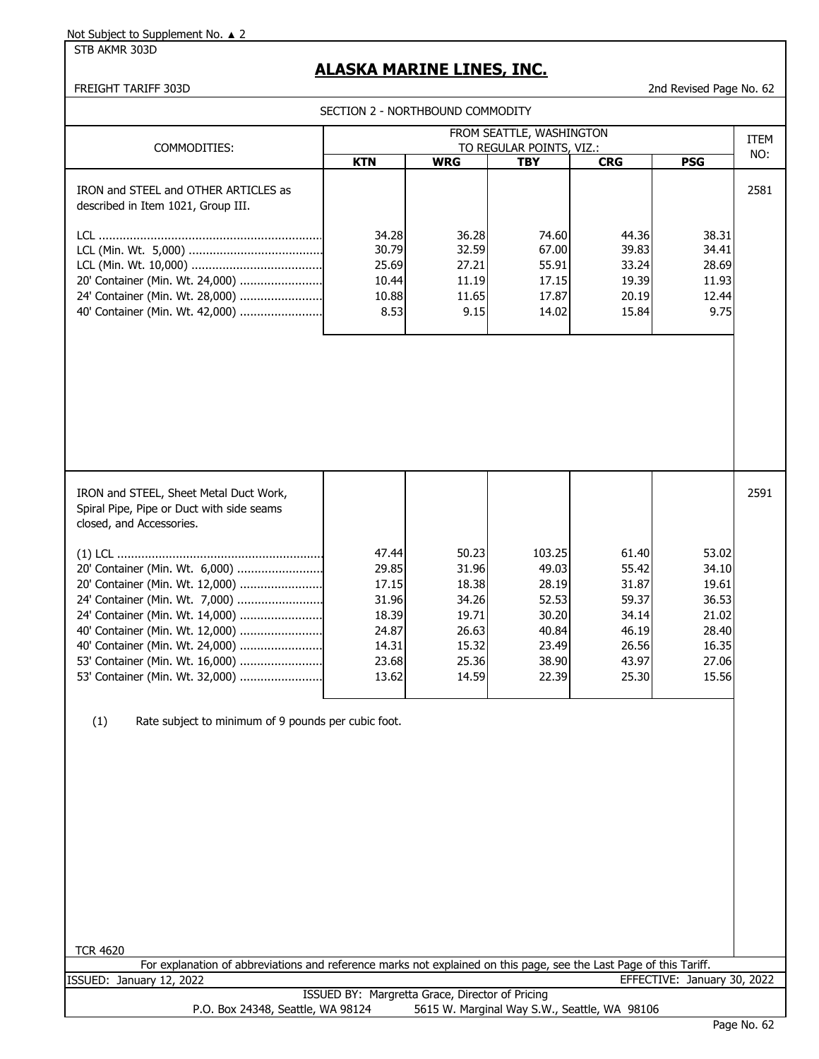Not Subject to Supplement No. ▲ 2

STB AKMR 303D

# ALASKA MARINE LINES, INC.

FREIGHT TARIFF 303D

2nd Revised Page No. 62

## SECTION 2 - NORTHBOUND COMMODITY

| COMMODITIES: | FROM SEATTLE, WASHINGTON TO REGULAR POINTS, VIZ.: | | | | | ITEM NO: |
|---|---|---|---|---|---|---|
| | **KTN** | **WRG** | **TBY** | **CRG** | **PSG** | |
| IRON and STEEL and OTHER ARTICLES as described in Item 1021, Group III. | | | | | | 2581 |
| LCL | 34.28 | 36.28 | 74.60 | 44.36 | 38.31 | |
| LCL (Min. Wt. 5,000) | 30.79 | 32.59 | 67.00 | 39.83 | 34.41 | |
| LCL (Min. Wt. 10,000) | 25.69 | 27.21 | 55.91 | 33.24 | 28.69 | |
| 20' Container (Min. Wt. 24,000) | 10.44 | 11.19 | 17.15 | 19.39 | 11.93 | |
| 24' Container (Min. Wt. 28,000) | 10.88 | 11.65 | 17.87 | 20.19 | 12.44 | |
| 40' Container (Min. Wt. 42,000) | 8.53 | 9.15 | 14.02 | 15.84 | 9.75 | |
| IRON and STEEL, Sheet Metal Duct Work, Spiral Pipe, Pipe or Duct with side seams closed, and Accessories. | | | | | | 2591 |
| (1) LCL | 47.44 | 50.23 | 103.25 | 61.40 | 53.02 | |
| 20' Container (Min. Wt. 6,000) | 29.85 | 31.96 | 49.03 | 55.42 | 34.10 | |
| 20' Container (Min. Wt. 12,000) | 17.15 | 18.38 | 28.19 | 31.87 | 19.61 | |
| 24' Container (Min. Wt. 7,000) | 31.96 | 34.26 | 52.53 | 59.37 | 36.53 | |
| 24' Container (Min. Wt. 14,000) | 18.39 | 19.71 | 30.20 | 34.14 | 21.02 | |
| 40' Container (Min. Wt. 12,000) | 24.87 | 26.63 | 40.84 | 46.19 | 28.40 | |
| 40' Container (Min. Wt. 24,000) | 14.31 | 15.32 | 23.49 | 26.56 | 16.35 | |
| 53' Container (Min. Wt. 16,000) | 23.68 | 25.36 | 38.90 | 43.97 | 27.06 | |
| 53' Container (Min. Wt. 32,000) | 13.62 | 14.59 | 22.39 | 25.30 | 15.56 | |

(1) Rate subject to minimum of 9 pounds per cubic foot.

TCR 4620

For explanation of abbreviations and reference marks not explained on this page, see the Last Page of this Tariff.

ISSUED: January 12, 2022

EFFECTIVE: January 30, 2022

ISSUED BY: Margretta Grace, Director of Pricing

P.O. Box 24348, Seattle, WA 98124 5615 W. Marginal Way S.W., Seattle, WA 98106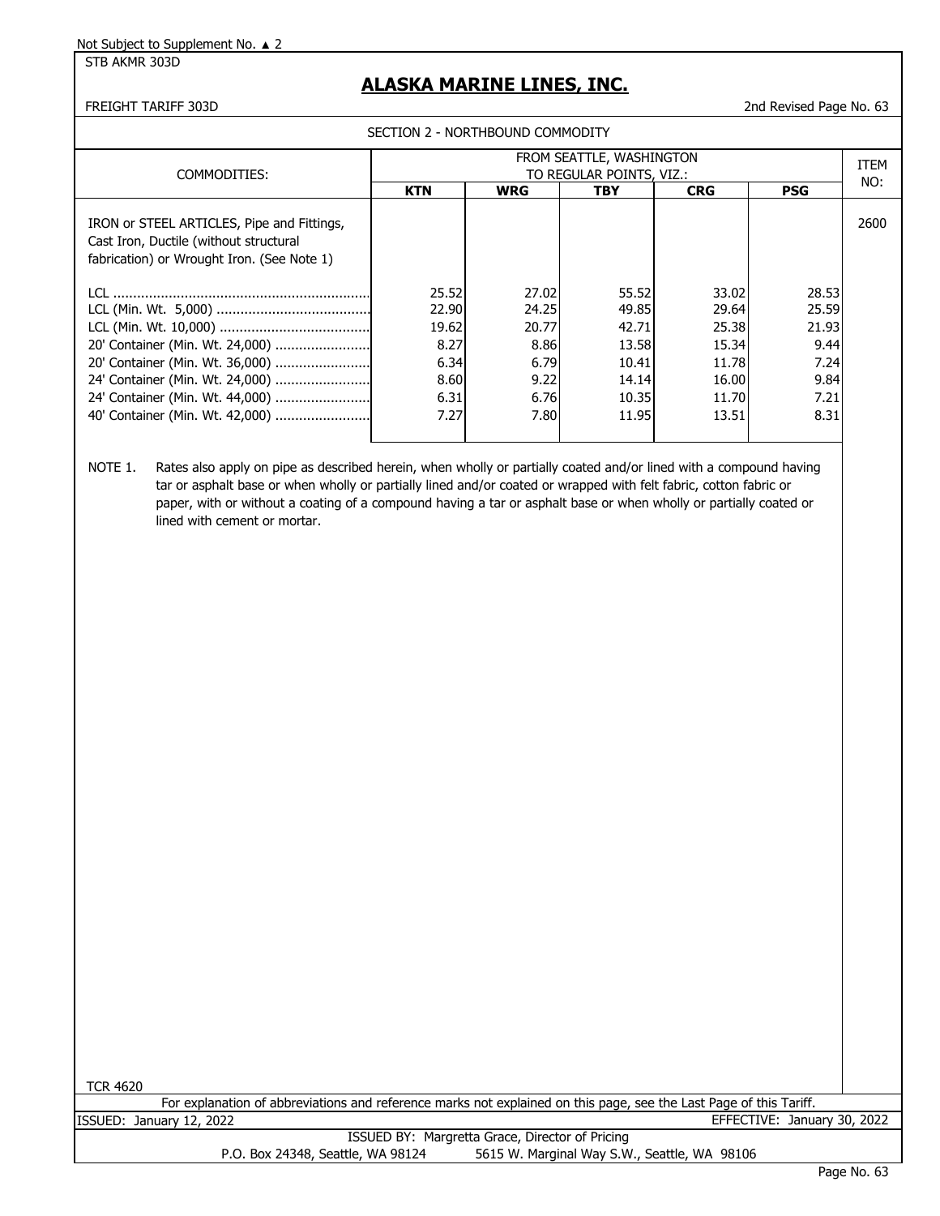Not Subject to Supplement No. ▲ 2

STB AKMR 303D

# ALASKA MARINE LINES, INC.

FREIGHT TARIFF 303D — 2nd Revised Page No. 63

SECTION 2 - NORTHBOUND COMMODITY

| COMMODITIES: | FROM SEATTLE, WASHINGTON TO REGULAR POINTS, VIZ.: | | | | | ITEM NO: |
|---|---|---|---|---|---|---|
| | KTN | WRG | TBY | CRG | PSG | |
| IRON or STEEL ARTICLES, Pipe and Fittings, Cast Iron, Ductile (without structural fabrication) or Wrought Iron. (See Note 1) | | | | | | 2600 |
| LCL | 25.52 | 27.02 | 55.52 | 33.02 | 28.53 | |
| LCL (Min. Wt. 5,000) | 22.90 | 24.25 | 49.85 | 29.64 | 25.59 | |
| LCL (Min. Wt. 10,000) | 19.62 | 20.77 | 42.71 | 25.38 | 21.93 | |
| 20' Container (Min. Wt. 24,000) | 8.27 | 8.86 | 13.58 | 15.34 | 9.44 | |
| 20' Container (Min. Wt. 36,000) | 6.34 | 6.79 | 10.41 | 11.78 | 7.24 | |
| 24' Container (Min. Wt. 24,000) | 8.60 | 9.22 | 14.14 | 16.00 | 9.84 | |
| 24' Container (Min. Wt. 44,000) | 6.31 | 6.76 | 10.35 | 11.70 | 7.21 | |
| 40' Container (Min. Wt. 42,000) | 7.27 | 7.80 | 11.95 | 13.51 | 8.31 | |

NOTE 1. Rates also apply on pipe as described herein, when wholly or partially coated and/or lined with a compound having tar or asphalt base or when wholly or partially lined and/or coated or wrapped with felt fabric, cotton fabric or paper, with or without a coating of a compound having a tar or asphalt base or when wholly or partially coated or lined with cement or mortar.

TCR 4620

For explanation of abbreviations and reference marks not explained on this page, see the Last Page of this Tariff.

ISSUED: January 12, 2022 — EFFECTIVE: January 30, 2022

ISSUED BY: Margretta Grace, Director of Pricing

P.O. Box 24348, Seattle, WA 98124 — 5615 W. Marginal Way S.W., Seattle, WA 98106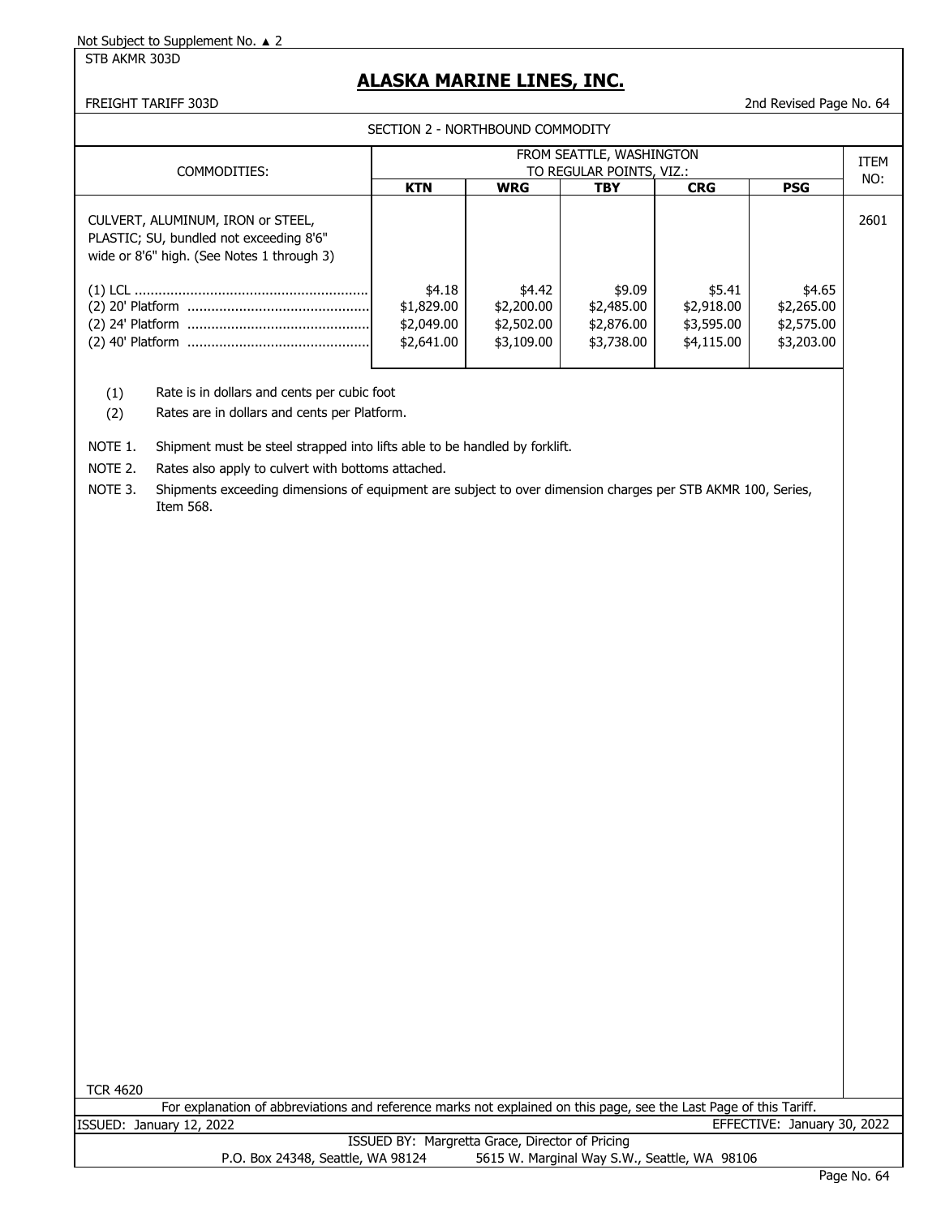Not Subject to Supplement No. ▲ 2

STB AKMR 303D

# ALASKA MARINE LINES, INC.

FREIGHT TARIFF 303D

2nd Revised Page No. 64

## SECTION 2 - NORTHBOUND COMMODITY

| COMMODITIES: | FROM SEATTLE, WASHINGTON TO REGULAR POINTS, VIZ.: | | | | | ITEM NO: |
|---|---|---|---|---|---|---|
| | **KTN** | **WRG** | **TBY** | **CRG** | **PSG** | |
| CULVERT, ALUMINUM, IRON or STEEL, PLASTIC; SU, bundled not exceeding 8'6" wide or 8'6" high. (See Notes 1 through 3) | | | | | | 2601 |
| (1) LCL | $4.18 | $4.42 | $9.09 | $5.41 | $4.65 | |
| (2) 20' Platform | $1,829.00 | $2,200.00 | $2,485.00 | $2,918.00 | $2,265.00 | |
| (2) 24' Platform | $2,049.00 | $2,502.00 | $2,876.00 | $3,595.00 | $2,575.00 | |
| (2) 40' Platform | $2,641.00 | $3,109.00 | $3,738.00 | $4,115.00 | $3,203.00 | |

(1) Rate is in dollars and cents per cubic foot

(2) Rates are in dollars and cents per Platform.

NOTE 1. Shipment must be steel strapped into lifts able to be handled by forklift.

NOTE 2. Rates also apply to culvert with bottoms attached.

NOTE 3. Shipments exceeding dimensions of equipment are subject to over dimension charges per STB AKMR 100, Series, Item 568.

TCR 4620

For explanation of abbreviations and reference marks not explained on this page, see the Last Page of this Tariff.

ISSUED: January 12, 2022

EFFECTIVE: January 30, 2022

ISSUED BY: Margretta Grace, Director of Pricing

P.O. Box 24348, Seattle, WA 98124 5615 W. Marginal Way S.W., Seattle, WA 98106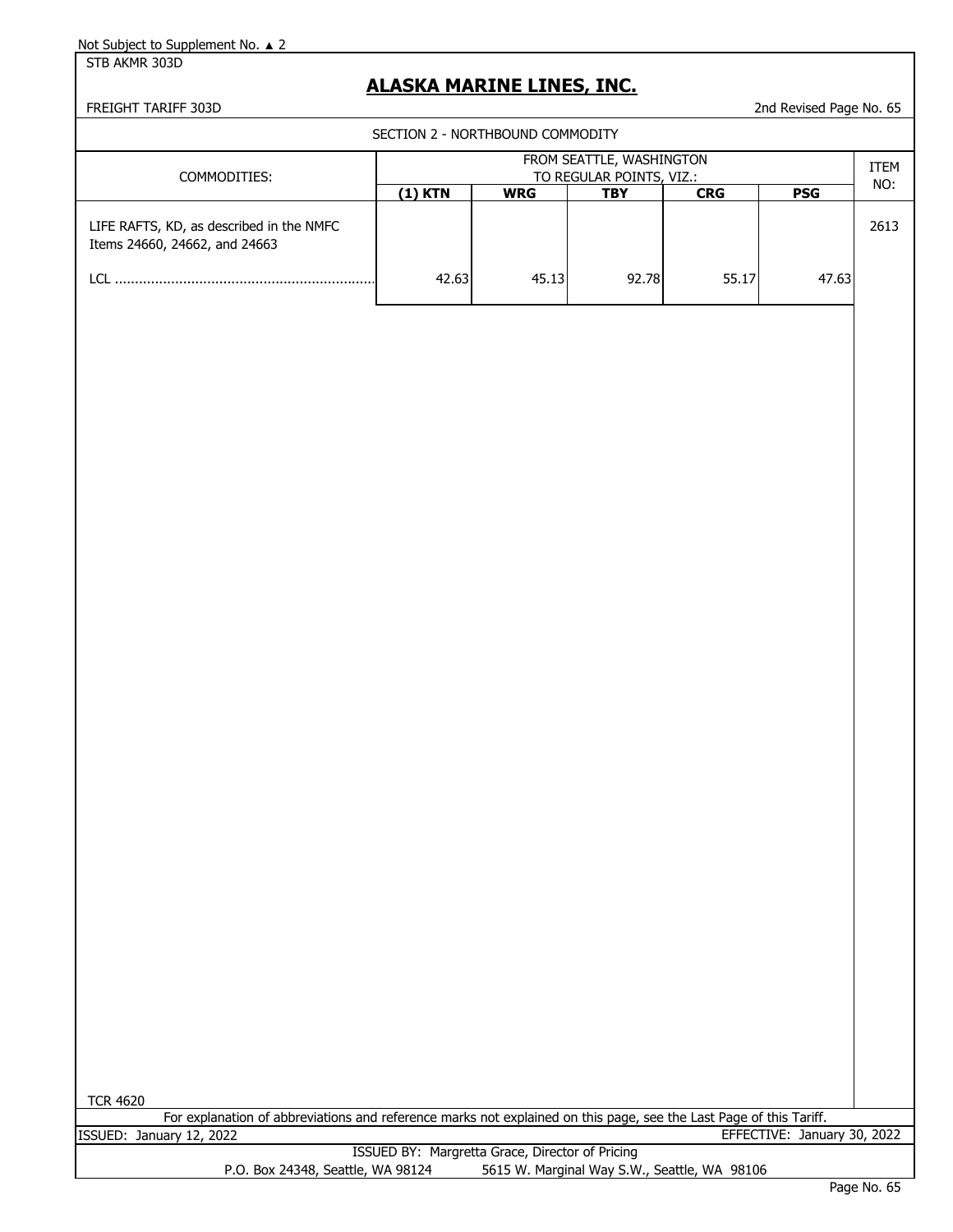Not Subject to Supplement No. ▲ 2

STB AKMR 303D

# ALASKA MARINE LINES, INC.

FREIGHT TARIFF 303D

2nd Revised Page No. 65

## SECTION 2 - NORTHBOUND COMMODITY

| COMMODITIES: | FROM SEATTLE, WASHINGTON TO REGULAR POINTS, VIZ.: | | | | | ITEM NO: |
|---|---|---|---|---|---|---|
| | **(1) KTN** | **WRG** | **TBY** | **CRG** | **PSG** | |
| LIFE RAFTS, KD, as described in the NMFC Items 24660, 24662, and 24663 | | | | | | 2613 |
| LCL ................................................................ | 42.63 | 45.13 | 92.78 | 55.17 | 47.63 | |

TCR 4620

For explanation of abbreviations and reference marks not explained on this page, see the Last Page of this Tariff.

ISSUED: January 12, 2022

EFFECTIVE: January 30, 2022

ISSUED BY: Margretta Grace, Director of Pricing

P.O. Box 24348, Seattle, WA 98124 5615 W. Marginal Way S.W., Seattle, WA 98106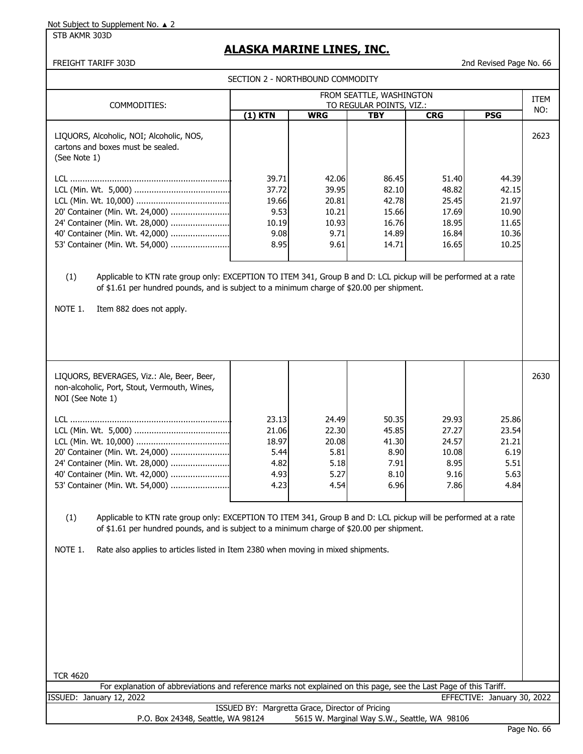Not Subject to Supplement No. ▲ 2

STB AKMR 303D

# ALASKA MARINE LINES, INC.

FREIGHT TARIFF 303D

2nd Revised Page No. 66

SECTION 2 - NORTHBOUND COMMODITY

| COMMODITIES: | FROM SEATTLE, WASHINGTON TO REGULAR POINTS, VIZ.: | | | | | ITEM NO: |
|---|---|---|---|---|---|---|
| | (1) KTN | WRG | TBY | CRG | PSG | |
| LIQUORS, Alcoholic, NOI; Alcoholic, NOS, cartons and boxes must be sealed. (See Note 1) | | | | | | 2623 |
| LCL | 39.71 | 42.06 | 86.45 | 51.40 | 44.39 | |
| LCL (Min. Wt. 5,000) | 37.72 | 39.95 | 82.10 | 48.82 | 42.15 | |
| LCL (Min. Wt. 10,000) | 19.66 | 20.81 | 42.78 | 25.45 | 21.97 | |
| 20' Container (Min. Wt. 24,000) | 9.53 | 10.21 | 15.66 | 17.69 | 10.90 | |
| 24' Container (Min. Wt. 28,000) | 10.19 | 10.93 | 16.76 | 18.95 | 11.65 | |
| 40' Container (Min. Wt. 42,000) | 9.08 | 9.71 | 14.89 | 16.84 | 10.36 | |
| 53' Container (Min. Wt. 54,000) | 8.95 | 9.61 | 14.71 | 16.65 | 10.25 | |

(1) Applicable to KTN rate group only: EXCEPTION TO ITEM 341, Group B and D: LCL pickup will be performed at a rate of $1.61 per hundred pounds, and is subject to a minimum charge of $20.00 per shipment.

NOTE 1. Item 882 does not apply.

| COMMODITIES: | (1) KTN | WRG | TBY | CRG | PSG | ITEM NO: |
|---|---|---|---|---|---|---|
| LIQUORS, BEVERAGES, Viz.: Ale, Beer, Beer, non-alcoholic, Port, Stout, Vermouth, Wines, NOI (See Note 1) | | | | | | 2630 |
| LCL | 23.13 | 24.49 | 50.35 | 29.93 | 25.86 | |
| LCL (Min. Wt. 5,000) | 21.06 | 22.30 | 45.85 | 27.27 | 23.54 | |
| LCL (Min. Wt. 10,000) | 18.97 | 20.08 | 41.30 | 24.57 | 21.21 | |
| 20' Container (Min. Wt. 24,000) | 5.44 | 5.81 | 8.90 | 10.08 | 6.19 | |
| 24' Container (Min. Wt. 28,000) | 4.82 | 5.18 | 7.91 | 8.95 | 5.51 | |
| 40' Container (Min. Wt. 42,000) | 4.93 | 5.27 | 8.10 | 9.16 | 5.63 | |
| 53' Container (Min. Wt. 54,000) | 4.23 | 4.54 | 6.96 | 7.86 | 4.84 | |

(1) Applicable to KTN rate group only: EXCEPTION TO ITEM 341, Group B and D: LCL pickup will be performed at a rate of $1.61 per hundred pounds, and is subject to a minimum charge of $20.00 per shipment.

NOTE 1. Rate also applies to articles listed in Item 2380 when moving in mixed shipments.

TCR 4620

For explanation of abbreviations and reference marks not explained on this page, see the Last Page of this Tariff.

ISSUED: January 12, 2022 EFFECTIVE: January 30, 2022

ISSUED BY: Margretta Grace, Director of Pricing

P.O. Box 24348, Seattle, WA 98124 5615 W. Marginal Way S.W., Seattle, WA 98106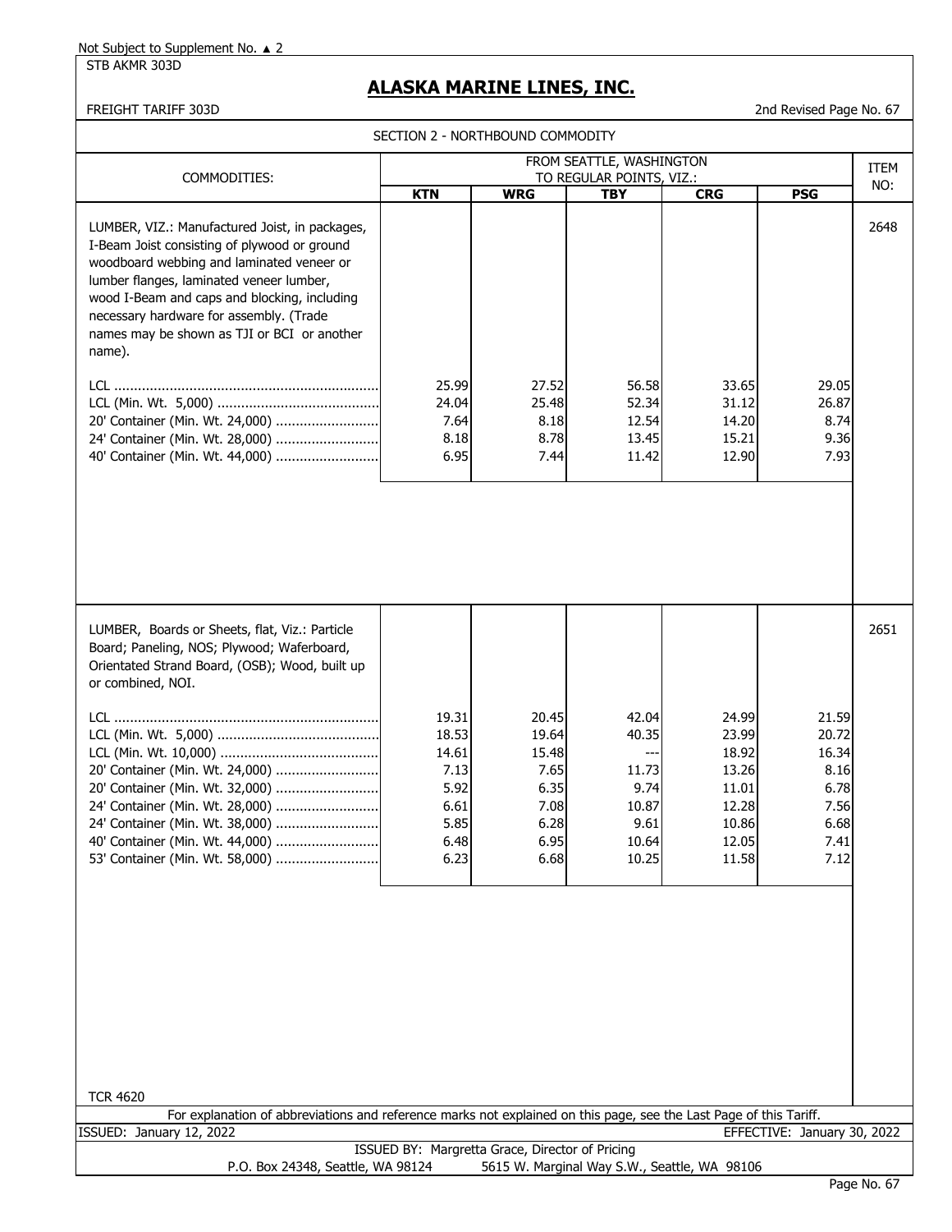Not Subject to Supplement No. ▲ 2

STB AKMR 303D

# ALASKA MARINE LINES, INC.

FREIGHT TARIFF 303D

2nd Revised Page No. 67

SECTION 2 - NORTHBOUND COMMODITY

| COMMODITIES: | FROM SEATTLE, WASHINGTON TO REGULAR POINTS, VIZ.: | | | | | ITEM NO: |
|---|---|---|---|---|---|---|
| | **KTN** | **WRG** | **TBY** | **CRG** | **PSG** | |
| LUMBER, VIZ.: Manufactured Joist, in packages, I-Beam Joist consisting of plywood or ground woodboard webbing and laminated veneer or lumber flanges, laminated veneer lumber, wood I-Beam and caps and blocking, including necessary hardware for assembly. (Trade names may be shown as TJI or BCI or another name). | | | | | | 2648 |
| LCL | 25.99 | 27.52 | 56.58 | 33.65 | 29.05 | |
| LCL (Min. Wt. 5,000) | 24.04 | 25.48 | 52.34 | 31.12 | 26.87 | |
| 20' Container (Min. Wt. 24,000) | 7.64 | 8.18 | 12.54 | 14.20 | 8.74 | |
| 24' Container (Min. Wt. 28,000) | 8.18 | 8.78 | 13.45 | 15.21 | 9.36 | |
| 40' Container (Min. Wt. 44,000) | 6.95 | 7.44 | 11.42 | 12.90 | 7.93 | |
| LUMBER, Boards or Sheets, flat, Viz.: Particle Board; Paneling, NOS; Plywood; Waferboard, Orientated Strand Board, (OSB); Wood, built up or combined, NOI. | | | | | | 2651 |
| LCL | 19.31 | 20.45 | 42.04 | 24.99 | 21.59 | |
| LCL (Min. Wt. 5,000) | 18.53 | 19.64 | 40.35 | 23.99 | 20.72 | |
| LCL (Min. Wt. 10,000) | 14.61 | 15.48 | --- | 18.92 | 16.34 | |
| 20' Container (Min. Wt. 24,000) | 7.13 | 7.65 | 11.73 | 13.26 | 8.16 | |
| 20' Container (Min. Wt. 32,000) | 5.92 | 6.35 | 9.74 | 11.01 | 6.78 | |
| 24' Container (Min. Wt. 28,000) | 6.61 | 7.08 | 10.87 | 12.28 | 7.56 | |
| 24' Container (Min. Wt. 38,000) | 5.85 | 6.28 | 9.61 | 10.86 | 6.68 | |
| 40' Container (Min. Wt. 44,000) | 6.48 | 6.95 | 10.64 | 12.05 | 7.41 | |
| 53' Container (Min. Wt. 58,000) | 6.23 | 6.68 | 10.25 | 11.58 | 7.12 | |

TCR 4620

For explanation of abbreviations and reference marks not explained on this page, see the Last Page of this Tariff.

ISSUED: January 12, 2022

EFFECTIVE: January 30, 2022

ISSUED BY: Margretta Grace, Director of Pricing

P.O. Box 24348, Seattle, WA 98124 5615 W. Marginal Way S.W., Seattle, WA 98106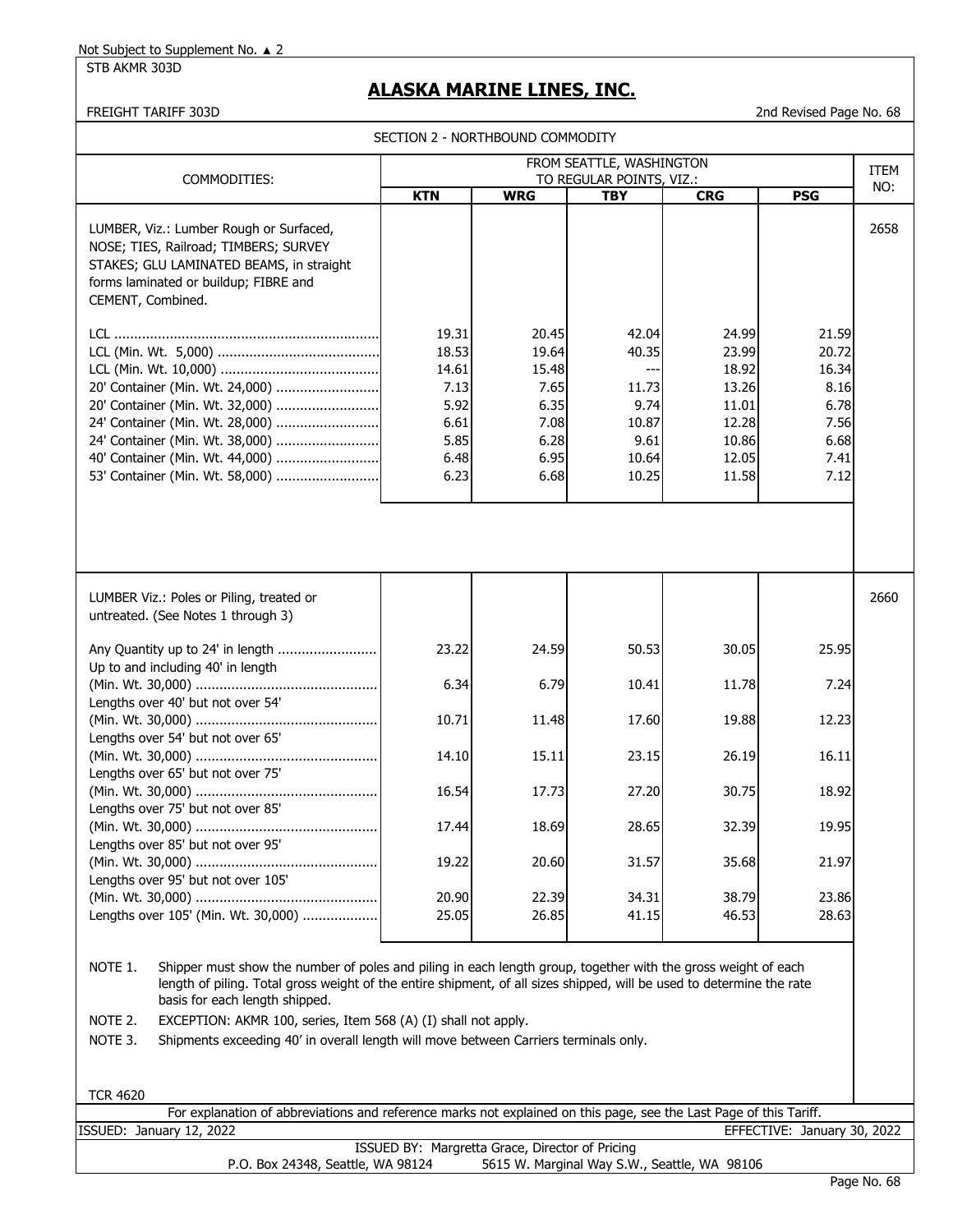Not Subject to Supplement No. ▲ 2

STB AKMR 303D

# ALASKA MARINE LINES, INC.

FREIGHT TARIFF 303D

2nd Revised Page No. 68

SECTION 2 - NORTHBOUND COMMODITY

| COMMODITIES: | FROM SEATTLE, WASHINGTON TO REGULAR POINTS, VIZ.: | | | | | ITEM NO: |
|---|---|---|---|---|---|---|
| | **KTN** | **WRG** | **TBY** | **CRG** | **PSG** | |
| LUMBER, Viz.: Lumber Rough or Surfaced, NOSE; TIES, Railroad; TIMBERS; SURVEY STAKES; GLU LAMINATED BEAMS, in straight forms laminated or buildup; FIBRE and CEMENT, Combined. | | | | | | 2658 |
| LCL | 19.31 | 20.45 | 42.04 | 24.99 | 21.59 | |
| LCL (Min. Wt. 5,000) | 18.53 | 19.64 | 40.35 | 23.99 | 20.72 | |
| LCL (Min. Wt. 10,000) | 14.61 | 15.48 | --- | 18.92 | 16.34 | |
| 20' Container (Min. Wt. 24,000) | 7.13 | 7.65 | 11.73 | 13.26 | 8.16 | |
| 20' Container (Min. Wt. 32,000) | 5.92 | 6.35 | 9.74 | 11.01 | 6.78 | |
| 24' Container (Min. Wt. 28,000) | 6.61 | 7.08 | 10.87 | 12.28 | 7.56 | |
| 24' Container (Min. Wt. 38,000) | 5.85 | 6.28 | 9.61 | 10.86 | 6.68 | |
| 40' Container (Min. Wt. 44,000) | 6.48 | 6.95 | 10.64 | 12.05 | 7.41 | |
| 53' Container (Min. Wt. 58,000) | 6.23 | 6.68 | 10.25 | 11.58 | 7.12 | |
| LUMBER Viz.: Poles or Piling, treated or untreated. (See Notes 1 through 3) | | | | | | 2660 |
| Any Quantity up to 24' in length | 23.22 | 24.59 | 50.53 | 30.05 | 25.95 | |
| Up to and including 40' in length (Min. Wt. 30,000) | 6.34 | 6.79 | 10.41 | 11.78 | 7.24 | |
| Lengths over 40' but not over 54' (Min. Wt. 30,000) | 10.71 | 11.48 | 17.60 | 19.88 | 12.23 | |
| Lengths over 54' but not over 65' (Min. Wt. 30,000) | 14.10 | 15.11 | 23.15 | 26.19 | 16.11 | |
| Lengths over 65' but not over 75' (Min. Wt. 30,000) | 16.54 | 17.73 | 27.20 | 30.75 | 18.92 | |
| Lengths over 75' but not over 85' (Min. Wt. 30,000) | 17.44 | 18.69 | 28.65 | 32.39 | 19.95 | |
| Lengths over 85' but not over 95' (Min. Wt. 30,000) | 19.22 | 20.60 | 31.57 | 35.68 | 21.97 | |
| Lengths over 95' but not over 105' (Min. Wt. 30,000) | 20.90 | 22.39 | 34.31 | 38.79 | 23.86 | |
| Lengths over 105' (Min. Wt. 30,000) | 25.05 | 26.85 | 41.15 | 46.53 | 28.63 | |

NOTE 1. Shipper must show the number of poles and piling in each length group, together with the gross weight of each length of piling. Total gross weight of the entire shipment, of all sizes shipped, will be used to determine the rate basis for each length shipped.

NOTE 2. EXCEPTION: AKMR 100, series, Item 568 (A) (I) shall not apply.

NOTE 3. Shipments exceeding 40' in overall length will move between Carriers terminals only.

TCR 4620

For explanation of abbreviations and reference marks not explained on this page, see the Last Page of this Tariff.

ISSUED: January 12, 2022

EFFECTIVE: January 30, 2022

ISSUED BY: Margretta Grace, Director of Pricing

P.O. Box 24348, Seattle, WA 98124 5615 W. Marginal Way S.W., Seattle, WA 98106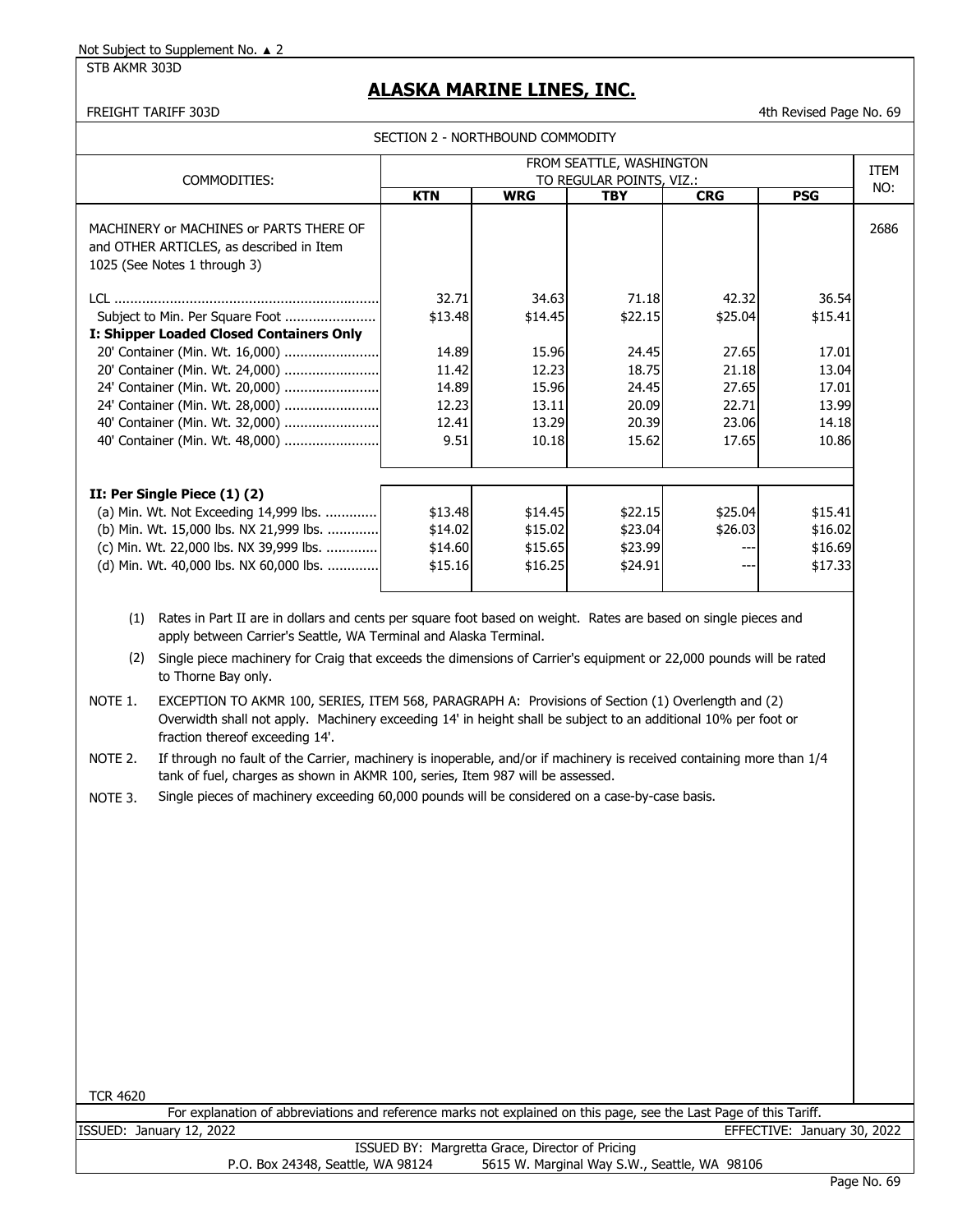Not Subject to Supplement No. ▲ 2

STB AKMR 303D

# ALASKA MARINE LINES, INC.

FREIGHT TARIFF 303D

4th Revised Page No. 69

SECTION 2 - NORTHBOUND COMMODITY

| COMMODITIES: | FROM SEATTLE, WASHINGTON TO REGULAR POINTS, VIZ.: | | | | | ITEM NO: |
|---|---|---|---|---|---|---|
| | **KTN** | **WRG** | **TBY** | **CRG** | **PSG** | |
| MACHINERY or MACHINES or PARTS THERE OF and OTHER ARTICLES, as described in Item 1025 (See Notes 1 through 3) | | | | | | 2686 |
| LCL | 32.71 | 34.63 | 71.18 | 42.32 | 36.54 | |
| Subject to Min. Per Square Foot | $13.48 | $14.45 | $22.15 | $25.04 | $15.41 | |
| **I: Shipper Loaded Closed Containers Only** | | | | | | |
| 20' Container (Min. Wt. 16,000) | 14.89 | 15.96 | 24.45 | 27.65 | 17.01 | |
| 20' Container (Min. Wt. 24,000) | 11.42 | 12.23 | 18.75 | 21.18 | 13.04 | |
| 24' Container (Min. Wt. 20,000) | 14.89 | 15.96 | 24.45 | 27.65 | 17.01 | |
| 24' Container (Min. Wt. 28,000) | 12.23 | 13.11 | 20.09 | 22.71 | 13.99 | |
| 40' Container (Min. Wt. 32,000) | 12.41 | 13.29 | 20.39 | 23.06 | 14.18 | |
| 40' Container (Min. Wt. 48,000) | 9.51 | 10.18 | 15.62 | 17.65 | 10.86 | |
| **II: Per Single Piece (1) (2)** | | | | | | |
| (a) Min. Wt. Not Exceeding 14,999 lbs. | $13.48 | $14.45 | $22.15 | $25.04 | $15.41 | |
| (b) Min. Wt. 15,000 lbs. NX 21,999 lbs. | $14.02 | $15.02 | $23.04 | $26.03 | $16.02 | |
| (c) Min. Wt. 22,000 lbs. NX 39,999 lbs. | $14.60 | $15.65 | $23.99 | --- | $16.69 | |
| (d) Min. Wt. 40,000 lbs. NX 60,000 lbs. | $15.16 | $16.25 | $24.91 | --- | $17.33 | |

(1) Rates in Part II are in dollars and cents per square foot based on weight. Rates are based on single pieces and apply between Carrier's Seattle, WA Terminal and Alaska Terminal.

(2) Single piece machinery for Craig that exceeds the dimensions of Carrier's equipment or 22,000 pounds will be rated to Thorne Bay only.

NOTE 1. EXCEPTION TO AKMR 100, SERIES, ITEM 568, PARAGRAPH A: Provisions of Section (1) Overlength and (2) Overwidth shall not apply. Machinery exceeding 14' in height shall be subject to an additional 10% per foot or fraction thereof exceeding 14'.

NOTE 2. If through no fault of the Carrier, machinery is inoperable, and/or if machinery is received containing more than 1/4 tank of fuel, charges as shown in AKMR 100, series, Item 987 will be assessed.

NOTE 3. Single pieces of machinery exceeding 60,000 pounds will be considered on a case-by-case basis.

TCR 4620

For explanation of abbreviations and reference marks not explained on this page, see the Last Page of this Tariff.

ISSUED: January 12, 2022 EFFECTIVE: January 30, 2022

ISSUED BY: Margretta Grace, Director of Pricing

P.O. Box 24348, Seattle, WA 98124 5615 W. Marginal Way S.W., Seattle, WA 98106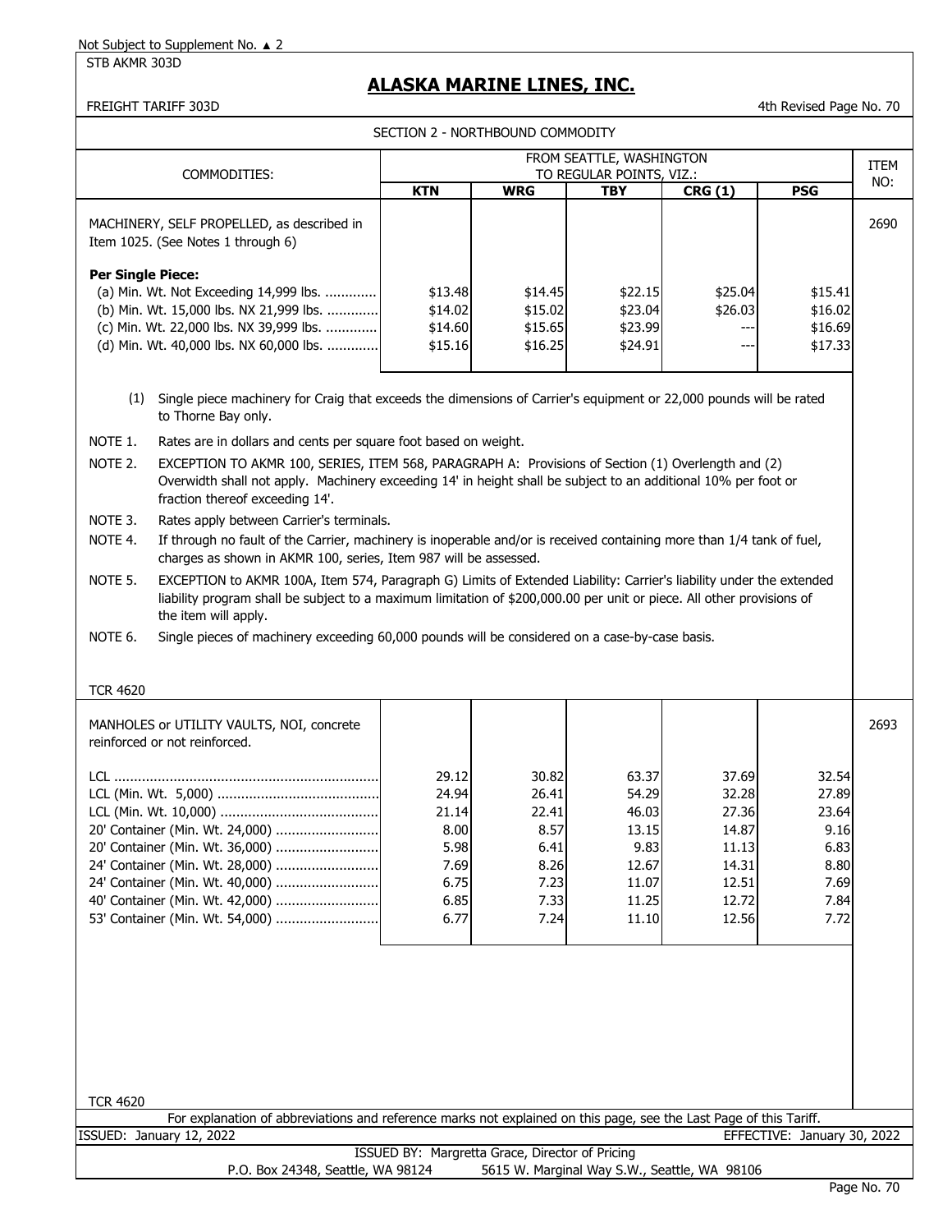Not Subject to Supplement No. ▲ 2

STB AKMR 303D

# ALASKA MARINE LINES, INC.

FREIGHT TARIFF 303D — 4th Revised Page No. 70

SECTION 2 - NORTHBOUND COMMODITY

| COMMODITIES: | FROM SEATTLE, WASHINGTON TO REGULAR POINTS, VIZ.: | | | | | ITEM NO: |
|---|---|---|---|---|---|---|
| | **KTN** | **WRG** | **TBY** | **CRG (1)** | **PSG** | |
| MACHINERY, SELF PROPELLED, as described in Item 1025. (See Notes 1 through 6) | | | | | | 2690 |
| **Per Single Piece:** | | | | | | |
| (a) Min. Wt. Not Exceeding 14,999 lbs. | $13.48 | $14.45 | $22.15 | $25.04 | $15.41 | |
| (b) Min. Wt. 15,000 lbs. NX 21,999 lbs. | $14.02 | $15.02 | $23.04 | $26.03 | $16.02 | |
| (c) Min. Wt. 22,000 lbs. NX 39,999 lbs. | $14.60 | $15.65 | $23.99 | --- | $16.69 | |
| (d) Min. Wt. 40,000 lbs. NX 60,000 lbs. | $15.16 | $16.25 | $24.91 | --- | $17.33 | |

(1) Single piece machinery for Craig that exceeds the dimensions of Carrier's equipment or 22,000 pounds will be rated to Thorne Bay only.

NOTE 1. Rates are in dollars and cents per square foot based on weight.

NOTE 2. EXCEPTION TO AKMR 100, SERIES, ITEM 568, PARAGRAPH A: Provisions of Section (1) Overlength and (2) Overwidth shall not apply. Machinery exceeding 14' in height shall be subject to an additional 10% per foot or fraction thereof exceeding 14'.

NOTE 3. Rates apply between Carrier's terminals.

NOTE 4. If through no fault of the Carrier, machinery is inoperable and/or is received containing more than 1/4 tank of fuel, charges as shown in AKMR 100, series, Item 987 will be assessed.

NOTE 5. EXCEPTION to AKMR 100A, Item 574, Paragraph G) Limits of Extended Liability: Carrier's liability under the extended liability program shall be subject to a maximum limitation of $200,000.00 per unit or piece. All other provisions of the item will apply.

NOTE 6. Single pieces of machinery exceeding 60,000 pounds will be considered on a case-by-case basis.

TCR 4620

| COMMODITIES: | KTN | WRG | TBY | CRG (1) | PSG | ITEM NO: |
|---|---|---|---|---|---|---|
| MANHOLES or UTILITY VAULTS, NOI, concrete reinforced or not reinforced. | | | | | | 2693 |
| LCL | 29.12 | 30.82 | 63.37 | 37.69 | 32.54 | |
| LCL (Min. Wt. 5,000) | 24.94 | 26.41 | 54.29 | 32.28 | 27.89 | |
| LCL (Min. Wt. 10,000) | 21.14 | 22.41 | 46.03 | 27.36 | 23.64 | |
| 20' Container (Min. Wt. 24,000) | 8.00 | 8.57 | 13.15 | 14.87 | 9.16 | |
| 20' Container (Min. Wt. 36,000) | 5.98 | 6.41 | 9.83 | 11.13 | 6.83 | |
| 24' Container (Min. Wt. 28,000) | 7.69 | 8.26 | 12.67 | 14.31 | 8.80 | |
| 24' Container (Min. Wt. 40,000) | 6.75 | 7.23 | 11.07 | 12.51 | 7.69 | |
| 40' Container (Min. Wt. 42,000) | 6.85 | 7.33 | 11.25 | 12.72 | 7.84 | |
| 53' Container (Min. Wt. 54,000) | 6.77 | 7.24 | 11.10 | 12.56 | 7.72 | |

TCR 4620

For explanation of abbreviations and reference marks not explained on this page, see the Last Page of this Tariff.

ISSUED: January 12, 2022 — EFFECTIVE: January 30, 2022

ISSUED BY: Margretta Grace, Director of Pricing

P.O. Box 24348, Seattle, WA 98124 — 5615 W. Marginal Way S.W., Seattle, WA 98106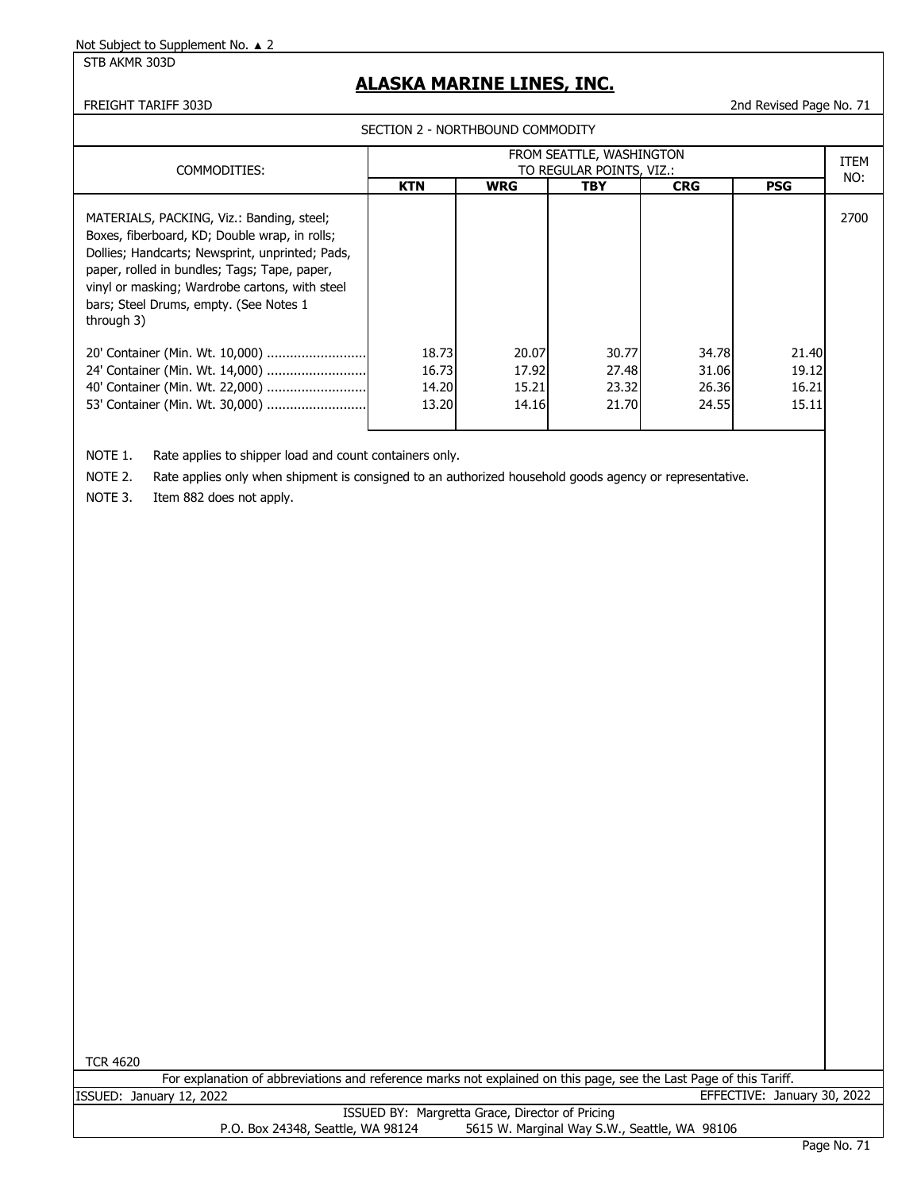Not Subject to Supplement No. ▲ 2

STB AKMR 303D

# ALASKA MARINE LINES, INC.

FREIGHT TARIFF 303D

2nd Revised Page No. 71

## SECTION 2 - NORTHBOUND COMMODITY

| COMMODITIES: | FROM SEATTLE, WASHINGTON TO REGULAR POINTS, VIZ.: | | | | | ITEM NO: |
|---|---|---|---|---|---|---|
| | **KTN** | **WRG** | **TBY** | **CRG** | **PSG** | |
| MATERIALS, PACKING, Viz.: Banding, steel; Boxes, fiberboard, KD; Double wrap, in rolls; Dollies; Handcarts; Newsprint, unprinted; Pads, paper, rolled in bundles; Tags; Tape, paper, vinyl or masking; Wardrobe cartons, with steel bars; Steel Drums, empty. (See Notes 1 through 3) | | | | | | 2700 |
| 20' Container (Min. Wt. 10,000) .......................... | 18.73 | 20.07 | 30.77 | 34.78 | 21.40 | |
| 24' Container (Min. Wt. 14,000) .......................... | 16.73 | 17.92 | 27.48 | 31.06 | 19.12 | |
| 40' Container (Min. Wt. 22,000) .......................... | 14.20 | 15.21 | 23.32 | 26.36 | 16.21 | |
| 53' Container (Min. Wt. 30,000) .......................... | 13.20 | 14.16 | 21.70 | 24.55 | 15.11 | |

NOTE 1. Rate applies to shipper load and count containers only.

NOTE 2. Rate applies only when shipment is consigned to an authorized household goods agency or representative.

NOTE 3. Item 882 does not apply.

TCR 4620

For explanation of abbreviations and reference marks not explained on this page, see the Last Page of this Tariff.

ISSUED: January 12, 2022

EFFECTIVE: January 30, 2022

ISSUED BY: Margretta Grace, Director of Pricing

P.O. Box 24348, Seattle, WA 98124 5615 W. Marginal Way S.W., Seattle, WA 98106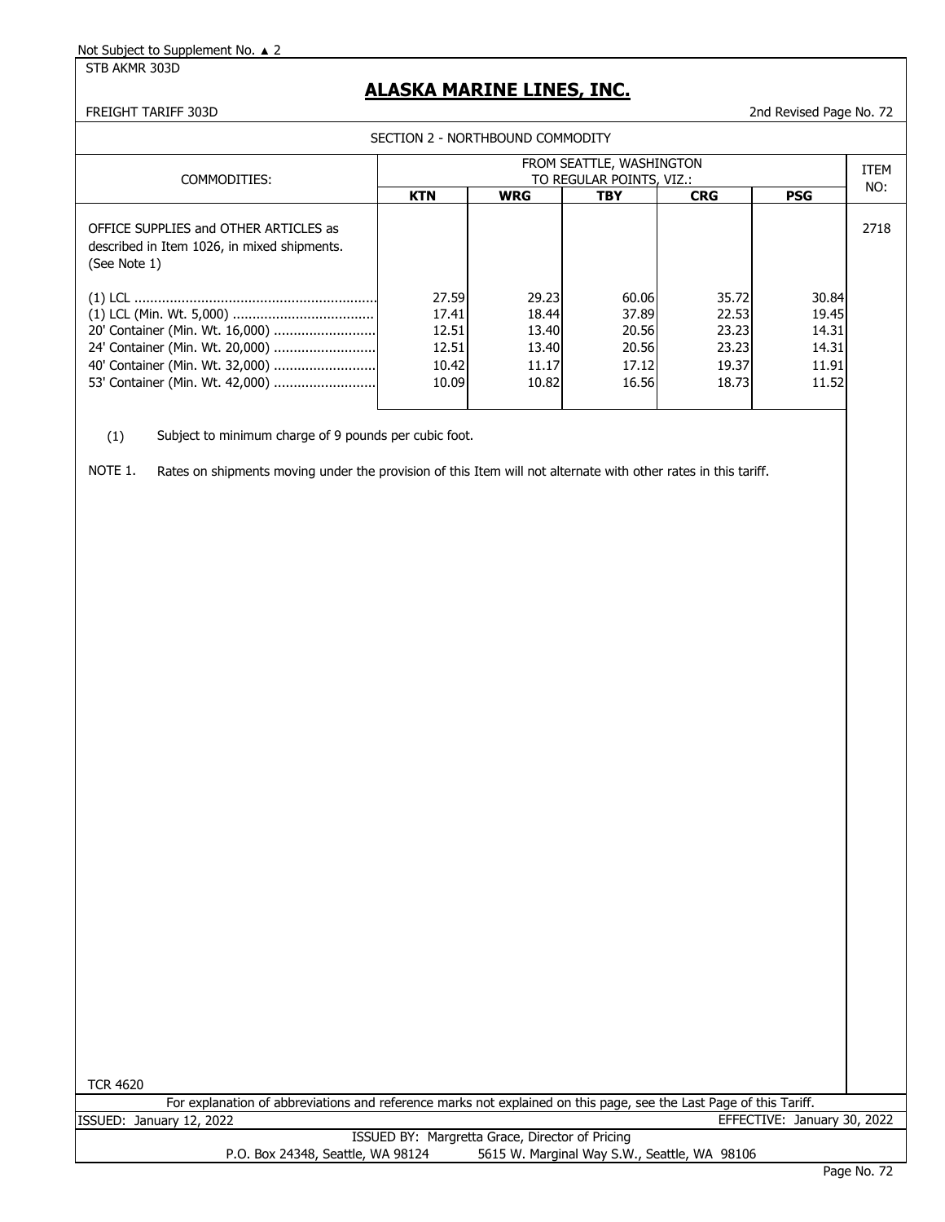Not Subject to Supplement No. ▲ 2

STB AKMR 303D

# ALASKA MARINE LINES, INC.

FREIGHT TARIFF 303D

2nd Revised Page No. 72

SECTION 2 - NORTHBOUND COMMODITY

| COMMODITIES: | FROM SEATTLE, WASHINGTON TO REGULAR POINTS, VIZ.: | | | | | ITEM NO: |
|---|---|---|---|---|---|---|
| | **KTN** | **WRG** | **TBY** | **CRG** | **PSG** | |
| OFFICE SUPPLIES and OTHER ARTICLES as described in Item 1026, in mixed shipments. (See Note 1) | | | | | | 2718 |
| (1) LCL | 27.59 | 29.23 | 60.06 | 35.72 | 30.84 | |
| (1) LCL (Min. Wt. 5,000) | 17.41 | 18.44 | 37.89 | 22.53 | 19.45 | |
| 20' Container (Min. Wt. 16,000) | 12.51 | 13.40 | 20.56 | 23.23 | 14.31 | |
| 24' Container (Min. Wt. 20,000) | 12.51 | 13.40 | 20.56 | 23.23 | 14.31 | |
| 40' Container (Min. Wt. 32,000) | 10.42 | 11.17 | 17.12 | 19.37 | 11.91 | |
| 53' Container (Min. Wt. 42,000) | 10.09 | 10.82 | 16.56 | 18.73 | 11.52 | |

(1) Subject to minimum charge of 9 pounds per cubic foot.

NOTE 1. Rates on shipments moving under the provision of this Item will not alternate with other rates in this tariff.

TCR 4620

For explanation of abbreviations and reference marks not explained on this page, see the Last Page of this Tariff.

ISSUED: January 12, 2022

EFFECTIVE: January 30, 2022

ISSUED BY: Margretta Grace, Director of Pricing

P.O. Box 24348, Seattle, WA 98124 5615 W. Marginal Way S.W., Seattle, WA 98106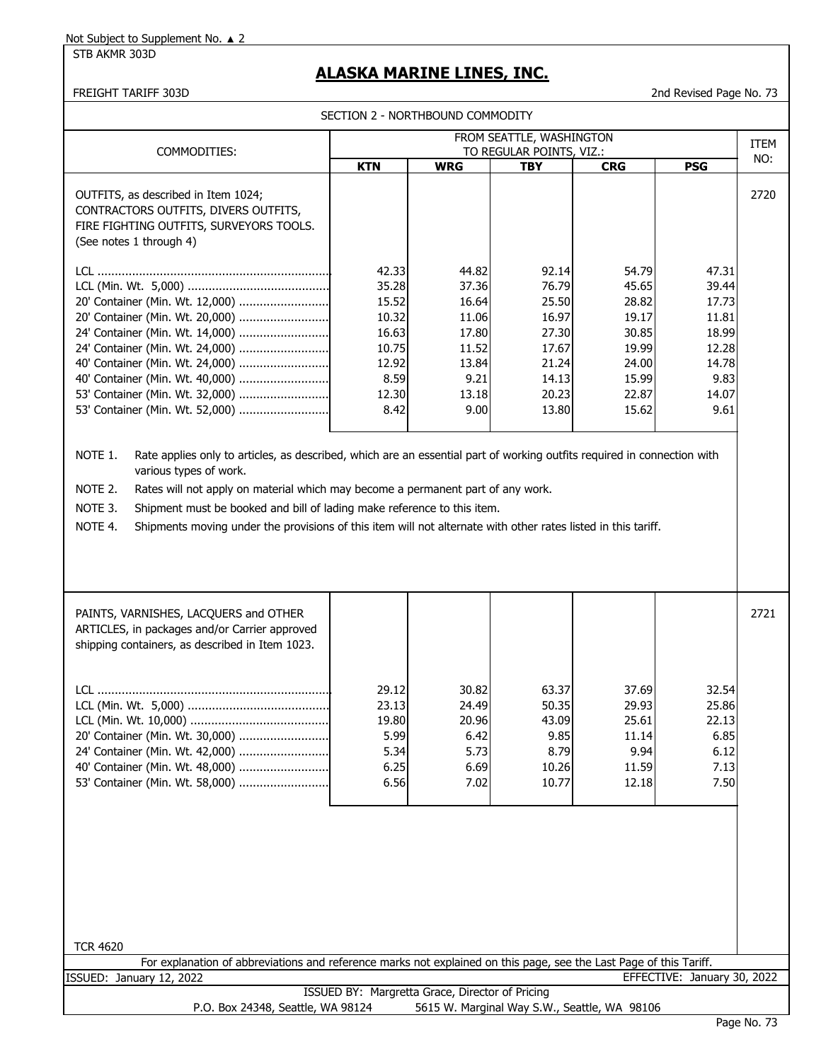Not Subject to Supplement No. ▲ 2

STB AKMR 303D

# ALASKA MARINE LINES, INC.

FREIGHT TARIFF 303D

2nd Revised Page No. 73

SECTION 2 - NORTHBOUND COMMODITY

| COMMODITIES: | FROM SEATTLE, WASHINGTON TO REGULAR POINTS, VIZ.: | | | | | ITEM NO: |
|---|---|---|---|---|---|---|
| | **KTN** | **WRG** | **TBY** | **CRG** | **PSG** | |
| OUTFITS, as described in Item 1024; CONTRACTORS OUTFITS, DIVERS OUTFITS, FIRE FIGHTING OUTFITS, SURVEYORS TOOLS. (See notes 1 through 4) | | | | | | 2720 |
| LCL | 42.33 | 44.82 | 92.14 | 54.79 | 47.31 | |
| LCL (Min. Wt. 5,000) | 35.28 | 37.36 | 76.79 | 45.65 | 39.44 | |
| 20' Container (Min. Wt. 12,000) | 15.52 | 16.64 | 25.50 | 28.82 | 17.73 | |
| 20' Container (Min. Wt. 20,000) | 10.32 | 11.06 | 16.97 | 19.17 | 11.81 | |
| 24' Container (Min. Wt. 14,000) | 16.63 | 17.80 | 27.30 | 30.85 | 18.99 | |
| 24' Container (Min. Wt. 24,000) | 10.75 | 11.52 | 17.67 | 19.99 | 12.28 | |
| 40' Container (Min. Wt. 24,000) | 12.92 | 13.84 | 21.24 | 24.00 | 14.78 | |
| 40' Container (Min. Wt. 40,000) | 8.59 | 9.21 | 14.13 | 15.99 | 9.83 | |
| 53' Container (Min. Wt. 32,000) | 12.30 | 13.18 | 20.23 | 22.87 | 14.07 | |
| 53' Container (Min. Wt. 52,000) | 8.42 | 9.00 | 13.80 | 15.62 | 9.61 | |

NOTE 1. Rate applies only to articles, as described, which are an essential part of working outfits required in connection with various types of work.

NOTE 2. Rates will not apply on material which may become a permanent part of any work.

NOTE 3. Shipment must be booked and bill of lading make reference to this item.

NOTE 4. Shipments moving under the provisions of this item will not alternate with other rates listed in this tariff.

| COMMODITIES: | KTN | WRG | TBY | CRG | PSG | ITEM NO: |
|---|---|---|---|---|---|---|
| PAINTS, VARNISHES, LACQUERS and OTHER ARTICLES, in packages and/or Carrier approved shipping containers, as described in Item 1023. | | | | | | 2721 |
| LCL | 29.12 | 30.82 | 63.37 | 37.69 | 32.54 | |
| LCL (Min. Wt. 5,000) | 23.13 | 24.49 | 50.35 | 29.93 | 25.86 | |
| LCL (Min. Wt. 10,000) | 19.80 | 20.96 | 43.09 | 25.61 | 22.13 | |
| 20' Container (Min. Wt. 30,000) | 5.99 | 6.42 | 9.85 | 11.14 | 6.85 | |
| 24' Container (Min. Wt. 42,000) | 5.34 | 5.73 | 8.79 | 9.94 | 6.12 | |
| 40' Container (Min. Wt. 48,000) | 6.25 | 6.69 | 10.26 | 11.59 | 7.13 | |
| 53' Container (Min. Wt. 58,000) | 6.56 | 7.02 | 10.77 | 12.18 | 7.50 | |

TCR 4620

For explanation of abbreviations and reference marks not explained on this page, see the Last Page of this Tariff.

ISSUED: January 12, 2022 EFFECTIVE: January 30, 2022

ISSUED BY: Margretta Grace, Director of Pricing

P.O. Box 24348, Seattle, WA 98124 5615 W. Marginal Way S.W., Seattle, WA 98106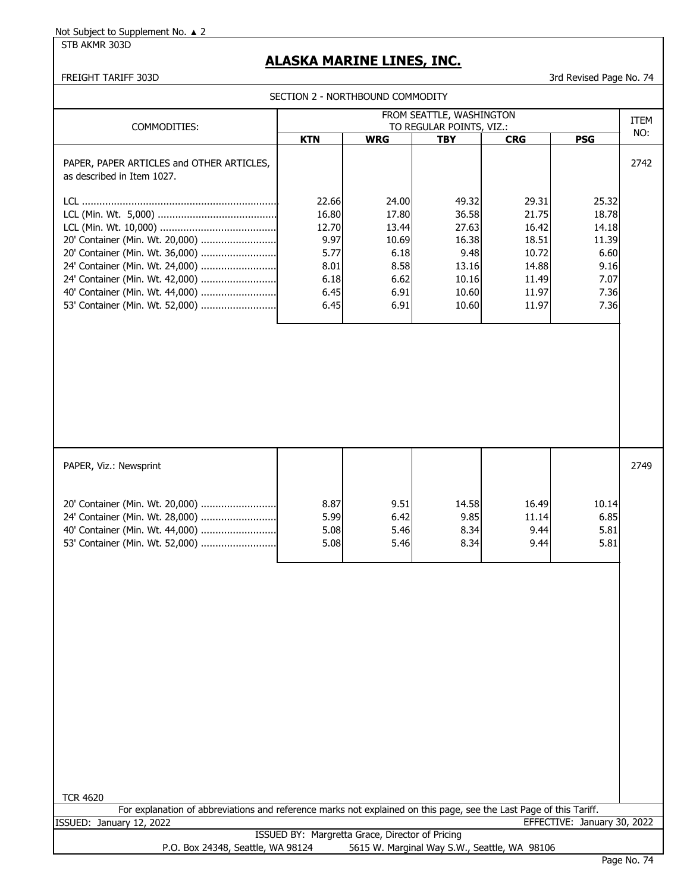Not Subject to Supplement No. ▲ 2

STB AKMR 303D

# ALASKA MARINE LINES, INC.

FREIGHT TARIFF 303D

3rd Revised Page No. 74

SECTION 2 - NORTHBOUND COMMODITY

| COMMODITIES: | FROM SEATTLE, WASHINGTON TO REGULAR POINTS, VIZ.: | | | | | ITEM NO: |
|---|---|---|---|---|---|---|
| | **KTN** | **WRG** | **TBY** | **CRG** | **PSG** | |
| PAPER, PAPER ARTICLES and OTHER ARTICLES, as described in Item 1027. | | | | | | 2742 |
| LCL | 22.66 | 24.00 | 49.32 | 29.31 | 25.32 | |
| LCL (Min. Wt. 5,000) | 16.80 | 17.80 | 36.58 | 21.75 | 18.78 | |
| LCL (Min. Wt. 10,000) | 12.70 | 13.44 | 27.63 | 16.42 | 14.18 | |
| 20' Container (Min. Wt. 20,000) | 9.97 | 10.69 | 16.38 | 18.51 | 11.39 | |
| 20' Container (Min. Wt. 36,000) | 5.77 | 6.18 | 9.48 | 10.72 | 6.60 | |
| 24' Container (Min. Wt. 24,000) | 8.01 | 8.58 | 13.16 | 14.88 | 9.16 | |
| 24' Container (Min. Wt. 42,000) | 6.18 | 6.62 | 10.16 | 11.49 | 7.07 | |
| 40' Container (Min. Wt. 44,000) | 6.45 | 6.91 | 10.60 | 11.97 | 7.36 | |
| 53' Container (Min. Wt. 52,000) | 6.45 | 6.91 | 10.60 | 11.97 | 7.36 | |
| PAPER, Viz.: Newsprint | | | | | | 2749 |
| 20' Container (Min. Wt. 20,000) | 8.87 | 9.51 | 14.58 | 16.49 | 10.14 | |
| 24' Container (Min. Wt. 28,000) | 5.99 | 6.42 | 9.85 | 11.14 | 6.85 | |
| 40' Container (Min. Wt. 44,000) | 5.08 | 5.46 | 8.34 | 9.44 | 5.81 | |
| 53' Container (Min. Wt. 52,000) | 5.08 | 5.46 | 8.34 | 9.44 | 5.81 | |

TCR 4620

For explanation of abbreviations and reference marks not explained on this page, see the Last Page of this Tariff.

ISSUED: January 12, 2022

EFFECTIVE: January 30, 2022

ISSUED BY: Margretta Grace, Director of Pricing

P.O. Box 24348, Seattle, WA 98124 &nbsp;&nbsp;&nbsp; 5615 W. Marginal Way S.W., Seattle, WA 98106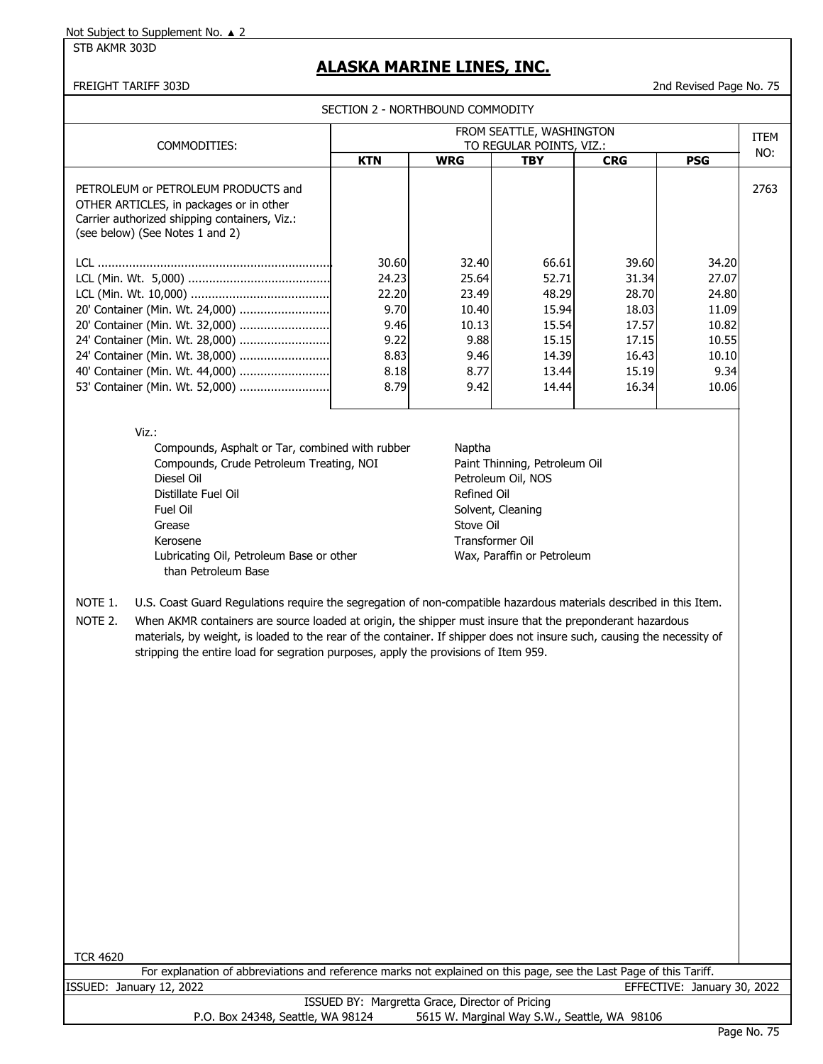Not Subject to Supplement No. ▲ 2

STB AKMR 303D

# ALASKA MARINE LINES, INC.

FREIGHT TARIFF 303D

2nd Revised Page No. 75

SECTION 2 - NORTHBOUND COMMODITY

| COMMODITIES: | FROM SEATTLE, WASHINGTON TO REGULAR POINTS, VIZ.: | | | | | ITEM NO: |
|---|---|---|---|---|---|---|
| | **KTN** | **WRG** | **TBY** | **CRG** | **PSG** | |
| PETROLEUM or PETROLEUM PRODUCTS and OTHER ARTICLES, in packages or in other Carrier authorized shipping containers, Viz.: (see below) (See Notes 1 and 2) | | | | | | 2763 |
| LCL | 30.60 | 32.40 | 66.61 | 39.60 | 34.20 | |
| LCL (Min. Wt. 5,000) | 24.23 | 25.64 | 52.71 | 31.34 | 27.07 | |
| LCL (Min. Wt. 10,000) | 22.20 | 23.49 | 48.29 | 28.70 | 24.80 | |
| 20' Container (Min. Wt. 24,000) | 9.70 | 10.40 | 15.94 | 18.03 | 11.09 | |
| 20' Container (Min. Wt. 32,000) | 9.46 | 10.13 | 15.54 | 17.57 | 10.82 | |
| 24' Container (Min. Wt. 28,000) | 9.22 | 9.88 | 15.15 | 17.15 | 10.55 | |
| 24' Container (Min. Wt. 38,000) | 8.83 | 9.46 | 14.39 | 16.43 | 10.10 | |
| 40' Container (Min. Wt. 44,000) | 8.18 | 8.77 | 13.44 | 15.19 | 9.34 | |
| 53' Container (Min. Wt. 52,000) | 8.79 | 9.42 | 14.44 | 16.34 | 10.06 | |

Viz.:

- Compounds, Asphalt or Tar, combined with rubber
- Compounds, Crude Petroleum Treating, NOI
- Diesel Oil
- Distillate Fuel Oil
- Fuel Oil
- Grease
- Kerosene
- Lubricating Oil, Petroleum Base or other than Petroleum Base
- Naptha
- Paint Thinning, Petroleum Oil
- Petroleum Oil, NOS
- Refined Oil
- Solvent, Cleaning
- Stove Oil
- Transformer Oil
- Wax, Paraffin or Petroleum

NOTE 1. U.S. Coast Guard Regulations require the segregation of non-compatible hazardous materials described in this Item.

NOTE 2. When AKMR containers are source loaded at origin, the shipper must insure that the preponderant hazardous materials, by weight, is loaded to the rear of the container. If shipper does not insure such, causing the necessity of stripping the entire load for segration purposes, apply the provisions of Item 959.

TCR 4620

For explanation of abbreviations and reference marks not explained on this page, see the Last Page of this Tariff.

ISSUED: January 12, 2022

EFFECTIVE: January 30, 2022

ISSUED BY: Margretta Grace, Director of Pricing

P.O. Box 24348, Seattle, WA 98124 5615 W. Marginal Way S.W., Seattle, WA 98106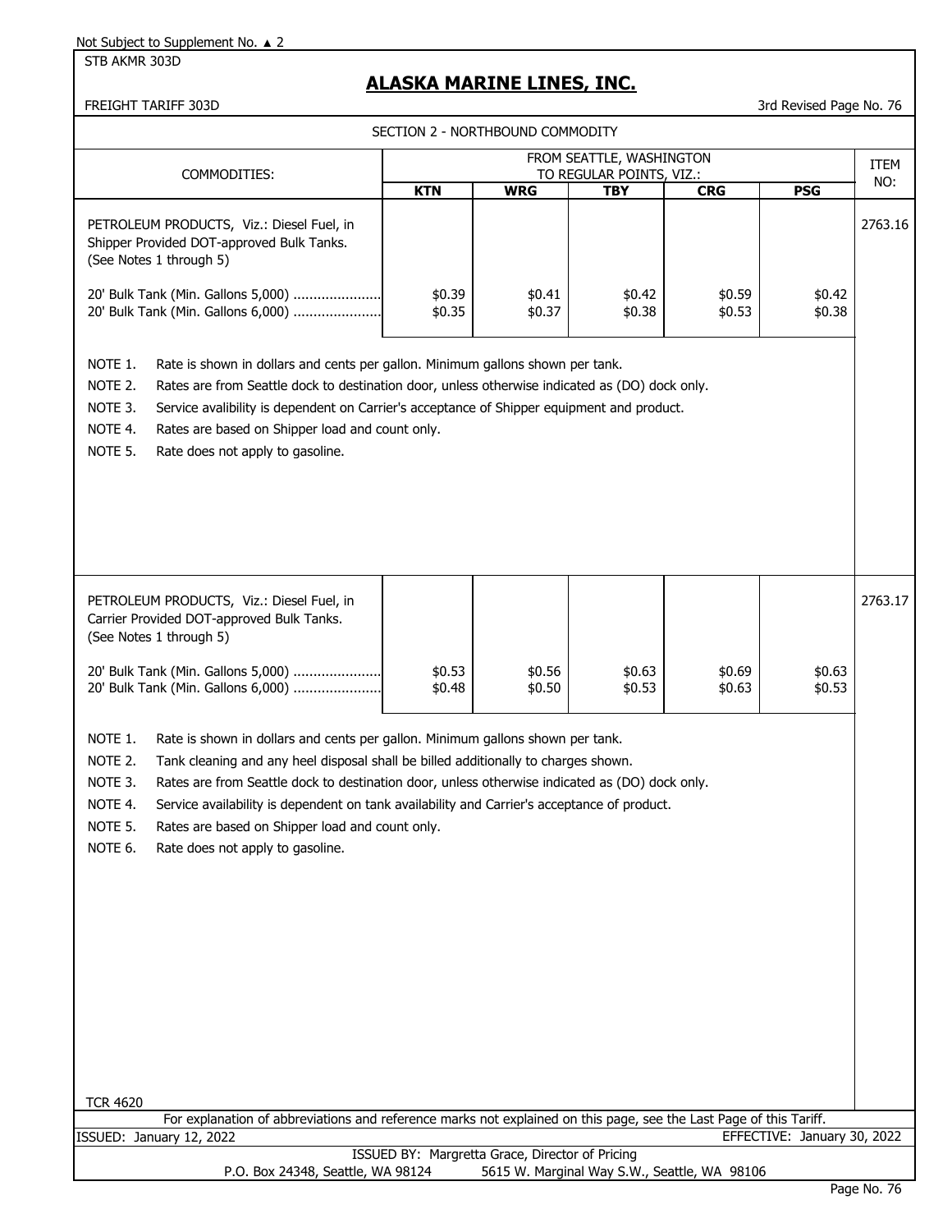Not Subject to Supplement No. ▲ 2

STB AKMR 303D

# ALASKA MARINE LINES, INC.

FREIGHT TARIFF 303D

3rd Revised Page No. 76

## SECTION 2 - NORTHBOUND COMMODITY

| COMMODITIES: | FROM SEATTLE, WASHINGTON TO REGULAR POINTS, VIZ.: | | | | | ITEM NO: |
|---|---|---|---|---|---|---|
| | **KTN** | **WRG** | **TBY** | **CRG** | **PSG** | |
| PETROLEUM PRODUCTS, Viz.: Diesel Fuel, in Shipper Provided DOT-approved Bulk Tanks. (See Notes 1 through 5) | | | | | | 2763.16 |
| 20' Bulk Tank (Min. Gallons 5,000) ...................... | $0.39 | $0.41 | $0.42 | $0.59 | $0.42 | |
| 20' Bulk Tank (Min. Gallons 6,000) ...................... | $0.35 | $0.37 | $0.38 | $0.53 | $0.38 | |

NOTE 1. Rate is shown in dollars and cents per gallon. Minimum gallons shown per tank.

NOTE 2. Rates are from Seattle dock to destination door, unless otherwise indicated as (DO) dock only.

NOTE 3. Service avalibility is dependent on Carrier's acceptance of Shipper equipment and product.

NOTE 4. Rates are based on Shipper load and count only.

NOTE 5. Rate does not apply to gasoline.

| COMMODITIES: | KTN | WRG | TBY | CRG | PSG | ITEM NO: |
|---|---|---|---|---|---|---|
| PETROLEUM PRODUCTS, Viz.: Diesel Fuel, in Carrier Provided DOT-approved Bulk Tanks. (See Notes 1 through 5) | | | | | | 2763.17 |
| 20' Bulk Tank (Min. Gallons 5,000) ...................... | $0.53 | $0.56 | $0.63 | $0.69 | $0.63 | |
| 20' Bulk Tank (Min. Gallons 6,000) ...................... | $0.48 | $0.50 | $0.53 | $0.63 | $0.53 | |

NOTE 1. Rate is shown in dollars and cents per gallon. Minimum gallons shown per tank.

NOTE 2. Tank cleaning and any heel disposal shall be billed additionally to charges shown.

NOTE 3. Rates are from Seattle dock to destination door, unless otherwise indicated as (DO) dock only.

NOTE 4. Service availability is dependent on tank availability and Carrier's acceptance of product.

NOTE 5. Rates are based on Shipper load and count only.

NOTE 6. Rate does not apply to gasoline.

TCR 4620

For explanation of abbreviations and reference marks not explained on this page, see the Last Page of this Tariff.

ISSUED: January 12, 2022

EFFECTIVE: January 30, 2022

ISSUED BY: Margretta Grace, Director of Pricing

P.O. Box 24348, Seattle, WA 98124 5615 W. Marginal Way S.W., Seattle, WA 98106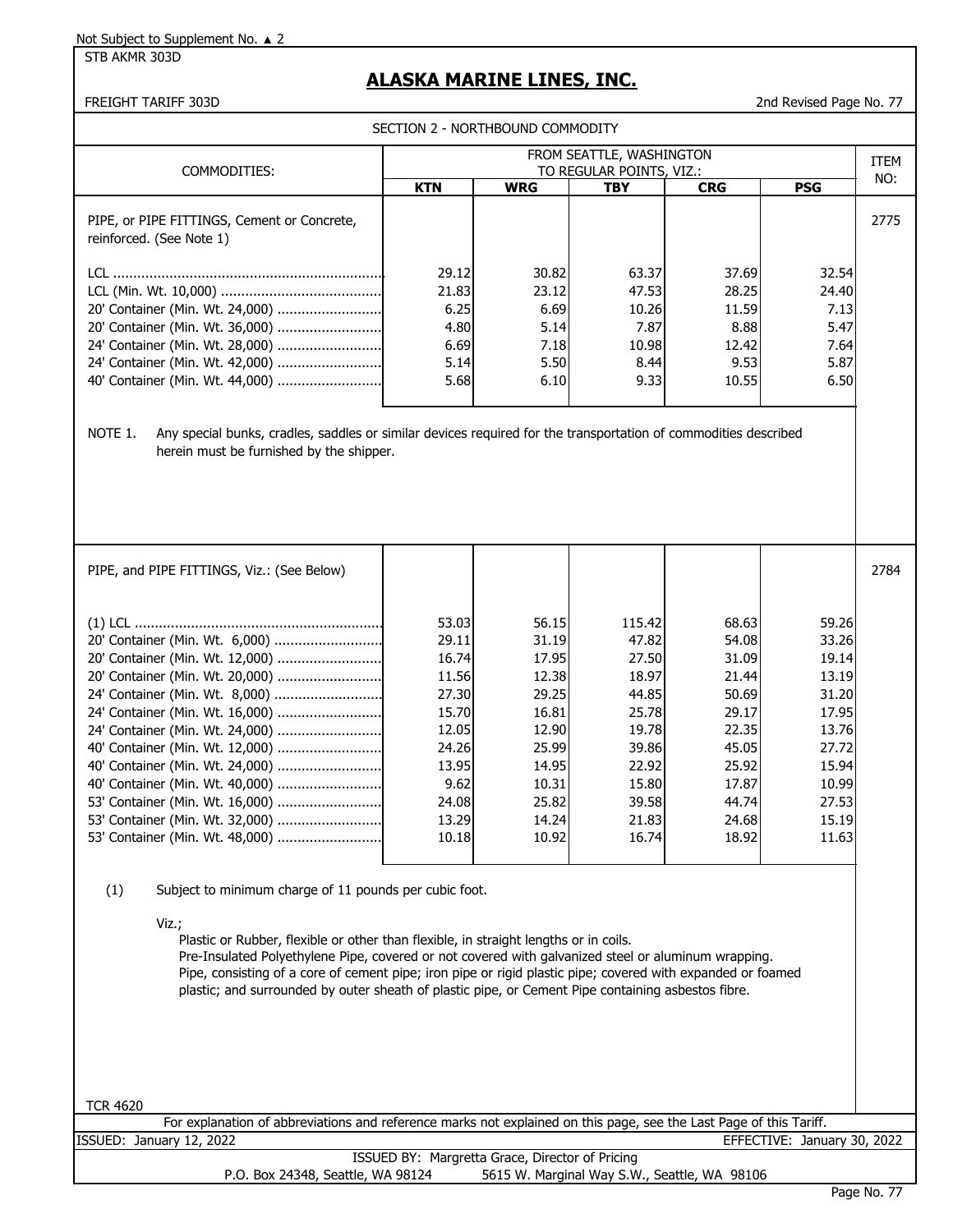Not Subject to Supplement No. ▲ 2

STB AKMR 303D

# ALASKA MARINE LINES, INC.

FREIGHT TARIFF 303D — 2nd Revised Page No. 77

## SECTION 2 - NORTHBOUND COMMODITY

| COMMODITIES: | FROM SEATTLE, WASHINGTON TO REGULAR POINTS, VIZ.: | | | | | ITEM NO: |
|---|---|---|---|---|---|---|
| | **KTN** | **WRG** | **TBY** | **CRG** | **PSG** | |
| PIPE, or PIPE FITTINGS, Cement or Concrete, reinforced. (See Note 1) | | | | | | 2775 |
| LCL | 29.12 | 30.82 | 63.37 | 37.69 | 32.54 | |
| LCL (Min. Wt. 10,000) | 21.83 | 23.12 | 47.53 | 28.25 | 24.40 | |
| 20' Container (Min. Wt. 24,000) | 6.25 | 6.69 | 10.26 | 11.59 | 7.13 | |
| 20' Container (Min. Wt. 36,000) | 4.80 | 5.14 | 7.87 | 8.88 | 5.47 | |
| 24' Container (Min. Wt. 28,000) | 6.69 | 7.18 | 10.98 | 12.42 | 7.64 | |
| 24' Container (Min. Wt. 42,000) | 5.14 | 5.50 | 8.44 | 9.53 | 5.87 | |
| 40' Container (Min. Wt. 44,000) | 5.68 | 6.10 | 9.33 | 10.55 | 6.50 | |

NOTE 1. Any special bunks, cradles, saddles or similar devices required for the transportation of commodities described herein must be furnished by the shipper.

| COMMODITIES: | KTN | WRG | TBY | CRG | PSG | ITEM NO: |
|---|---|---|---|---|---|---|
| PIPE, and PIPE FITTINGS, Viz.: (See Below) | | | | | | 2784 |
| (1) LCL | 53.03 | 56.15 | 115.42 | 68.63 | 59.26 | |
| 20' Container (Min. Wt. 6,000) | 29.11 | 31.19 | 47.82 | 54.08 | 33.26 | |
| 20' Container (Min. Wt. 12,000) | 16.74 | 17.95 | 27.50 | 31.09 | 19.14 | |
| 20' Container (Min. Wt. 20,000) | 11.56 | 12.38 | 18.97 | 21.44 | 13.19 | |
| 24' Container (Min. Wt. 8,000) | 27.30 | 29.25 | 44.85 | 50.69 | 31.20 | |
| 24' Container (Min. Wt. 16,000) | 15.70 | 16.81 | 25.78 | 29.17 | 17.95 | |
| 24' Container (Min. Wt. 24,000) | 12.05 | 12.90 | 19.78 | 22.35 | 13.76 | |
| 40' Container (Min. Wt. 12,000) | 24.26 | 25.99 | 39.86 | 45.05 | 27.72 | |
| 40' Container (Min. Wt. 24,000) | 13.95 | 14.95 | 22.92 | 25.92 | 15.94 | |
| 40' Container (Min. Wt. 40,000) | 9.62 | 10.31 | 15.80 | 17.87 | 10.99 | |
| 53' Container (Min. Wt. 16,000) | 24.08 | 25.82 | 39.58 | 44.74 | 27.53 | |
| 53' Container (Min. Wt. 32,000) | 13.29 | 14.24 | 21.83 | 24.68 | 15.19 | |
| 53' Container (Min. Wt. 48,000) | 10.18 | 10.92 | 16.74 | 18.92 | 11.63 | |

(1) Subject to minimum charge of 11 pounds per cubic foot.

Viz.;
- Plastic or Rubber, flexible or other than flexible, in straight lengths or in coils.
- Pre-Insulated Polyethylene Pipe, covered or not covered with galvanized steel or aluminum wrapping.
- Pipe, consisting of a core of cement pipe; iron pipe or rigid plastic pipe; covered with expanded or foamed plastic; and surrounded by outer sheath of plastic pipe, or Cement Pipe containing asbestos fibre.

TCR 4620

For explanation of abbreviations and reference marks not explained on this page, see the Last Page of this Tariff.

ISSUED: January 12, 2022 — EFFECTIVE: January 30, 2022

ISSUED BY: Margretta Grace, Director of Pricing

P.O. Box 24348, Seattle, WA 98124 — 5615 W. Marginal Way S.W., Seattle, WA 98106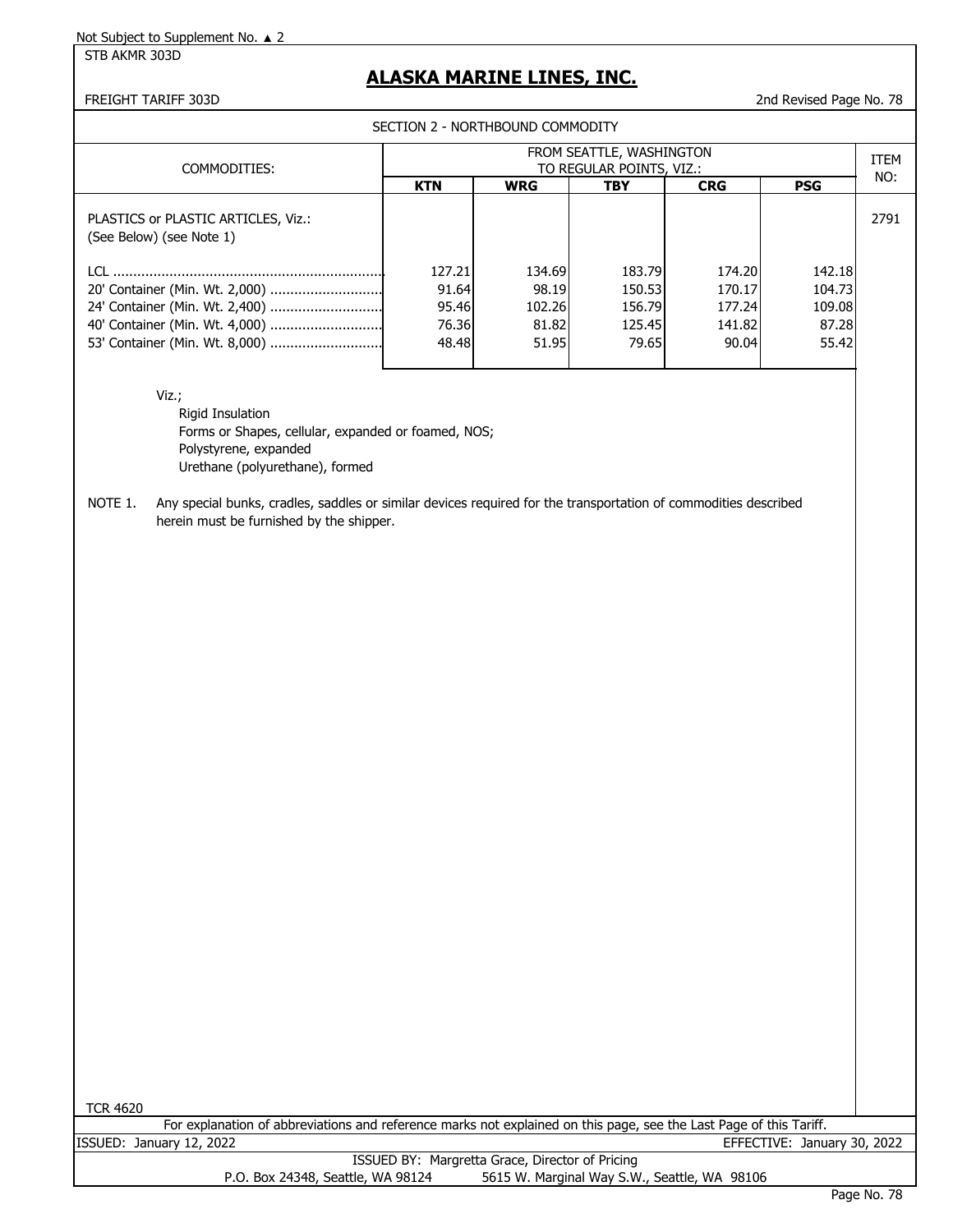Not Subject to Supplement No. ▲ 2

STB AKMR 303D

# ALASKA MARINE LINES, INC.

FREIGHT TARIFF 303D

2nd Revised Page No. 78

SECTION 2 - NORTHBOUND COMMODITY

| COMMODITIES: | FROM SEATTLE, WASHINGTON TO REGULAR POINTS, VIZ.: | | | | | ITEM NO: |
|---|---|---|---|---|---|---|
| | KTN | WRG | TBY | CRG | PSG | |
| PLASTICS or PLASTIC ARTICLES, Viz.: (See Below) (see Note 1) | | | | | | 2791 |
| LCL | 127.21 | 134.69 | 183.79 | 174.20 | 142.18 | |
| 20' Container (Min. Wt. 2,000) | 91.64 | 98.19 | 150.53 | 170.17 | 104.73 | |
| 24' Container (Min. Wt. 2,400) | 95.46 | 102.26 | 156.79 | 177.24 | 109.08 | |
| 40' Container (Min. Wt. 4,000) | 76.36 | 81.82 | 125.45 | 141.82 | 87.28 | |
| 53' Container (Min. Wt. 8,000) | 48.48 | 51.95 | 79.65 | 90.04 | 55.42 | |

Viz.;

- Rigid Insulation
- Forms or Shapes, cellular, expanded or foamed, NOS;
- Polystyrene, expanded
- Urethane (polyurethane), formed

NOTE 1. Any special bunks, cradles, saddles or similar devices required for the transportation of commodities described herein must be furnished by the shipper.

TCR 4620

For explanation of abbreviations and reference marks not explained on this page, see the Last Page of this Tariff.

ISSUED: January 12, 2022 EFFECTIVE: January 30, 2022

ISSUED BY: Margretta Grace, Director of Pricing

P.O. Box 24348, Seattle, WA 98124 5615 W. Marginal Way S.W., Seattle, WA 98106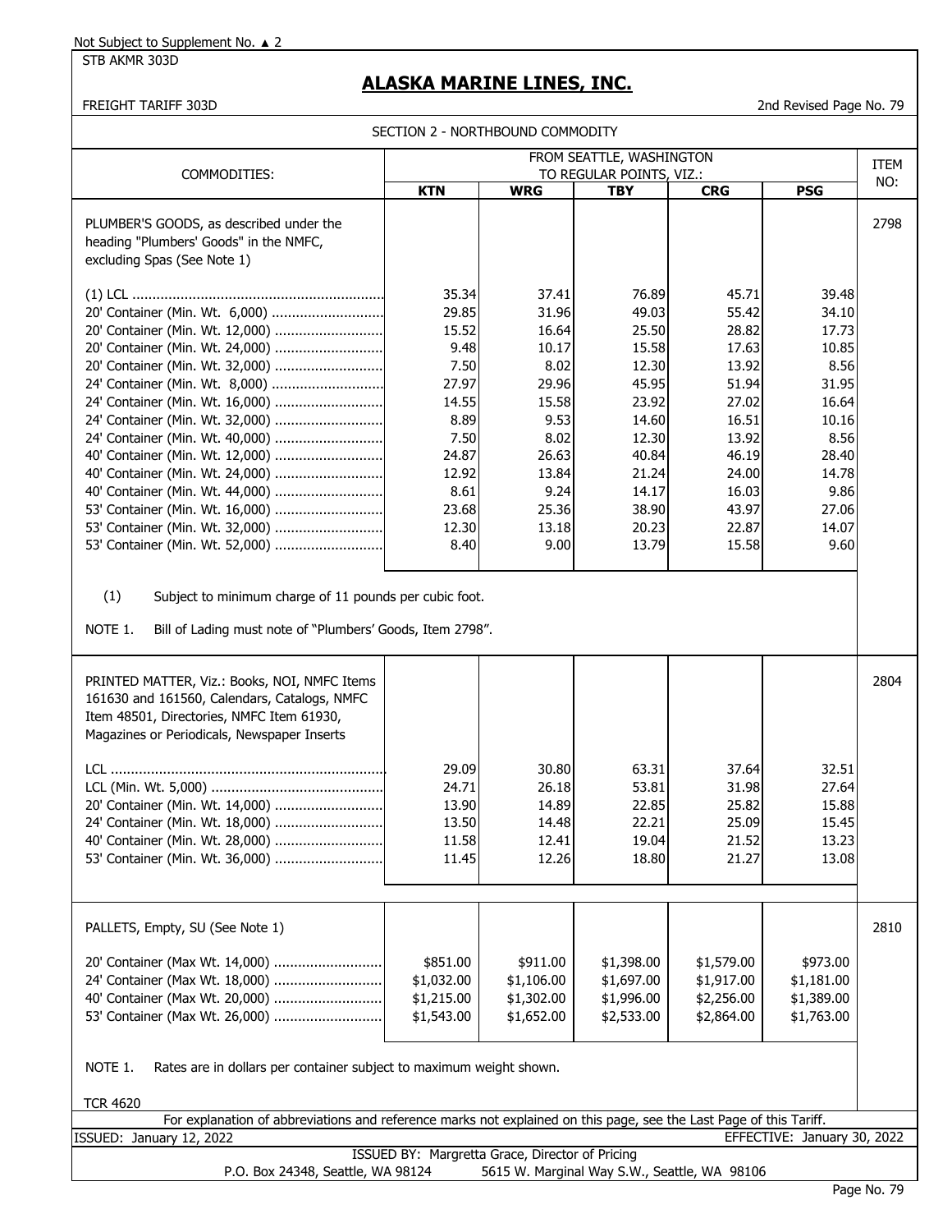Not Subject to Supplement No. ▲ 2

STB AKMR 303D

# ALASKA MARINE LINES, INC.

FREIGHT TARIFF 303D

2nd Revised Page No. 79

SECTION 2 - NORTHBOUND COMMODITY

| COMMODITIES: | FROM SEATTLE, WASHINGTON TO REGULAR POINTS, VIZ.: | | | | | ITEM NO: |
|---|---|---|---|---|---|---|
| | **KTN** | **WRG** | **TBY** | **CRG** | **PSG** | |
| PLUMBER'S GOODS, as described under the heading "Plumbers' Goods" in the NMFC, excluding Spas (See Note 1) | | | | | | 2798 |
| (1) LCL | 35.34 | 37.41 | 76.89 | 45.71 | 39.48 | |
| 20' Container (Min. Wt. 6,000) | 29.85 | 31.96 | 49.03 | 55.42 | 34.10 | |
| 20' Container (Min. Wt. 12,000) | 15.52 | 16.64 | 25.50 | 28.82 | 17.73 | |
| 20' Container (Min. Wt. 24,000) | 9.48 | 10.17 | 15.58 | 17.63 | 10.85 | |
| 20' Container (Min. Wt. 32,000) | 7.50 | 8.02 | 12.30 | 13.92 | 8.56 | |
| 24' Container (Min. Wt. 8,000) | 27.97 | 29.96 | 45.95 | 51.94 | 31.95 | |
| 24' Container (Min. Wt. 16,000) | 14.55 | 15.58 | 23.92 | 27.02 | 16.64 | |
| 24' Container (Min. Wt. 32,000) | 8.89 | 9.53 | 14.60 | 16.51 | 10.16 | |
| 24' Container (Min. Wt. 40,000) | 7.50 | 8.02 | 12.30 | 13.92 | 8.56 | |
| 40' Container (Min. Wt. 12,000) | 24.87 | 26.63 | 40.84 | 46.19 | 28.40 | |
| 40' Container (Min. Wt. 24,000) | 12.92 | 13.84 | 21.24 | 24.00 | 14.78 | |
| 40' Container (Min. Wt. 44,000) | 8.61 | 9.24 | 14.17 | 16.03 | 9.86 | |
| 53' Container (Min. Wt. 16,000) | 23.68 | 25.36 | 38.90 | 43.97 | 27.06 | |
| 53' Container (Min. Wt. 32,000) | 12.30 | 13.18 | 20.23 | 22.87 | 14.07 | |
| 53' Container (Min. Wt. 52,000) | 8.40 | 9.00 | 13.79 | 15.58 | 9.60 | |

(1) Subject to minimum charge of 11 pounds per cubic foot.

NOTE 1. Bill of Lading must note of "Plumbers' Goods, Item 2798".

| COMMODITIES: | KTN | WRG | TBY | CRG | PSG | ITEM NO: |
|---|---|---|---|---|---|---|
| PRINTED MATTER, Viz.: Books, NOI, NMFC Items 161630 and 161560, Calendars, Catalogs, NMFC Item 48501, Directories, NMFC Item 61930, Magazines or Periodicals, Newspaper Inserts | | | | | | 2804 |
| LCL | 29.09 | 30.80 | 63.31 | 37.64 | 32.51 | |
| LCL (Min. Wt. 5,000) | 24.71 | 26.18 | 53.81 | 31.98 | 27.64 | |
| 20' Container (Min. Wt. 14,000) | 13.90 | 14.89 | 22.85 | 25.82 | 15.88 | |
| 24' Container (Min. Wt. 18,000) | 13.50 | 14.48 | 22.21 | 25.09 | 15.45 | |
| 40' Container (Min. Wt. 28,000) | 11.58 | 12.41 | 19.04 | 21.52 | 13.23 | |
| 53' Container (Min. Wt. 36,000) | 11.45 | 12.26 | 18.80 | 21.27 | 13.08 | |

| COMMODITIES: | KTN | WRG | TBY | CRG | PSG | ITEM NO: |
|---|---|---|---|---|---|---|
| PALLETS, Empty, SU (See Note 1) | | | | | | 2810 |
| 20' Container (Max Wt. 14,000) | $851.00 | $911.00 | $1,398.00 | $1,579.00 | $973.00 | |
| 24' Container (Max Wt. 18,000) | $1,032.00 | $1,106.00 | $1,697.00 | $1,917.00 | $1,181.00 | |
| 40' Container (Max Wt. 20,000) | $1,215.00 | $1,302.00 | $1,996.00 | $2,256.00 | $1,389.00 | |
| 53' Container (Max Wt. 26,000) | $1,543.00 | $1,652.00 | $2,533.00 | $2,864.00 | $1,763.00 | |

NOTE 1. Rates are in dollars per container subject to maximum weight shown.

TCR 4620

For explanation of abbreviations and reference marks not explained on this page, see the Last Page of this Tariff.

ISSUED: January 12, 2022

EFFECTIVE: January 30, 2022

ISSUED BY: Margretta Grace, Director of Pricing

P.O. Box 24348, Seattle, WA 98124 5615 W. Marginal Way S.W., Seattle, WA 98106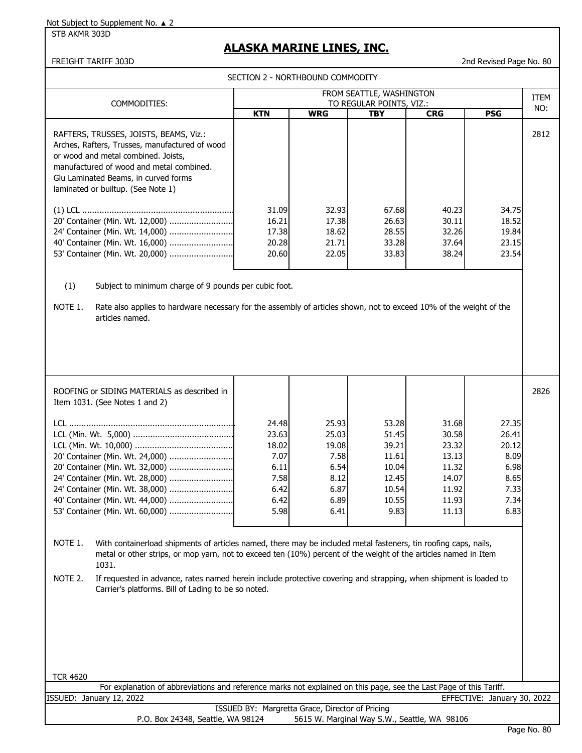Not Subject to Supplement No. ▲ 2

STB AKMR 303D

# ALASKA MARINE LINES, INC.

FREIGHT TARIFF 303D

2nd Revised Page No. 80

## SECTION 2 - NORTHBOUND COMMODITY

| COMMODITIES: | FROM SEATTLE, WASHINGTON TO REGULAR POINTS, VIZ.: | | | | | ITEM NO: |
|---|---|---|---|---|---|---|
| | **KTN** | **WRG** | **TBY** | **CRG** | **PSG** | |
| RAFTERS, TRUSSES, JOISTS, BEAMS, Viz.: Arches, Rafters, Trusses, manufactured of wood or wood and metal combined. Joists, manufactured of wood and metal combined. Glu Laminated Beams, in curved forms laminated or builtup. (See Note 1) | | | | | | 2812 |
| (1) LCL | 31.09 | 32.93 | 67.68 | 40.23 | 34.75 | |
| 20' Container (Min. Wt. 12,000) | 16.21 | 17.38 | 26.63 | 30.11 | 18.52 | |
| 24' Container (Min. Wt. 14,000) | 17.38 | 18.62 | 28.55 | 32.26 | 19.84 | |
| 40' Container (Min. Wt. 16,000) | 20.28 | 21.71 | 33.28 | 37.64 | 23.15 | |
| 53' Container (Min. Wt. 20,000) | 20.60 | 22.05 | 33.83 | 38.24 | 23.54 | |

(1) Subject to minimum charge of 9 pounds per cubic foot.

NOTE 1. Rate also applies to hardware necessary for the assembly of articles shown, not to exceed 10% of the weight of the articles named.

| COMMODITIES: | KTN | WRG | TBY | CRG | PSG | ITEM NO: |
|---|---|---|---|---|---|---|
| ROOFING or SIDING MATERIALS as described in Item 1031. (See Notes 1 and 2) | | | | | | 2826 |
| LCL | 24.48 | 25.93 | 53.28 | 31.68 | 27.35 | |
| LCL (Min. Wt. 5,000) | 23.63 | 25.03 | 51.45 | 30.58 | 26.41 | |
| LCL (Min. Wt. 10,000) | 18.02 | 19.08 | 39.21 | 23.32 | 20.12 | |
| 20' Container (Min. Wt. 24,000) | 7.07 | 7.58 | 11.61 | 13.13 | 8.09 | |
| 20' Container (Min. Wt. 32,000) | 6.11 | 6.54 | 10.04 | 11.32 | 6.98 | |
| 24' Container (Min. Wt. 28,000) | 7.58 | 8.12 | 12.45 | 14.07 | 8.65 | |
| 24' Container (Min. Wt. 38,000) | 6.42 | 6.87 | 10.54 | 11.92 | 7.33 | |
| 40' Container (Min. Wt. 44,000) | 6.42 | 6.89 | 10.55 | 11.93 | 7.34 | |
| 53' Container (Min. Wt. 60,000) | 5.98 | 6.41 | 9.83 | 11.13 | 6.83 | |

NOTE 1. With containerload shipments of articles named, there may be included metal fasteners, tin roofing caps, nails, metal or other strips, or mop yarn, not to exceed ten (10%) percent of the weight of the articles named in Item 1031.

NOTE 2. If requested in advance, rates named herein include protective covering and strapping, when shipment is loaded to Carrier's platforms. Bill of Lading to be so noted.

TCR 4620

For explanation of abbreviations and reference marks not explained on this page, see the Last Page of this Tariff.

ISSUED: January 12, 2022

EFFECTIVE: January 30, 2022

ISSUED BY: Margretta Grace, Director of Pricing

P.O. Box 24348, Seattle, WA 98124 5615 W. Marginal Way S.W., Seattle, WA 98106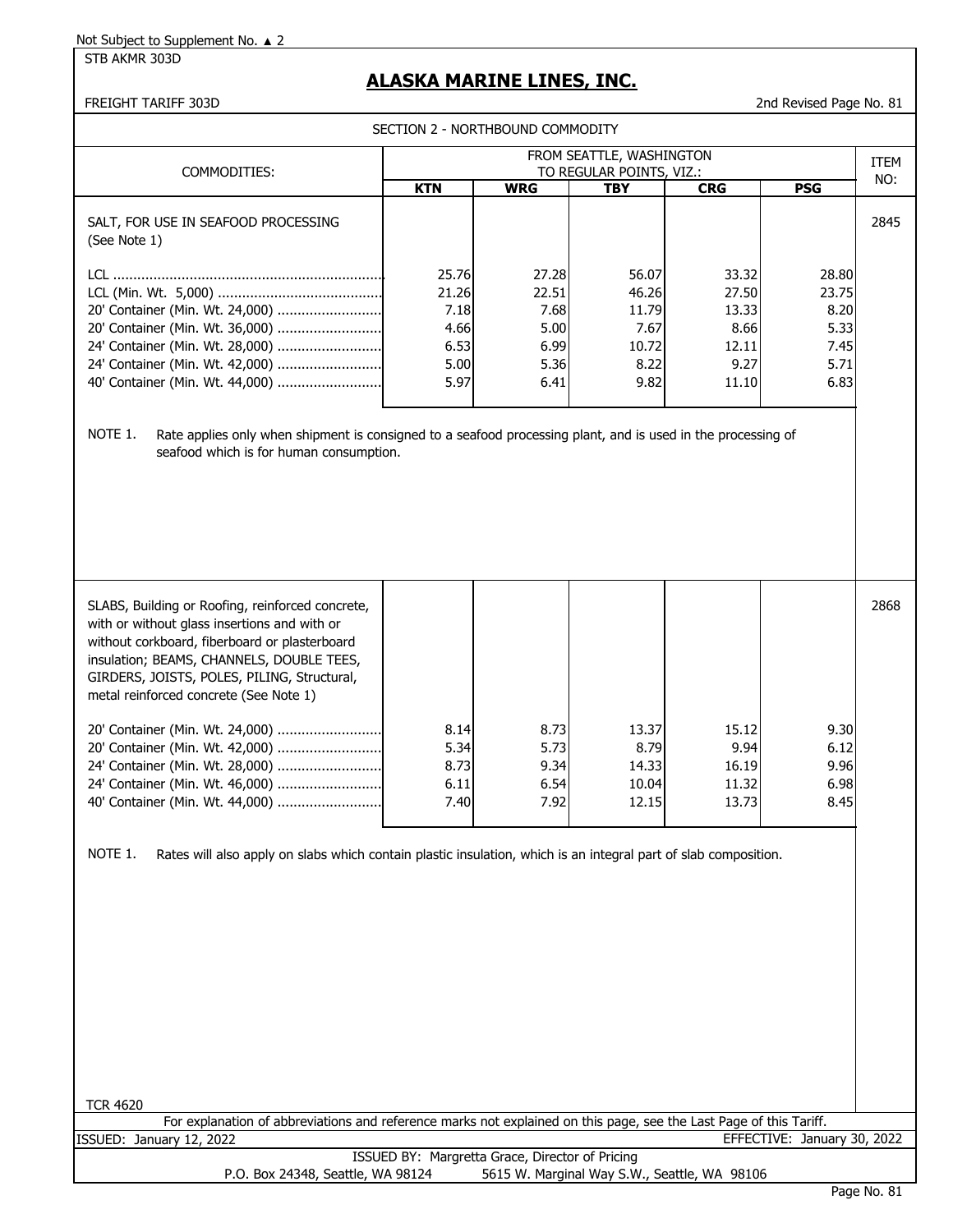Not Subject to Supplement No. ▲ 2

STB AKMR 303D

# ALASKA MARINE LINES, INC.

FREIGHT TARIFF 303D — 2nd Revised Page No. 81

SECTION 2 - NORTHBOUND COMMODITY

| COMMODITIES: | FROM SEATTLE, WASHINGTON TO REGULAR POINTS, VIZ.: | | | | | ITEM NO: |
|---|---|---|---|---|---|---|
| | **KTN** | **WRG** | **TBY** | **CRG** | **PSG** | |
| SALT, FOR USE IN SEAFOOD PROCESSING (See Note 1) | | | | | | 2845 |
| LCL | 25.76 | 27.28 | 56.07 | 33.32 | 28.80 | |
| LCL (Min. Wt. 5,000) | 21.26 | 22.51 | 46.26 | 27.50 | 23.75 | |
| 20' Container (Min. Wt. 24,000) | 7.18 | 7.68 | 11.79 | 13.33 | 8.20 | |
| 20' Container (Min. Wt. 36,000) | 4.66 | 5.00 | 7.67 | 8.66 | 5.33 | |
| 24' Container (Min. Wt. 28,000) | 6.53 | 6.99 | 10.72 | 12.11 | 7.45 | |
| 24' Container (Min. Wt. 42,000) | 5.00 | 5.36 | 8.22 | 9.27 | 5.71 | |
| 40' Container (Min. Wt. 44,000) | 5.97 | 6.41 | 9.82 | 11.10 | 6.83 | |

NOTE 1. Rate applies only when shipment is consigned to a seafood processing plant, and is used in the processing of seafood which is for human consumption.

| COMMODITIES: | KTN | WRG | TBY | CRG | PSG | ITEM NO: |
|---|---|---|---|---|---|---|
| SLABS, Building or Roofing, reinforced concrete, with or without glass insertions and with or without corkboard, fiberboard or plasterboard insulation; BEAMS, CHANNELS, DOUBLE TEES, GIRDERS, JOISTS, POLES, PILING, Structural, metal reinforced concrete (See Note 1) | | | | | | 2868 |
| 20' Container (Min. Wt. 24,000) | 8.14 | 8.73 | 13.37 | 15.12 | 9.30 | |
| 20' Container (Min. Wt. 42,000) | 5.34 | 5.73 | 8.79 | 9.94 | 6.12 | |
| 24' Container (Min. Wt. 28,000) | 8.73 | 9.34 | 14.33 | 16.19 | 9.96 | |
| 24' Container (Min. Wt. 46,000) | 6.11 | 6.54 | 10.04 | 11.32 | 6.98 | |
| 40' Container (Min. Wt. 44,000) | 7.40 | 7.92 | 12.15 | 13.73 | 8.45 | |

NOTE 1. Rates will also apply on slabs which contain plastic insulation, which is an integral part of slab composition.

TCR 4620

For explanation of abbreviations and reference marks not explained on this page, see the Last Page of this Tariff.

ISSUED: January 12, 2022 — EFFECTIVE: January 30, 2022

ISSUED BY: Margretta Grace, Director of Pricing

P.O. Box 24348, Seattle, WA 98124 — 5615 W. Marginal Way S.W., Seattle, WA 98106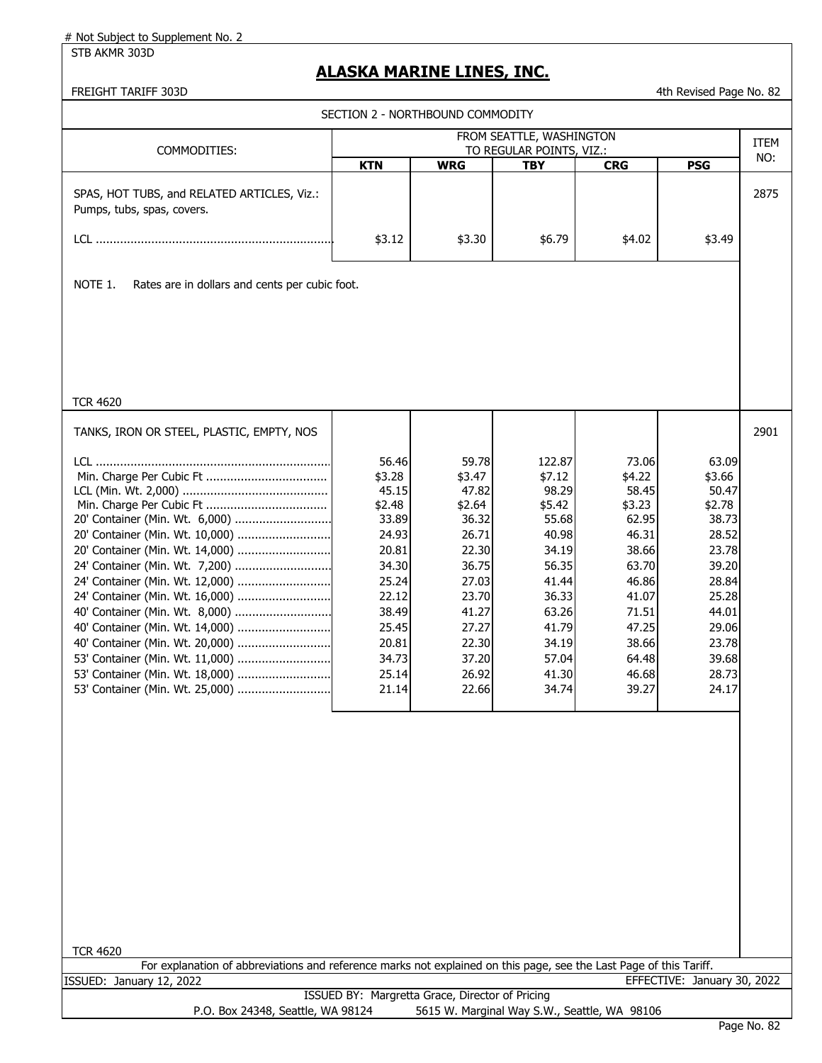# Not Subject to Supplement No. 2

STB AKMR 303D

# ALASKA MARINE LINES, INC.

FREIGHT TARIFF 303D — 4th Revised Page No. 82

SECTION 2 - NORTHBOUND COMMODITY

| COMMODITIES: | FROM SEATTLE, WASHINGTON TO REGULAR POINTS, VIZ.: | | | | | ITEM NO: |
|---|---|---|---|---|---|---|
| | **KTN** | **WRG** | **TBY** | **CRG** | **PSG** | |
| SPAS, HOT TUBS, and RELATED ARTICLES, Viz.: Pumps, tubs, spas, covers. | | | | | | 2875 |
| LCL | $3.12 | $3.30 | $6.79 | $4.02 | $3.49 | |

NOTE 1. Rates are in dollars and cents per cubic foot.

TCR 4620

| COMMODITIES: | KTN | WRG | TBY | CRG | PSG | ITEM NO: |
|---|---|---|---|---|---|---|
| TANKS, IRON OR STEEL, PLASTIC, EMPTY, NOS | | | | | | 2901 |
| LCL | 56.46 | 59.78 | 122.87 | 73.06 | 63.09 | |
| Min. Charge Per Cubic Ft | $3.28 | $3.47 | $7.12 | $4.22 | $3.66 | |
| LCL (Min. Wt. 2,000) | 45.15 | 47.82 | 98.29 | 58.45 | 50.47 | |
| Min. Charge Per Cubic Ft | $2.48 | $2.64 | $5.42 | $3.23 | $2.78 | |
| 20' Container (Min. Wt. 6,000) | 33.89 | 36.32 | 55.68 | 62.95 | 38.73 | |
| 20' Container (Min. Wt. 10,000) | 24.93 | 26.71 | 40.98 | 46.31 | 28.52 | |
| 20' Container (Min. Wt. 14,000) | 20.81 | 22.30 | 34.19 | 38.66 | 23.78 | |
| 24' Container (Min. Wt. 7,200) | 34.30 | 36.75 | 56.35 | 63.70 | 39.20 | |
| 24' Container (Min. Wt. 12,000) | 25.24 | 27.03 | 41.44 | 46.86 | 28.84 | |
| 24' Container (Min. Wt. 16,000) | 22.12 | 23.70 | 36.33 | 41.07 | 25.28 | |
| 40' Container (Min. Wt. 8,000) | 38.49 | 41.27 | 63.26 | 71.51 | 44.01 | |
| 40' Container (Min. Wt. 14,000) | 25.45 | 27.27 | 41.79 | 47.25 | 29.06 | |
| 40' Container (Min. Wt. 20,000) | 20.81 | 22.30 | 34.19 | 38.66 | 23.78 | |
| 53' Container (Min. Wt. 11,000) | 34.73 | 37.20 | 57.04 | 64.48 | 39.68 | |
| 53' Container (Min. Wt. 18,000) | 25.14 | 26.92 | 41.30 | 46.68 | 28.73 | |
| 53' Container (Min. Wt. 25,000) | 21.14 | 22.66 | 34.74 | 39.27 | 24.17 | |

TCR 4620

For explanation of abbreviations and reference marks not explained on this page, see the Last Page of this Tariff.

ISSUED: January 12, 2022 — EFFECTIVE: January 30, 2022

ISSUED BY: Margretta Grace, Director of Pricing

P.O. Box 24348, Seattle, WA 98124 — 5615 W. Marginal Way S.W., Seattle, WA 98106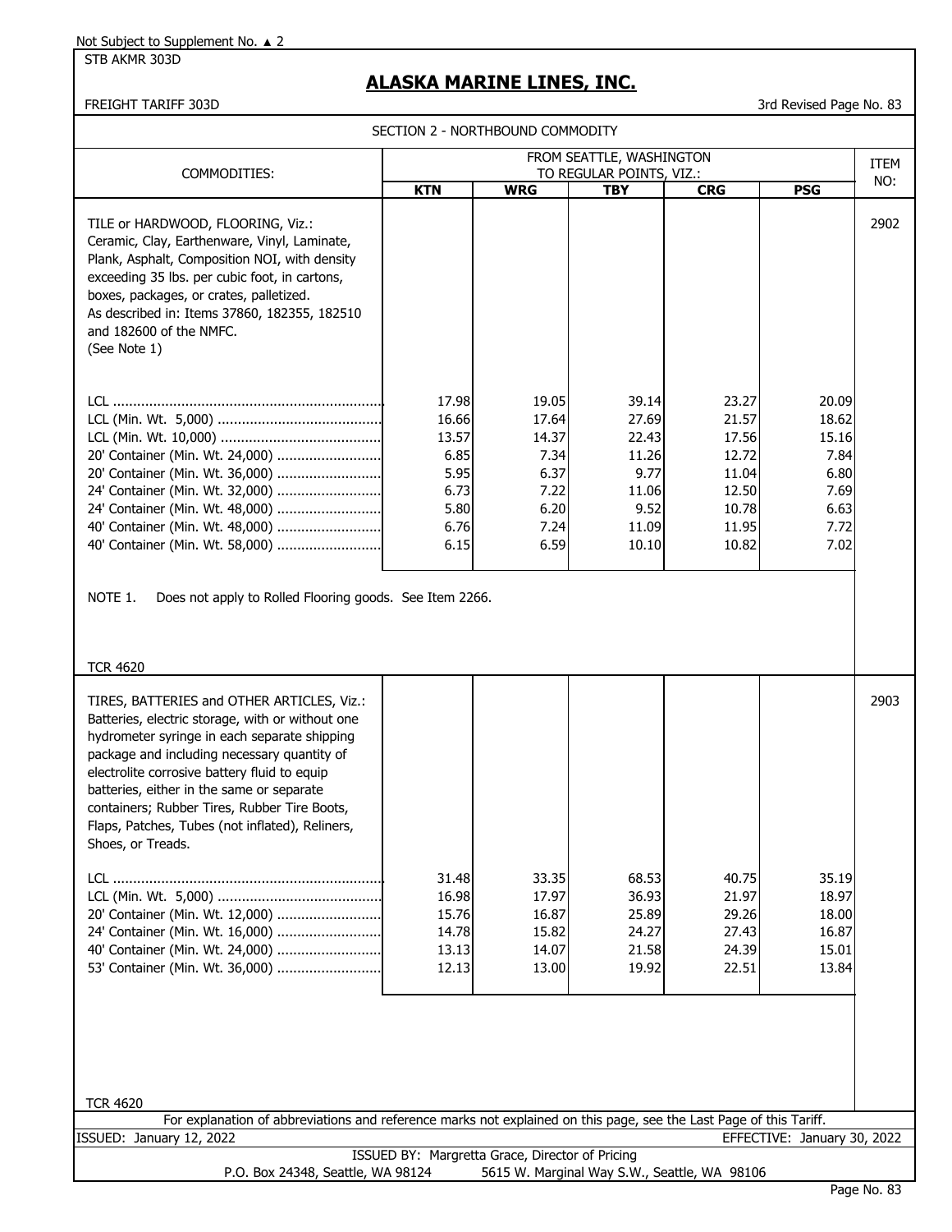Not Subject to Supplement No. ▲ 2

STB AKMR 303D

# ALASKA MARINE LINES, INC.

FREIGHT TARIFF 303D

3rd Revised Page No. 83

## SECTION 2 - NORTHBOUND COMMODITY

| COMMODITIES: | FROM SEATTLE, WASHINGTON TO REGULAR POINTS, VIZ.: | | | | | ITEM NO: |
|---|---|---|---|---|---|---|
| | **KTN** | **WRG** | **TBY** | **CRG** | **PSG** | |
| TILE or HARDWOOD, FLOORING, Viz.: Ceramic, Clay, Earthenware, Vinyl, Laminate, Plank, Asphalt, Composition NOI, with density exceeding 35 lbs. per cubic foot, in cartons, boxes, packages, or crates, palletized. As described in: Items 37860, 182355, 182510 and 182600 of the NMFC. (See Note 1) | | | | | | 2902 |
| LCL | 17.98 | 19.05 | 39.14 | 23.27 | 20.09 | |
| LCL (Min. Wt. 5,000) | 16.66 | 17.64 | 27.69 | 21.57 | 18.62 | |
| LCL (Min. Wt. 10,000) | 13.57 | 14.37 | 22.43 | 17.56 | 15.16 | |
| 20' Container (Min. Wt. 24,000) | 6.85 | 7.34 | 11.26 | 12.72 | 7.84 | |
| 20' Container (Min. Wt. 36,000) | 5.95 | 6.37 | 9.77 | 11.04 | 6.80 | |
| 24' Container (Min. Wt. 32,000) | 6.73 | 7.22 | 11.06 | 12.50 | 7.69 | |
| 24' Container (Min. Wt. 48,000) | 5.80 | 6.20 | 9.52 | 10.78 | 6.63 | |
| 40' Container (Min. Wt. 48,000) | 6.76 | 7.24 | 11.09 | 11.95 | 7.72 | |
| 40' Container (Min. Wt. 58,000) | 6.15 | 6.59 | 10.10 | 10.82 | 7.02 | |

NOTE 1. Does not apply to Rolled Flooring goods. See Item 2266.

TCR 4620

| COMMODITIES: | KTN | WRG | TBY | CRG | PSG | ITEM NO: |
|---|---|---|---|---|---|---|
| TIRES, BATTERIES and OTHER ARTICLES, Viz.: Batteries, electric storage, with or without one hydrometer syringe in each separate shipping package and including necessary quantity of electrolite corrosive battery fluid to equip batteries, either in the same or separate containers; Rubber Tires, Rubber Tire Boots, Flaps, Patches, Tubes (not inflated), Reliners, Shoes, or Treads. | | | | | | 2903 |
| LCL | 31.48 | 33.35 | 68.53 | 40.75 | 35.19 | |
| LCL (Min. Wt. 5,000) | 16.98 | 17.97 | 36.93 | 21.97 | 18.97 | |
| 20' Container (Min. Wt. 12,000) | 15.76 | 16.87 | 25.89 | 29.26 | 18.00 | |
| 24' Container (Min. Wt. 16,000) | 14.78 | 15.82 | 24.27 | 27.43 | 16.87 | |
| 40' Container (Min. Wt. 24,000) | 13.13 | 14.07 | 21.58 | 24.39 | 15.01 | |
| 53' Container (Min. Wt. 36,000) | 12.13 | 13.00 | 19.92 | 22.51 | 13.84 | |

TCR 4620

For explanation of abbreviations and reference marks not explained on this page, see the Last Page of this Tariff.

ISSUED: January 12, 2022

EFFECTIVE: January 30, 2022

ISSUED BY: Margretta Grace, Director of Pricing

P.O. Box 24348, Seattle, WA 98124 5615 W. Marginal Way S.W., Seattle, WA 98106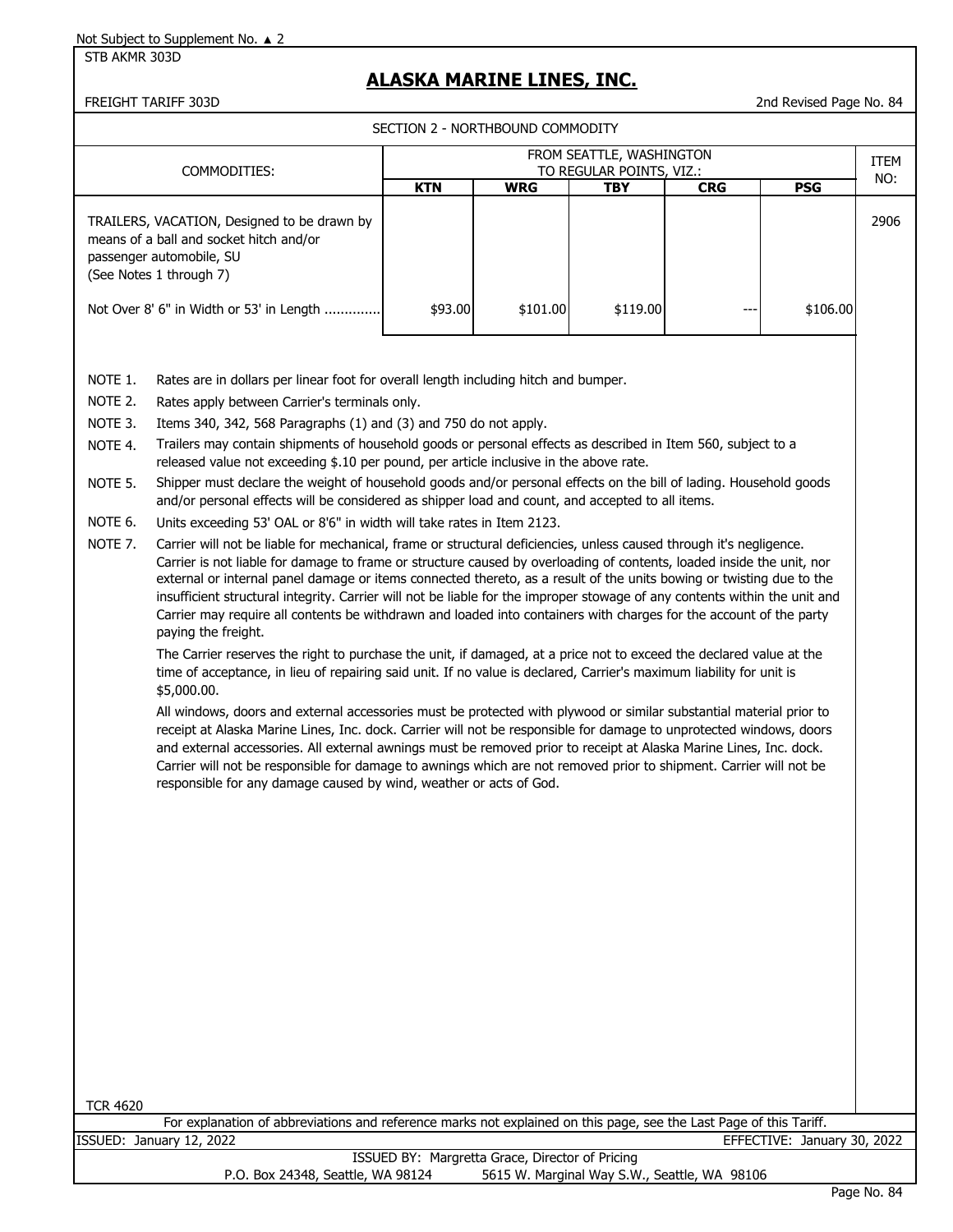Not Subject to Supplement No. ▲ 2

STB AKMR 303D

# ALASKA MARINE LINES, INC.

FREIGHT TARIFF 303D

2nd Revised Page No. 84

SECTION 2 - NORTHBOUND COMMODITY

| COMMODITIES: | FROM SEATTLE, WASHINGTON TO REGULAR POINTS, VIZ.: | | | | | ITEM NO: |
|---|---|---|---|---|---|---|
| | KTN | WRG | TBY | CRG | PSG | |
| TRAILERS, VACATION, Designed to be drawn by means of a ball and socket hitch and/or passenger automobile, SU (See Notes 1 through 7) | | | | | | 2906 |
| Not Over 8' 6" in Width or 53' in Length ............. | $93.00 | $101.00 | $119.00 | --- | $106.00 | |

NOTE 1. Rates are in dollars per linear foot for overall length including hitch and bumper.

NOTE 2. Rates apply between Carrier's terminals only.

NOTE 3. Items 340, 342, 568 Paragraphs (1) and (3) and 750 do not apply.

NOTE 4. Trailers may contain shipments of household goods or personal effects as described in Item 560, subject to a released value not exceeding $.10 per pound, per article inclusive in the above rate.

NOTE 5. Shipper must declare the weight of household goods and/or personal effects on the bill of lading. Household goods and/or personal effects will be considered as shipper load and count, and accepted to all items.

NOTE 6. Units exceeding 53' OAL or 8'6" in width will take rates in Item 2123.

NOTE 7. Carrier will not be liable for mechanical, frame or structural deficiencies, unless caused through it's negligence. Carrier is not liable for damage to frame or structure caused by overloading of contents, loaded inside the unit, nor external or internal panel damage or items connected thereto, as a result of the units bowing or twisting due to the insufficient structural integrity. Carrier will not be liable for the improper stowage of any contents within the unit and Carrier may require all contents be withdrawn and loaded into containers with charges for the account of the party paying the freight.

The Carrier reserves the right to purchase the unit, if damaged, at a price not to exceed the declared value at the time of acceptance, in lieu of repairing said unit. If no value is declared, Carrier's maximum liability for unit is $5,000.00.

All windows, doors and external accessories must be protected with plywood or similar substantial material prior to receipt at Alaska Marine Lines, Inc. dock. Carrier will not be responsible for damage to unprotected windows, doors and external accessories. All external awnings must be removed prior to receipt at Alaska Marine Lines, Inc. dock. Carrier will not be responsible for damage to awnings which are not removed prior to shipment. Carrier will not be responsible for any damage caused by wind, weather or acts of God.

TCR 4620

For explanation of abbreviations and reference marks not explained on this page, see the Last Page of this Tariff.

ISSUED: January 12, 2022 EFFECTIVE: January 30, 2022

ISSUED BY: Margretta Grace, Director of Pricing

P.O. Box 24348, Seattle, WA 98124 5615 W. Marginal Way S.W., Seattle, WA 98106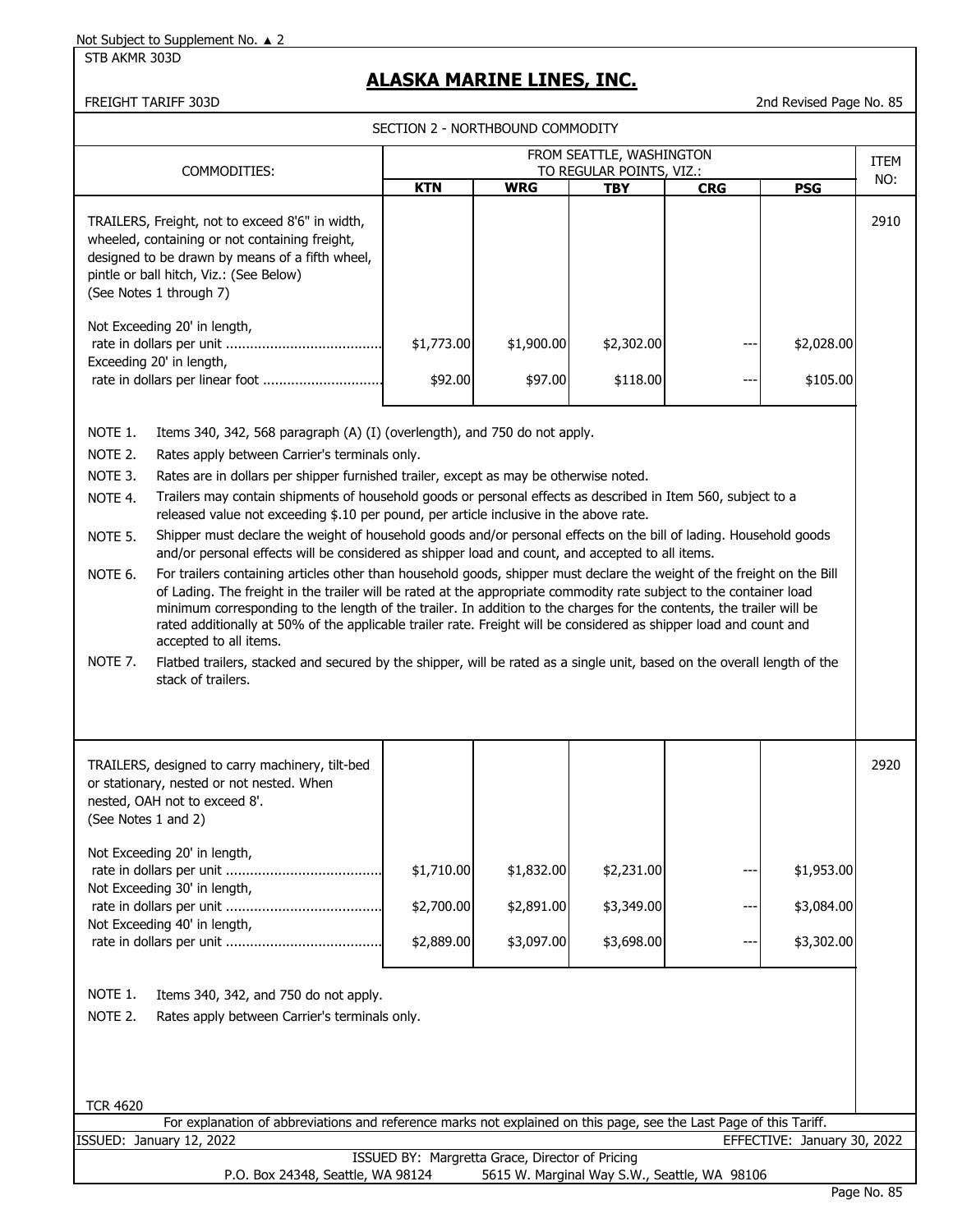Not Subject to Supplement No. ▲ 2

STB AKMR 303D

# ALASKA MARINE LINES, INC.

FREIGHT TARIFF 303D — 2nd Revised Page No. 85

## SECTION 2 - NORTHBOUND COMMODITY

| COMMODITIES: | FROM SEATTLE, WASHINGTON TO REGULAR POINTS, VIZ.: | | | | | ITEM NO: |
|---|---|---|---|---|---|---|
| | **KTN** | **WRG** | **TBY** | **CRG** | **PSG** | |
| TRAILERS, Freight, not to exceed 8'6" in width, wheeled, containing or not containing freight, designed to be drawn by means of a fifth wheel, pintle or ball hitch, Viz.: (See Below) (See Notes 1 through 7) | | | | | | 2910 |
| Not Exceeding 20' in length, rate in dollars per unit | $1,773.00 | $1,900.00 | $2,302.00 | --- | $2,028.00 | |
| Exceeding 20' in length, rate in dollars per linear foot | $92.00 | $97.00 | $118.00 | --- | $105.00 | |

NOTE 1. Items 340, 342, 568 paragraph (A) (I) (overlength), and 750 do not apply.

NOTE 2. Rates apply between Carrier's terminals only.

NOTE 3. Rates are in dollars per shipper furnished trailer, except as may be otherwise noted.

NOTE 4. Trailers may contain shipments of household goods or personal effects as described in Item 560, subject to a released value not exceeding $.10 per pound, per article inclusive in the above rate.

NOTE 5. Shipper must declare the weight of household goods and/or personal effects on the bill of lading. Household goods and/or personal effects will be considered as shipper load and count, and accepted to all items.

NOTE 6. For trailers containing articles other than household goods, shipper must declare the weight of the freight on the Bill of Lading. The freight in the trailer will be rated at the appropriate commodity rate subject to the container load minimum corresponding to the length of the trailer. In addition to the charges for the contents, the trailer will be rated additionally at 50% of the applicable trailer rate. Freight will be considered as shipper load and count and accepted to all items.

NOTE 7. Flatbed trailers, stacked and secured by the shipper, will be rated as a single unit, based on the overall length of the stack of trailers.

| COMMODITIES: | KTN | WRG | TBY | CRG | PSG | ITEM NO: |
|---|---|---|---|---|---|---|
| TRAILERS, designed to carry machinery, tilt-bed or stationary, nested or not nested. When nested, OAH not to exceed 8'. (See Notes 1 and 2) | | | | | | 2920 |
| Not Exceeding 20' in length, rate in dollars per unit | $1,710.00 | $1,832.00 | $2,231.00 | --- | $1,953.00 | |
| Not Exceeding 30' in length, rate in dollars per unit | $2,700.00 | $2,891.00 | $3,349.00 | --- | $3,084.00 | |
| Not Exceeding 40' in length, rate in dollars per unit | $2,889.00 | $3,097.00 | $3,698.00 | --- | $3,302.00 | |

NOTE 1. Items 340, 342, and 750 do not apply.

NOTE 2. Rates apply between Carrier's terminals only.

TCR 4620

For explanation of abbreviations and reference marks not explained on this page, see the Last Page of this Tariff.

ISSUED: January 12, 2022 — EFFECTIVE: January 30, 2022

ISSUED BY: Margretta Grace, Director of Pricing

P.O. Box 24348, Seattle, WA 98124 — 5615 W. Marginal Way S.W., Seattle, WA 98106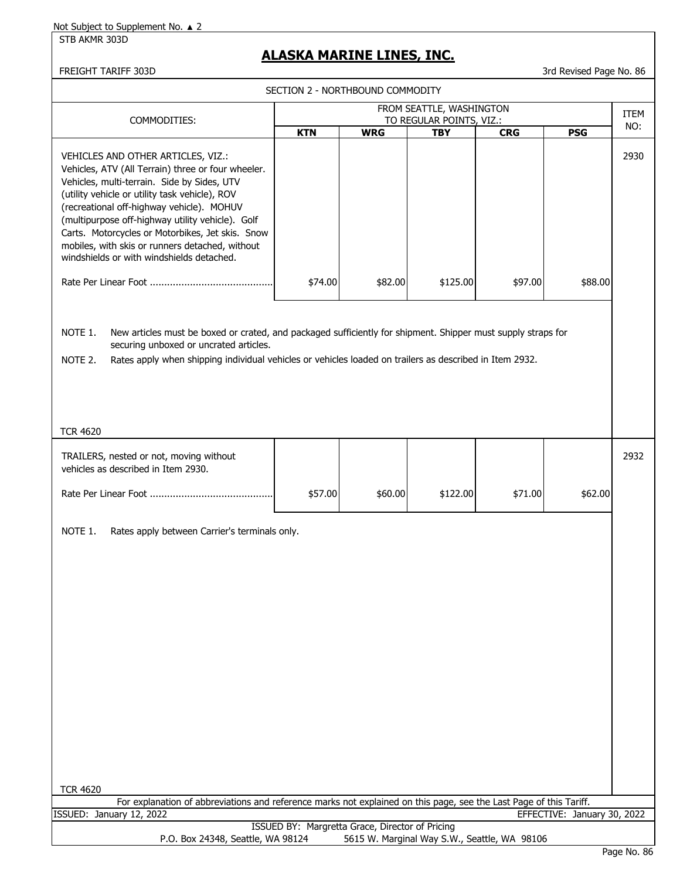Not Subject to Supplement No. ▲ 2

STB AKMR 303D

## ALASKA MARINE LINES, INC.

FREIGHT TARIFF 303D — 3rd Revised Page No. 86

### SECTION 2 - NORTHBOUND COMMODITY

| COMMODITIES: | FROM SEATTLE, WASHINGTON TO REGULAR POINTS, VIZ.: | | | | | ITEM NO: |
|---|---|---|---|---|---|---|
| | **KTN** | **WRG** | **TBY** | **CRG** | **PSG** | |
| VEHICLES AND OTHER ARTICLES, VIZ.: Vehicles, ATV (All Terrain) three or four wheeler. Vehicles, multi-terrain. Side by Sides, UTV (utility vehicle or utility task vehicle), ROV (recreational off-highway vehicle). MOHUV (multipurpose off-highway utility vehicle). Golf Carts. Motorcycles or Motorbikes, Jet skis. Snow mobiles, with skis or runners detached, without windshields or with windshields detached. | | | | | | 2930 |
| Rate Per Linear Foot | $74.00 | $82.00 | $125.00 | $97.00 | $88.00 | |

NOTE 1. New articles must be boxed or crated, and packaged sufficiently for shipment. Shipper must supply straps for securing unboxed or uncrated articles.

NOTE 2. Rates apply when shipping individual vehicles or vehicles loaded on trailers as described in Item 2932.

TCR 4620

| COMMODITIES: | KTN | WRG | TBY | CRG | PSG | ITEM NO: |
|---|---|---|---|---|---|---|
| TRAILERS, nested or not, moving without vehicles as described in Item 2930. | | | | | | 2932 |
| Rate Per Linear Foot | $57.00 | $60.00 | $122.00 | $71.00 | $62.00 | |

NOTE 1. Rates apply between Carrier's terminals only.

TCR 4620

For explanation of abbreviations and reference marks not explained on this page, see the Last Page of this Tariff.

ISSUED: January 12, 2022 — EFFECTIVE: January 30, 2022

ISSUED BY: Margretta Grace, Director of Pricing

P.O. Box 24348, Seattle, WA 98124 — 5615 W. Marginal Way S.W., Seattle, WA 98106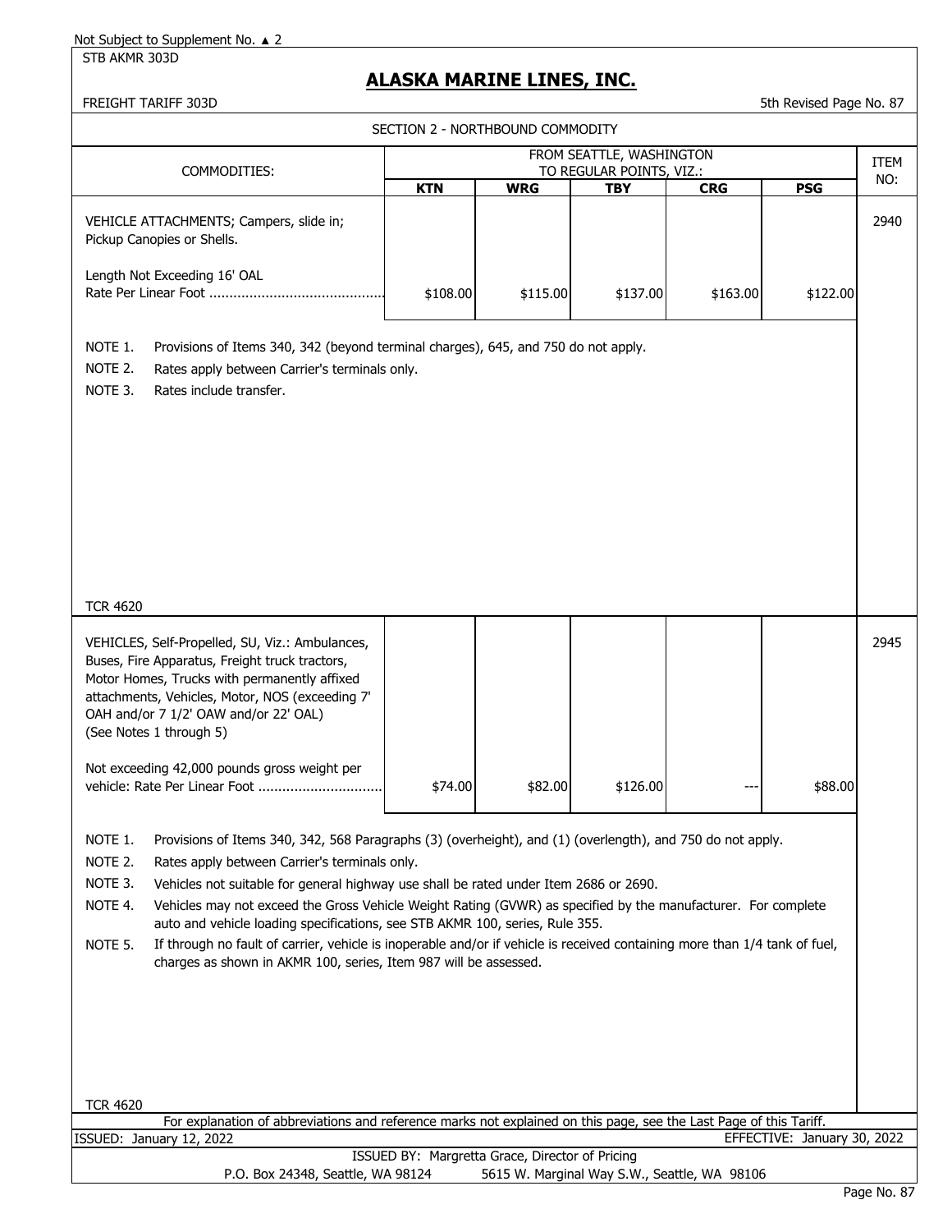Not Subject to Supplement No. ▲ 2

STB AKMR 303D

# ALASKA MARINE LINES, INC.

FREIGHT TARIFF 303D

5th Revised Page No. 87

## SECTION 2 - NORTHBOUND COMMODITY

| COMMODITIES: | FROM SEATTLE, WASHINGTON TO REGULAR POINTS, VIZ.: | | | | | ITEM NO: |
|---|---|---|---|---|---|---|
| | **KTN** | **WRG** | **TBY** | **CRG** | **PSG** | |
| VEHICLE ATTACHMENTS; Campers, slide in; Pickup Canopies or Shells. | | | | | | 2940 |
| Length Not Exceeding 16' OAL Rate Per Linear Foot ........................................... | $108.00 | $115.00 | $137.00 | $163.00 | $122.00 | |

NOTE 1. Provisions of Items 340, 342 (beyond terminal charges), 645, and 750 do not apply.

NOTE 2. Rates apply between Carrier's terminals only.

NOTE 3. Rates include transfer.

TCR 4620

| COMMODITIES: | KTN | WRG | TBY | CRG | PSG | ITEM NO: |
|---|---|---|---|---|---|---|
| VEHICLES, Self-Propelled, SU, Viz.: Ambulances, Buses, Fire Apparatus, Freight truck tractors, Motor Homes, Trucks with permanently affixed attachments, Vehicles, Motor, NOS (exceeding 7' OAH and/or 7 1/2' OAW and/or 22' OAL) (See Notes 1 through 5) | | | | | | 2945 |
| Not exceeding 42,000 pounds gross weight per vehicle: Rate Per Linear Foot .............................. | $74.00 | $82.00 | $126.00 | --- | $88.00 | |

NOTE 1. Provisions of Items 340, 342, 568 Paragraphs (3) (overheight), and (1) (overlength), and 750 do not apply.

NOTE 2. Rates apply between Carrier's terminals only.

NOTE 3. Vehicles not suitable for general highway use shall be rated under Item 2686 or 2690.

NOTE 4. Vehicles may not exceed the Gross Vehicle Weight Rating (GVWR) as specified by the manufacturer. For complete auto and vehicle loading specifications, see STB AKMR 100, series, Rule 355.

NOTE 5. If through no fault of carrier, vehicle is inoperable and/or if vehicle is received containing more than 1/4 tank of fuel, charges as shown in AKMR 100, series, Item 987 will be assessed.

TCR 4620

For explanation of abbreviations and reference marks not explained on this page, see the Last Page of this Tariff.

ISSUED: January 12, 2022

EFFECTIVE: January 30, 2022

ISSUED BY: Margretta Grace, Director of Pricing

P.O. Box 24348, Seattle, WA 98124 5615 W. Marginal Way S.W., Seattle, WA 98106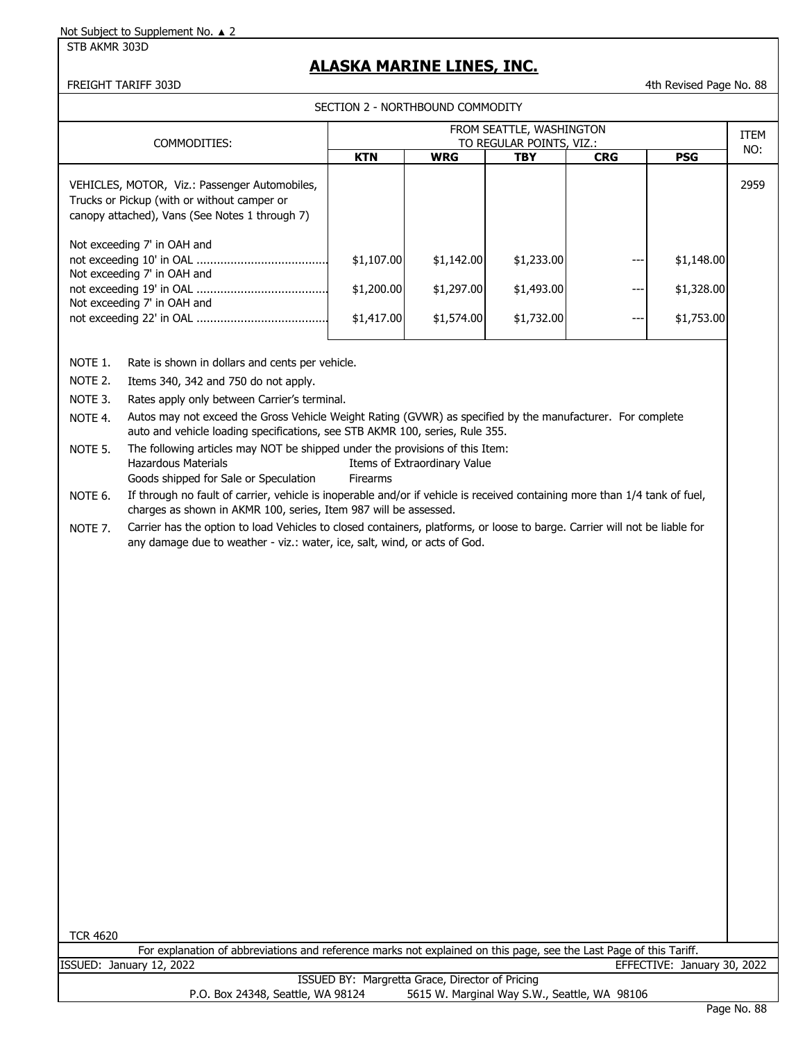Not Subject to Supplement No. ▲ 2

STB AKMR 303D

# ALASKA MARINE LINES, INC.

FREIGHT TARIFF 303D

4th Revised Page No. 88

SECTION 2 - NORTHBOUND COMMODITY

| COMMODITIES: | FROM SEATTLE, WASHINGTON TO REGULAR POINTS, VIZ.: | | | | | ITEM NO: |
|---|---|---|---|---|---|---|
| | KTN | WRG | TBY | CRG | PSG | |
| VEHICLES, MOTOR, Viz.: Passenger Automobiles, Trucks or Pickup (with or without camper or canopy attached), Vans (See Notes 1 through 7) | | | | | | 2959 |
| Not exceeding 7' in OAH and not exceeding 10' in OAL ....................................... | $1,107.00 | $1,142.00 | $1,233.00 | --- | $1,148.00 | |
| Not exceeding 7' in OAH and not exceeding 19' in OAL ....................................... | $1,200.00 | $1,297.00 | $1,493.00 | --- | $1,328.00 | |
| Not exceeding 7' in OAH and not exceeding 22' in OAL ....................................... | $1,417.00 | $1,574.00 | $1,732.00 | --- | $1,753.00 | |

NOTE 1. Rate is shown in dollars and cents per vehicle.

NOTE 2. Items 340, 342 and 750 do not apply.

NOTE 3. Rates apply only between Carrier's terminal.

NOTE 4. Autos may not exceed the Gross Vehicle Weight Rating (GVWR) as specified by the manufacturer. For complete auto and vehicle loading specifications, see STB AKMR 100, series, Rule 355.

NOTE 5. The following articles may NOT be shipped under the provisions of this Item:

| | |
|---|---|
| Hazardous Materials | Items of Extraordinary Value |
| Goods shipped for Sale or Speculation | Firearms |

NOTE 6. If through no fault of carrier, vehicle is inoperable and/or if vehicle is received containing more than 1/4 tank of fuel, charges as shown in AKMR 100, series, Item 987 will be assessed.

NOTE 7. Carrier has the option to load Vehicles to closed containers, platforms, or loose to barge. Carrier will not be liable for any damage due to weather - viz.: water, ice, salt, wind, or acts of God.

TCR 4620

For explanation of abbreviations and reference marks not explained on this page, see the Last Page of this Tariff.

ISSUED: January 12, 2022

EFFECTIVE: January 30, 2022

ISSUED BY: Margretta Grace, Director of Pricing

P.O. Box 24348, Seattle, WA 98124 5615 W. Marginal Way S.W., Seattle, WA 98106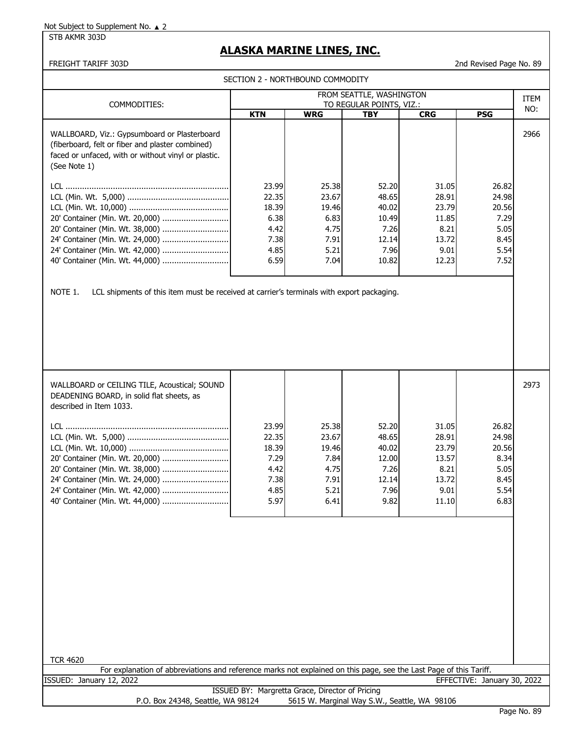Not Subject to Supplement No. ▲ 2

STB AKMR 303D

# ALASKA MARINE LINES, INC.

FREIGHT TARIFF 303D

2nd Revised Page No. 89

SECTION 2 - NORTHBOUND COMMODITY

| COMMODITIES: | FROM SEATTLE, WASHINGTON TO REGULAR POINTS, VIZ.: | | | | | ITEM NO: |
|---|---|---|---|---|---|---|
| | **KTN** | **WRG** | **TBY** | **CRG** | **PSG** | |
| WALLBOARD, Viz.: Gypsumboard or Plasterboard (fiberboard, felt or fiber and plaster combined) faced or unfaced, with or without vinyl or plastic. (See Note 1) | | | | | | 2966 |
| LCL | 23.99 | 25.38 | 52.20 | 31.05 | 26.82 | |
| LCL (Min. Wt. 5,000) | 22.35 | 23.67 | 48.65 | 28.91 | 24.98 | |
| LCL (Min. Wt. 10,000) | 18.39 | 19.46 | 40.02 | 23.79 | 20.56 | |
| 20' Container (Min. Wt. 20,000) | 6.38 | 6.83 | 10.49 | 11.85 | 7.29 | |
| 20' Container (Min. Wt. 38,000) | 4.42 | 4.75 | 7.26 | 8.21 | 5.05 | |
| 24' Container (Min. Wt. 24,000) | 7.38 | 7.91 | 12.14 | 13.72 | 8.45 | |
| 24' Container (Min. Wt. 42,000) | 4.85 | 5.21 | 7.96 | 9.01 | 5.54 | |
| 40' Container (Min. Wt. 44,000) | 6.59 | 7.04 | 10.82 | 12.23 | 7.52 | |

NOTE 1. LCL shipments of this item must be received at carrier's terminals with export packaging.

| COMMODITIES: | KTN | WRG | TBY | CRG | PSG | ITEM NO: |
|---|---|---|---|---|---|---|
| WALLBOARD or CEILING TILE, Acoustical; SOUND DEADENING BOARD, in solid flat sheets, as described in Item 1033. | | | | | | 2973 |
| LCL | 23.99 | 25.38 | 52.20 | 31.05 | 26.82 | |
| LCL (Min. Wt. 5,000) | 22.35 | 23.67 | 48.65 | 28.91 | 24.98 | |
| LCL (Min. Wt. 10,000) | 18.39 | 19.46 | 40.02 | 23.79 | 20.56 | |
| 20' Container (Min. Wt. 20,000) | 7.29 | 7.84 | 12.00 | 13.57 | 8.34 | |
| 20' Container (Min. Wt. 38,000) | 4.42 | 4.75 | 7.26 | 8.21 | 5.05 | |
| 24' Container (Min. Wt. 24,000) | 7.38 | 7.91 | 12.14 | 13.72 | 8.45 | |
| 24' Container (Min. Wt. 42,000) | 4.85 | 5.21 | 7.96 | 9.01 | 5.54 | |
| 40' Container (Min. Wt. 44,000) | 5.97 | 6.41 | 9.82 | 11.10 | 6.83 | |

TCR 4620

For explanation of abbreviations and reference marks not explained on this page, see the Last Page of this Tariff.

ISSUED: January 12, 2022

EFFECTIVE: January 30, 2022

ISSUED BY: Margretta Grace, Director of Pricing

P.O. Box 24348, Seattle, WA 98124 5615 W. Marginal Way S.W., Seattle, WA 98106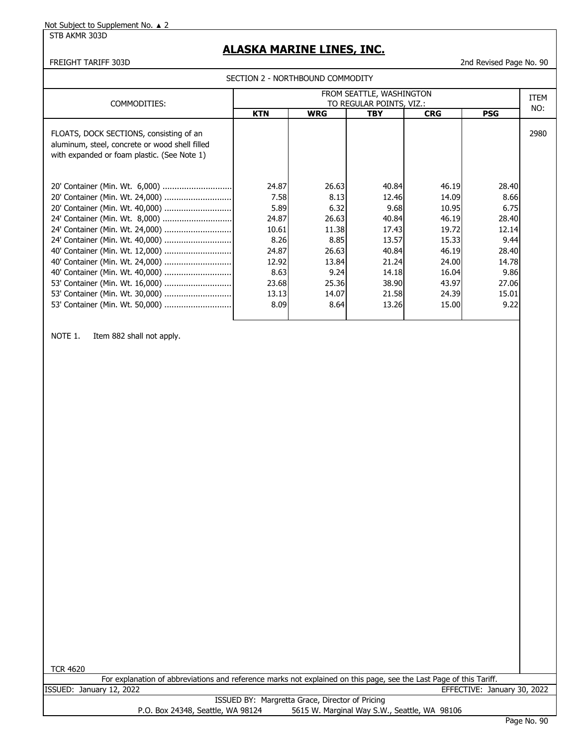Not Subject to Supplement No. ▲ 2

STB AKMR 303D

# ALASKA MARINE LINES, INC.

FREIGHT TARIFF 303D

2nd Revised Page No. 90

SECTION 2 - NORTHBOUND COMMODITY

| COMMODITIES: | FROM SEATTLE, WASHINGTON TO REGULAR POINTS, VIZ.: | | | | | ITEM NO: |
|---|---|---|---|---|---|---|
| | **KTN** | **WRG** | **TBY** | **CRG** | **PSG** | |
| FLOATS, DOCK SECTIONS, consisting of an aluminum, steel, concrete or wood shell filled with expanded or foam plastic. (See Note 1) | | | | | | 2980 |
| 20' Container (Min. Wt. 6,000) | 24.87 | 26.63 | 40.84 | 46.19 | 28.40 | |
| 20' Container (Min. Wt. 24,000) | 7.58 | 8.13 | 12.46 | 14.09 | 8.66 | |
| 20' Container (Min. Wt. 40,000) | 5.89 | 6.32 | 9.68 | 10.95 | 6.75 | |
| 24' Container (Min. Wt. 8,000) | 24.87 | 26.63 | 40.84 | 46.19 | 28.40 | |
| 24' Container (Min. Wt. 24,000) | 10.61 | 11.38 | 17.43 | 19.72 | 12.14 | |
| 24' Container (Min. Wt. 40,000) | 8.26 | 8.85 | 13.57 | 15.33 | 9.44 | |
| 40' Container (Min. Wt. 12,000) | 24.87 | 26.63 | 40.84 | 46.19 | 28.40 | |
| 40' Container (Min. Wt. 24,000) | 12.92 | 13.84 | 21.24 | 24.00 | 14.78 | |
| 40' Container (Min. Wt. 40,000) | 8.63 | 9.24 | 14.18 | 16.04 | 9.86 | |
| 53' Container (Min. Wt. 16,000) | 23.68 | 25.36 | 38.90 | 43.97 | 27.06 | |
| 53' Container (Min. Wt. 30,000) | 13.13 | 14.07 | 21.58 | 24.39 | 15.01 | |
| 53' Container (Min. Wt. 50,000) | 8.09 | 8.64 | 13.26 | 15.00 | 9.22 | |

NOTE 1. Item 882 shall not apply.

TCR 4620

For explanation of abbreviations and reference marks not explained on this page, see the Last Page of this Tariff.

ISSUED: January 12, 2022 | EFFECTIVE: January 30, 2022

ISSUED BY: Margretta Grace, Director of Pricing

P.O. Box 24348, Seattle, WA 98124 | 5615 W. Marginal Way S.W., Seattle, WA 98106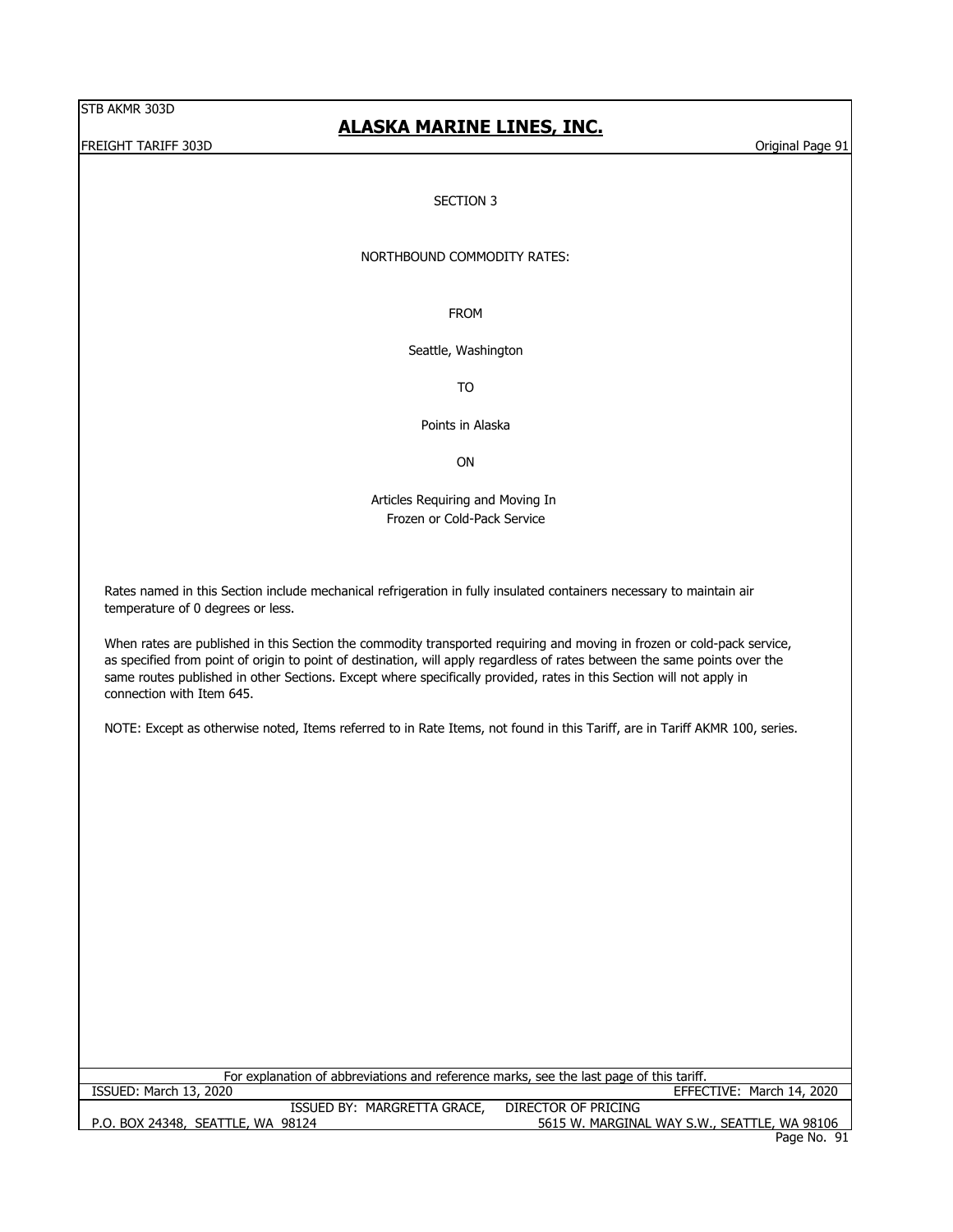# SECTION 3

## NORTHBOUND COMMODITY RATES:

FROM

Seattle, Washington

TO

Points in Alaska

ON

Articles Requiring and Moving In
Frozen or Cold-Pack Service

Rates named in this Section include mechanical refrigeration in fully insulated containers necessary to maintain air temperature of 0 degrees or less.

When rates are published in this Section the commodity transported requiring and moving in frozen or cold-pack service, as specified from point of origin to point of destination, will apply regardless of rates between the same points over the same routes published in other Sections. Except where specifically provided, rates in this Section will not apply in connection with Item 645.

NOTE: Except as otherwise noted, Items referred to in Rate Items, not found in this Tariff, are in Tariff AKMR 100, series.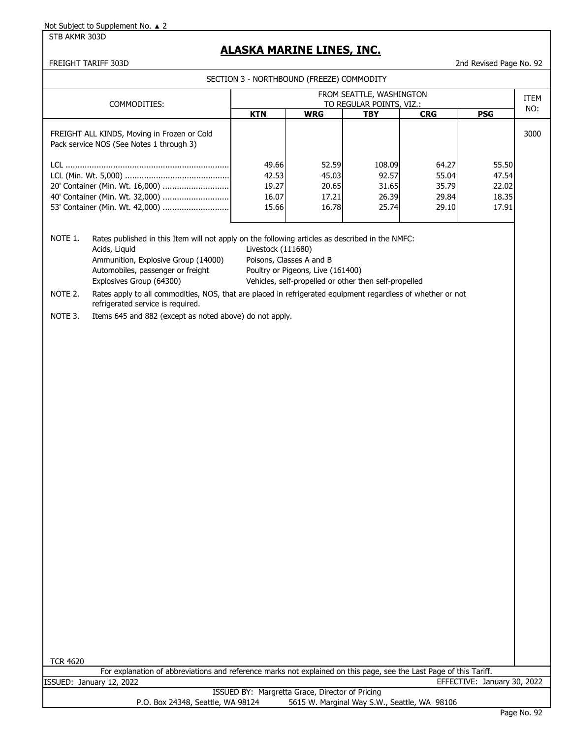Not Subject to Supplement No. ▲ 2

STB AKMR 303D

# ALASKA MARINE LINES, INC.

FREIGHT TARIFF 303D

2nd Revised Page No. 92

SECTION 3 - NORTHBOUND (FREEZE) COMMODITY

| COMMODITIES: | FROM SEATTLE, WASHINGTON TO REGULAR POINTS, VIZ.: | | | | | ITEM NO: |
|---|---|---|---|---|---|---|
| | **KTN** | **WRG** | **TBY** | **CRG** | **PSG** | |
| FREIGHT ALL KINDS, Moving in Frozen or Cold Pack service NOS (See Notes 1 through 3) | | | | | | 3000 |
| LCL ..................................................................... | 49.66 | 52.59 | 108.09 | 64.27 | 55.50 | |
| LCL (Min. Wt. 5,000) ............................................ | 42.53 | 45.03 | 92.57 | 55.04 | 47.54 | |
| 20' Container (Min. Wt. 16,000) ............................ | 19.27 | 20.65 | 31.65 | 35.79 | 22.02 | |
| 40' Container (Min. Wt. 32,000) ............................ | 16.07 | 17.21 | 26.39 | 29.84 | 18.35 | |
| 53' Container (Min. Wt. 42,000) ............................ | 15.66 | 16.78 | 25.74 | 29.10 | 17.91 | |

NOTE 1. Rates published in this Item will not apply on the following articles as described in the NMFC:

- Acids, Liquid
- Ammunition, Explosive Group (14000)
- Automobiles, passenger or freight
- Explosives Group (64300)
- Livestock (111680)
- Poisons, Classes A and B
- Poultry or Pigeons, Live (161400)
- Vehicles, self-propelled or other then self-propelled

NOTE 2. Rates apply to all commodities, NOS, that are placed in refrigerated equipment regardless of whether or not refrigerated service is required.

NOTE 3. Items 645 and 882 (except as noted above) do not apply.

TCR 4620

For explanation of abbreviations and reference marks not explained on this page, see the Last Page of this Tariff.

ISSUED: January 12, 2022

EFFECTIVE: January 30, 2022

ISSUED BY: Margretta Grace, Director of Pricing

P.O. Box 24348, Seattle, WA 98124 5615 W. Marginal Way S.W., Seattle, WA 98106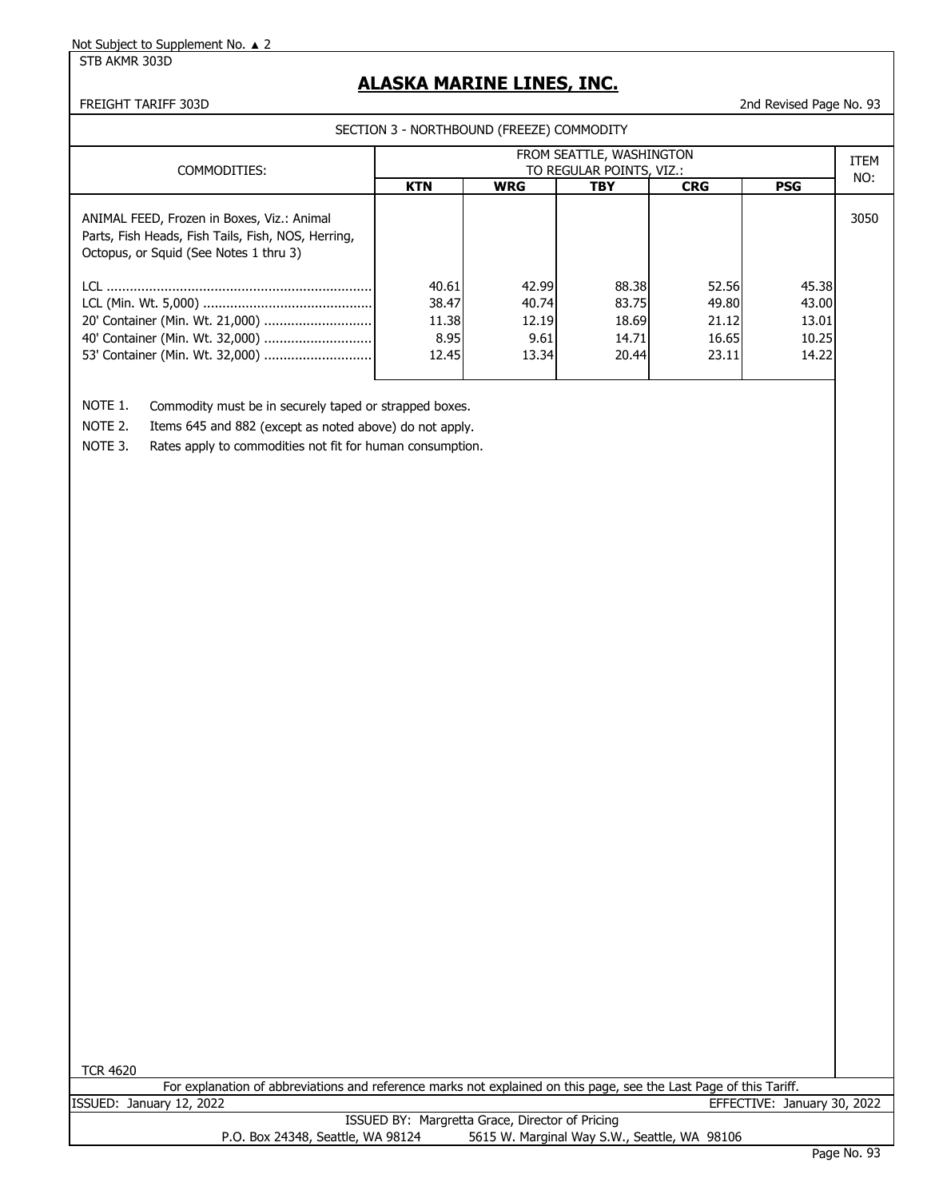Not Subject to Supplement No. ▲ 2

STB AKMR 303D

# ALASKA MARINE LINES, INC.

FREIGHT TARIFF 303D

2nd Revised Page No. 93

SECTION 3 - NORTHBOUND (FREEZE) COMMODITY

| COMMODITIES: | FROM SEATTLE, WASHINGTON TO REGULAR POINTS, VIZ.: | | | | | ITEM NO: |
|---|---|---|---|---|---|---|
| | **KTN** | **WRG** | **TBY** | **CRG** | **PSG** | |
| ANIMAL FEED, Frozen in Boxes, Viz.: Animal Parts, Fish Heads, Fish Tails, Fish, NOS, Herring, Octopus, or Squid (See Notes 1 thru 3) | | | | | | 3050 |
| LCL | 40.61 | 42.99 | 88.38 | 52.56 | 45.38 | |
| LCL (Min. Wt. 5,000) | 38.47 | 40.74 | 83.75 | 49.80 | 43.00 | |
| 20' Container (Min. Wt. 21,000) | 11.38 | 12.19 | 18.69 | 21.12 | 13.01 | |
| 40' Container (Min. Wt. 32,000) | 8.95 | 9.61 | 14.71 | 16.65 | 10.25 | |
| 53' Container (Min. Wt. 32,000) | 12.45 | 13.34 | 20.44 | 23.11 | 14.22 | |

NOTE 1. Commodity must be in securely taped or strapped boxes.

NOTE 2. Items 645 and 882 (except as noted above) do not apply.

NOTE 3. Rates apply to commodities not fit for human consumption.

TCR 4620

For explanation of abbreviations and reference marks not explained on this page, see the Last Page of this Tariff.

ISSUED: January 12, 2022 EFFECTIVE: January 30, 2022

ISSUED BY: Margretta Grace, Director of Pricing

P.O. Box 24348, Seattle, WA 98124 5615 W. Marginal Way S.W., Seattle, WA 98106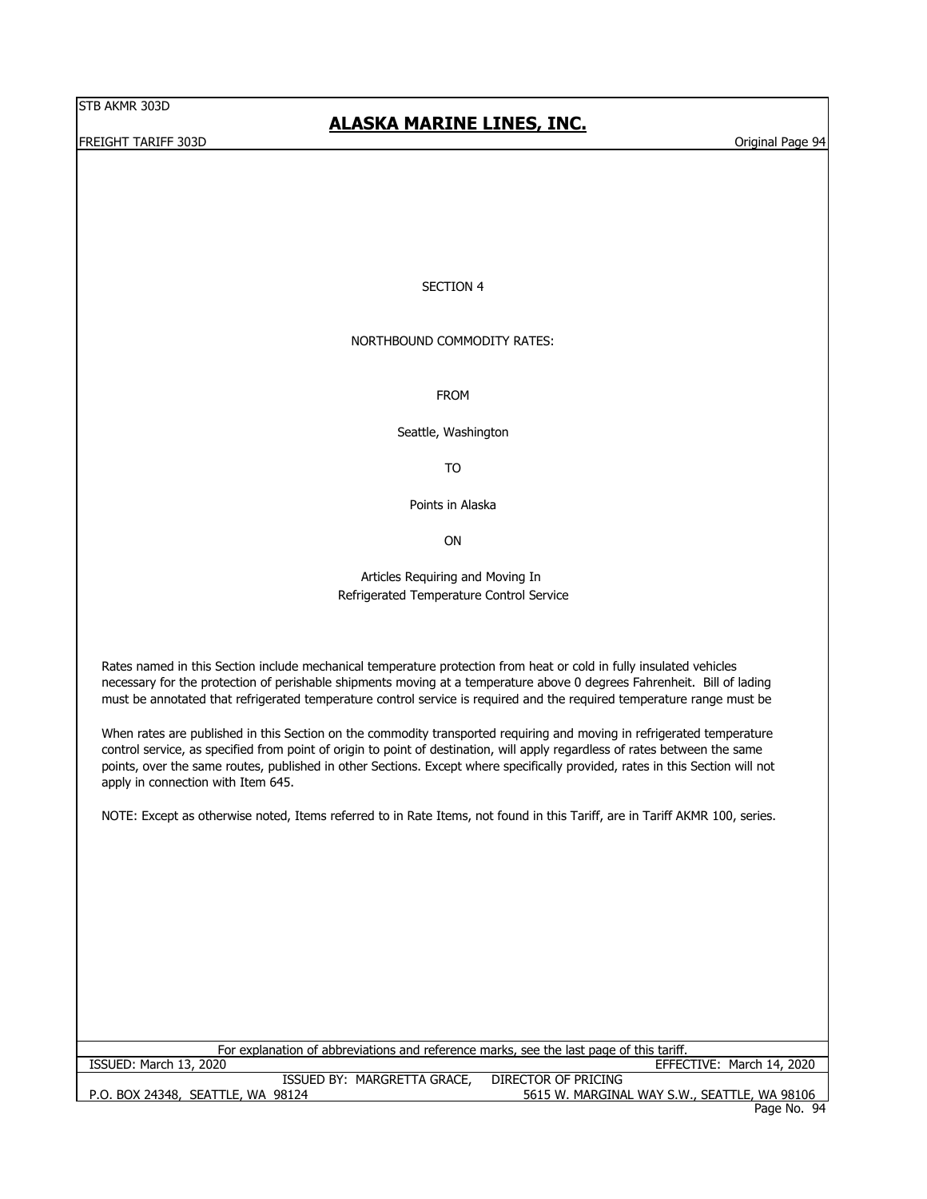# SECTION 4

## NORTHBOUND COMMODITY RATES:

FROM

Seattle, Washington

TO

Points in Alaska

ON

Articles Requiring and Moving In
Refrigerated Temperature Control Service

Rates named in this Section include mechanical temperature protection from heat or cold in fully insulated vehicles necessary for the protection of perishable shipments moving at a temperature above 0 degrees Fahrenheit. Bill of lading must be annotated that refrigerated temperature control service is required and the required temperature range must be

When rates are published in this Section on the commodity transported requiring and moving in refrigerated temperature control service, as specified from point of origin to point of destination, will apply regardless of rates between the same points, over the same routes, published in other Sections. Except where specifically provided, rates in this Section will not apply in connection with Item 645.

NOTE: Except as otherwise noted, Items referred to in Rate Items, not found in this Tariff, are in Tariff AKMR 100, series.

For explanation of abbreviations and reference marks, see the last page of this tariff.

ISSUED: March 13, 2020 — EFFECTIVE: March 14, 2020

ISSUED BY: MARGRETTA GRACE, DIRECTOR OF PRICING

P.O. BOX 24348, SEATTLE, WA 98124 — 5615 W. MARGINAL WAY S.W., SEATTLE, WA 98106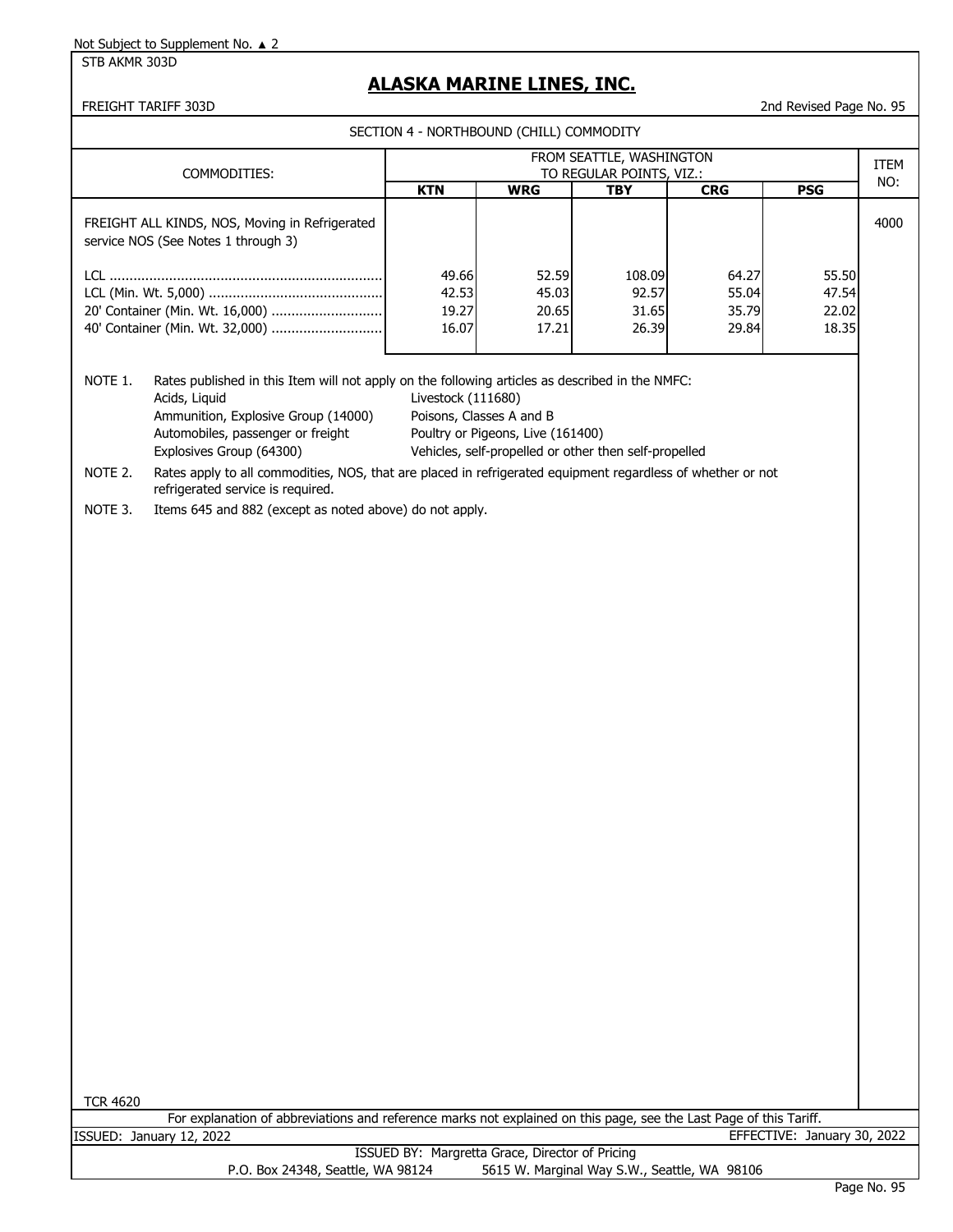Not Subject to Supplement No. ▲ 2

STB AKMR 303D

# ALASKA MARINE LINES, INC.

FREIGHT TARIFF 303D — 2nd Revised Page No. 95

## SECTION 4 - NORTHBOUND (CHILL) COMMODITY

| COMMODITIES: | FROM SEATTLE, WASHINGTON TO REGULAR POINTS, VIZ.: | | | | | ITEM NO: |
|---|---|---|---|---|---|---|
| | KTN | WRG | TBY | CRG | PSG | |
| FREIGHT ALL KINDS, NOS, Moving in Refrigerated service NOS (See Notes 1 through 3) | | | | | | 4000 |
| LCL | 49.66 | 52.59 | 108.09 | 64.27 | 55.50 | |
| LCL (Min. Wt. 5,000) | 42.53 | 45.03 | 92.57 | 55.04 | 47.54 | |
| 20' Container (Min. Wt. 16,000) | 19.27 | 20.65 | 31.65 | 35.79 | 22.02 | |
| 40' Container (Min. Wt. 32,000) | 16.07 | 17.21 | 26.39 | 29.84 | 18.35 | |

NOTE 1. Rates published in this Item will not apply on the following articles as described in the NMFC:

- Acids, Liquid
- Ammunition, Explosive Group (14000)
- Automobiles, passenger or freight
- Explosives Group (64300)
- Livestock (111680)
- Poisons, Classes A and B
- Poultry or Pigeons, Live (161400)
- Vehicles, self-propelled or other then self-propelled

NOTE 2. Rates apply to all commodities, NOS, that are placed in refrigerated equipment regardless of whether or not refrigerated service is required.

NOTE 3. Items 645 and 882 (except as noted above) do not apply.

TCR 4620

For explanation of abbreviations and reference marks not explained on this page, see the Last Page of this Tariff.

ISSUED: January 12, 2022 — EFFECTIVE: January 30, 2022

ISSUED BY: Margretta Grace, Director of Pricing

P.O. Box 24348, Seattle, WA 98124 — 5615 W. Marginal Way S.W., Seattle, WA 98106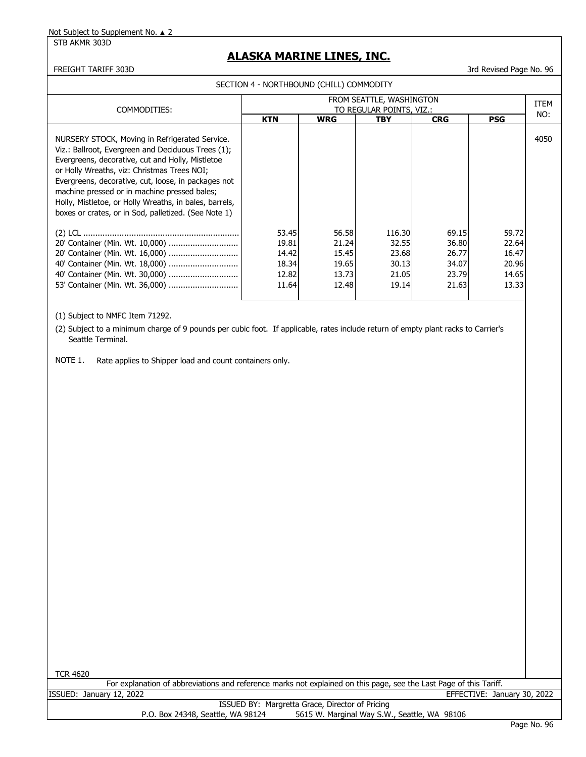Not Subject to Supplement No. ▲ 2

STB AKMR 303D

# ALASKA MARINE LINES, INC.

FREIGHT TARIFF 303D

3rd Revised Page No. 96

SECTION 4 - NORTHBOUND (CHILL) COMMODITY

| COMMODITIES: | FROM SEATTLE, WASHINGTON TO REGULAR POINTS, VIZ.: | | | | | ITEM NO: |
|---|---|---|---|---|---|---|
| | **KTN** | **WRG** | **TBY** | **CRG** | **PSG** | |
| NURSERY STOCK, Moving in Refrigerated Service. Viz.: Ballroot, Evergreen and Deciduous Trees (1); Evergreens, decorative, cut and Holly, Mistletoe or Holly Wreaths, viz: Christmas Trees NOI; Evergreens, decorative, cut, loose, in packages not machine pressed or in machine pressed bales; Holly, Mistletoe, or Holly Wreaths, in bales, barrels, boxes or crates, or in Sod, palletized. (See Note 1) | | | | | | 4050 |
| (2) LCL | 53.45 | 56.58 | 116.30 | 69.15 | 59.72 | |
| 20' Container (Min. Wt. 10,000) | 19.81 | 21.24 | 32.55 | 36.80 | 22.64 | |
| 20' Container (Min. Wt. 16,000) | 14.42 | 15.45 | 23.68 | 26.77 | 16.47 | |
| 40' Container (Min. Wt. 18,000) | 18.34 | 19.65 | 30.13 | 34.07 | 20.96 | |
| 40' Container (Min. Wt. 30,000) | 12.82 | 13.73 | 21.05 | 23.79 | 14.65 | |
| 53' Container (Min. Wt. 36,000) | 11.64 | 12.48 | 19.14 | 21.63 | 13.33 | |

(1) Subject to NMFC Item 71292.

(2) Subject to a minimum charge of 9 pounds per cubic foot. If applicable, rates include return of empty plant racks to Carrier's Seattle Terminal.

NOTE 1. Rate applies to Shipper load and count containers only.

TCR 4620

For explanation of abbreviations and reference marks not explained on this page, see the Last Page of this Tariff.

ISSUED: January 12, 2022 | EFFECTIVE: January 30, 2022

ISSUED BY: Margretta Grace, Director of Pricing

P.O. Box 24348, Seattle, WA 98124 | 5615 W. Marginal Way S.W., Seattle, WA 98106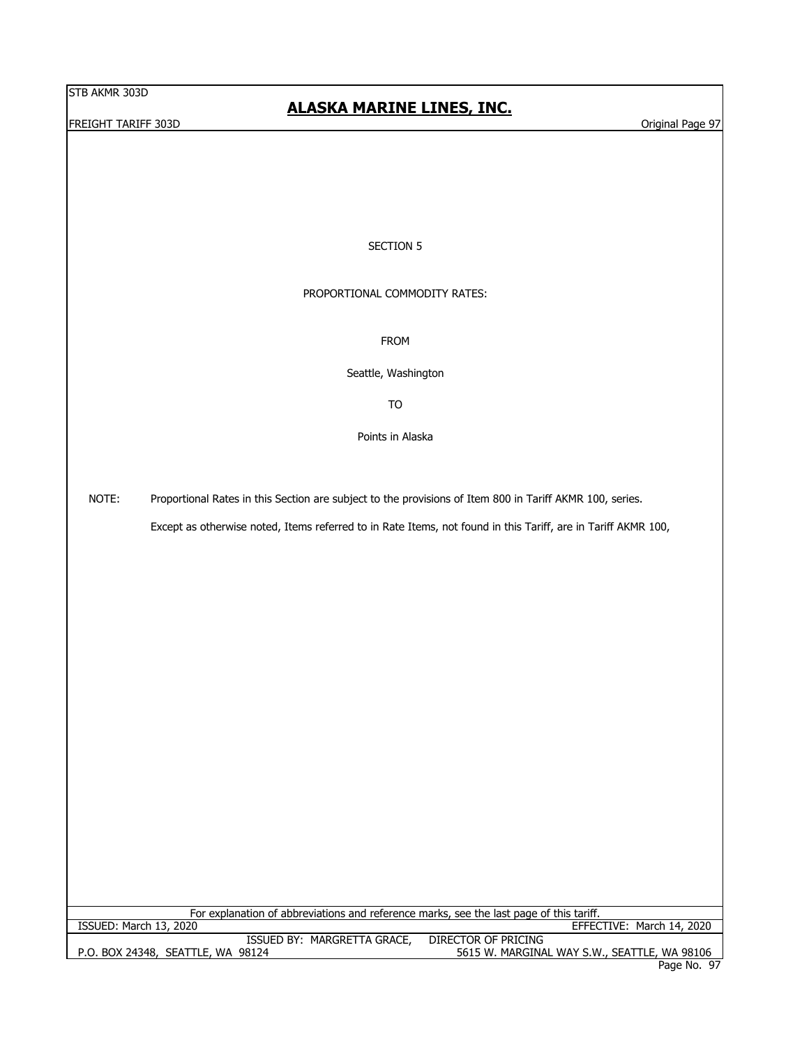# SECTION 5

## PROPORTIONAL COMMODITY RATES:

FROM

Seattle, Washington

TO

Points in Alaska

NOTE: Proportional Rates in this Section are subject to the provisions of Item 800 in Tariff AKMR 100, series.

Except as otherwise noted, Items referred to in Rate Items, not found in this Tariff, are in Tariff AKMR 100,

For explanation of abbreviations and reference marks, see the last page of this tariff.

ISSUED: March 13, 2020 EFFECTIVE: March 14, 2020

ISSUED BY: MARGRETTA GRACE, DIRECTOR OF PRICING

P.O. BOX 24348, SEATTLE, WA 98124 5615 W. MARGINAL WAY S.W., SEATTLE, WA 98106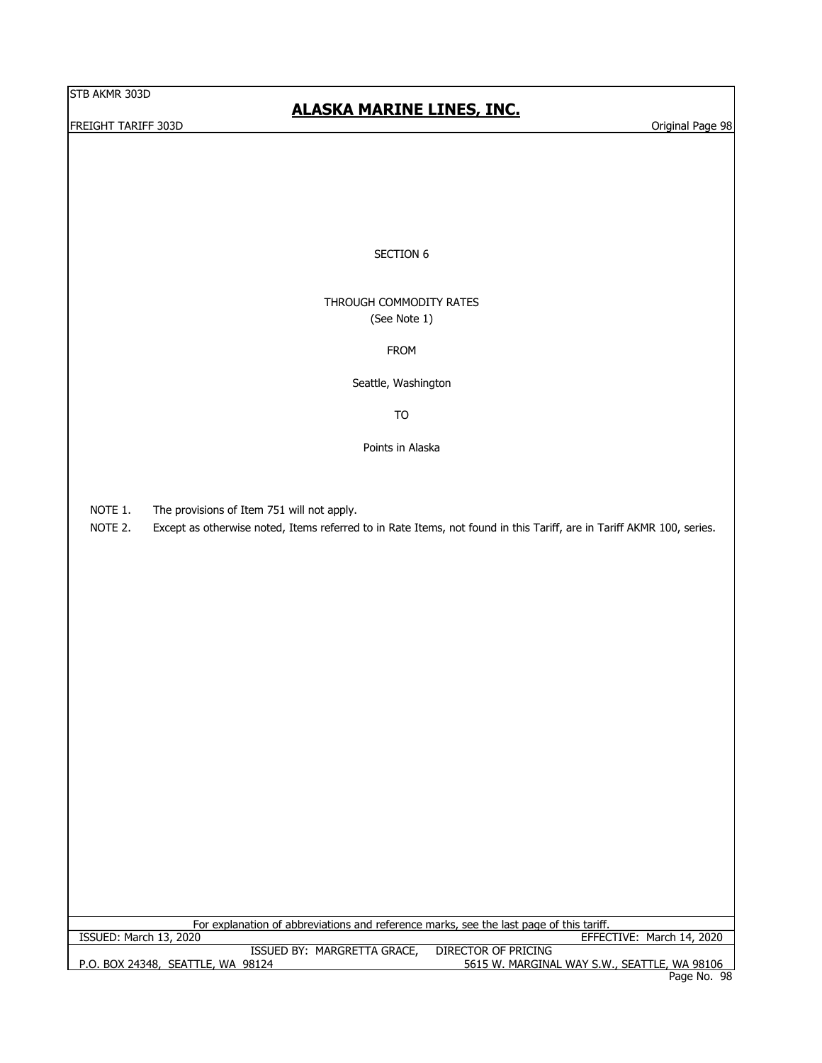# SECTION 6

## THROUGH COMMODITY RATES

(See Note 1)

FROM

Seattle, Washington

TO

Points in Alaska

NOTE 1. The provisions of Item 751 will not apply.

NOTE 2. Except as otherwise noted, Items referred to in Rate Items, not found in this Tariff, are in Tariff AKMR 100, series.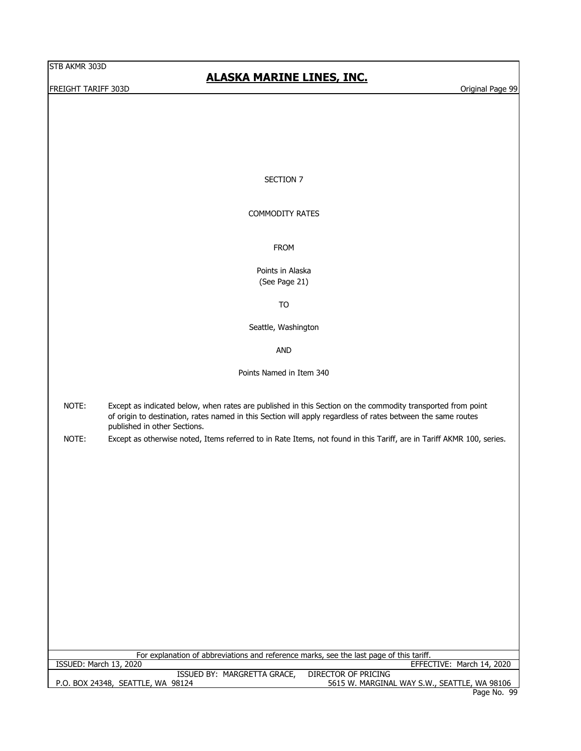# SECTION 7

## COMMODITY RATES

FROM

Points in Alaska
(See Page 21)

TO

Seattle, Washington

AND

Points Named in Item 340

NOTE: Except as indicated below, when rates are published in this Section on the commodity transported from point of origin to destination, rates named in this Section will apply regardless of rates between the same routes published in other Sections.

NOTE: Except as otherwise noted, Items referred to in Rate Items, not found in this Tariff, are in Tariff AKMR 100, series.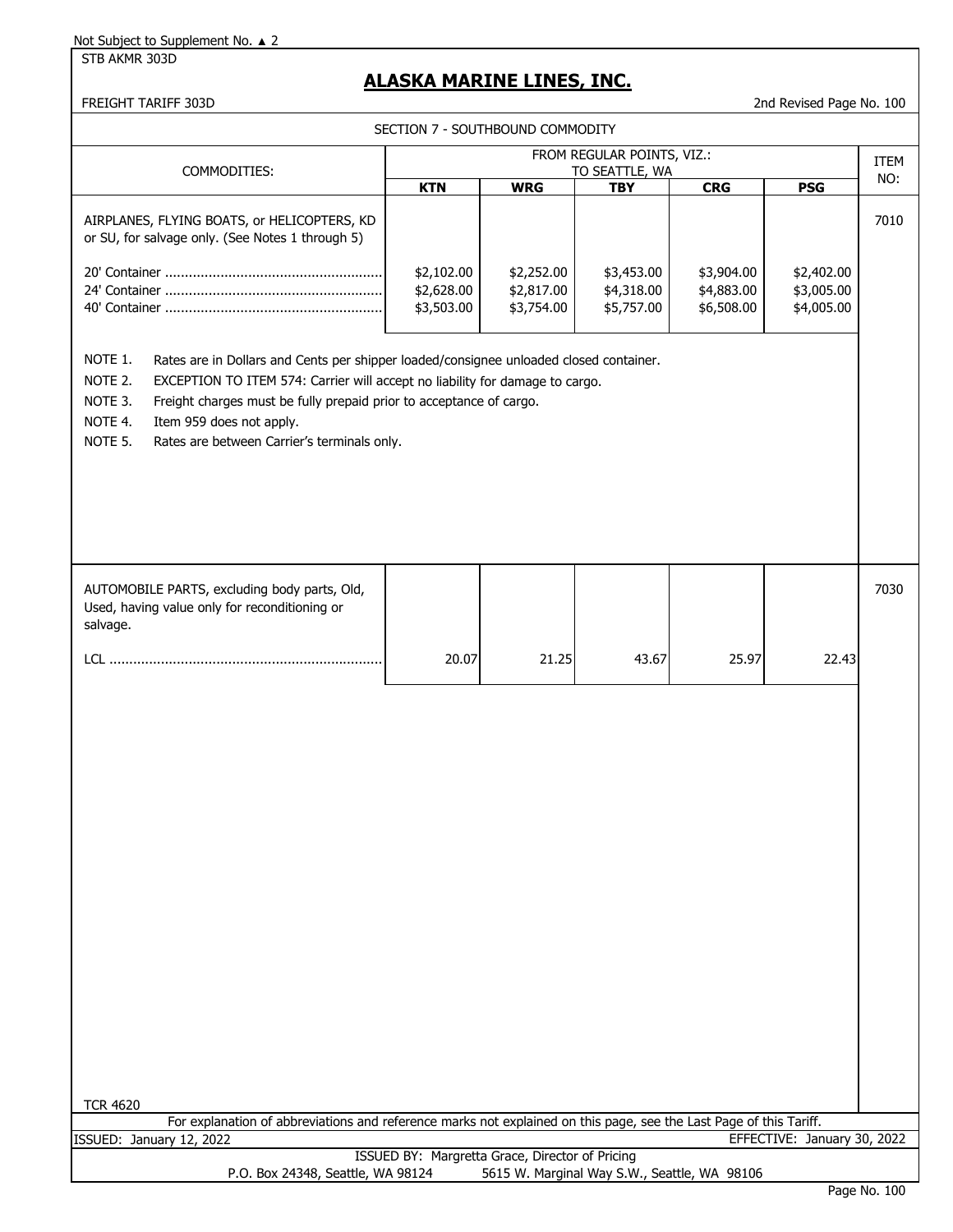Not Subject to Supplement No. ▲ 2

STB AKMR 303D

# ALASKA MARINE LINES, INC.

FREIGHT TARIFF 303D

2nd Revised Page No. 100

SECTION 7 - SOUTHBOUND COMMODITY

| COMMODITIES: | FROM REGULAR POINTS, VIZ.: TO SEATTLE, WA | | | | | ITEM NO: |
|---|---|---|---|---|---|---|
| | **KTN** | **WRG** | **TBY** | **CRG** | **PSG** | |
| AIRPLANES, FLYING BOATS, or HELICOPTERS, KD or SU, for salvage only. (See Notes 1 through 5) | | | | | | 7010 |
| 20' Container | $2,102.00 | $2,252.00 | $3,453.00 | $3,904.00 | $2,402.00 | |
| 24' Container | $2,628.00 | $2,817.00 | $4,318.00 | $4,883.00 | $3,005.00 | |
| 40' Container | $3,503.00 | $3,754.00 | $5,757.00 | $6,508.00 | $4,005.00 | |

NOTE 1. Rates are in Dollars and Cents per shipper loaded/consignee unloaded closed container.

NOTE 2. EXCEPTION TO ITEM 574: Carrier will accept no liability for damage to cargo.

NOTE 3. Freight charges must be fully prepaid prior to acceptance of cargo.

NOTE 4. Item 959 does not apply.

NOTE 5. Rates are between Carrier's terminals only.

| COMMODITIES: | KTN | WRG | TBY | CRG | PSG | ITEM NO: |
|---|---|---|---|---|---|---|
| AUTOMOBILE PARTS, excluding body parts, Old, Used, having value only for reconditioning or salvage. | | | | | | 7030 |
| LCL | 20.07 | 21.25 | 43.67 | 25.97 | 22.43 | |

TCR 4620

For explanation of abbreviations and reference marks not explained on this page, see the Last Page of this Tariff.

ISSUED: January 12, 2022

EFFECTIVE: January 30, 2022

ISSUED BY: Margretta Grace, Director of Pricing

P.O. Box 24348, Seattle, WA 98124 5615 W. Marginal Way S.W., Seattle, WA 98106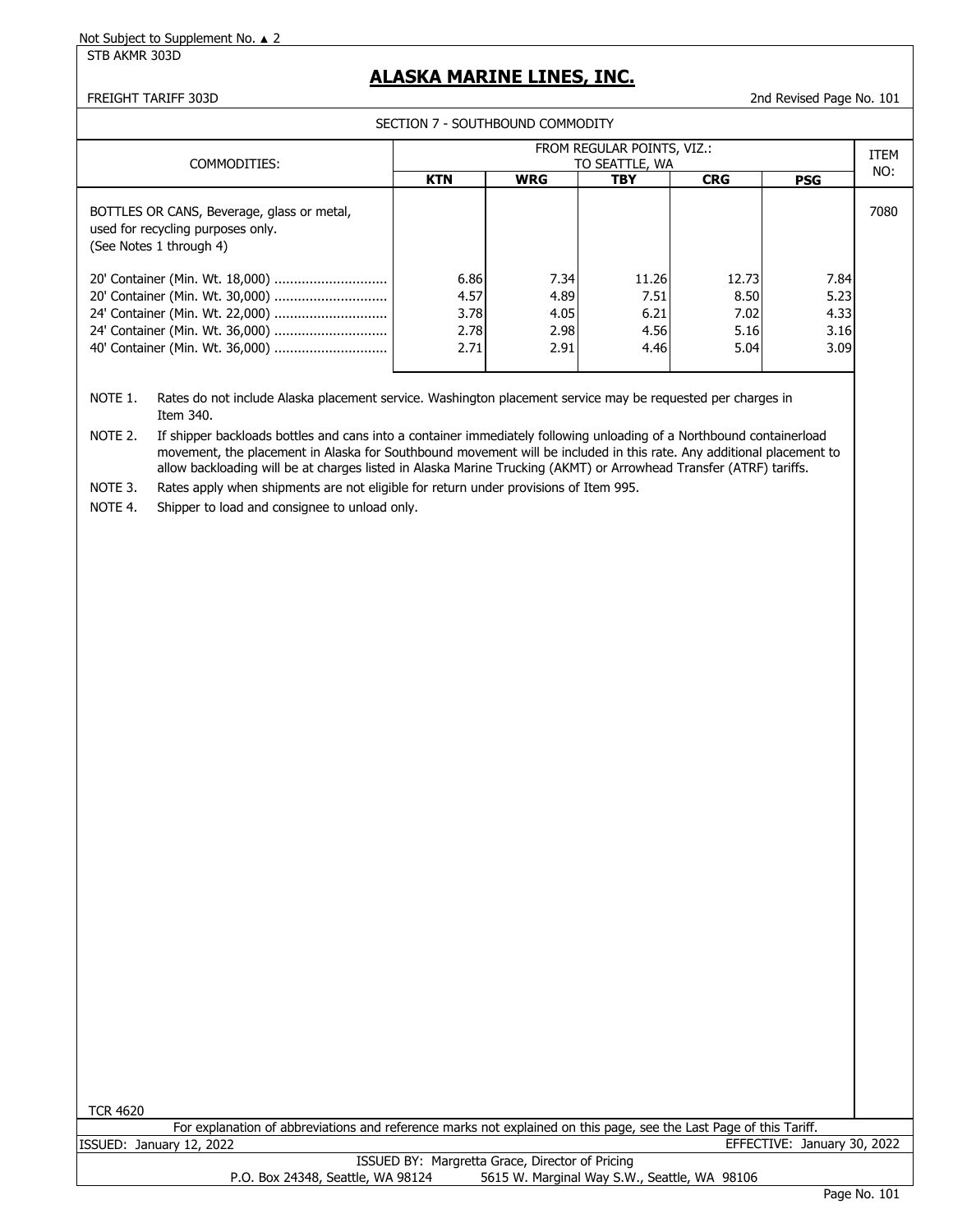Not Subject to Supplement No. ▲ 2

STB AKMR 303D

# ALASKA MARINE LINES, INC.

FREIGHT TARIFF 303D

2nd Revised Page No. 101

## SECTION 7 - SOUTHBOUND COMMODITY

| COMMODITIES: | FROM REGULAR POINTS, VIZ.: TO SEATTLE, WA | | | | | ITEM NO: |
|---|---|---|---|---|---|---|
| | **KTN** | **WRG** | **TBY** | **CRG** | **PSG** | |
| BOTTLES OR CANS, Beverage, glass or metal, used for recycling purposes only. (See Notes 1 through 4) | | | | | | 7080 |
| 20' Container (Min. Wt. 18,000) ............................ | 6.86 | 7.34 | 11.26 | 12.73 | 7.84 | |
| 20' Container (Min. Wt. 30,000) ............................ | 4.57 | 4.89 | 7.51 | 8.50 | 5.23 | |
| 24' Container (Min. Wt. 22,000) ............................ | 3.78 | 4.05 | 6.21 | 7.02 | 4.33 | |
| 24' Container (Min. Wt. 36,000) ............................ | 2.78 | 2.98 | 4.56 | 5.16 | 3.16 | |
| 40' Container (Min. Wt. 36,000) ............................ | 2.71 | 2.91 | 4.46 | 5.04 | 3.09 | |

NOTE 1. Rates do not include Alaska placement service. Washington placement service may be requested per charges in Item 340.

NOTE 2. If shipper backloads bottles and cans into a container immediately following unloading of a Northbound containerload movement, the placement in Alaska for Southbound movement will be included in this rate. Any additional placement to allow backloading will be at charges listed in Alaska Marine Trucking (AKMT) or Arrowhead Transfer (ATRF) tariffs.

NOTE 3. Rates apply when shipments are not eligible for return under provisions of Item 995.

NOTE 4. Shipper to load and consignee to unload only.

TCR 4620

For explanation of abbreviations and reference marks not explained on this page, see the Last Page of this Tariff.

ISSUED: January 12, 2022 EFFECTIVE: January 30, 2022

ISSUED BY: Margretta Grace, Director of Pricing

P.O. Box 24348, Seattle, WA 98124 5615 W. Marginal Way S.W., Seattle, WA 98106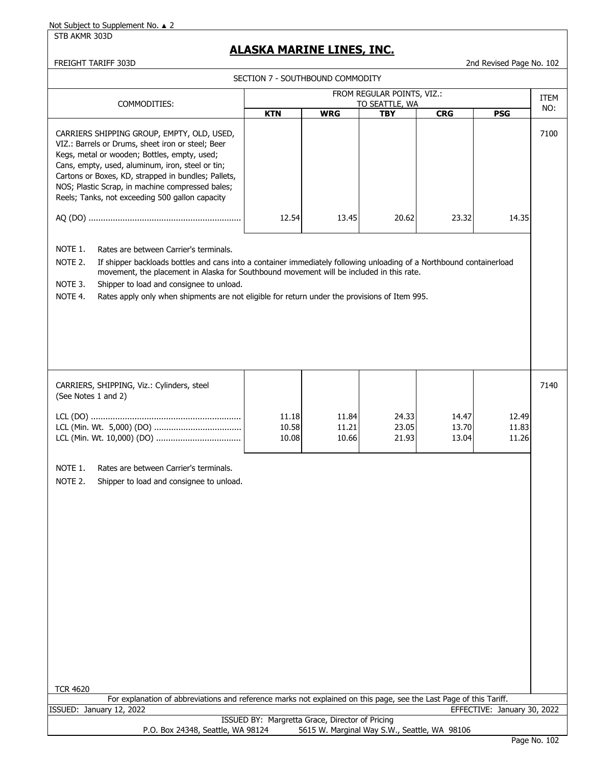Not Subject to Supplement No. ▲ 2

STB AKMR 303D

# ALASKA MARINE LINES, INC.

FREIGHT TARIFF 303D

2nd Revised Page No. 102

## SECTION 7 - SOUTHBOUND COMMODITY

| COMMODITIES: | FROM REGULAR POINTS, VIZ.: TO SEATTLE, WA | | | | | ITEM NO: |
|---|---|---|---|---|---|---|
| | **KTN** | **WRG** | **TBY** | **CRG** | **PSG** | |
| CARRIERS SHIPPING GROUP, EMPTY, OLD, USED, VIZ.: Barrels or Drums, sheet iron or steel; Beer Kegs, metal or wooden; Bottles, empty, used; Cans, empty, used, aluminum, iron, steel or tin; Cartons or Boxes, KD, strapped in bundles; Pallets, NOS; Plastic Scrap, in machine compressed bales; Reels; Tanks, not exceeding 500 gallon capacity | | | | | | 7100 |
| AQ (DO) | 12.54 | 13.45 | 20.62 | 23.32 | 14.35 | |

NOTE 1. Rates are between Carrier's terminals.

NOTE 2. If shipper backloads bottles and cans into a container immediately following unloading of a Northbound containerload movement, the placement in Alaska for Southbound movement will be included in this rate.

NOTE 3. Shipper to load and consignee to unload.

NOTE 4. Rates apply only when shipments are not eligible for return under the provisions of Item 995.

| COMMODITIES: | KTN | WRG | TBY | CRG | PSG | ITEM NO: |
|---|---|---|---|---|---|---|
| CARRIERS, SHIPPING, Viz.: Cylinders, steel (See Notes 1 and 2) | | | | | | 7140 |
| LCL (DO) | 11.18 | 11.84 | 24.33 | 14.47 | 12.49 | |
| LCL (Min. Wt. 5,000) (DO) | 10.58 | 11.21 | 23.05 | 13.70 | 11.83 | |
| LCL (Min. Wt. 10,000) (DO) | 10.08 | 10.66 | 21.93 | 13.04 | 11.26 | |

NOTE 1. Rates are between Carrier's terminals.

NOTE 2. Shipper to load and consignee to unload.

TCR 4620

For explanation of abbreviations and reference marks not explained on this page, see the Last Page of this Tariff.

ISSUED: January 12, 2022

EFFECTIVE: January 30, 2022

ISSUED BY: Margretta Grace, Director of Pricing

P.O. Box 24348, Seattle, WA 98124 5615 W. Marginal Way S.W., Seattle, WA 98106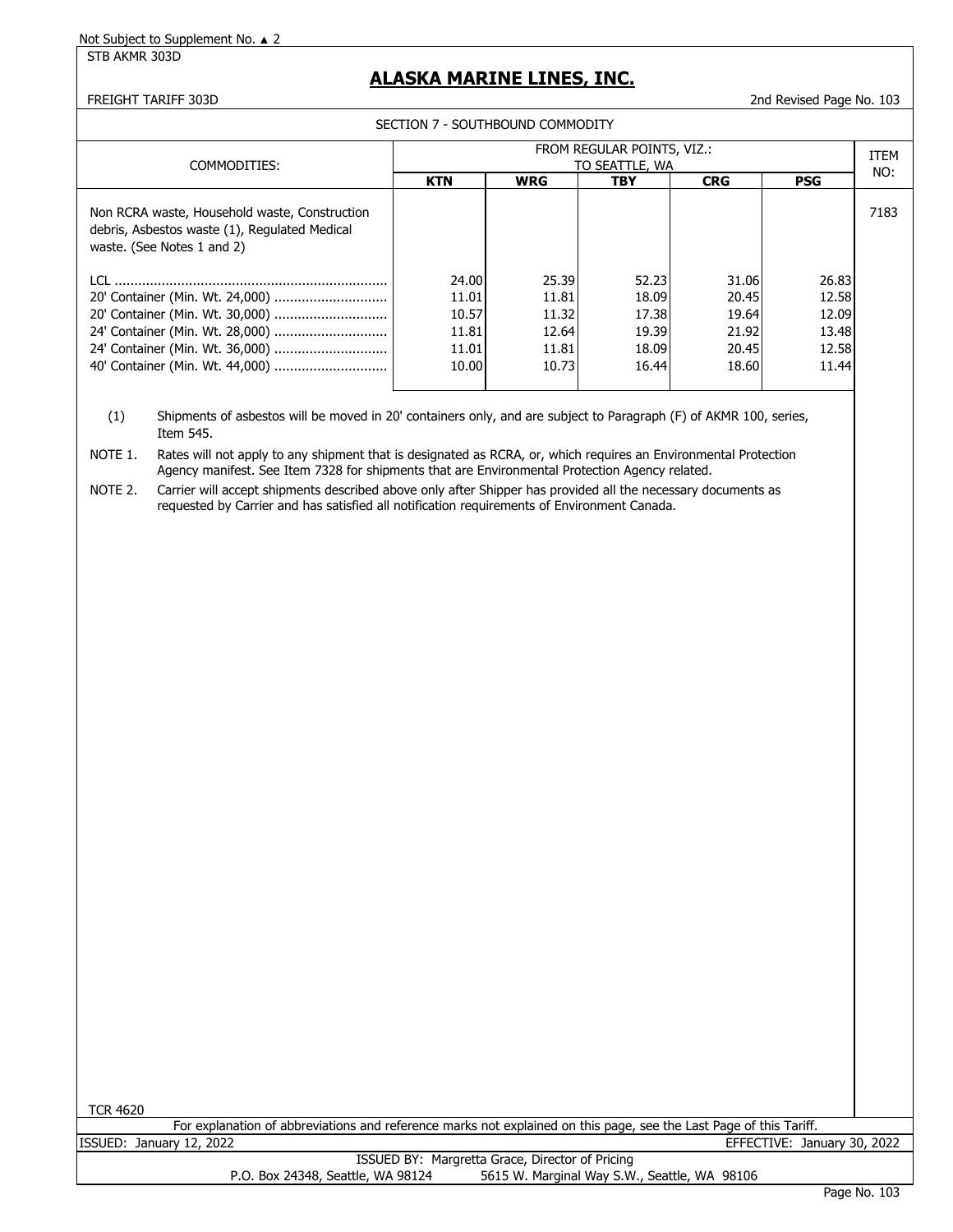Not Subject to Supplement No. ▲ 2

STB AKMR 303D

# ALASKA MARINE LINES, INC.

FREIGHT TARIFF 303D

2nd Revised Page No. 103

SECTION 7 - SOUTHBOUND COMMODITY

| COMMODITIES: | FROM REGULAR POINTS, VIZ.: TO SEATTLE, WA | | | | | ITEM NO: |
|---|---|---|---|---|---|---|
| | **KTN** | **WRG** | **TBY** | **CRG** | **PSG** | |
| Non RCRA waste, Household waste, Construction debris, Asbestos waste (1), Regulated Medical waste. (See Notes 1 and 2) | | | | | | 7183 |
| LCL | 24.00 | 25.39 | 52.23 | 31.06 | 26.83 | |
| 20' Container (Min. Wt. 24,000) | 11.01 | 11.81 | 18.09 | 20.45 | 12.58 | |
| 20' Container (Min. Wt. 30,000) | 10.57 | 11.32 | 17.38 | 19.64 | 12.09 | |
| 24' Container (Min. Wt. 28,000) | 11.81 | 12.64 | 19.39 | 21.92 | 13.48 | |
| 24' Container (Min. Wt. 36,000) | 11.01 | 11.81 | 18.09 | 20.45 | 12.58 | |
| 40' Container (Min. Wt. 44,000) | 10.00 | 10.73 | 16.44 | 18.60 | 11.44 | |

(1) Shipments of asbestos will be moved in 20' containers only, and are subject to Paragraph (F) of AKMR 100, series, Item 545.

NOTE 1. Rates will not apply to any shipment that is designated as RCRA, or, which requires an Environmental Protection Agency manifest. See Item 7328 for shipments that are Environmental Protection Agency related.

NOTE 2. Carrier will accept shipments described above only after Shipper has provided all the necessary documents as requested by Carrier and has satisfied all notification requirements of Environment Canada.

TCR 4620

For explanation of abbreviations and reference marks not explained on this page, see the Last Page of this Tariff.

ISSUED: January 12, 2022

EFFECTIVE: January 30, 2022

ISSUED BY: Margretta Grace, Director of Pricing

P.O. Box 24348, Seattle, WA 98124 5615 W. Marginal Way S.W., Seattle, WA 98106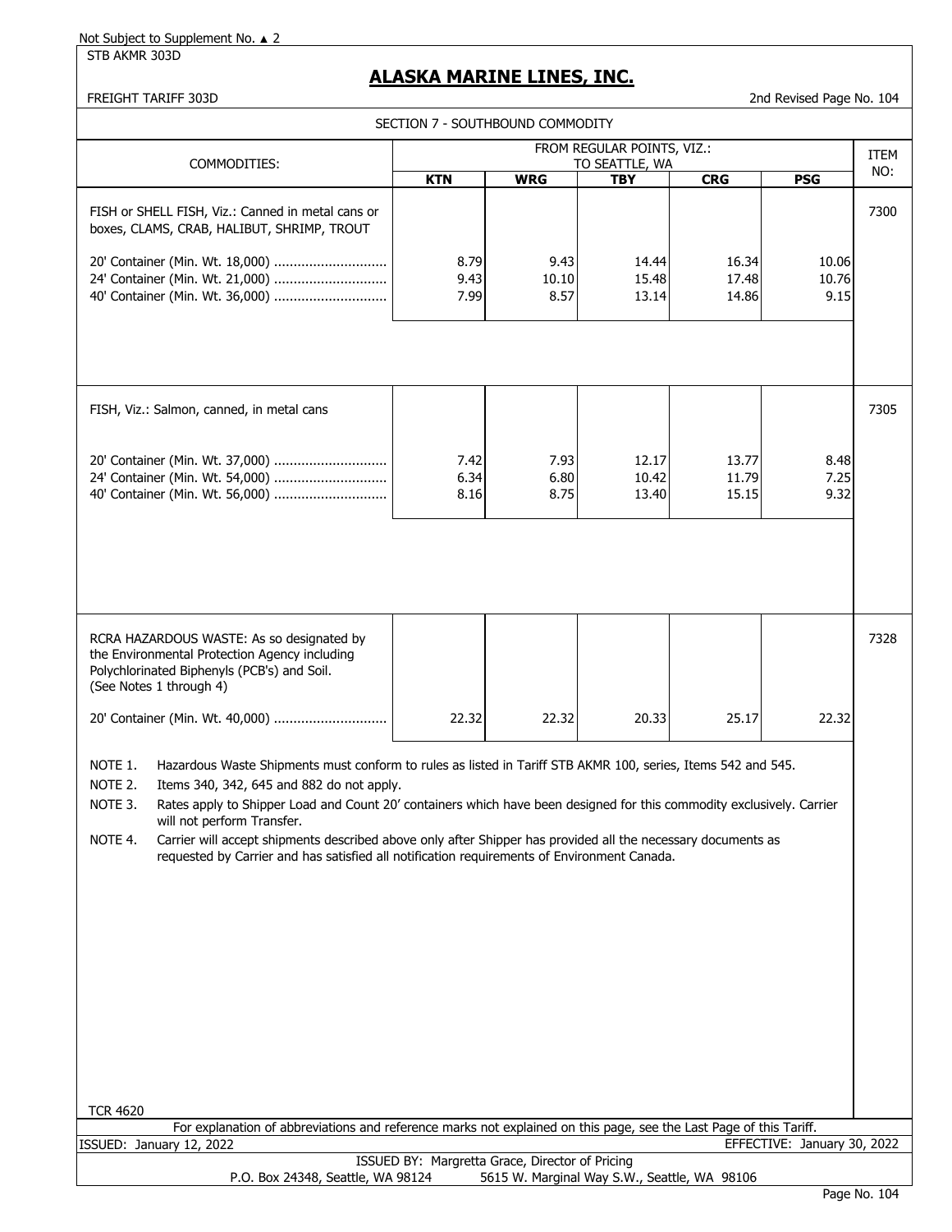Not Subject to Supplement No. ▲ 2

STB AKMR 303D

# ALASKA MARINE LINES, INC.

FREIGHT TARIFF 303D

2nd Revised Page No. 104

## SECTION 7 - SOUTHBOUND COMMODITY

| COMMODITIES: | FROM REGULAR POINTS, VIZ.: TO SEATTLE, WA | | | | | ITEM NO: |
|---|---|---|---|---|---|---|
| | **KTN** | **WRG** | **TBY** | **CRG** | **PSG** | |
| FISH or SHELL FISH, Viz.: Canned in metal cans or boxes, CLAMS, CRAB, HALIBUT, SHRIMP, TROUT | | | | | | 7300 |
| 20' Container (Min. Wt. 18,000) ............................ | 8.79 | 9.43 | 14.44 | 16.34 | 10.06 | |
| 24' Container (Min. Wt. 21,000) ............................ | 9.43 | 10.10 | 15.48 | 17.48 | 10.76 | |
| 40' Container (Min. Wt. 36,000) ............................ | 7.99 | 8.57 | 13.14 | 14.86 | 9.15 | |
| FISH, Viz.: Salmon, canned, in metal cans | | | | | | 7305 |
| 20' Container (Min. Wt. 37,000) ............................ | 7.42 | 7.93 | 12.17 | 13.77 | 8.48 | |
| 24' Container (Min. Wt. 54,000) ............................ | 6.34 | 6.80 | 10.42 | 11.79 | 7.25 | |
| 40' Container (Min. Wt. 56,000) ............................ | 8.16 | 8.75 | 13.40 | 15.15 | 9.32 | |
| RCRA HAZARDOUS WASTE: As so designated by the Environmental Protection Agency including Polychlorinated Biphenyls (PCB's) and Soil. (See Notes 1 through 4) | | | | | | 7328 |
| 20' Container (Min. Wt. 40,000) ............................ | 22.32 | 22.32 | 20.33 | 25.17 | 22.32 | |

NOTE 1. Hazardous Waste Shipments must conform to rules as listed in Tariff STB AKMR 100, series, Items 542 and 545.

NOTE 2. Items 340, 342, 645 and 882 do not apply.

NOTE 3. Rates apply to Shipper Load and Count 20' containers which have been designed for this commodity exclusively. Carrier will not perform Transfer.

NOTE 4. Carrier will accept shipments described above only after Shipper has provided all the necessary documents as requested by Carrier and has satisfied all notification requirements of Environment Canada.

TCR 4620

For explanation of abbreviations and reference marks not explained on this page, see the Last Page of this Tariff.

ISSUED: January 12, 2022 EFFECTIVE: January 30, 2022

ISSUED BY: Margretta Grace, Director of Pricing

P.O. Box 24348, Seattle, WA 98124 5615 W. Marginal Way S.W., Seattle, WA 98106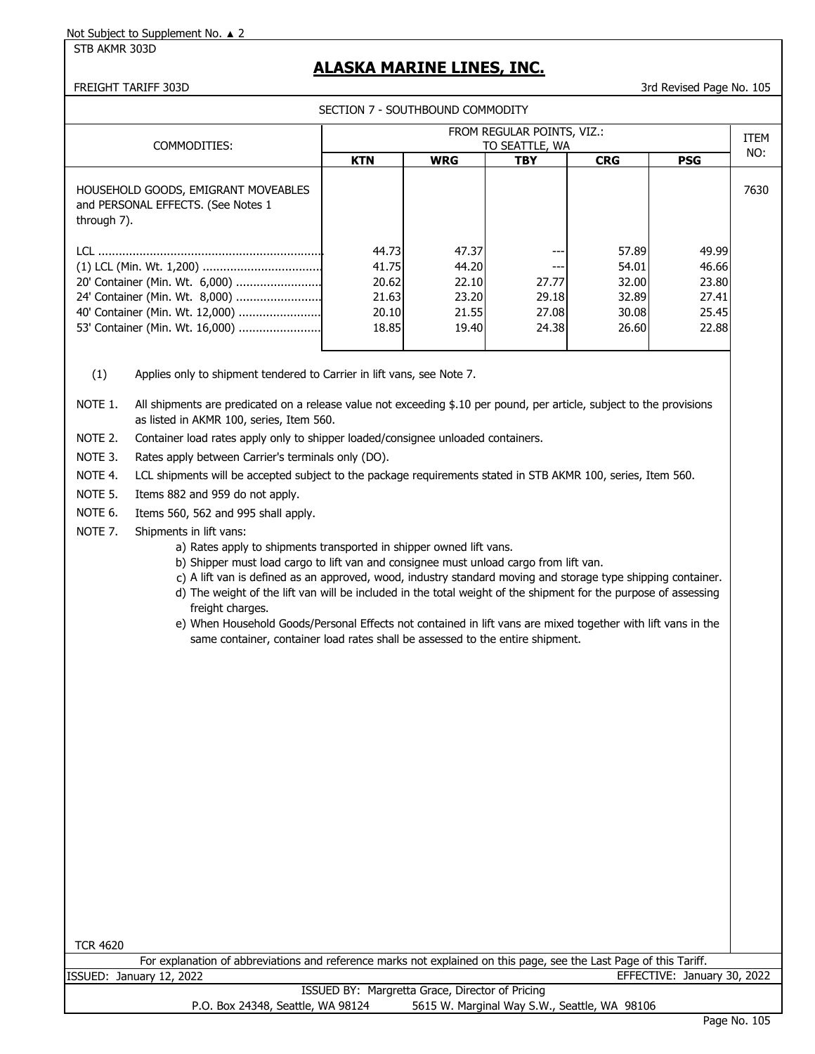Not Subject to Supplement No. ▲ 2

STB AKMR 303D

# ALASKA MARINE LINES, INC.

FREIGHT TARIFF 303D

3rd Revised Page No. 105

SECTION 7 - SOUTHBOUND COMMODITY

| COMMODITIES: | FROM REGULAR POINTS, VIZ.: TO SEATTLE, WA | | | | | ITEM NO: |
|---|---|---|---|---|---|---|
| | KTN | WRG | TBY | CRG | PSG | |
| HOUSEHOLD GOODS, EMIGRANT MOVEABLES and PERSONAL EFFECTS. (See Notes 1 through 7). | | | | | | 7630 |
| LCL | 44.73 | 47.37 | --- | 57.89 | 49.99 | |
| (1) LCL (Min. Wt. 1,200) | 41.75 | 44.20 | --- | 54.01 | 46.66 | |
| 20' Container (Min. Wt. 6,000) | 20.62 | 22.10 | 27.77 | 32.00 | 23.80 | |
| 24' Container (Min. Wt. 8,000) | 21.63 | 23.20 | 29.18 | 32.89 | 27.41 | |
| 40' Container (Min. Wt. 12,000) | 20.10 | 21.55 | 27.08 | 30.08 | 25.45 | |
| 53' Container (Min. Wt. 16,000) | 18.85 | 19.40 | 24.38 | 26.60 | 22.88 | |

(1) Applies only to shipment tendered to Carrier in lift vans, see Note 7.

NOTE 1. All shipments are predicated on a release value not exceeding $.10 per pound, per article, subject to the provisions as listed in AKMR 100, series, Item 560.

NOTE 2. Container load rates apply only to shipper loaded/consignee unloaded containers.

NOTE 3. Rates apply between Carrier's terminals only (DO).

NOTE 4. LCL shipments will be accepted subject to the package requirements stated in STB AKMR 100, series, Item 560.

NOTE 5. Items 882 and 959 do not apply.

NOTE 6. Items 560, 562 and 995 shall apply.

NOTE 7. Shipments in lift vans:

a) Rates apply to shipments transported in shipper owned lift vans.
b) Shipper must load cargo to lift van and consignee must unload cargo from lift van.
c) A lift van is defined as an approved, wood, industry standard moving and storage type shipping container.
d) The weight of the lift van will be included in the total weight of the shipment for the purpose of assessing freight charges.
e) When Household Goods/Personal Effects not contained in lift vans are mixed together with lift vans in the same container, container load rates shall be assessed to the entire shipment.

TCR 4620

For explanation of abbreviations and reference marks not explained on this page, see the Last Page of this Tariff.

ISSUED: January 12, 2022

EFFECTIVE: January 30, 2022

ISSUED BY: Margretta Grace, Director of Pricing

P.O. Box 24348, Seattle, WA 98124 5615 W. Marginal Way S.W., Seattle, WA 98106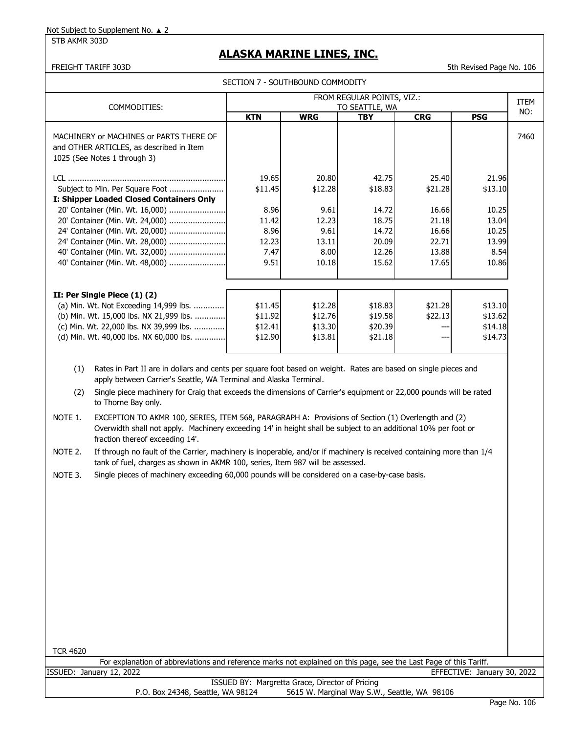Not Subject to Supplement No. ▲ 2

STB AKMR 303D

# ALASKA MARINE LINES, INC.

FREIGHT TARIFF 303D

5th Revised Page No. 106

SECTION 7 - SOUTHBOUND COMMODITY

| COMMODITIES: | FROM REGULAR POINTS, VIZ.: TO SEATTLE, WA | | | | | ITEM NO: |
|---|---|---|---|---|---|---|
| | **KTN** | **WRG** | **TBY** | **CRG** | **PSG** | |
| MACHINERY or MACHINES or PARTS THERE OF and OTHER ARTICLES, as described in Item 1025 (See Notes 1 through 3) | | | | | | 7460 |
| LCL | 19.65 | 20.80 | 42.75 | 25.40 | 21.96 | |
| Subject to Min. Per Square Foot | $11.45 | $12.28 | $18.83 | $21.28 | $13.10 | |
| **I: Shipper Loaded Closed Containers Only** | | | | | | |
| 20' Container (Min. Wt. 16,000) | 8.96 | 9.61 | 14.72 | 16.66 | 10.25 | |
| 20' Container (Min. Wt. 24,000) | 11.42 | 12.23 | 18.75 | 21.18 | 13.04 | |
| 24' Container (Min. Wt. 20,000) | 8.96 | 9.61 | 14.72 | 16.66 | 10.25 | |
| 24' Container (Min. Wt. 28,000) | 12.23 | 13.11 | 20.09 | 22.71 | 13.99 | |
| 40' Container (Min. Wt. 32,000) | 7.47 | 8.00 | 12.26 | 13.88 | 8.54 | |
| 40' Container (Min. Wt. 48,000) | 9.51 | 10.18 | 15.62 | 17.65 | 10.86 | |
| **II: Per Single Piece (1) (2)** | | | | | | |
| (a) Min. Wt. Not Exceeding 14,999 lbs. | $11.45 | $12.28 | $18.83 | $21.28 | $13.10 | |
| (b) Min. Wt. 15,000 lbs. NX 21,999 lbs. | $11.92 | $12.76 | $19.58 | $22.13 | $13.62 | |
| (c) Min. Wt. 22,000 lbs. NX 39,999 lbs. | $12.41 | $13.30 | $20.39 | --- | $14.18 | |
| (d) Min. Wt. 40,000 lbs. NX 60,000 lbs. | $12.90 | $13.81 | $21.18 | --- | $14.73 | |

(1) Rates in Part II are in dollars and cents per square foot based on weight. Rates are based on single pieces and apply between Carrier's Seattle, WA Terminal and Alaska Terminal.

(2) Single piece machinery for Craig that exceeds the dimensions of Carrier's equipment or 22,000 pounds will be rated to Thorne Bay only.

NOTE 1. EXCEPTION TO AKMR 100, SERIES, ITEM 568, PARAGRAPH A: Provisions of Section (1) Overlength and (2) Overwidth shall not apply. Machinery exceeding 14' in height shall be subject to an additional 10% per foot or fraction thereof exceeding 14'.

NOTE 2. If through no fault of the Carrier, machinery is inoperable, and/or if machinery is received containing more than 1/4 tank of fuel, charges as shown in AKMR 100, series, Item 987 will be assessed.

NOTE 3. Single pieces of machinery exceeding 60,000 pounds will be considered on a case-by-case basis.

TCR 4620

For explanation of abbreviations and reference marks not explained on this page, see the Last Page of this Tariff.

ISSUED: January 12, 2022

EFFECTIVE: January 30, 2022

ISSUED BY: Margretta Grace, Director of Pricing

P.O. Box 24348, Seattle, WA 98124 5615 W. Marginal Way S.W., Seattle, WA 98106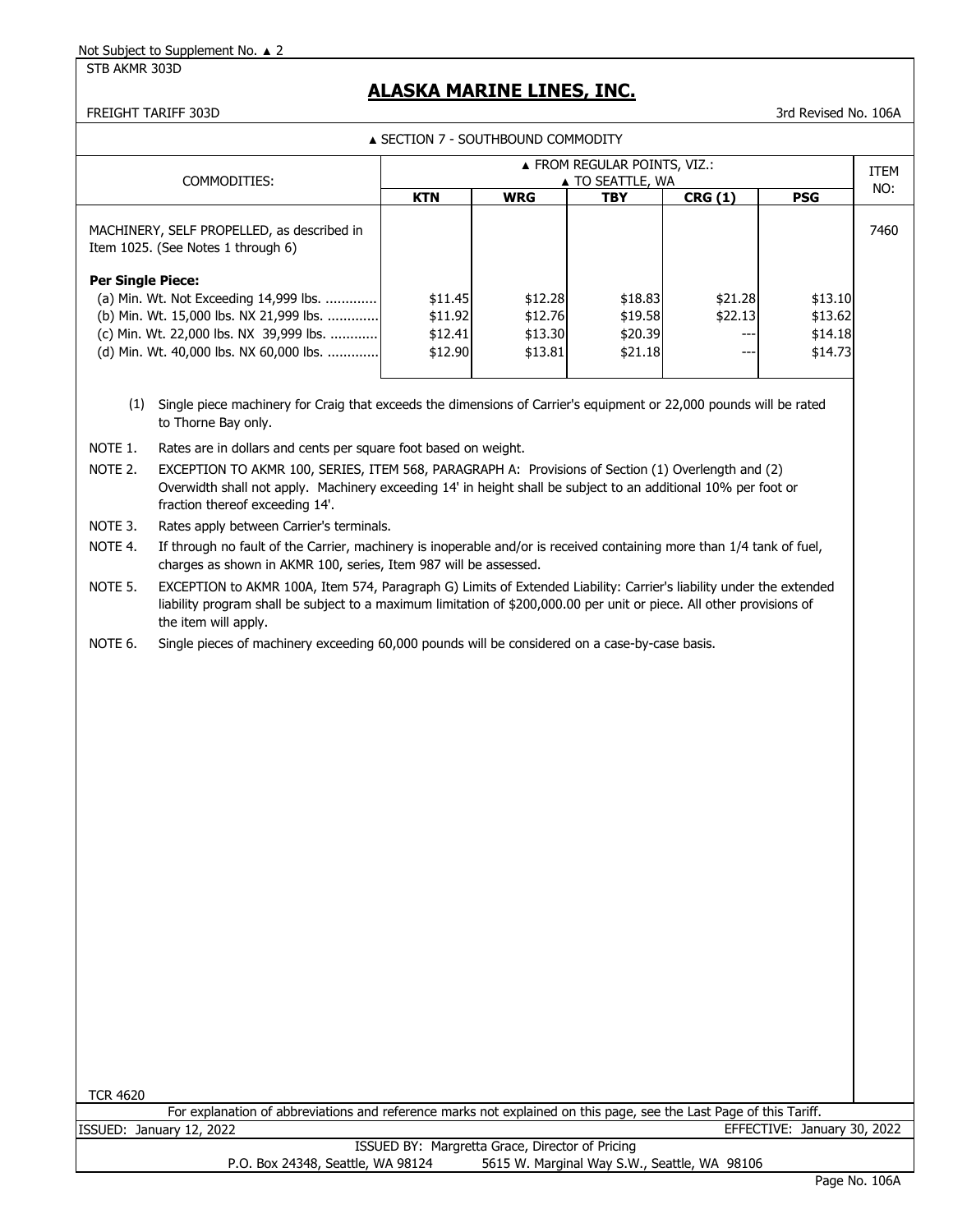Not Subject to Supplement No. ▲ 2

STB AKMR 303D

# ALASKA MARINE LINES, INC.

FREIGHT TARIFF 303D

3rd Revised No. 106A

▲ SECTION 7 - SOUTHBOUND COMMODITY

| COMMODITIES: | ▲ FROM REGULAR POINTS, VIZ.: ▲ TO SEATTLE, WA | | | | | ITEM NO: |
|---|---|---|---|---|---|---|
| | KTN | WRG | TBY | CRG (1) | PSG | |
| MACHINERY, SELF PROPELLED, as described in Item 1025. (See Notes 1 through 6) | | | | | | 7460 |
| **Per Single Piece:** | | | | | | |
| (a) Min. Wt. Not Exceeding 14,999 lbs. ............ | $11.45 | $12.28 | $18.83 | $21.28 | $13.10 | |
| (b) Min. Wt. 15,000 lbs. NX 21,999 lbs. ............ | $11.92 | $12.76 | $19.58 | $22.13 | $13.62 | |
| (c) Min. Wt. 22,000 lbs. NX 39,999 lbs. ............ | $12.41 | $13.30 | $20.39 | --- | $14.18 | |
| (d) Min. Wt. 40,000 lbs. NX 60,000 lbs. ............ | $12.90 | $13.81 | $21.18 | --- | $14.73 | |

(1) Single piece machinery for Craig that exceeds the dimensions of Carrier's equipment or 22,000 pounds will be rated to Thorne Bay only.

NOTE 1. Rates are in dollars and cents per square foot based on weight.

NOTE 2. EXCEPTION TO AKMR 100, SERIES, ITEM 568, PARAGRAPH A: Provisions of Section (1) Overlength and (2) Overwidth shall not apply. Machinery exceeding 14' in height shall be subject to an additional 10% per foot or fraction thereof exceeding 14'.

NOTE 3. Rates apply between Carrier's terminals.

NOTE 4. If through no fault of the Carrier, machinery is inoperable and/or is received containing more than 1/4 tank of fuel, charges as shown in AKMR 100, series, Item 987 will be assessed.

NOTE 5. EXCEPTION to AKMR 100A, Item 574, Paragraph G) Limits of Extended Liability: Carrier's liability under the extended liability program shall be subject to a maximum limitation of $200,000.00 per unit or piece. All other provisions of the item will apply.

NOTE 6. Single pieces of machinery exceeding 60,000 pounds will be considered on a case-by-case basis.

TCR 4620

For explanation of abbreviations and reference marks not explained on this page, see the Last Page of this Tariff.

ISSUED: January 12, 2022 EFFECTIVE: January 30, 2022

ISSUED BY: Margretta Grace, Director of Pricing

P.O. Box 24348, Seattle, WA 98124 5615 W. Marginal Way S.W., Seattle, WA 98106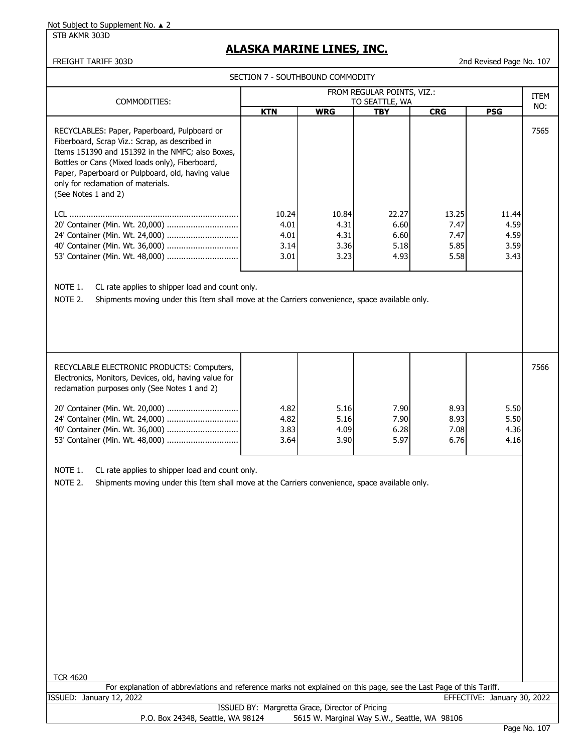Not Subject to Supplement No. ▲ 2

STB AKMR 303D

# ALASKA MARINE LINES, INC.

FREIGHT TARIFF 303D

2nd Revised Page No. 107

SECTION 7 - SOUTHBOUND COMMODITY

| COMMODITIES: | FROM REGULAR POINTS, VIZ.: TO SEATTLE, WA | | | | | ITEM NO: |
|---|---|---|---|---|---|---|
| | **KTN** | **WRG** | **TBY** | **CRG** | **PSG** | |
| RECYCLABLES: Paper, Paperboard, Pulpboard or Fiberboard, Scrap Viz.: Scrap, as described in Items 151390 and 151392 in the NMFC; also Boxes, Bottles or Cans (Mixed loads only), Fiberboard, Paper, Paperboard or Pulpboard, old, having value only for reclamation of materials. (See Notes 1 and 2) | | | | | | 7565 |
| LCL | 10.24 | 10.84 | 22.27 | 13.25 | 11.44 | |
| 20' Container (Min. Wt. 20,000) | 4.01 | 4.31 | 6.60 | 7.47 | 4.59 | |
| 24' Container (Min. Wt. 24,000) | 4.01 | 4.31 | 6.60 | 7.47 | 4.59 | |
| 40' Container (Min. Wt. 36,000) | 3.14 | 3.36 | 5.18 | 5.85 | 3.59 | |
| 53' Container (Min. Wt. 48,000) | 3.01 | 3.23 | 4.93 | 5.58 | 3.43 | |

NOTE 1. CL rate applies to shipper load and count only.

NOTE 2. Shipments moving under this Item shall move at the Carriers convenience, space available only.

| COMMODITIES: | KTN | WRG | TBY | CRG | PSG | ITEM NO: |
|---|---|---|---|---|---|---|
| RECYCLABLE ELECTRONIC PRODUCTS: Computers, Electronics, Monitors, Devices, old, having value for reclamation purposes only (See Notes 1 and 2) | | | | | | 7566 |
| 20' Container (Min. Wt. 20,000) | 4.82 | 5.16 | 7.90 | 8.93 | 5.50 | |
| 24' Container (Min. Wt. 24,000) | 4.82 | 5.16 | 7.90 | 8.93 | 5.50 | |
| 40' Container (Min. Wt. 36,000) | 3.83 | 4.09 | 6.28 | 7.08 | 4.36 | |
| 53' Container (Min. Wt. 48,000) | 3.64 | 3.90 | 5.97 | 6.76 | 4.16 | |

NOTE 1. CL rate applies to shipper load and count only.

NOTE 2. Shipments moving under this Item shall move at the Carriers convenience, space available only.

TCR 4620

For explanation of abbreviations and reference marks not explained on this page, see the Last Page of this Tariff.

ISSUED: January 12, 2022

EFFECTIVE: January 30, 2022

ISSUED BY: Margretta Grace, Director of Pricing

P.O. Box 24348, Seattle, WA 98124 5615 W. Marginal Way S.W., Seattle, WA 98106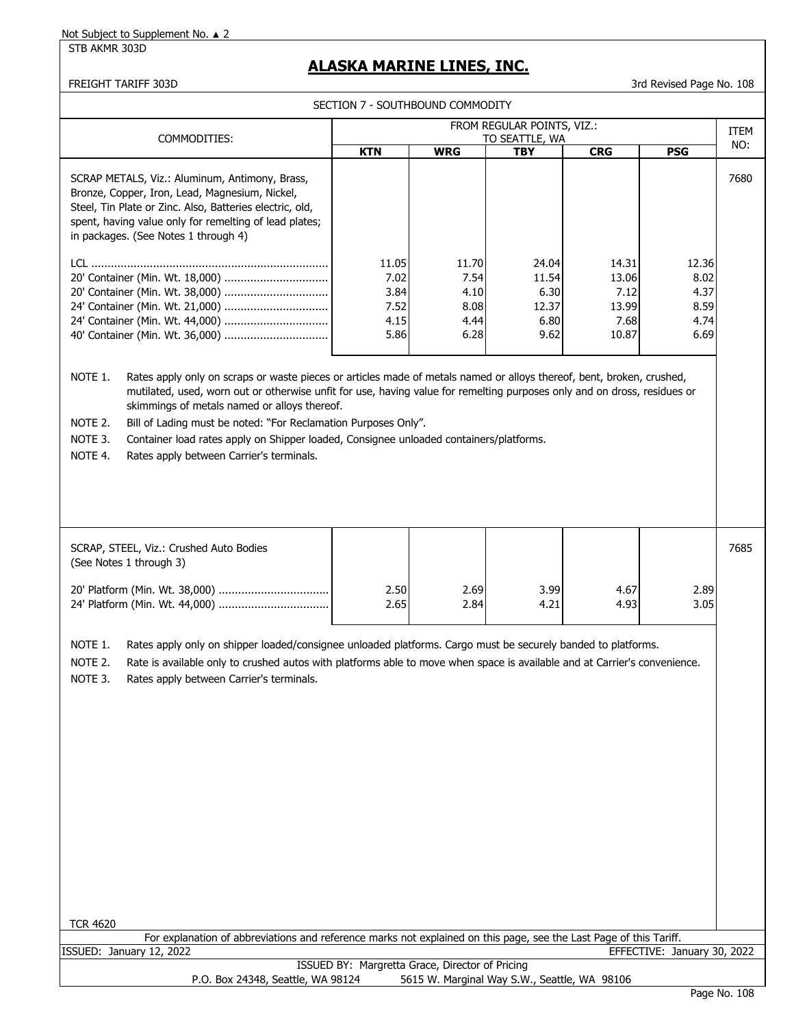Not Subject to Supplement No. ▲ 2

STB AKMR 303D

# ALASKA MARINE LINES, INC.

FREIGHT TARIFF 303D — 3rd Revised Page No. 108

## SECTION 7 - SOUTHBOUND COMMODITY

| COMMODITIES: | FROM REGULAR POINTS, VIZ.: TO SEATTLE, WA | | | | | ITEM NO: |
|---|---|---|---|---|---|---|
| | KTN | WRG | TBY | CRG | PSG | |
| SCRAP METALS, Viz.: Aluminum, Antimony, Brass, Bronze, Copper, Iron, Lead, Magnesium, Nickel, Steel, Tin Plate or Zinc. Also, Batteries electric, old, spent, having value only for remelting of lead plates; in packages. (See Notes 1 through 4) | | | | | | 7680 |
| LCL | 11.05 | 11.70 | 24.04 | 14.31 | 12.36 | |
| 20' Container (Min. Wt. 18,000) | 7.02 | 7.54 | 11.54 | 13.06 | 8.02 | |
| 20' Container (Min. Wt. 38,000) | 3.84 | 4.10 | 6.30 | 7.12 | 4.37 | |
| 24' Container (Min. Wt. 21,000) | 7.52 | 8.08 | 12.37 | 13.99 | 8.59 | |
| 24' Container (Min. Wt. 44,000) | 4.15 | 4.44 | 6.80 | 7.68 | 4.74 | |
| 40' Container (Min. Wt. 36,000) | 5.86 | 6.28 | 9.62 | 10.87 | 6.69 | |

NOTE 1. Rates apply only on scraps or waste pieces or articles made of metals named or alloys thereof, bent, broken, crushed, mutilated, used, worn out or otherwise unfit for use, having value for remelting purposes only and on dross, residues or skimmings of metals named or alloys thereof.

NOTE 2. Bill of Lading must be noted: "For Reclamation Purposes Only".

NOTE 3. Container load rates apply on Shipper loaded, Consignee unloaded containers/platforms.

NOTE 4. Rates apply between Carrier's terminals.

| COMMODITIES: | KTN | WRG | TBY | CRG | PSG | ITEM NO: |
|---|---|---|---|---|---|---|
| SCRAP, STEEL, Viz.: Crushed Auto Bodies (See Notes 1 through 3) | | | | | | 7685 |
| 20' Platform (Min. Wt. 38,000) | 2.50 | 2.69 | 3.99 | 4.67 | 2.89 | |
| 24' Platform (Min. Wt. 44,000) | 2.65 | 2.84 | 4.21 | 4.93 | 3.05 | |

NOTE 1. Rates apply only on shipper loaded/consignee unloaded platforms. Cargo must be securely banded to platforms.

NOTE 2. Rate is available only to crushed autos with platforms able to move when space is available and at Carrier's convenience.

NOTE 3. Rates apply between Carrier's terminals.

TCR 4620

For explanation of abbreviations and reference marks not explained on this page, see the Last Page of this Tariff.

ISSUED: January 12, 2022 — EFFECTIVE: January 30, 2022

ISSUED BY: Margretta Grace, Director of Pricing

P.O. Box 24348, Seattle, WA 98124 — 5615 W. Marginal Way S.W., Seattle, WA 98106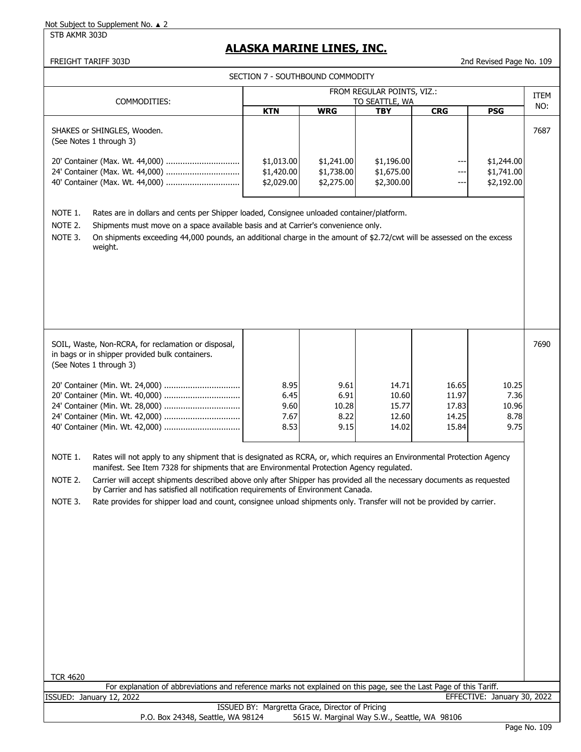Not Subject to Supplement No. ▲ 2

STB AKMR 303D

# ALASKA MARINE LINES, INC.

FREIGHT TARIFF 303D

2nd Revised Page No. 109

SECTION 7 - SOUTHBOUND COMMODITY

| COMMODITIES: | FROM REGULAR POINTS, VIZ.: TO SEATTLE, WA | | | | | ITEM NO: |
|---|---|---|---|---|---|---|
| | KTN | WRG | TBY | CRG | PSG | |
| SHAKES or SHINGLES, Wooden. (See Notes 1 through 3) | | | | | | 7687 |
| 20' Container (Max. Wt. 44,000) | $1,013.00 | $1,241.00 | $1,196.00 | --- | $1,244.00 | |
| 24' Container (Max. Wt. 44,000) | $1,420.00 | $1,738.00 | $1,675.00 | --- | $1,741.00 | |
| 40' Container (Max. Wt. 44,000) | $2,029.00 | $2,275.00 | $2,300.00 | --- | $2,192.00 | |

NOTE 1. Rates are in dollars and cents per Shipper loaded, Consignee unloaded container/platform.

NOTE 2. Shipments must move on a space available basis and at Carrier's convenience only.

NOTE 3. On shipments exceeding 44,000 pounds, an additional charge in the amount of $2.72/cwt will be assessed on the excess weight.

| COMMODITIES: | KTN | WRG | TBY | CRG | PSG | ITEM NO: |
|---|---|---|---|---|---|---|
| SOIL, Waste, Non-RCRA, for reclamation or disposal, in bags or in shipper provided bulk containers. (See Notes 1 through 3) | | | | | | 7690 |
| 20' Container (Min. Wt. 24,000) | 8.95 | 9.61 | 14.71 | 16.65 | 10.25 | |
| 20' Container (Min. Wt. 40,000) | 6.45 | 6.91 | 10.60 | 11.97 | 7.36 | |
| 24' Container (Min. Wt. 28,000) | 9.60 | 10.28 | 15.77 | 17.83 | 10.96 | |
| 24' Container (Min. Wt. 42,000) | 7.67 | 8.22 | 12.60 | 14.25 | 8.78 | |
| 40' Container (Min. Wt. 42,000) | 8.53 | 9.15 | 14.02 | 15.84 | 9.75 | |

NOTE 1. Rates will not apply to any shipment that is designated as RCRA, or, which requires an Environmental Protection Agency manifest. See Item 7328 for shipments that are Environmental Protection Agency regulated.

NOTE 2. Carrier will accept shipments described above only after Shipper has provided all the necessary documents as requested by Carrier and has satisfied all notification requirements of Environment Canada.

NOTE 3. Rate provides for shipper load and count, consignee unload shipments only. Transfer will not be provided by carrier.

TCR 4620

For explanation of abbreviations and reference marks not explained on this page, see the Last Page of this Tariff.

ISSUED: January 12, 2022 EFFECTIVE: January 30, 2022

ISSUED BY: Margretta Grace, Director of Pricing

P.O. Box 24348, Seattle, WA 98124 5615 W. Marginal Way S.W., Seattle, WA 98106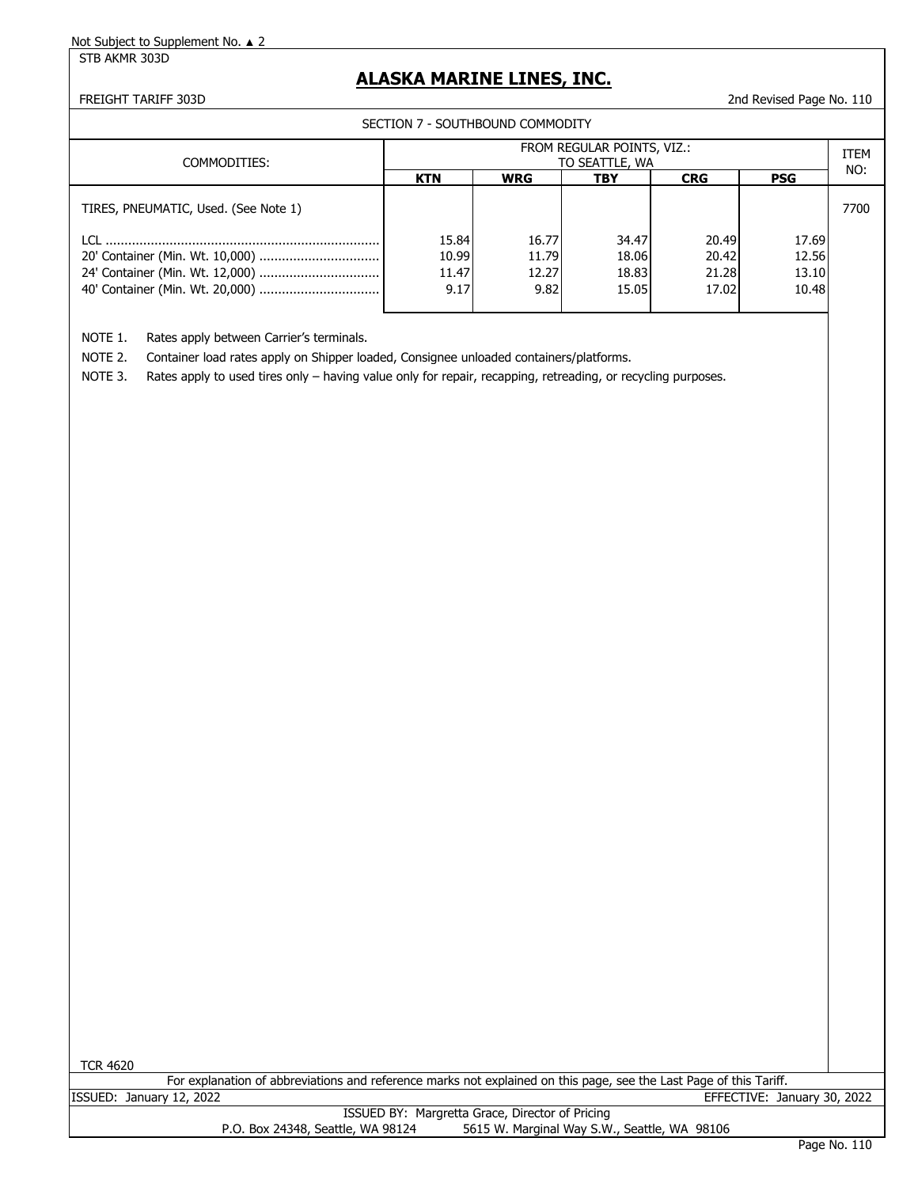Not Subject to Supplement No. ▲ 2

STB AKMR 303D

# ALASKA MARINE LINES, INC.

FREIGHT TARIFF 303D

2nd Revised Page No. 110

SECTION 7 - SOUTHBOUND COMMODITY

| COMMODITIES: | FROM REGULAR POINTS, VIZ.: TO SEATTLE, WA | | | | | ITEM NO: |
|---|---|---|---|---|---|---|
| | **KTN** | **WRG** | **TBY** | **CRG** | **PSG** | |
| TIRES, PNEUMATIC, Used. (See Note 1) | | | | | | 7700 |
| LCL ........................................................................ | 15.84 | 16.77 | 34.47 | 20.49 | 17.69 | |
| 20' Container (Min. Wt. 10,000) ................................ | 10.99 | 11.79 | 18.06 | 20.42 | 12.56 | |
| 24' Container (Min. Wt. 12,000) ................................ | 11.47 | 12.27 | 18.83 | 21.28 | 13.10 | |
| 40' Container (Min. Wt. 20,000) ................................ | 9.17 | 9.82 | 15.05 | 17.02 | 10.48 | |

NOTE 1. Rates apply between Carrier's terminals.

NOTE 2. Container load rates apply on Shipper loaded, Consignee unloaded containers/platforms.

NOTE 3. Rates apply to used tires only – having value only for repair, recapping, retreading, or recycling purposes.

TCR 4620

For explanation of abbreviations and reference marks not explained on this page, see the Last Page of this Tariff.

ISSUED: January 12, 2022

EFFECTIVE: January 30, 2022

ISSUED BY: Margretta Grace, Director of Pricing

P.O. Box 24348, Seattle, WA 98124 5615 W. Marginal Way S.W., Seattle, WA 98106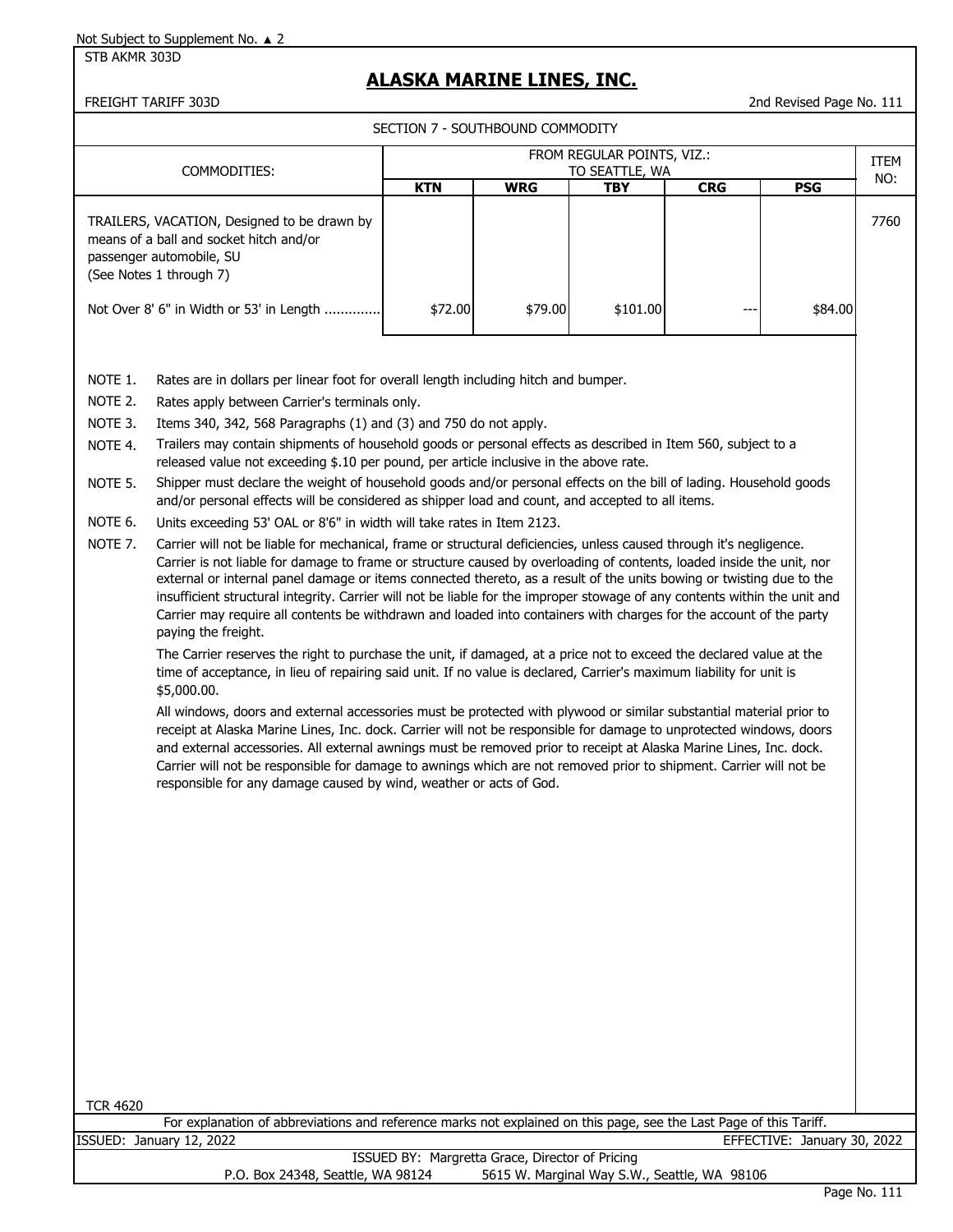Not Subject to Supplement No. ▲ 2

STB AKMR 303D

# ALASKA MARINE LINES, INC.

FREIGHT TARIFF 303D — 2nd Revised Page No. 111

## SECTION 7 - SOUTHBOUND COMMODITY

| COMMODITIES: | FROM REGULAR POINTS, VIZ.: TO SEATTLE, WA | | | | | ITEM NO: |
|---|---|---|---|---|---|---|
| | **KTN** | **WRG** | **TBY** | **CRG** | **PSG** | |
| TRAILERS, VACATION, Designed to be drawn by means of a ball and socket hitch and/or passenger automobile, SU (See Notes 1 through 7) | | | | | | 7760 |
| Not Over 8' 6" in Width or 53' in Length ............. | $72.00 | $79.00 | $101.00 | --- | $84.00 | |

NOTE 1. Rates are in dollars per linear foot for overall length including hitch and bumper.

NOTE 2. Rates apply between Carrier's terminals only.

NOTE 3. Items 340, 342, 568 Paragraphs (1) and (3) and 750 do not apply.

NOTE 4. Trailers may contain shipments of household goods or personal effects as described in Item 560, subject to a released value not exceeding $.10 per pound, per article inclusive in the above rate.

NOTE 5. Shipper must declare the weight of household goods and/or personal effects on the bill of lading. Household goods and/or personal effects will be considered as shipper load and count, and accepted to all items.

NOTE 6. Units exceeding 53' OAL or 8'6" in width will take rates in Item 2123.

NOTE 7. Carrier will not be liable for mechanical, frame or structural deficiencies, unless caused through it's negligence. Carrier is not liable for damage to frame or structure caused by overloading of contents, loaded inside the unit, nor external or internal panel damage or items connected thereto, as a result of the units bowing or twisting due to the insufficient structural integrity. Carrier will not be liable for the improper stowage of any contents within the unit and Carrier may require all contents be withdrawn and loaded into containers with charges for the account of the party paying the freight.

The Carrier reserves the right to purchase the unit, if damaged, at a price not to exceed the declared value at the time of acceptance, in lieu of repairing said unit. If no value is declared, Carrier's maximum liability for unit is $5,000.00.

All windows, doors and external accessories must be protected with plywood or similar substantial material prior to receipt at Alaska Marine Lines, Inc. dock. Carrier will not be responsible for damage to unprotected windows, doors and external accessories. All external awnings must be removed prior to receipt at Alaska Marine Lines, Inc. dock. Carrier will not be responsible for damage to awnings which are not removed prior to shipment. Carrier will not be responsible for any damage caused by wind, weather or acts of God.

TCR 4620

For explanation of abbreviations and reference marks not explained on this page, see the Last Page of this Tariff.

ISSUED: January 12, 2022 — EFFECTIVE: January 30, 2022

ISSUED BY: Margretta Grace, Director of Pricing

P.O. Box 24348, Seattle, WA 98124 — 5615 W. Marginal Way S.W., Seattle, WA 98106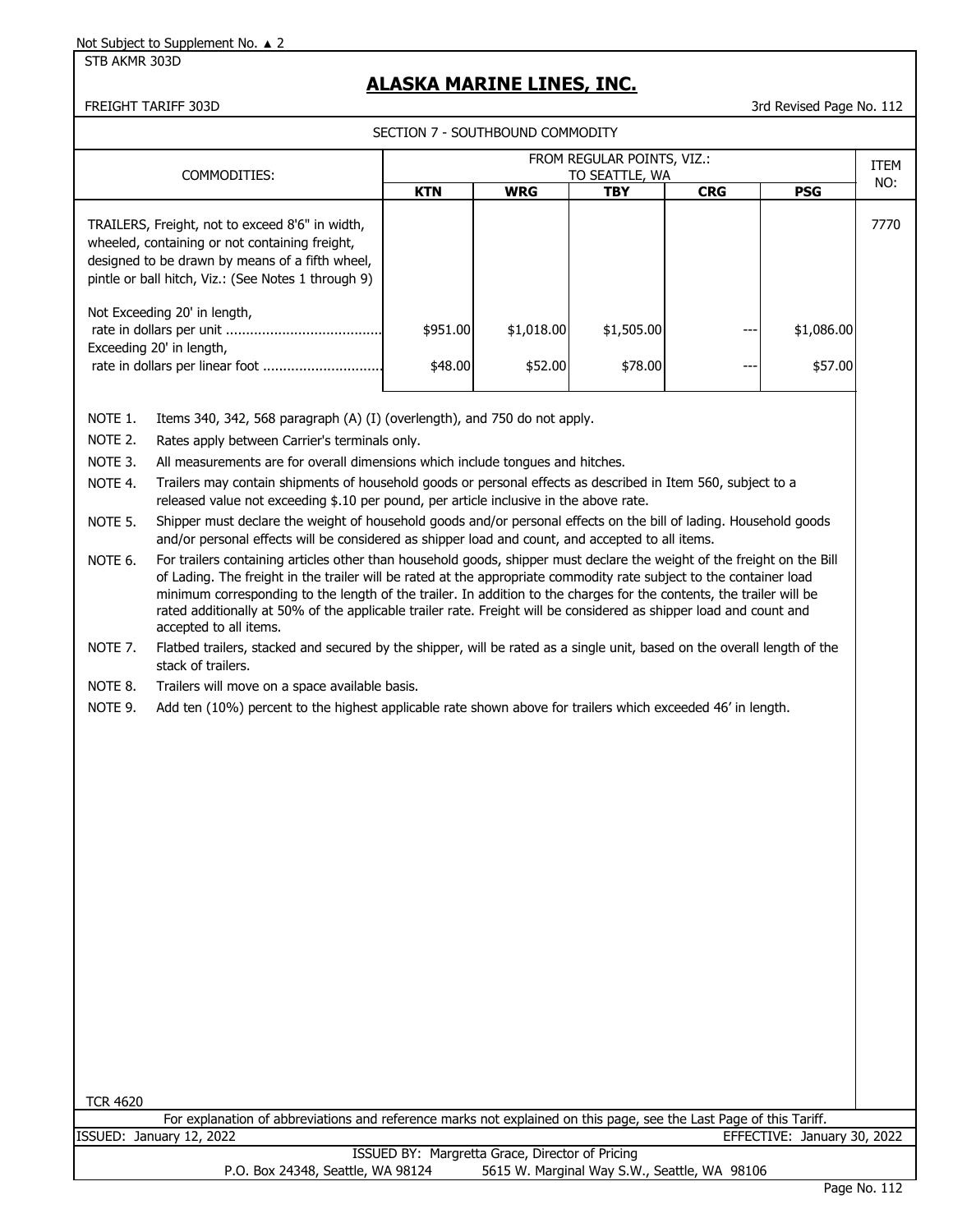Not Subject to Supplement No. ▲ 2

STB AKMR 303D

# ALASKA MARINE LINES, INC.

FREIGHT TARIFF 303D — 3rd Revised Page No. 112

## SECTION 7 - SOUTHBOUND COMMODITY

| COMMODITIES: | FROM REGULAR POINTS, VIZ.: TO SEATTLE, WA | | | | | ITEM NO: |
|---|---|---|---|---|---|---|
| | KTN | WRG | TBY | CRG | PSG | |
| TRAILERS, Freight, not to exceed 8'6" in width, wheeled, containing or not containing freight, designed to be drawn by means of a fifth wheel, pintle or ball hitch, Viz.: (See Notes 1 through 9) | | | | | | 7770 |
| Not Exceeding 20' in length, rate in dollars per unit | $951.00 | $1,018.00 | $1,505.00 | --- | $1,086.00 | |
| Exceeding 20' in length, rate in dollars per linear foot | $48.00 | $52.00 | $78.00 | --- | $57.00 | |

NOTE 1. Items 340, 342, 568 paragraph (A) (I) (overlength), and 750 do not apply.

NOTE 2. Rates apply between Carrier's terminals only.

NOTE 3. All measurements are for overall dimensions which include tongues and hitches.

NOTE 4. Trailers may contain shipments of household goods or personal effects as described in Item 560, subject to a released value not exceeding $.10 per pound, per article inclusive in the above rate.

NOTE 5. Shipper must declare the weight of household goods and/or personal effects on the bill of lading. Household goods and/or personal effects will be considered as shipper load and count, and accepted to all items.

NOTE 6. For trailers containing articles other than household goods, shipper must declare the weight of the freight on the Bill of Lading. The freight in the trailer will be rated at the appropriate commodity rate subject to the container load minimum corresponding to the length of the trailer. In addition to the charges for the contents, the trailer will be rated additionally at 50% of the applicable trailer rate. Freight will be considered as shipper load and count and accepted to all items.

NOTE 7. Flatbed trailers, stacked and secured by the shipper, will be rated as a single unit, based on the overall length of the stack of trailers.

NOTE 8. Trailers will move on a space available basis.

NOTE 9. Add ten (10%) percent to the highest applicable rate shown above for trailers which exceeded 46' in length.

TCR 4620

For explanation of abbreviations and reference marks not explained on this page, see the Last Page of this Tariff.

ISSUED: January 12, 2022 — EFFECTIVE: January 30, 2022

ISSUED BY: Margretta Grace, Director of Pricing

P.O. Box 24348, Seattle, WA 98124 — 5615 W. Marginal Way S.W., Seattle, WA 98106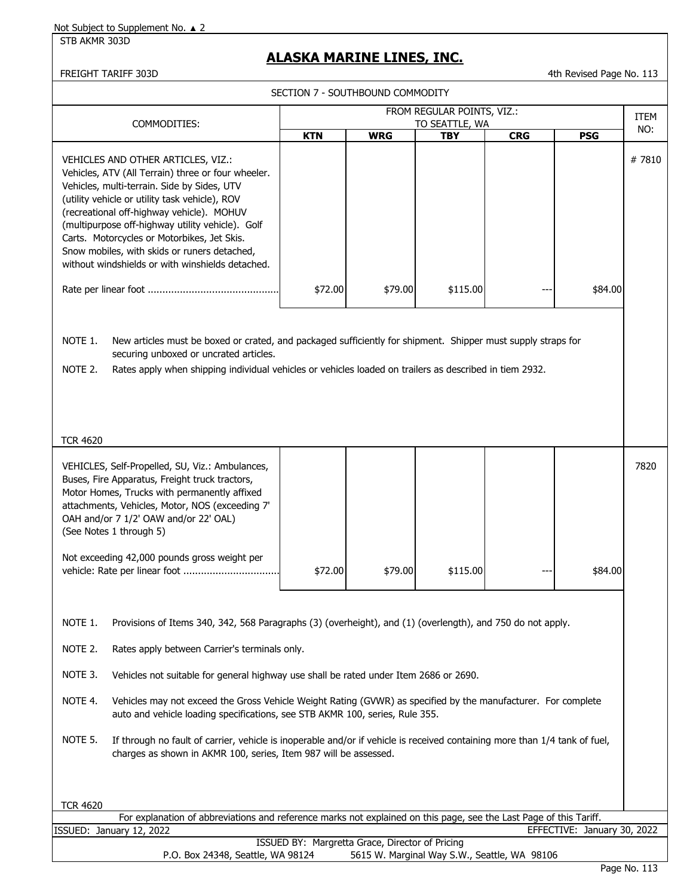Not Subject to Supplement No. ▲ 2

STB AKMR 303D

# ALASKA MARINE LINES, INC.

FREIGHT TARIFF 303D

4th Revised Page No. 113

SECTION 7 - SOUTHBOUND COMMODITY

| COMMODITIES: | FROM REGULAR POINTS, VIZ.: TO SEATTLE, WA | | | | | ITEM NO: |
|---|---|---|---|---|---|---|
| | **KTN** | **WRG** | **TBY** | **CRG** | **PSG** | |
| VEHICLES AND OTHER ARTICLES, VIZ.: Vehicles, ATV (All Terrain) three or four wheeler. Vehicles, multi-terrain. Side by Sides, UTV (utility vehicle or utility task vehicle), ROV (recreational off-highway vehicle). MOHUV (multipurpose off-highway utility vehicle). Golf Carts. Motorcycles or Motorbikes, Jet Skis. Snow mobiles, with skids or runers detached, without windshields or with winshields detached. | | | | | | # 7810 |
| Rate per linear foot | $72.00 | $79.00 | $115.00 | --- | $84.00 | |

NOTE 1. New articles must be boxed or crated, and packaged sufficiently for shipment. Shipper must supply straps for securing unboxed or uncrated articles.

NOTE 2. Rates apply when shipping individual vehicles or vehicles loaded on trailers as described in tiem 2932.

TCR 4620

| COMMODITIES: | KTN | WRG | TBY | CRG | PSG | ITEM NO: |
|---|---|---|---|---|---|---|
| VEHICLES, Self-Propelled, SU, Viz.: Ambulances, Buses, Fire Apparatus, Freight truck tractors, Motor Homes, Trucks with permanently affixed attachments, Vehicles, Motor, NOS (exceeding 7' OAH and/or 7 1/2' OAW and/or 22' OAL) (See Notes 1 through 5) | | | | | | 7820 |
| Not exceeding 42,000 pounds gross weight per vehicle: Rate per linear foot | $72.00 | $79.00 | $115.00 | --- | $84.00 | |

NOTE 1. Provisions of Items 340, 342, 568 Paragraphs (3) (overheight), and (1) (overlength), and 750 do not apply.

NOTE 2. Rates apply between Carrier's terminals only.

NOTE 3. Vehicles not suitable for general highway use shall be rated under Item 2686 or 2690.

NOTE 4. Vehicles may not exceed the Gross Vehicle Weight Rating (GVWR) as specified by the manufacturer. For complete auto and vehicle loading specifications, see STB AKMR 100, series, Rule 355.

NOTE 5. If through no fault of carrier, vehicle is inoperable and/or if vehicle is received containing more than 1/4 tank of fuel, charges as shown in AKMR 100, series, Item 987 will be assessed.

TCR 4620

For explanation of abbreviations and reference marks not explained on this page, see the Last Page of this Tariff.

ISSUED: January 12, 2022 — EFFECTIVE: January 30, 2022

ISSUED BY: Margretta Grace, Director of Pricing

P.O. Box 24348, Seattle, WA 98124 — 5615 W. Marginal Way S.W., Seattle, WA 98106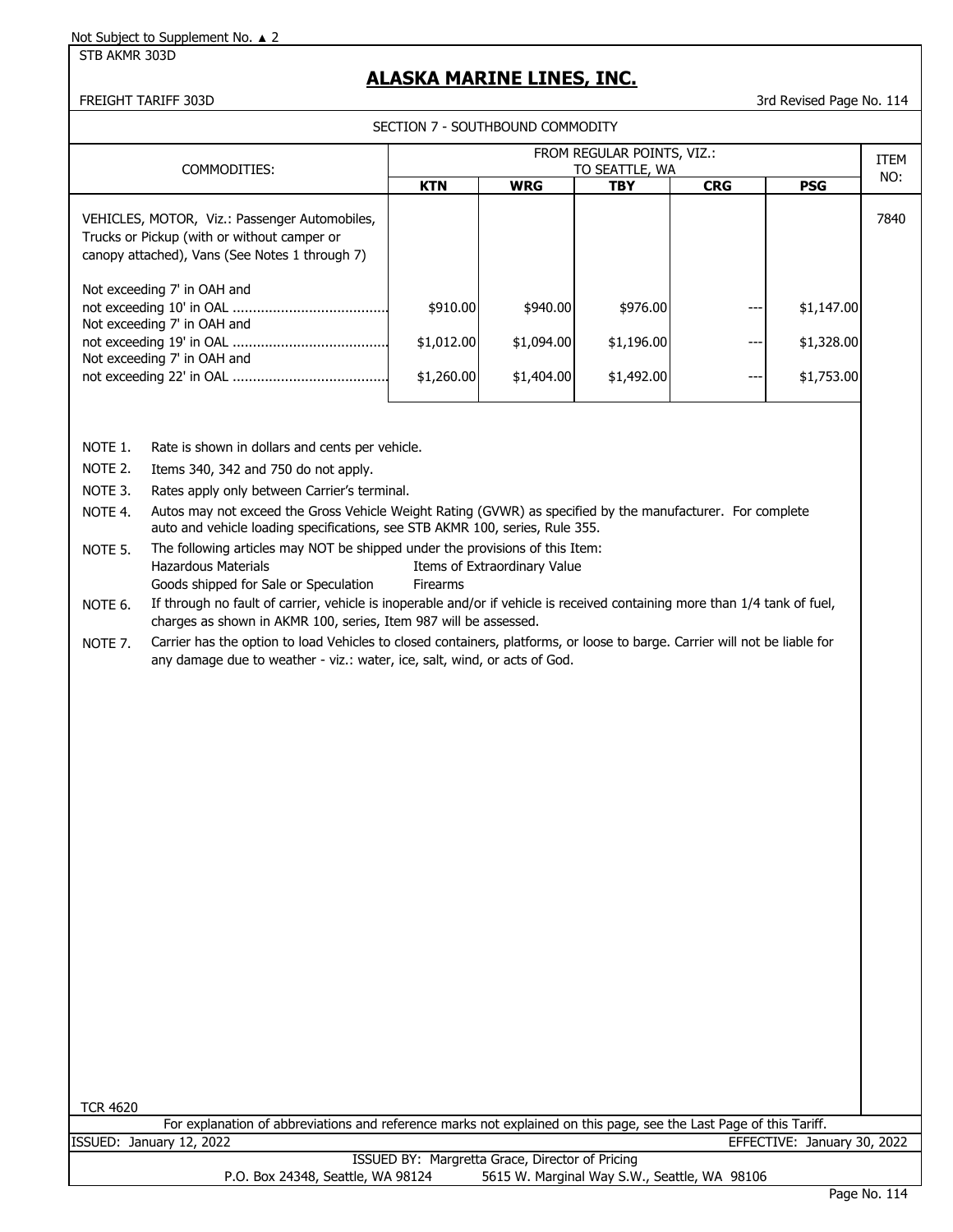Not Subject to Supplement No. ▲ 2

STB AKMR 303D

# ALASKA MARINE LINES, INC.

FREIGHT TARIFF 303D

3rd Revised Page No. 114

## SECTION 7 - SOUTHBOUND COMMODITY

| COMMODITIES: | FROM REGULAR POINTS, VIZ.: TO SEATTLE, WA | | | | | ITEM NO: |
|---|---|---|---|---|---|---|
| | **KTN** | **WRG** | **TBY** | **CRG** | **PSG** | |
| VEHICLES, MOTOR, Viz.: Passenger Automobiles, Trucks or Pickup (with or without camper or canopy attached), Vans (See Notes 1 through 7) | | | | | | 7840 |
| Not exceeding 7' in OAH and not exceeding 10' in OAL ....................................... | $910.00 | $940.00 | $976.00 | --- | $1,147.00 | |
| Not exceeding 7' in OAH and not exceeding 19' in OAL ....................................... | $1,012.00 | $1,094.00 | $1,196.00 | --- | $1,328.00 | |
| Not exceeding 7' in OAH and not exceeding 22' in OAL ....................................... | $1,260.00 | $1,404.00 | $1,492.00 | --- | $1,753.00 | |

NOTE 1. Rate is shown in dollars and cents per vehicle.

NOTE 2. Items 340, 342 and 750 do not apply.

NOTE 3. Rates apply only between Carrier's terminal.

NOTE 4. Autos may not exceed the Gross Vehicle Weight Rating (GVWR) as specified by the manufacturer. For complete auto and vehicle loading specifications, see STB AKMR 100, series, Rule 355.

NOTE 5. The following articles may NOT be shipped under the provisions of this Item:
- Hazardous Materials
- Items of Extraordinary Value
- Goods shipped for Sale or Speculation
- Firearms

NOTE 6. If through no fault of carrier, vehicle is inoperable and/or if vehicle is received containing more than 1/4 tank of fuel, charges as shown in AKMR 100, series, Item 987 will be assessed.

NOTE 7. Carrier has the option to load Vehicles to closed containers, platforms, or loose to barge. Carrier will not be liable for any damage due to weather - viz.: water, ice, salt, wind, or acts of God.

TCR 4620

For explanation of abbreviations and reference marks not explained on this page, see the Last Page of this Tariff.

ISSUED: January 12, 2022 EFFECTIVE: January 30, 2022

ISSUED BY: Margretta Grace, Director of Pricing

P.O. Box 24348, Seattle, WA 98124 5615 W. Marginal Way S.W., Seattle, WA 98106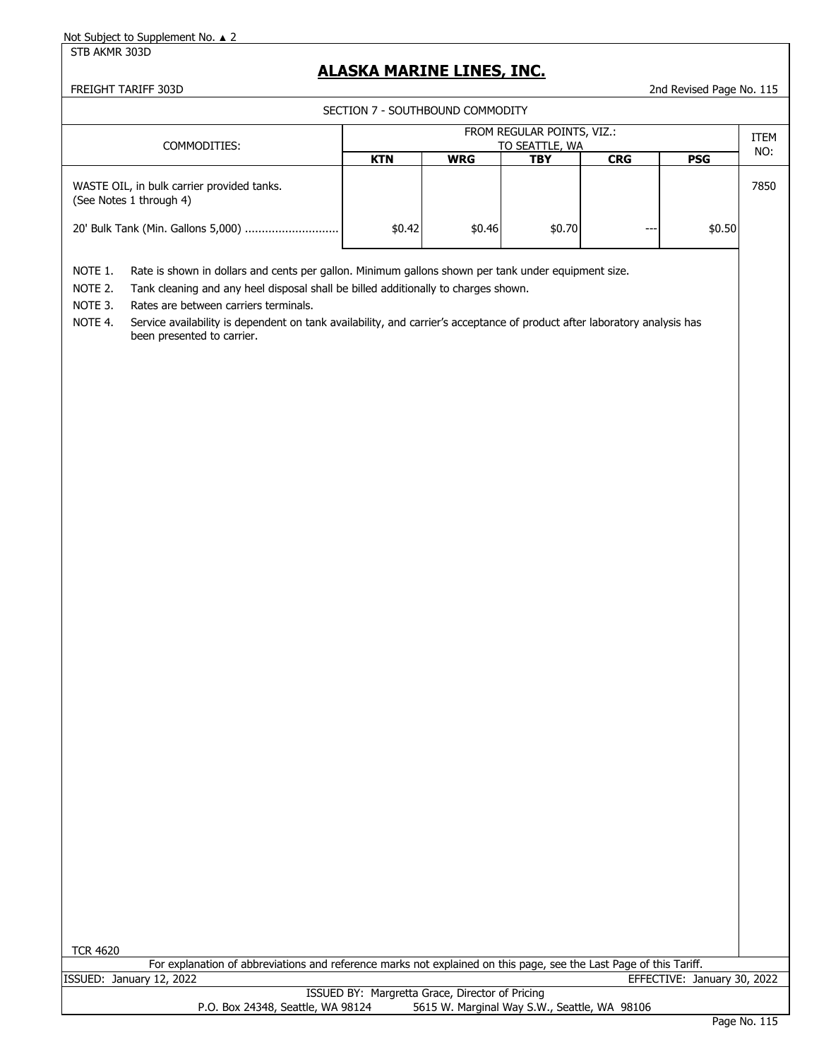Not Subject to Supplement No. ▲ 2

STB AKMR 303D

# ALASKA MARINE LINES, INC.

FREIGHT TARIFF 303D

2nd Revised Page No. 115

SECTION 7 - SOUTHBOUND COMMODITY

| COMMODITIES: | FROM REGULAR POINTS, VIZ.: TO SEATTLE, WA | | | | | ITEM NO: |
|---|---|---|---|---|---|---|
| | **KTN** | **WRG** | **TBY** | **CRG** | **PSG** | |
| WASTE OIL, in bulk carrier provided tanks. (See Notes 1 through 4) | | | | | | 7850 |
| 20' Bulk Tank (Min. Gallons 5,000) ............................ | $0.42 | $0.46 | $0.70 | --- | $0.50 | |

NOTE 1. Rate is shown in dollars and cents per gallon. Minimum gallons shown per tank under equipment size.

NOTE 2. Tank cleaning and any heel disposal shall be billed additionally to charges shown.

NOTE 3. Rates are between carriers terminals.

NOTE 4. Service availability is dependent on tank availability, and carrier's acceptance of product after laboratory analysis has been presented to carrier.

TCR 4620

For explanation of abbreviations and reference marks not explained on this page, see the Last Page of this Tariff.

ISSUED: January 12, 2022

EFFECTIVE: January 30, 2022

ISSUED BY: Margretta Grace, Director of Pricing

P.O. Box 24348, Seattle, WA 98124 5615 W. Marginal Way S.W., Seattle, WA 98106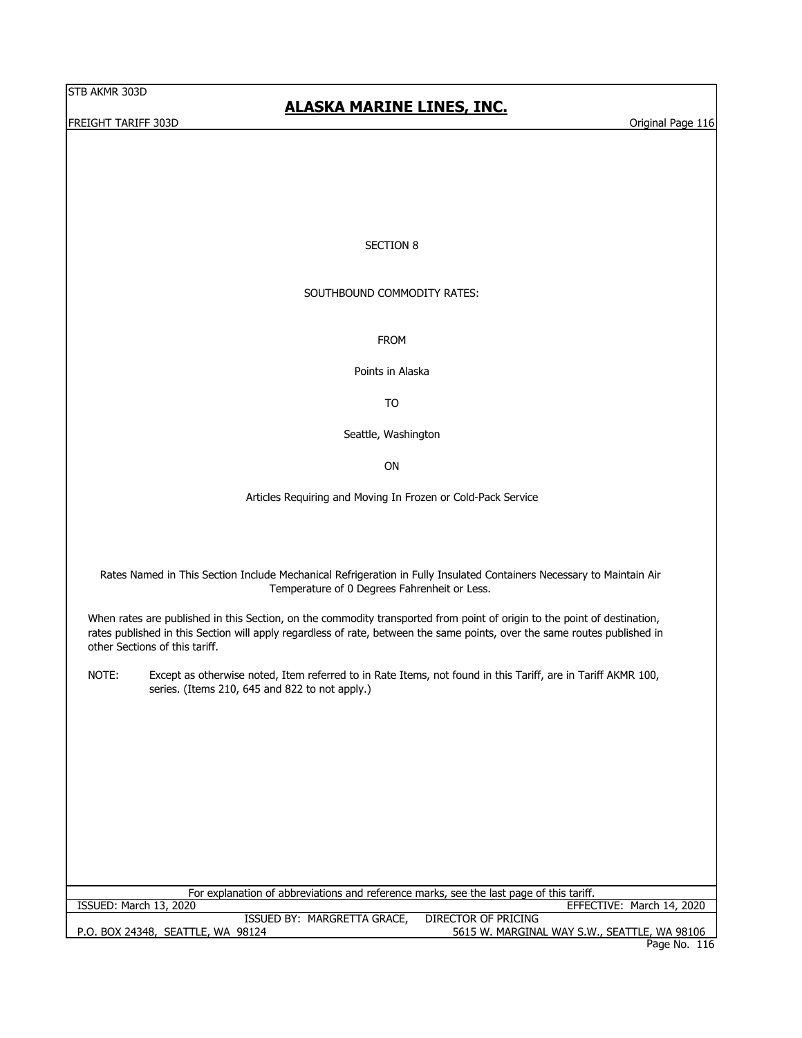# SECTION 8

SOUTHBOUND COMMODITY RATES:

FROM

Points in Alaska

TO

Seattle, Washington

ON

Articles Requiring and Moving In Frozen or Cold-Pack Service

Rates Named in This Section Include Mechanical Refrigeration in Fully Insulated Containers Necessary to Maintain Air Temperature of 0 Degrees Fahrenheit or Less.

When rates are published in this Section, on the commodity transported from point of origin to the point of destination, rates published in this Section will apply regardless of rate, between the same points, over the same routes published in other Sections of this tariff.

NOTE: Except as otherwise noted, Item referred to in Rate Items, not found in this Tariff, are in Tariff AKMR 100, series. (Items 210, 645 and 822 to not apply.)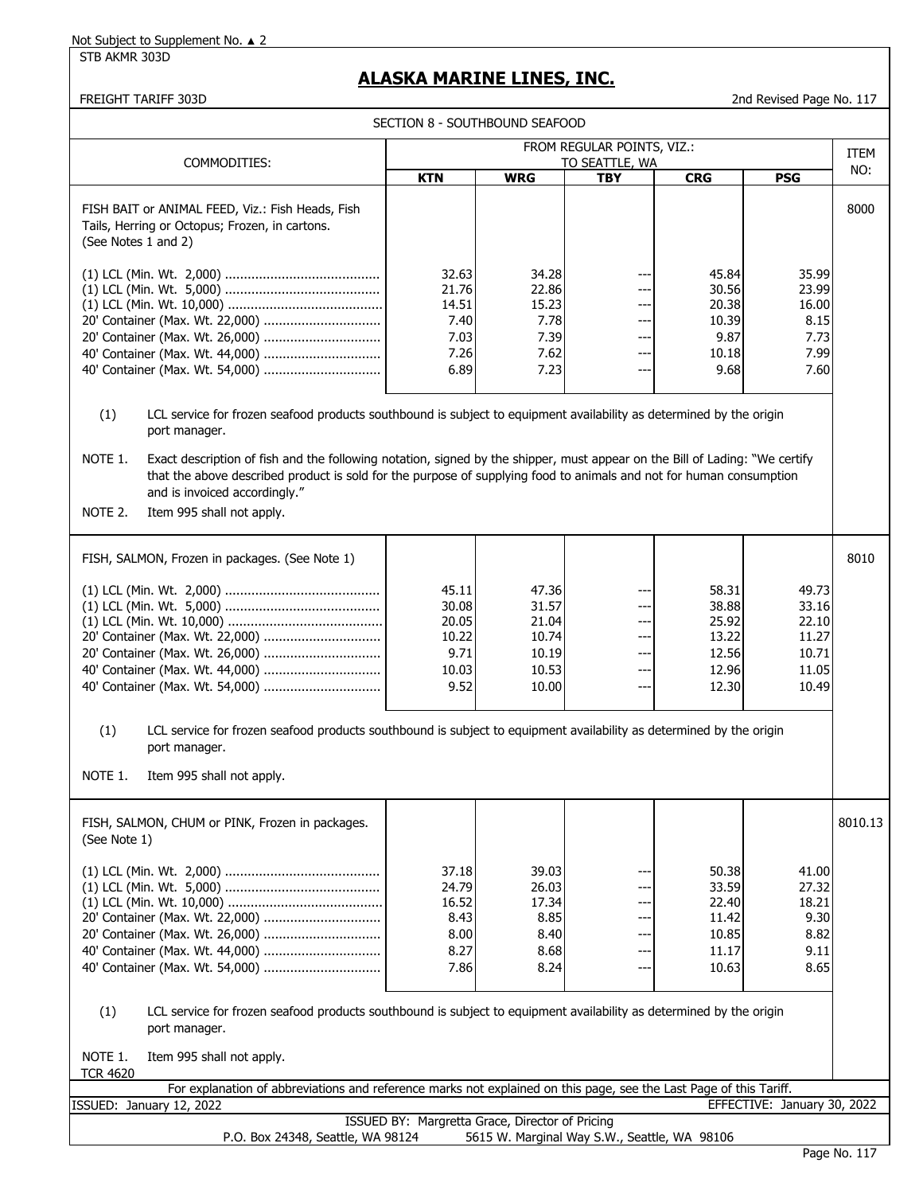Not Subject to Supplement No. ▲ 2

STB AKMR 303D

# ALASKA MARINE LINES, INC.

FREIGHT TARIFF 303D — 2nd Revised Page No. 117

## SECTION 8 - SOUTHBOUND SEAFOOD

| COMMODITIES: | FROM REGULAR POINTS, VIZ.: TO SEATTLE, WA | | | | | ITEM NO: |
|---|---|---|---|---|---|---|
| | **KTN** | **WRG** | **TBY** | **CRG** | **PSG** | |
| FISH BAIT or ANIMAL FEED, Viz.: Fish Heads, Fish Tails, Herring or Octopus; Frozen, in cartons. (See Notes 1 and 2) | | | | | | 8000 |
| (1) LCL (Min. Wt. 2,000) | 32.63 | 34.28 | --- | 45.84 | 35.99 | |
| (1) LCL (Min. Wt. 5,000) | 21.76 | 22.86 | --- | 30.56 | 23.99 | |
| (1) LCL (Min. Wt. 10,000) | 14.51 | 15.23 | --- | 20.38 | 16.00 | |
| 20' Container (Max. Wt. 22,000) | 7.40 | 7.78 | --- | 10.39 | 8.15 | |
| 20' Container (Max. Wt. 26,000) | 7.03 | 7.39 | --- | 9.87 | 7.73 | |
| 40' Container (Max. Wt. 44,000) | 7.26 | 7.62 | --- | 10.18 | 7.99 | |
| 40' Container (Max. Wt. 54,000) | 6.89 | 7.23 | --- | 9.68 | 7.60 | |

(1) LCL service for frozen seafood products southbound is subject to equipment availability as determined by the origin port manager.

NOTE 1. Exact description of fish and the following notation, signed by the shipper, must appear on the Bill of Lading: "We certify that the above described product is sold for the purpose of supplying food to animals and not for human consumption and is invoiced accordingly."

NOTE 2. Item 995 shall not apply.

| COMMODITIES: | KTN | WRG | TBY | CRG | PSG | ITEM NO: |
|---|---|---|---|---|---|---|
| FISH, SALMON, Frozen in packages. (See Note 1) | | | | | | 8010 |
| (1) LCL (Min. Wt. 2,000) | 45.11 | 47.36 | --- | 58.31 | 49.73 | |
| (1) LCL (Min. Wt. 5,000) | 30.08 | 31.57 | --- | 38.88 | 33.16 | |
| (1) LCL (Min. Wt. 10,000) | 20.05 | 21.04 | --- | 25.92 | 22.10 | |
| 20' Container (Max. Wt. 22,000) | 10.22 | 10.74 | --- | 13.22 | 11.27 | |
| 20' Container (Max. Wt. 26,000) | 9.71 | 10.19 | --- | 12.56 | 10.71 | |
| 40' Container (Max. Wt. 44,000) | 10.03 | 10.53 | --- | 12.96 | 11.05 | |
| 40' Container (Max. Wt. 54,000) | 9.52 | 10.00 | --- | 12.30 | 10.49 | |

(1) LCL service for frozen seafood products southbound is subject to equipment availability as determined by the origin port manager.

NOTE 1. Item 995 shall not apply.

| COMMODITIES: | KTN | WRG | TBY | CRG | PSG | ITEM NO: |
|---|---|---|---|---|---|---|
| FISH, SALMON, CHUM or PINK, Frozen in packages. (See Note 1) | | | | | | 8010.13 |
| (1) LCL (Min. Wt. 2,000) | 37.18 | 39.03 | --- | 50.38 | 41.00 | |
| (1) LCL (Min. Wt. 5,000) | 24.79 | 26.03 | --- | 33.59 | 27.32 | |
| (1) LCL (Min. Wt. 10,000) | 16.52 | 17.34 | --- | 22.40 | 18.21 | |
| 20' Container (Max. Wt. 22,000) | 8.43 | 8.85 | --- | 11.42 | 9.30 | |
| 20' Container (Max. Wt. 26,000) | 8.00 | 8.40 | --- | 10.85 | 8.82 | |
| 40' Container (Max. Wt. 44,000) | 8.27 | 8.68 | --- | 11.17 | 9.11 | |
| 40' Container (Max. Wt. 54,000) | 7.86 | 8.24 | --- | 10.63 | 8.65 | |

(1) LCL service for frozen seafood products southbound is subject to equipment availability as determined by the origin port manager.

NOTE 1. Item 995 shall not apply.

TCR 4620

For explanation of abbreviations and reference marks not explained on this page, see the Last Page of this Tariff.

ISSUED: January 12, 2022 — EFFECTIVE: January 30, 2022

ISSUED BY: Margretta Grace, Director of Pricing

P.O. Box 24348, Seattle, WA 98124 — 5615 W. Marginal Way S.W., Seattle, WA 98106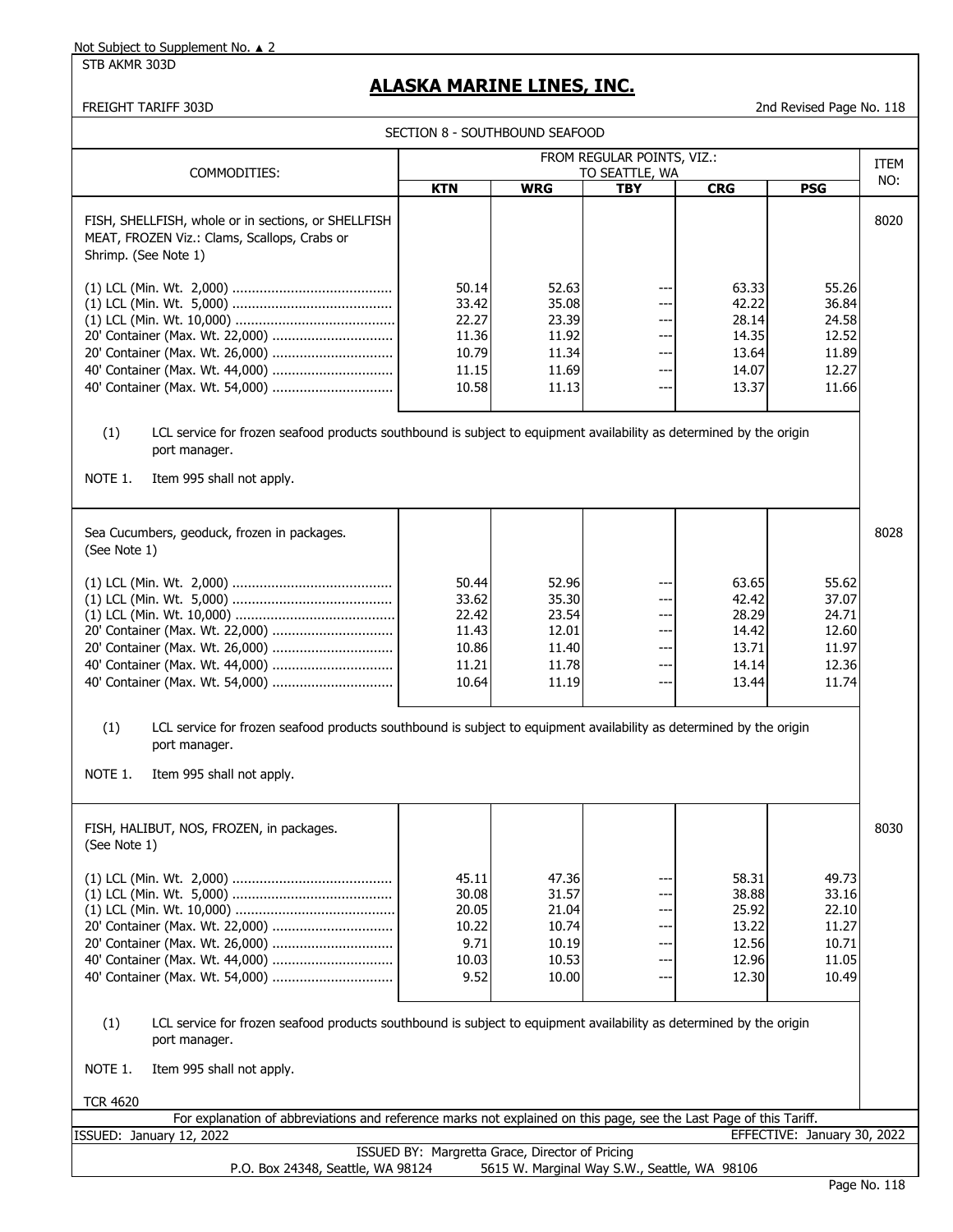Not Subject to Supplement No. ▲ 2

STB AKMR 303D

# ALASKA MARINE LINES, INC.

FREIGHT TARIFF 303D

2nd Revised Page No. 118

## SECTION 8 - SOUTHBOUND SEAFOOD

| COMMODITIES: | FROM REGULAR POINTS, VIZ.: TO SEATTLE, WA | | | | | ITEM NO: |
|---|---|---|---|---|---|---|
| | KTN | WRG | TBY | CRG | PSG | |
| FISH, SHELLFISH, whole or in sections, or SHELLFISH MEAT, FROZEN Viz.: Clams, Scallops, Crabs or Shrimp. (See Note 1) | | | | | | 8020 |
| (1) LCL (Min. Wt. 2,000) | 50.14 | 52.63 | --- | 63.33 | 55.26 | |
| (1) LCL (Min. Wt. 5,000) | 33.42 | 35.08 | --- | 42.22 | 36.84 | |
| (1) LCL (Min. Wt. 10,000) | 22.27 | 23.39 | --- | 28.14 | 24.58 | |
| 20' Container (Max. Wt. 22,000) | 11.36 | 11.92 | --- | 14.35 | 12.52 | |
| 20' Container (Max. Wt. 26,000) | 10.79 | 11.34 | --- | 13.64 | 11.89 | |
| 40' Container (Max. Wt. 44,000) | 11.15 | 11.69 | --- | 14.07 | 12.27 | |
| 40' Container (Max. Wt. 54,000) | 10.58 | 11.13 | --- | 13.37 | 11.66 | |

(1) LCL service for frozen seafood products southbound is subject to equipment availability as determined by the origin port manager.

NOTE 1. Item 995 shall not apply.

| COMMODITIES: | KTN | WRG | TBY | CRG | PSG | ITEM NO: |
|---|---|---|---|---|---|---|
| Sea Cucumbers, geoduck, frozen in packages. (See Note 1) | | | | | | 8028 |
| (1) LCL (Min. Wt. 2,000) | 50.44 | 52.96 | --- | 63.65 | 55.62 | |
| (1) LCL (Min. Wt. 5,000) | 33.62 | 35.30 | --- | 42.42 | 37.07 | |
| (1) LCL (Min. Wt. 10,000) | 22.42 | 23.54 | --- | 28.29 | 24.71 | |
| 20' Container (Max. Wt. 22,000) | 11.43 | 12.01 | --- | 14.42 | 12.60 | |
| 20' Container (Max. Wt. 26,000) | 10.86 | 11.40 | --- | 13.71 | 11.97 | |
| 40' Container (Max. Wt. 44,000) | 11.21 | 11.78 | --- | 14.14 | 12.36 | |
| 40' Container (Max. Wt. 54,000) | 10.64 | 11.19 | --- | 13.44 | 11.74 | |

(1) LCL service for frozen seafood products southbound is subject to equipment availability as determined by the origin port manager.

NOTE 1. Item 995 shall not apply.

| COMMODITIES: | KTN | WRG | TBY | CRG | PSG | ITEM NO: |
|---|---|---|---|---|---|---|
| FISH, HALIBUT, NOS, FROZEN, in packages. (See Note 1) | | | | | | 8030 |
| (1) LCL (Min. Wt. 2,000) | 45.11 | 47.36 | --- | 58.31 | 49.73 | |
| (1) LCL (Min. Wt. 5,000) | 30.08 | 31.57 | --- | 38.88 | 33.16 | |
| (1) LCL (Min. Wt. 10,000) | 20.05 | 21.04 | --- | 25.92 | 22.10 | |
| 20' Container (Max. Wt. 22,000) | 10.22 | 10.74 | --- | 13.22 | 11.27 | |
| 20' Container (Max. Wt. 26,000) | 9.71 | 10.19 | --- | 12.56 | 10.71 | |
| 40' Container (Max. Wt. 44,000) | 10.03 | 10.53 | --- | 12.96 | 11.05 | |
| 40' Container (Max. Wt. 54,000) | 9.52 | 10.00 | --- | 12.30 | 10.49 | |

(1) LCL service for frozen seafood products southbound is subject to equipment availability as determined by the origin port manager.

NOTE 1. Item 995 shall not apply.

TCR 4620

For explanation of abbreviations and reference marks not explained on this page, see the Last Page of this Tariff.

ISSUED: January 12, 2022

EFFECTIVE: January 30, 2022

ISSUED BY: Margretta Grace, Director of Pricing

P.O. Box 24348, Seattle, WA 98124 5615 W. Marginal Way S.W., Seattle, WA 98106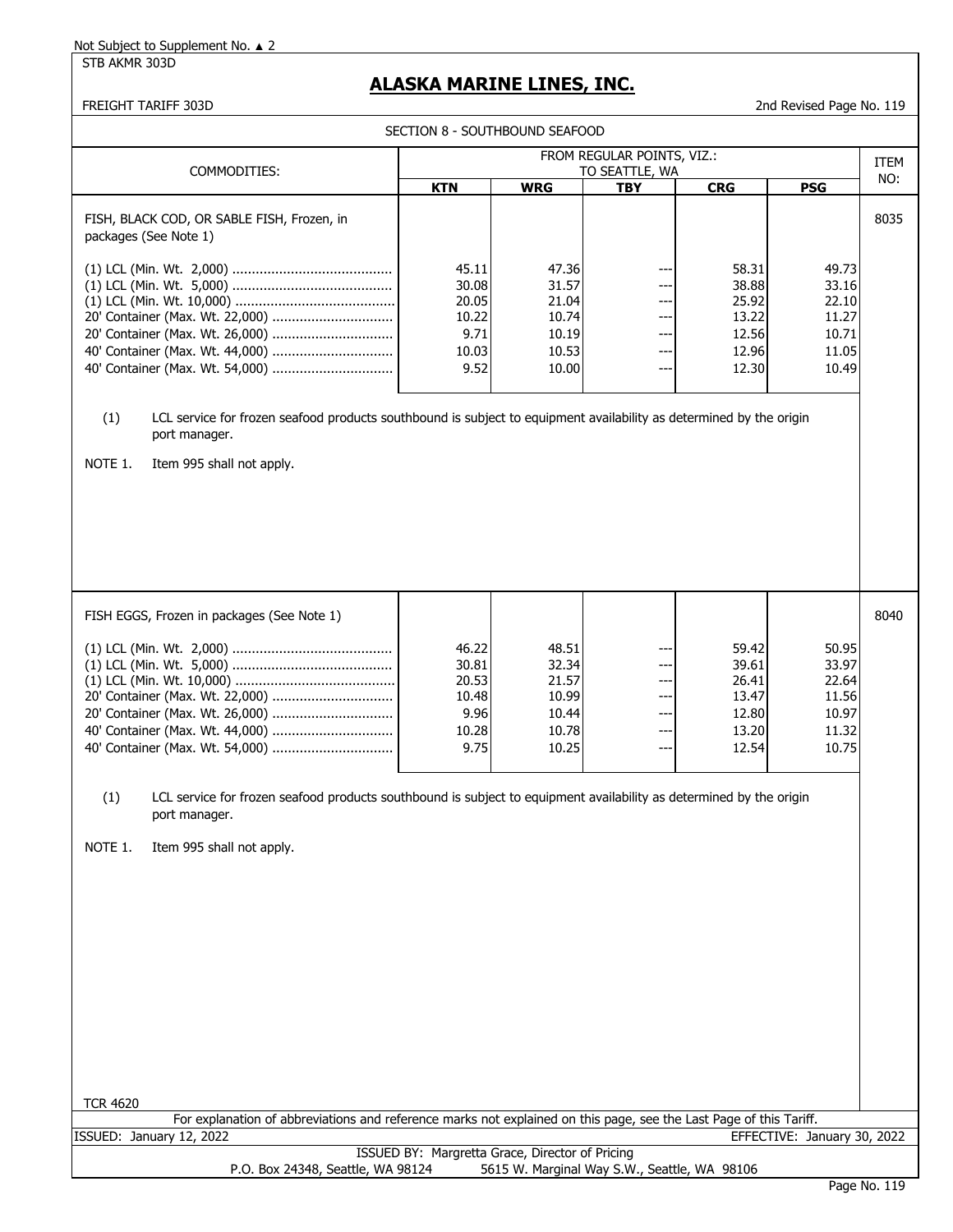Not Subject to Supplement No. ▲ 2

STB AKMR 303D

# ALASKA MARINE LINES, INC.

FREIGHT TARIFF 303D

2nd Revised Page No. 119

## SECTION 8 - SOUTHBOUND SEAFOOD

| COMMODITIES: | FROM REGULAR POINTS, VIZ.: TO SEATTLE, WA | | | | | ITEM NO: |
|---|---|---|---|---|---|---|
| | **KTN** | **WRG** | **TBY** | **CRG** | **PSG** | |
| FISH, BLACK COD, OR SABLE FISH, Frozen, in packages (See Note 1) | | | | | | 8035 |
| (1) LCL (Min. Wt. 2,000) | 45.11 | 47.36 | --- | 58.31 | 49.73 | |
| (1) LCL (Min. Wt. 5,000) | 30.08 | 31.57 | --- | 38.88 | 33.16 | |
| (1) LCL (Min. Wt. 10,000) | 20.05 | 21.04 | --- | 25.92 | 22.10 | |
| 20' Container (Max. Wt. 22,000) | 10.22 | 10.74 | --- | 13.22 | 11.27 | |
| 20' Container (Max. Wt. 26,000) | 9.71 | 10.19 | --- | 12.56 | 10.71 | |
| 40' Container (Max. Wt. 44,000) | 10.03 | 10.53 | --- | 12.96 | 11.05 | |
| 40' Container (Max. Wt. 54,000) | 9.52 | 10.00 | --- | 12.30 | 10.49 | |

(1) LCL service for frozen seafood products southbound is subject to equipment availability as determined by the origin port manager.

NOTE 1. Item 995 shall not apply.

| COMMODITIES: | KTN | WRG | TBY | CRG | PSG | ITEM NO: |
|---|---|---|---|---|---|---|
| FISH EGGS, Frozen in packages (See Note 1) | | | | | | 8040 |
| (1) LCL (Min. Wt. 2,000) | 46.22 | 48.51 | --- | 59.42 | 50.95 | |
| (1) LCL (Min. Wt. 5,000) | 30.81 | 32.34 | --- | 39.61 | 33.97 | |
| (1) LCL (Min. Wt. 10,000) | 20.53 | 21.57 | --- | 26.41 | 22.64 | |
| 20' Container (Max. Wt. 22,000) | 10.48 | 10.99 | --- | 13.47 | 11.56 | |
| 20' Container (Max. Wt. 26,000) | 9.96 | 10.44 | --- | 12.80 | 10.97 | |
| 40' Container (Max. Wt. 44,000) | 10.28 | 10.78 | --- | 13.20 | 11.32 | |
| 40' Container (Max. Wt. 54,000) | 9.75 | 10.25 | --- | 12.54 | 10.75 | |

(1) LCL service for frozen seafood products southbound is subject to equipment availability as determined by the origin port manager.

NOTE 1. Item 995 shall not apply.

TCR 4620

For explanation of abbreviations and reference marks not explained on this page, see the Last Page of this Tariff.

ISSUED: January 12, 2022

EFFECTIVE: January 30, 2022

ISSUED BY: Margretta Grace, Director of Pricing

P.O. Box 24348, Seattle, WA 98124 5615 W. Marginal Way S.W., Seattle, WA 98106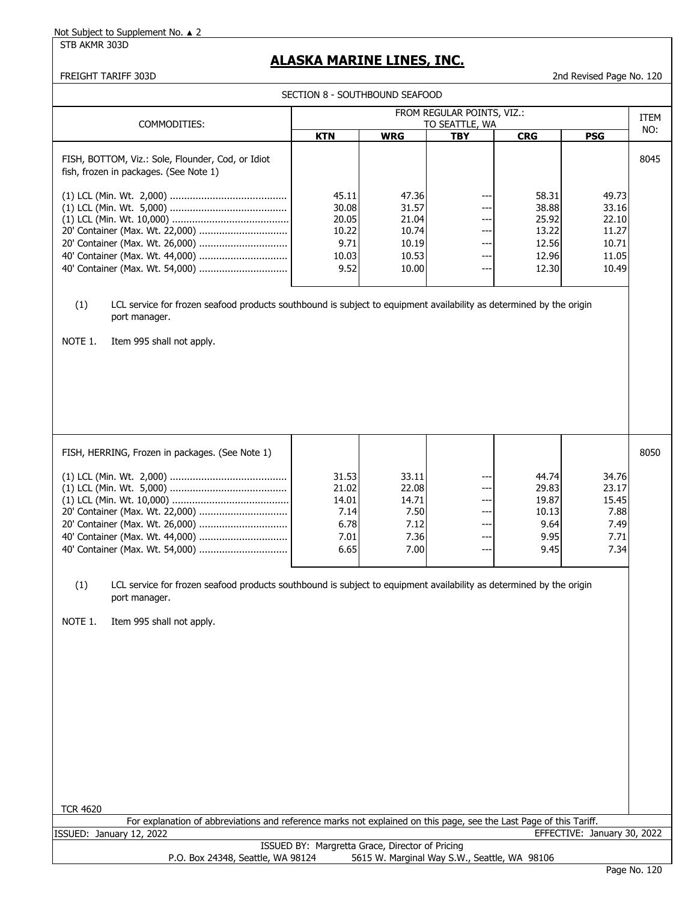Not Subject to Supplement No. ▲ 2

STB AKMR 303D

# ALASKA MARINE LINES, INC.

FREIGHT TARIFF 303D

2nd Revised Page No. 120

## SECTION 8 - SOUTHBOUND SEAFOOD

| COMMODITIES: | FROM REGULAR POINTS, VIZ.: TO SEATTLE, WA | | | | | ITEM NO: |
|---|---|---|---|---|---|---|
| | **KTN** | **WRG** | **TBY** | **CRG** | **PSG** | |
| FISH, BOTTOM, Viz.: Sole, Flounder, Cod, or Idiot fish, frozen in packages. (See Note 1) | | | | | | 8045 |
| (1) LCL (Min. Wt. 2,000) | 45.11 | 47.36 | --- | 58.31 | 49.73 | |
| (1) LCL (Min. Wt. 5,000) | 30.08 | 31.57 | --- | 38.88 | 33.16 | |
| (1) LCL (Min. Wt. 10,000) | 20.05 | 21.04 | --- | 25.92 | 22.10 | |
| 20' Container (Max. Wt. 22,000) | 10.22 | 10.74 | --- | 13.22 | 11.27 | |
| 20' Container (Max. Wt. 26,000) | 9.71 | 10.19 | --- | 12.56 | 10.71 | |
| 40' Container (Max. Wt. 44,000) | 10.03 | 10.53 | --- | 12.96 | 11.05 | |
| 40' Container (Max. Wt. 54,000) | 9.52 | 10.00 | --- | 12.30 | 10.49 | |

(1) LCL service for frozen seafood products southbound is subject to equipment availability as determined by the origin port manager.

NOTE 1. Item 995 shall not apply.

| COMMODITIES: | KTN | WRG | TBY | CRG | PSG | ITEM NO: |
|---|---|---|---|---|---|---|
| FISH, HERRING, Frozen in packages. (See Note 1) | | | | | | 8050 |
| (1) LCL (Min. Wt. 2,000) | 31.53 | 33.11 | --- | 44.74 | 34.76 | |
| (1) LCL (Min. Wt. 5,000) | 21.02 | 22.08 | --- | 29.83 | 23.17 | |
| (1) LCL (Min. Wt. 10,000) | 14.01 | 14.71 | --- | 19.87 | 15.45 | |
| 20' Container (Max. Wt. 22,000) | 7.14 | 7.50 | --- | 10.13 | 7.88 | |
| 20' Container (Max. Wt. 26,000) | 6.78 | 7.12 | --- | 9.64 | 7.49 | |
| 40' Container (Max. Wt. 44,000) | 7.01 | 7.36 | --- | 9.95 | 7.71 | |
| 40' Container (Max. Wt. 54,000) | 6.65 | 7.00 | --- | 9.45 | 7.34 | |

(1) LCL service for frozen seafood products southbound is subject to equipment availability as determined by the origin port manager.

NOTE 1. Item 995 shall not apply.

TCR 4620

For explanation of abbreviations and reference marks not explained on this page, see the Last Page of this Tariff.

ISSUED: January 12, 2022

EFFECTIVE: January 30, 2022

ISSUED BY: Margretta Grace, Director of Pricing

P.O. Box 24348, Seattle, WA 98124    5615 W. Marginal Way S.W., Seattle, WA 98106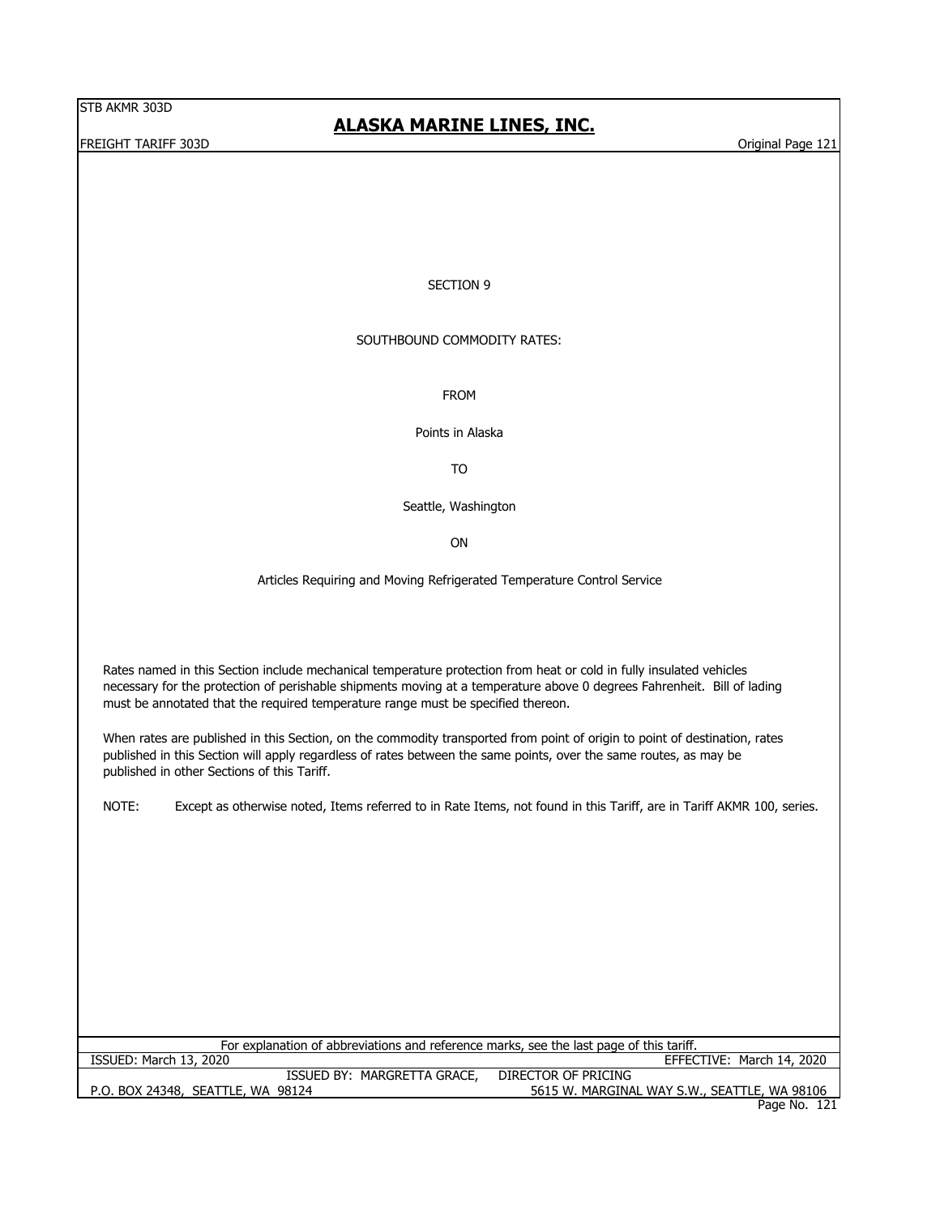# SECTION 9

## SOUTHBOUND COMMODITY RATES:

FROM

Points in Alaska

TO

Seattle, Washington

ON

Articles Requiring and Moving Refrigerated Temperature Control Service

Rates named in this Section include mechanical temperature protection from heat or cold in fully insulated vehicles necessary for the protection of perishable shipments moving at a temperature above 0 degrees Fahrenheit. Bill of lading must be annotated that the required temperature range must be specified thereon.

When rates are published in this Section, on the commodity transported from point of origin to point of destination, rates published in this Section will apply regardless of rates between the same points, over the same routes, as may be published in other Sections of this Tariff.

NOTE: Except as otherwise noted, Items referred to in Rate Items, not found in this Tariff, are in Tariff AKMR 100, series.

For explanation of abbreviations and reference marks, see the last page of this tariff.

ISSUED: March 13, 2020 — EFFECTIVE: March 14, 2020

ISSUED BY: MARGRETTA GRACE, DIRECTOR OF PRICING

P.O. BOX 24348, SEATTLE, WA 98124 — 5615 W. MARGINAL WAY S.W., SEATTLE, WA 98106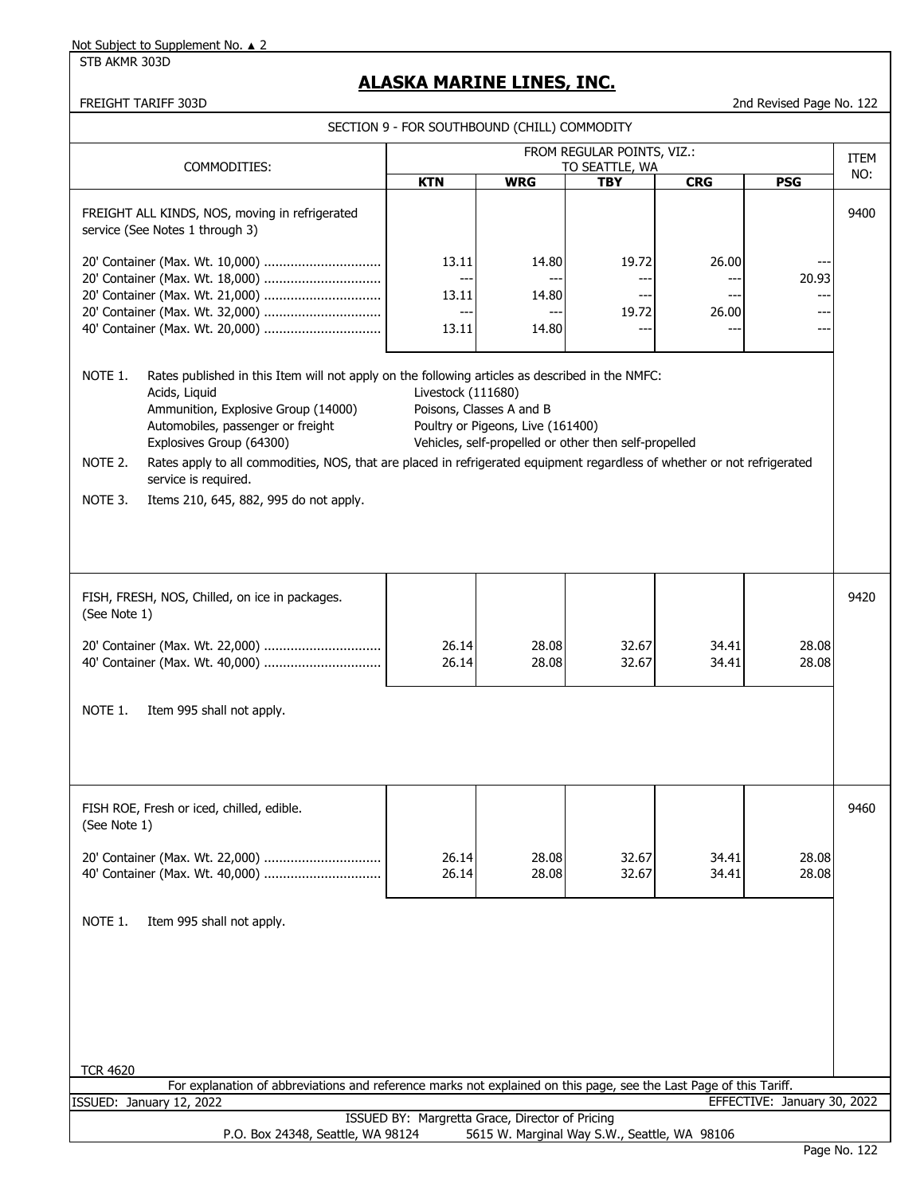Not Subject to Supplement No. ▲ 2

STB AKMR 303D

# ALASKA MARINE LINES, INC.

FREIGHT TARIFF 303D

2nd Revised Page No. 122

## SECTION 9 - FOR SOUTHBOUND (CHILL) COMMODITY

| COMMODITIES: | FROM REGULAR POINTS, VIZ.: TO SEATTLE, WA | | | | | ITEM NO: |
|---|---|---|---|---|---|---|
| | KTN | WRG | TBY | CRG | PSG | |
| FREIGHT ALL KINDS, NOS, moving in refrigerated service (See Notes 1 through 3) | | | | | | 9400 |
| 20' Container (Max. Wt. 10,000) | 13.11 | 14.80 | 19.72 | 26.00 | --- | |
| 20' Container (Max. Wt. 18,000) | --- | --- | --- | --- | 20.93 | |
| 20' Container (Max. Wt. 21,000) | 13.11 | 14.80 | --- | --- | --- | |
| 20' Container (Max. Wt. 32,000) | --- | --- | 19.72 | 26.00 | --- | |
| 40' Container (Max. Wt. 20,000) | 13.11 | 14.80 | --- | --- | --- | |

NOTE 1. Rates published in this Item will not apply on the following articles as described in the NMFC:

- Acids, Liquid
- Ammunition, Explosive Group (14000)
- Automobiles, passenger or freight
- Explosives Group (64300)
- Livestock (111680)
- Poisons, Classes A and B
- Poultry or Pigeons, Live (161400)
- Vehicles, self-propelled or other then self-propelled

NOTE 2. Rates apply to all commodities, NOS, that are placed in refrigerated equipment regardless of whether or not refrigerated service is required.

NOTE 3. Items 210, 645, 882, 995 do not apply.

| COMMODITIES: | KTN | WRG | TBY | CRG | PSG | ITEM NO: |
|---|---|---|---|---|---|---|
| FISH, FRESH, NOS, Chilled, on ice in packages. (See Note 1) | | | | | | 9420 |
| 20' Container (Max. Wt. 22,000) | 26.14 | 28.08 | 32.67 | 34.41 | 28.08 | |
| 40' Container (Max. Wt. 40,000) | 26.14 | 28.08 | 32.67 | 34.41 | 28.08 | |

NOTE 1. Item 995 shall not apply.

| COMMODITIES: | KTN | WRG | TBY | CRG | PSG | ITEM NO: |
|---|---|---|---|---|---|---|
| FISH ROE, Fresh or iced, chilled, edible. (See Note 1) | | | | | | 9460 |
| 20' Container (Max. Wt. 22,000) | 26.14 | 28.08 | 32.67 | 34.41 | 28.08 | |
| 40' Container (Max. Wt. 40,000) | 26.14 | 28.08 | 32.67 | 34.41 | 28.08 | |

NOTE 1. Item 995 shall not apply.

TCR 4620

For explanation of abbreviations and reference marks not explained on this page, see the Last Page of this Tariff.

ISSUED: January 12, 2022

EFFECTIVE: January 30, 2022

ISSUED BY: Margretta Grace, Director of Pricing

P.O. Box 24348, Seattle, WA 98124 5615 W. Marginal Way S.W., Seattle, WA 98106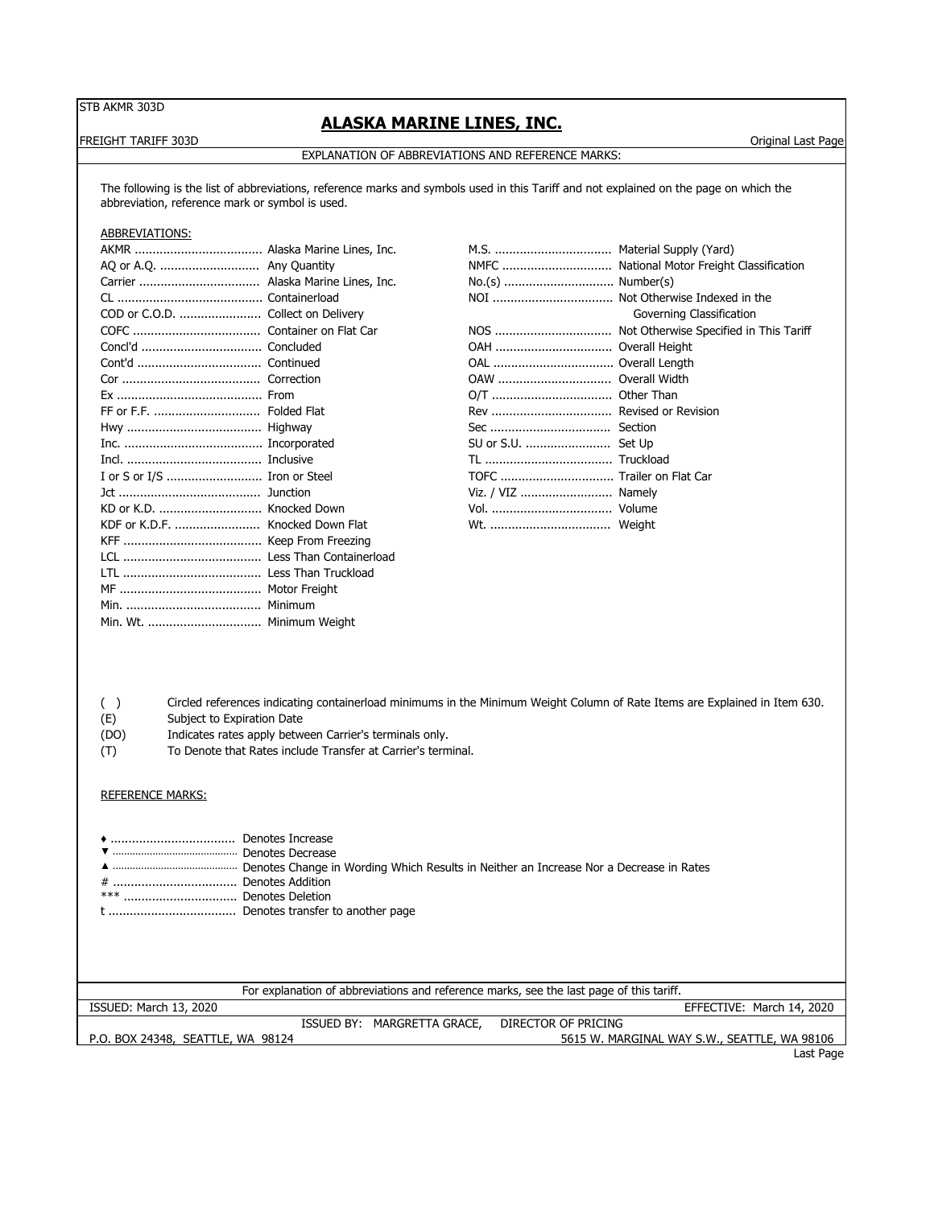STB AKMR 303D

# ALASKA MARINE LINES, INC.

FREIGHT TARIFF 303D — Original Last Page

EXPLANATION OF ABBREVIATIONS AND REFERENCE MARKS:

The following is the list of abbreviations, reference marks and symbols used in this Tariff and not explained on the page on which the abbreviation, reference mark or symbol is used.

ABBREVIATIONS:

| Abbreviation | Meaning |
|---|---|
| AKMR | Alaska Marine Lines, Inc. |
| AQ or A.Q. | Any Quantity |
| Carrier | Alaska Marine Lines, Inc. |
| CL | Containerload |
| COD or C.O.D. | Collect on Delivery |
| COFC | Container on Flat Car |
| Concl'd | Concluded |
| Cont'd | Continued |
| Cor | Correction |
| Ex | From |
| FF or F.F. | Folded Flat |
| Hwy | Highway |
| Inc. | Incorporated |
| Incl. | Inclusive |
| I or S or I/S | Iron or Steel |
| Jct | Junction |
| KD or K.D. | Knocked Down |
| KDF or K.D.F. | Knocked Down Flat |
| KFF | Keep From Freezing |
| LCL | Less Than Containerload |
| LTL | Less Than Truckload |
| MF | Motor Freight |
| Min. | Minimum |
| Min. Wt. | Minimum Weight |
| M.S. | Material Supply (Yard) |
| NMFC | National Motor Freight Classification |
| No.(s) | Number(s) |
| NOI | Not Otherwise Indexed in the Governing Classification |
| NOS | Not Otherwise Specified in This Tariff |
| OAH | Overall Height |
| OAL | Overall Length |
| OAW | Overall Width |
| O/T | Other Than |
| Rev | Revised or Revision |
| Sec | Section |
| SU or S.U. | Set Up |
| TL | Truckload |
| TOFC | Trailer on Flat Car |
| Viz. / VIZ | Namely |
| Vol. | Volume |
| Wt. | Weight |

( ) Circled references indicating containerload minimums in the Minimum Weight Column of Rate Items are Explained in Item 630.

(E) Subject to Expiration Date

(DO) Indicates rates apply between Carrier's terminals only.

(T) To Denote that Rates include Transfer at Carrier's terminal.

REFERENCE MARKS:

| Mark | Meaning |
|---|---|
| ♦ | Denotes Increase |
| ▼ | Denotes Decrease |
| ▲ | Denotes Change in Wording Which Results in Neither an Increase Nor a Decrease in Rates |
| # | Denotes Addition |
| *** | Denotes Deletion |
| t | Denotes transfer to another page |

For explanation of abbreviations and reference marks, see the last page of this tariff.

ISSUED: March 13, 2020 — EFFECTIVE: March 14, 2020

ISSUED BY: MARGRETTA GRACE, DIRECTOR OF PRICING

P.O. BOX 24348, SEATTLE, WA 98124 — 5615 W. MARGINAL WAY S.W., SEATTLE, WA 98106